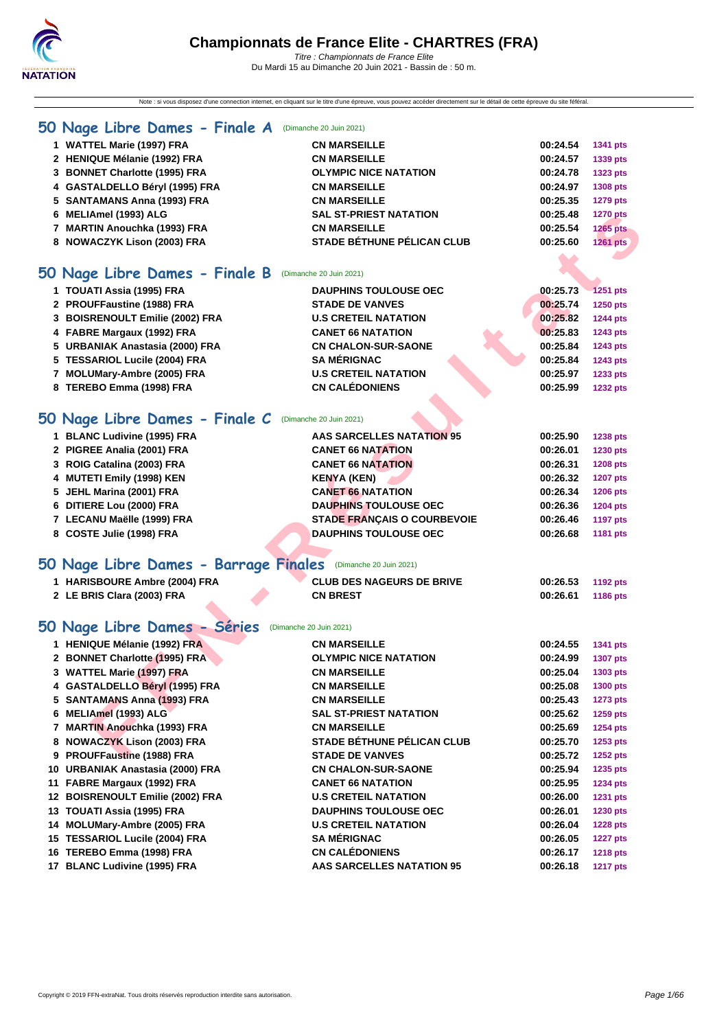# Championnats de France Elite - CHARTRES (FRA)

*Titre : Championnats de France Elite*
Du Mardi 15 au Dimanche 20 Juin 2021 - Bassin de : 50 m.

Note : si vous disposez d'une connexion internet, en cliquant sur le titre d'une épreuve, vous pouvez accéder directement sur le détail de cette épreuve du site féféral.

## 50 Nage Libre Dames - Finale A (Dimanche 20 Juin 2021)

| | | | | |
|---|---|---|---|---|
| 1 | WATTEL Marie (1997) FRA | CN MARSEILLE | 00:24.54 | 1341 pts |
| 2 | HENIQUE Mélanie (1992) FRA | CN MARSEILLE | 00:24.57 | 1339 pts |
| 3 | BONNET Charlotte (1995) FRA | OLYMPIC NICE NATATION | 00:24.78 | 1323 pts |
| 4 | GASTALDELLO Béryl (1995) FRA | CN MARSEILLE | 00:24.97 | 1308 pts |
| 5 | SANTAMANS Anna (1993) FRA | CN MARSEILLE | 00:25.35 | 1279 pts |
| 6 | MELIAmel (1993) ALG | SAL ST-PRIEST NATATION | 00:25.48 | 1270 pts |
| 7 | MARTIN Anouchka (1993) FRA | CN MARSEILLE | 00:25.54 | 1265 pts |
| 8 | NOWACZYK Lison (2003) FRA | STADE BÉTHUNE PÉLICAN CLUB | 00:25.60 | 1261 pts |

## 50 Nage Libre Dames - Finale B (Dimanche 20 Juin 2021)

| | | | | |
|---|---|---|---|---|
| 1 | TOUATI Assia (1995) FRA | DAUPHINS TOULOUSE OEC | 00:25.73 | 1251 pts |
| 2 | PROUFFaustine (1988) FRA | STADE DE VANVES | 00:25.74 | 1250 pts |
| 3 | BOISRENOULT Emilie (2002) FRA | U.S CRETEIL NATATION | 00:25.82 | 1244 pts |
| 4 | FABRE Margaux (1992) FRA | CANET 66 NATATION | 00:25.83 | 1243 pts |
| 5 | URBANIAK Anastasia (2000) FRA | CN CHALON-SUR-SAONE | 00:25.84 | 1243 pts |
| 5 | TESSARIOL Lucile (2004) FRA | SA MÉRIGNAC | 00:25.84 | 1243 pts |
| 7 | MOLUMary-Ambre (2005) FRA | U.S CRETEIL NATATION | 00:25.97 | 1233 pts |
| 8 | TEREBO Emma (1998) FRA | CN CALÉDONIENS | 00:25.99 | 1232 pts |

## 50 Nage Libre Dames - Finale C (Dimanche 20 Juin 2021)

| | | | | |
|---|---|---|---|---|
| 1 | BLANC Ludivine (1995) FRA | AAS SARCELLES NATATION 95 | 00:25.90 | 1238 pts |
| 2 | PIGREE Analia (2001) FRA | CANET 66 NATATION | 00:26.01 | 1230 pts |
| 3 | ROIG Catalina (2003) FRA | CANET 66 NATATION | 00:26.31 | 1208 pts |
| 4 | MUTETI Emily (1998) KEN | KENYA (KEN) | 00:26.32 | 1207 pts |
| 5 | JEHL Marina (2001) FRA | CANET 66 NATATION | 00:26.34 | 1206 pts |
| 6 | DITIERE Lou (2000) FRA | DAUPHINS TOULOUSE OEC | 00:26.36 | 1204 pts |
| 7 | LECANU Maëlle (1999) FRA | STADE FRANÇAIS O COURBEVOIE | 00:26.46 | 1197 pts |
| 8 | COSTE Julie (1998) FRA | DAUPHINS TOULOUSE OEC | 00:26.68 | 1181 pts |

## 50 Nage Libre Dames - Barrage Finales (Dimanche 20 Juin 2021)

| | | | | |
|---|---|---|---|---|
| 1 | HARISBOURE Ambre (2004) FRA | CLUB DES NAGEURS DE BRIVE | 00:26.53 | 1192 pts |
| 2 | LE BRIS Clara (2003) FRA | CN BREST | 00:26.61 | 1186 pts |

## 50 Nage Libre Dames - Séries (Dimanche 20 Juin 2021)

| | | | | |
|---|---|---|---|---|
| 1 | HENIQUE Mélanie (1992) FRA | CN MARSEILLE | 00:24.55 | 1341 pts |
| 2 | BONNET Charlotte (1995) FRA | OLYMPIC NICE NATATION | 00:24.99 | 1307 pts |
| 3 | WATTEL Marie (1997) FRA | CN MARSEILLE | 00:25.04 | 1303 pts |
| 4 | GASTALDELLO Béryl (1995) FRA | CN MARSEILLE | 00:25.08 | 1300 pts |
| 5 | SANTAMANS Anna (1993) FRA | CN MARSEILLE | 00:25.43 | 1273 pts |
| 6 | MELIAmel (1993) ALG | SAL ST-PRIEST NATATION | 00:25.62 | 1259 pts |
| 7 | MARTIN Anouchka (1993) FRA | CN MARSEILLE | 00:25.69 | 1254 pts |
| 8 | NOWACZYK Lison (2003) FRA | STADE BÉTHUNE PÉLICAN CLUB | 00:25.70 | 1253 pts |
| 9 | PROUFFaustine (1988) FRA | STADE DE VANVES | 00:25.72 | 1252 pts |
| 10 | URBANIAK Anastasia (2000) FRA | CN CHALON-SUR-SAONE | 00:25.94 | 1235 pts |
| 11 | FABRE Margaux (1992) FRA | CANET 66 NATATION | 00:25.95 | 1234 pts |
| 12 | BOISRENOULT Emilie (2002) FRA | U.S CRETEIL NATATION | 00:26.00 | 1231 pts |
| 13 | TOUATI Assia (1995) FRA | DAUPHINS TOULOUSE OEC | 00:26.01 | 1230 pts |
| 14 | MOLUMary-Ambre (2005) FRA | U.S CRETEIL NATATION | 00:26.04 | 1228 pts |
| 15 | TESSARIOL Lucile (2004) FRA | SA MÉRIGNAC | 00:26.05 | 1227 pts |
| 16 | TEREBO Emma (1998) FRA | CN CALÉDONIENS | 00:26.17 | 1218 pts |
| 17 | BLANC Ludivine (1995) FRA | AAS SARCELLES NATATION 95 | 00:26.18 | 1217 pts |

Copyright © 2019 FFN-extraNat. Tous droits réservés reproduction interdite sans autorisation.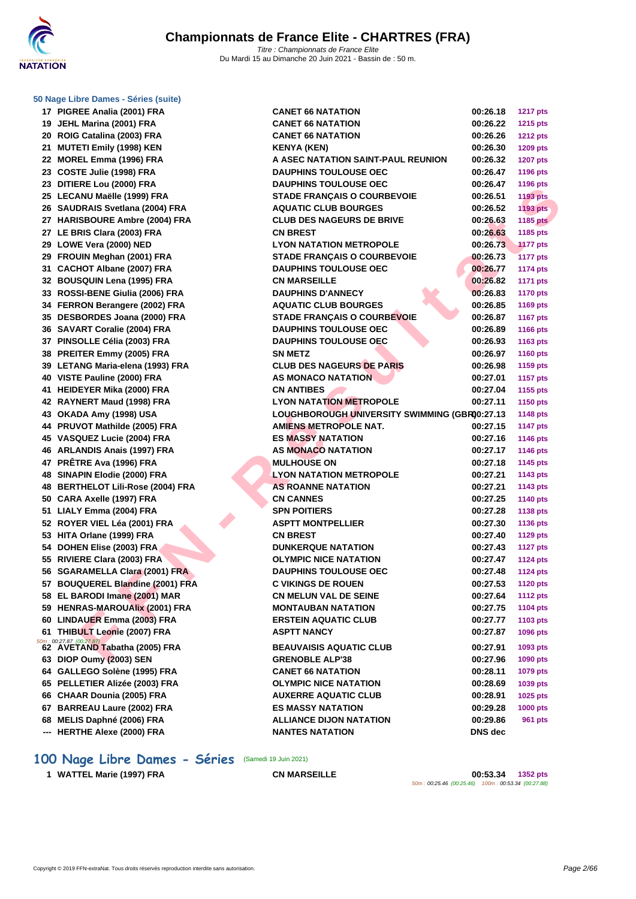### 50 Nage Libre Dames - Séries (suite)

| Rang | Nom | Club | Temps | Points |
|---|---|---|---|---|
| 17 | PIGREE Analia (2001) FRA | CANET 66 NATATION | 00:26.18 | 1217 pts |
| 19 | JEHL Marina (2001) FRA | CANET 66 NATATION | 00:26.22 | 1215 pts |
| 20 | ROIG Catalina (2003) FRA | CANET 66 NATATION | 00:26.26 | 1212 pts |
| 21 | MUTETI Emily (1998) KEN | KENYA (KEN) | 00:26.30 | 1209 pts |
| 22 | MOREL Emma (1996) FRA | A ASEC NATATION SAINT-PAUL REUNION | 00:26.32 | 1207 pts |
| 23 | COSTE Julie (1998) FRA | DAUPHINS TOULOUSE OEC | 00:26.47 | 1196 pts |
| 23 | DITIERE Lou (2000) FRA | DAUPHINS TOULOUSE OEC | 00:26.47 | 1196 pts |
| 25 | LECANU Maëlle (1999) FRA | STADE FRANÇAIS O COURBEVOIE | 00:26.51 | 1193 pts |
| 26 | SAUDRAIS Svetlana (2004) FRA | AQUATIC CLUB BOURGES | 00:26.52 | 1193 pts |
| 27 | HARISBOURE Ambre (2004) FRA | CLUB DES NAGEURS DE BRIVE | 00:26.63 | 1185 pts |
| 27 | LE BRIS Clara (2003) FRA | CN BREST | 00:26.63 | 1185 pts |
| 29 | LOWE Vera (2000) NED | LYON NATATION METROPOLE | 00:26.73 | 1177 pts |
| 29 | FROUIN Meghan (2001) FRA | STADE FRANÇAIS O COURBEVOIE | 00:26.73 | 1177 pts |
| 31 | CACHOT Albane (2007) FRA | DAUPHINS TOULOUSE OEC | 00:26.77 | 1174 pts |
| 32 | BOUSQUIN Lena (1995) FRA | CN MARSEILLE | 00:26.82 | 1171 pts |
| 33 | ROSSI-BENE Giulia (2006) FRA | DAUPHINS D'ANNECY | 00:26.83 | 1170 pts |
| 34 | FERRON Berangere (2002) FRA | AQUATIC CLUB BOURGES | 00:26.85 | 1169 pts |
| 35 | DESBORDES Joana (2000) FRA | STADE FRANÇAIS O COURBEVOIE | 00:26.87 | 1167 pts |
| 36 | SAVART Coralie (2004) FRA | DAUPHINS TOULOUSE OEC | 00:26.89 | 1166 pts |
| 37 | PINSOLLE Célia (2003) FRA | DAUPHINS TOULOUSE OEC | 00:26.93 | 1163 pts |
| 38 | PREITER Emmy (2005) FRA | SN METZ | 00:26.97 | 1160 pts |
| 39 | LETANG Maria-elena (1993) FRA | CLUB DES NAGEURS DE PARIS | 00:26.98 | 1159 pts |
| 40 | VISTE Pauline (2000) FRA | AS MONACO NATATION | 00:27.01 | 1157 pts |
| 41 | HEIDEYER Mika (2000) FRA | CN ANTIBES | 00:27.04 | 1155 pts |
| 42 | RAYNERT Maud (1998) FRA | LYON NATATION METROPOLE | 00:27.11 | 1150 pts |
| 43 | OKADA Amy (1998) USA | LOUGHBOROUGH UNIVERSITY SWIMMING (GBR) | 00:27.13 | 1148 pts |
| 44 | PRUVOT Mathilde (2005) FRA | AMIENS METROPOLE NAT. | 00:27.15 | 1147 pts |
| 45 | VASQUEZ Lucie (2004) FRA | ES MASSY NATATION | 00:27.16 | 1146 pts |
| 46 | ARLANDIS Anais (1997) FRA | AS MONACO NATATION | 00:27.17 | 1146 pts |
| 47 | PRÊTRE Ava (1996) FRA | MULHOUSE ON | 00:27.18 | 1145 pts |
| 48 | SINAPIN Elodie (2000) FRA | LYON NATATION METROPOLE | 00:27.21 | 1143 pts |
| 48 | BERTHELOT Lili-Rose (2004) FRA | AS ROANNE NATATION | 00:27.21 | 1143 pts |
| 50 | CARA Axelle (1997) FRA | CN CANNES | 00:27.25 | 1140 pts |
| 51 | LIALY Emma (2004) FRA | SPN POITIERS | 00:27.28 | 1138 pts |
| 52 | ROYER VIEL Léa (2001) FRA | ASPTT MONTPELLIER | 00:27.30 | 1136 pts |
| 53 | HITA Orlane (1999) FRA | CN BREST | 00:27.40 | 1129 pts |
| 54 | DOHEN Elise (2003) FRA | DUNKERQUE NATATION | 00:27.43 | 1127 pts |
| 55 | RIVIERE Clara (2003) FRA | OLYMPIC NICE NATATION | 00:27.47 | 1124 pts |
| 56 | SGARAMELLA Clara (2001) FRA | DAUPHINS TOULOUSE OEC | 00:27.48 | 1124 pts |
| 57 | BOUQUEREL Blandine (2001) FRA | C VIKINGS DE ROUEN | 00:27.53 | 1120 pts |
| 58 | EL BARODI Imane (2001) MAR | CN MELUN VAL DE SEINE | 00:27.64 | 1112 pts |
| 59 | HENRAS-MAROUAlix (2001) FRA | MONTAUBAN NATATION | 00:27.75 | 1104 pts |
| 60 | LINDAUER Emma (2003) FRA | ERSTEIN AQUATIC CLUB | 00:27.77 | 1103 pts |
| 61 | THIBULT Leonie (2007) FRA<br>50m : 00:27.87 (00:27.87) | ASPTT NANCY | 00:27.87 | 1096 pts |
| 62 | AVETAND Tabatha (2005) FRA | BEAUVAISIS AQUATIC CLUB | 00:27.91 | 1093 pts |
| 63 | DIOP Oumy (2003) SEN | GRENOBLE ALP'38 | 00:27.96 | 1090 pts |
| 64 | GALLEGO Solène (1995) FRA | CANET 66 NATATION | 00:28.11 | 1079 pts |
| 65 | PELLETIER Alizée (2003) FRA | OLYMPIC NICE NATATION | 00:28.69 | 1039 pts |
| 66 | CHAAR Dounia (2005) FRA | AUXERRE AQUATIC CLUB | 00:28.91 | 1025 pts |
| 67 | BARREAU Laure (2002) FRA | ES MASSY NATATION | 00:29.28 | 1000 pts |
| 68 | MELIS Daphné (2006) FRA | ALLIANCE DIJON NATATION | 00:29.86 | 961 pts |
| --- | HERTHE Alexe (2000) FRA | NANTES NATATION | DNS dec | |

## 100 Nage Libre Dames - Séries (Samedi 19 Juin 2021)

| Rang | Nom | Club | Temps | Points |
|---|---|---|---|---|
| 1 | WATTEL Marie (1997) FRA | CN MARSEILLE | 00:53.34<br>50m : 00:25.46 (00:25.46) 100m : 00:53.34 (00:27.88) | 1352 pts |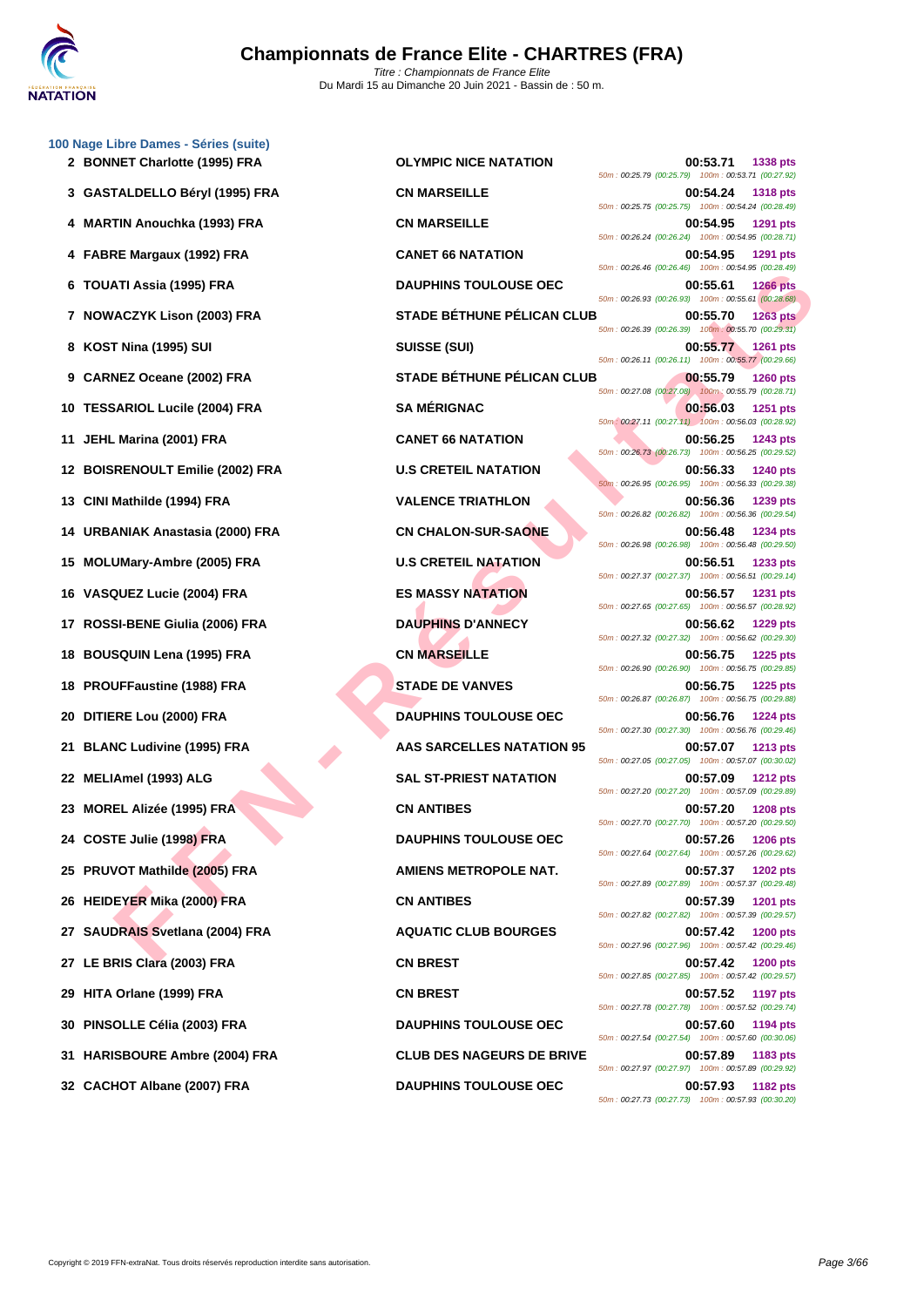## 100 Nage Libre Dames - Séries (suite)

| Rang | Nom | Club | Temps | Points | Passages |
|---|---|---|---|---|---|
| 2 | BONNET Charlotte (1995) FRA | OLYMPIC NICE NATATION | 00:53.71 | 1338 pts | 50m : 00:25.79 (00:25.79) 100m : 00:53.71 (00:27.92) |
| 3 | GASTALDELLO Béryl (1995) FRA | CN MARSEILLE | 00:54.24 | 1318 pts | 50m : 00:25.75 (00:25.75) 100m : 00:54.24 (00:28.49) |
| 4 | MARTIN Anouchka (1993) FRA | CN MARSEILLE | 00:54.95 | 1291 pts | 50m : 00:26.24 (00:26.24) 100m : 00:54.95 (00:28.71) |
| 4 | FABRE Margaux (1992) FRA | CANET 66 NATATION | 00:54.95 | 1291 pts | 50m : 00:26.46 (00:26.46) 100m : 00:54.95 (00:28.49) |
| 6 | TOUATI Assia (1995) FRA | DAUPHINS TOULOUSE OEC | 00:55.61 | 1266 pts | 50m : 00:26.93 (00:26.93) 100m : 00:55.61 (00:28.68) |
| 7 | NOWACZYK Lison (2003) FRA | STADE BÉTHUNE PÉLICAN CLUB | 00:55.70 | 1263 pts | 50m : 00:26.39 (00:26.39) 100m : 00:55.70 (00:29.31) |
| 8 | KOST Nina (1995) SUI | SUISSE (SUI) | 00:55.77 | 1261 pts | 50m : 00:26.11 (00:26.11) 100m : 00:55.77 (00:29.66) |
| 9 | CARNEZ Oceane (2002) FRA | STADE BÉTHUNE PÉLICAN CLUB | 00:55.79 | 1260 pts | 50m : 00:27.08 (00:27.08) 100m : 00:55.79 (00:28.71) |
| 10 | TESSARIOL Lucile (2004) FRA | SA MÉRIGNAC | 00:56.03 | 1251 pts | 50m : 00:27.11 (00:27.11) 100m : 00:56.03 (00:28.92) |
| 11 | JEHL Marina (2001) FRA | CANET 66 NATATION | 00:56.25 | 1243 pts | 50m : 00:26.73 (00:26.73) 100m : 00:56.25 (00:29.52) |
| 12 | BOISRENOULT Emilie (2002) FRA | U.S CRETEIL NATATION | 00:56.33 | 1240 pts | 50m : 00:26.95 (00:26.95) 100m : 00:56.33 (00:29.38) |
| 13 | CINI Mathilde (1994) FRA | VALENCE TRIATHLON | 00:56.36 | 1239 pts | 50m : 00:26.82 (00:26.82) 100m : 00:56.36 (00:29.54) |
| 14 | URBANIAK Anastasia (2000) FRA | CN CHALON-SUR-SAONE | 00:56.48 | 1234 pts | 50m : 00:26.98 (00:26.98) 100m : 00:56.48 (00:29.50) |
| 15 | MOLUMary-Ambre (2005) FRA | U.S CRETEIL NATATION | 00:56.51 | 1233 pts | 50m : 00:27.37 (00:27.37) 100m : 00:56.51 (00:29.14) |
| 16 | VASQUEZ Lucie (2004) FRA | ES MASSY NATATION | 00:56.57 | 1231 pts | 50m : 00:27.65 (00:27.65) 100m : 00:56.57 (00:28.92) |
| 17 | ROSSI-BENE Giulia (2006) FRA | DAUPHINS D'ANNECY | 00:56.62 | 1229 pts | 50m : 00:27.32 (00:27.32) 100m : 00:56.62 (00:29.30) |
| 18 | BOUSQUIN Lena (1995) FRA | CN MARSEILLE | 00:56.75 | 1225 pts | 50m : 00:26.90 (00:26.90) 100m : 00:56.75 (00:29.85) |
| 18 | PROUFFaustine (1988) FRA | STADE DE VANVES | 00:56.75 | 1225 pts | 50m : 00:26.87 (00:26.87) 100m : 00:56.75 (00:29.88) |
| 20 | DITIERE Lou (2000) FRA | DAUPHINS TOULOUSE OEC | 00:56.76 | 1224 pts | 50m : 00:27.30 (00:27.30) 100m : 00:56.76 (00:29.46) |
| 21 | BLANC Ludivine (1995) FRA | AAS SARCELLES NATATION 95 | 00:57.07 | 1213 pts | 50m : 00:27.05 (00:27.05) 100m : 00:57.07 (00:30.02) |
| 22 | MELIAmel (1993) ALG | SAL ST-PRIEST NATATION | 00:57.09 | 1212 pts | 50m : 00:27.20 (00:27.20) 100m : 00:57.09 (00:29.89) |
| 23 | MOREL Alizée (1995) FRA | CN ANTIBES | 00:57.20 | 1208 pts | 50m : 00:27.70 (00:27.70) 100m : 00:57.20 (00:29.50) |
| 24 | COSTE Julie (1998) FRA | DAUPHINS TOULOUSE OEC | 00:57.26 | 1206 pts | 50m : 00:27.64 (00:27.64) 100m : 00:57.26 (00:29.62) |
| 25 | PRUVOT Mathilde (2005) FRA | AMIENS METROPOLE NAT. | 00:57.37 | 1202 pts | 50m : 00:27.89 (00:27.89) 100m : 00:57.37 (00:29.48) |
| 26 | HEIDEYER Mika (2000) FRA | CN ANTIBES | 00:57.39 | 1201 pts | 50m : 00:27.82 (00:27.82) 100m : 00:57.39 (00:29.57) |
| 27 | SAUDRAIS Svetlana (2004) FRA | AQUATIC CLUB BOURGES | 00:57.42 | 1200 pts | 50m : 00:27.96 (00:27.96) 100m : 00:57.42 (00:29.46) |
| 27 | LE BRIS Clara (2003) FRA | CN BREST | 00:57.42 | 1200 pts | 50m : 00:27.85 (00:27.85) 100m : 00:57.42 (00:29.57) |
| 29 | HITA Orlane (1999) FRA | CN BREST | 00:57.52 | 1197 pts | 50m : 00:27.78 (00:27.78) 100m : 00:57.52 (00:29.74) |
| 30 | PINSOLLE Célia (2003) FRA | DAUPHINS TOULOUSE OEC | 00:57.60 | 1194 pts | 50m : 00:27.54 (00:27.54) 100m : 00:57.60 (00:30.06) |
| 31 | HARISBOURE Ambre (2004) FRA | CLUB DES NAGEURS DE BRIVE | 00:57.89 | 1183 pts | 50m : 00:27.97 (00:27.97) 100m : 00:57.89 (00:29.92) |
| 32 | CACHOT Albane (2007) FRA | DAUPHINS TOULOUSE OEC | 00:57.93 | 1182 pts | 50m : 00:27.73 (00:27.73) 100m : 00:57.93 (00:30.20) |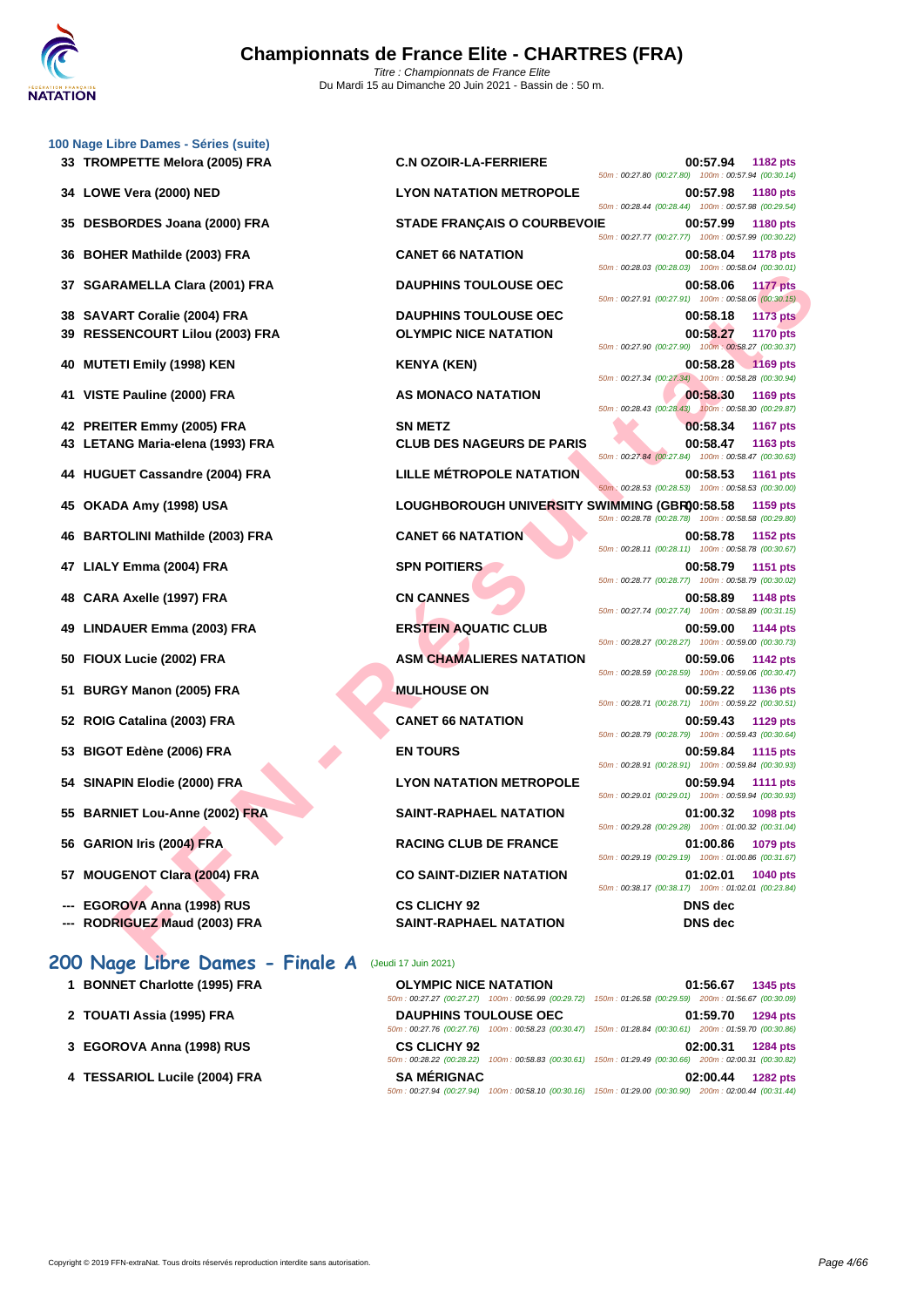## 100 Nage Libre Dames - Séries (suite)

| Rang | Nom | Club | Temps | Points | Splits |
|---|---|---|---|---|---|
| 33 | TROMPETTE Melora (2005) FRA | C.N OZOIR-LA-FERRIERE | 00:57.94 | 1182 pts | 50m : 00:27.80 (00:27.80) 100m : 00:57.94 (00:30.14) |
| 34 | LOWE Vera (2000) NED | LYON NATATION METROPOLE | 00:57.98 | 1180 pts | 50m : 00:28.44 (00:28.44) 100m : 00:57.98 (00:29.54) |
| 35 | DESBORDES Joana (2000) FRA | STADE FRANÇAIS O COURBEVOIE | 00:57.99 | 1180 pts | 50m : 00:27.77 (00:27.77) 100m : 00:57.99 (00:30.22) |
| 36 | BOHER Mathilde (2003) FRA | CANET 66 NATATION | 00:58.04 | 1178 pts | 50m : 00:28.03 (00:28.03) 100m : 00:58.04 (00:30.01) |
| 37 | SGARAMELLA Clara (2001) FRA | DAUPHINS TOULOUSE OEC | 00:58.06 | 1177 pts | 50m : 00:27.91 (00:27.91) 100m : 00:58.06 (00:30.15) |
| 38 | SAVART Coralie (2004) FRA | DAUPHINS TOULOUSE OEC | 00:58.18 | 1173 pts | |
| 39 | RESSENCOURT Lilou (2003) FRA | OLYMPIC NICE NATATION | 00:58.27 | 1170 pts | 50m : 00:27.90 (00:27.90) 100m : 00:58.27 (00:30.37) |
| 40 | MUTETI Emily (1998) KEN | KENYA (KEN) | 00:58.28 | 1169 pts | 50m : 00:27.34 (00:27.34) 100m : 00:58.28 (00:30.94) |
| 41 | VISTE Pauline (2000) FRA | AS MONACO NATATION | 00:58.30 | 1169 pts | 50m : 00:28.43 (00:28.43) 100m : 00:58.30 (00:29.87) |
| 42 | PREITER Emmy (2005) FRA | SN METZ | 00:58.34 | 1167 pts | |
| 43 | LETANG Maria-elena (1993) FRA | CLUB DES NAGEURS DE PARIS | 00:58.47 | 1163 pts | 50m : 00:27.84 (00:27.84) 100m : 00:58.47 (00:30.63) |
| 44 | HUGUET Cassandre (2004) FRA | LILLE MÉTROPOLE NATATION | 00:58.53 | 1161 pts | 50m : 00:28.53 (00:28.53) 100m : 00:58.53 (00:30.00) |
| 45 | OKADA Amy (1998) USA | LOUGHBOROUGH UNIVERSITY SWIMMING (GBR) | 00:58.58 | 1159 pts | 50m : 00:28.78 (00:28.78) 100m : 00:58.58 (00:29.80) |
| 46 | BARTOLINI Mathilde (2003) FRA | CANET 66 NATATION | 00:58.78 | 1152 pts | 50m : 00:28.11 (00:28.11) 100m : 00:58.78 (00:30.67) |
| 47 | LIALY Emma (2004) FRA | SPN POITIERS | 00:58.79 | 1151 pts | 50m : 00:28.77 (00:28.77) 100m : 00:58.79 (00:30.02) |
| 48 | CARA Axelle (1997) FRA | CN CANNES | 00:58.89 | 1148 pts | 50m : 00:27.74 (00:27.74) 100m : 00:58.89 (00:31.15) |
| 49 | LINDAUER Emma (2003) FRA | ERSTEIN AQUATIC CLUB | 00:59.00 | 1144 pts | 50m : 00:28.27 (00:28.27) 100m : 00:59.00 (00:30.73) |
| 50 | FIOUX Lucie (2002) FRA | ASM CHAMALIERES NATATION | 00:59.06 | 1142 pts | 50m : 00:28.59 (00:28.59) 100m : 00:59.06 (00:30.47) |
| 51 | BURGY Manon (2005) FRA | MULHOUSE ON | 00:59.22 | 1136 pts | 50m : 00:28.71 (00:28.71) 100m : 00:59.22 (00:30.51) |
| 52 | ROIG Catalina (2003) FRA | CANET 66 NATATION | 00:59.43 | 1129 pts | 50m : 00:28.79 (00:28.79) 100m : 00:59.43 (00:30.64) |
| 53 | BIGOT Edène (2006) FRA | EN TOURS | 00:59.84 | 1115 pts | 50m : 00:28.91 (00:28.91) 100m : 00:59.84 (00:30.93) |
| 54 | SINAPIN Elodie (2000) FRA | LYON NATATION METROPOLE | 00:59.94 | 1111 pts | 50m : 00:29.01 (00:29.01) 100m : 00:59.94 (00:30.93) |
| 55 | BARNIET Lou-Anne (2002) FRA | SAINT-RAPHAEL NATATION | 01:00.32 | 1098 pts | 50m : 00:29.28 (00:29.28) 100m : 01:00.32 (00:31.04) |
| 56 | GARION Iris (2004) FRA | RACING CLUB DE FRANCE | 01:00.86 | 1079 pts | 50m : 00:29.19 (00:29.19) 100m : 01:00.86 (00:31.67) |
| 57 | MOUGENOT Clara (2004) FRA | CO SAINT-DIZIER NATATION | 01:02.01 | 1040 pts | 50m : 00:38.17 (00:38.17) 100m : 01:02.01 (00:23.84) |
| --- | EGOROVA Anna (1998) RUS | CS CLICHY 92 | DNS dec | | |
| --- | RODRIGUEZ Maud (2003) FRA | SAINT-RAPHAEL NATATION | DNS dec | | |

## 200 Nage Libre Dames - Finale A (Jeudi 17 Juin 2021)

| Rang | Nom | Club | Temps | Points | Splits |
|---|---|---|---|---|---|
| 1 | BONNET Charlotte (1995) FRA | OLYMPIC NICE NATATION | 01:56.67 | 1345 pts | 50m : 00:27.27 (00:27.27) 100m : 00:56.99 (00:29.72) 150m : 01:26.58 (00:29.59) 200m : 01:56.67 (00:30.09) |
| 2 | TOUATI Assia (1995) FRA | DAUPHINS TOULOUSE OEC | 01:59.70 | 1294 pts | 50m : 00:27.76 (00:27.76) 100m : 00:58.23 (00:30.47) 150m : 01:28.84 (00:30.61) 200m : 01:59.70 (00:30.86) |
| 3 | EGOROVA Anna (1998) RUS | CS CLICHY 92 | 02:00.31 | 1284 pts | 50m : 00:28.22 (00:28.22) 100m : 00:58.83 (00:30.61) 150m : 01:29.49 (00:30.66) 200m : 02:00.31 (00:30.82) |
| 4 | TESSARIOL Lucile (2004) FRA | SA MÉRIGNAC | 02:00.44 | 1282 pts | 50m : 00:27.94 (00:27.94) 100m : 00:58.10 (00:30.16) 150m : 01:29.00 (00:30.90) 200m : 02:00.44 (00:31.44) |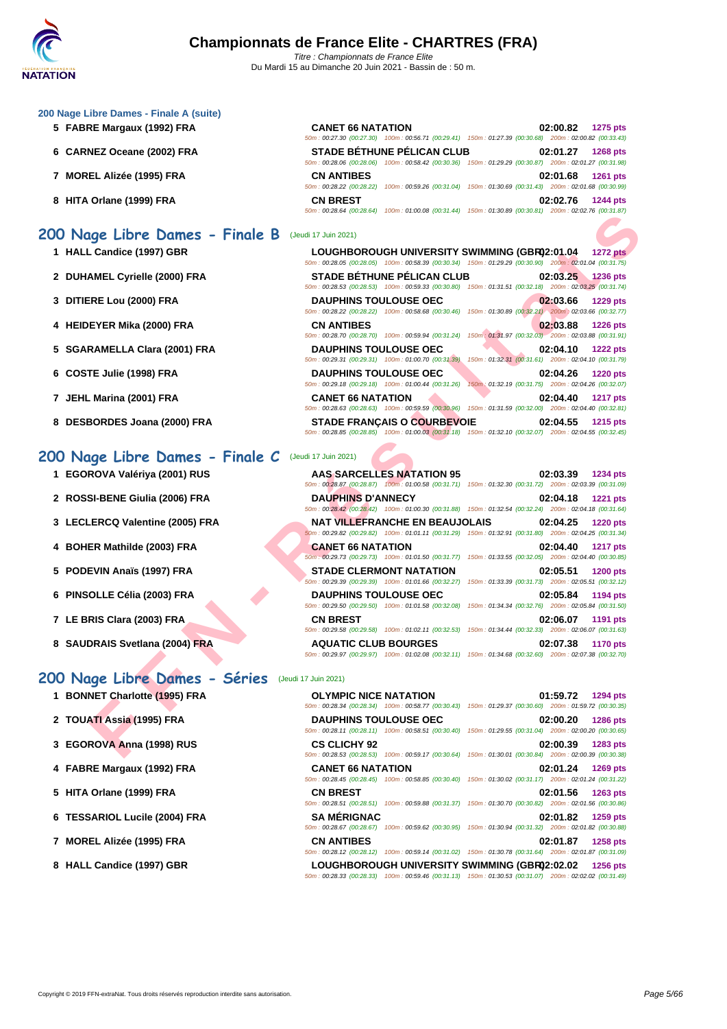### 200 Nage Libre Dames - Finale A (suite)

| Rang | Nom | Club | Temps | Points | Splits |
|---|---|---|---|---|---|
| 5 | FABRE Margaux (1992) FRA | CANET 66 NATATION | 02:00.82 | 1275 pts | 50m : 00:27.30 (00:27.30) 100m : 00:56.71 (00:29.41) 150m : 01:27.39 (00:30.68) 200m : 02:00.82 (00:33.43) |
| 6 | CARNEZ Oceane (2002) FRA | STADE BÉTHUNE PÉLICAN CLUB | 02:01.27 | 1268 pts | 50m : 00:28.06 (00:28.06) 100m : 00:58.42 (00:30.36) 150m : 01:29.29 (00:30.87) 200m : 02:01.27 (00:31.98) |
| 7 | MOREL Alizée (1995) FRA | CN ANTIBES | 02:01.68 | 1261 pts | 50m : 00:28.22 (00:28.22) 100m : 00:59.26 (00:31.04) 150m : 01:30.69 (00:31.43) 200m : 02:01.68 (00:30.99) |
| 8 | HITA Orlane (1999) FRA | CN BREST | 02:02.76 | 1244 pts | 50m : 00:28.64 (00:28.64) 100m : 01:00.08 (00:31.44) 150m : 01:30.89 (00:30.81) 200m : 02:02.76 (00:31.87) |

## 200 Nage Libre Dames - Finale B (Jeudi 17 Juin 2021)

| Rang | Nom | Club | Temps | Points | Splits |
|---|---|---|---|---|---|
| 1 | HALL Candice (1997) GBR | LOUGHBOROUGH UNIVERSITY SWIMMING (GBR) | 02:01.04 | 1272 pts | 50m : 00:28.05 (00:28.05) 100m : 00:58.39 (00:30.34) 150m : 01:29.29 (00:30.90) 200m : 02:01.04 (00:31.75) |
| 2 | DUHAMEL Cyrielle (2000) FRA | STADE BÉTHUNE PÉLICAN CLUB | 02:03.25 | 1236 pts | 50m : 00:28.53 (00:28.53) 100m : 00:59.33 (00:30.80) 150m : 01:31.51 (00:32.18) 200m : 02:03.25 (00:31.74) |
| 3 | DITIERE Lou (2000) FRA | DAUPHINS TOULOUSE OEC | 02:03.66 | 1229 pts | 50m : 00:28.22 (00:28.22) 100m : 00:58.68 (00:30.46) 150m : 01:30.89 (00:32.21) 200m : 02:03.66 (00:32.77) |
| 4 | HEIDEYER Mika (2000) FRA | CN ANTIBES | 02:03.88 | 1226 pts | 50m : 00:28.70 (00:28.70) 100m : 00:59.94 (00:31.24) 150m : 01:31.97 (00:32.03) 200m : 02:03.88 (00:31.91) |
| 5 | SGARAMELLA Clara (2001) FRA | DAUPHINS TOULOUSE OEC | 02:04.10 | 1222 pts | 50m : 00:29.31 (00:29.31) 100m : 01:00.70 (00:31.39) 150m : 01:32.31 (00:31.61) 200m : 02:04.10 (00:31.79) |
| 6 | COSTE Julie (1998) FRA | DAUPHINS TOULOUSE OEC | 02:04.26 | 1220 pts | 50m : 00:29.18 (00:29.18) 100m : 01:00.44 (00:31.26) 150m : 01:32.19 (00:31.75) 200m : 02:04.26 (00:32.07) |
| 7 | JEHL Marina (2001) FRA | CANET 66 NATATION | 02:04.40 | 1217 pts | 50m : 00:28.63 (00:28.63) 100m : 00:59.59 (00:30.96) 150m : 01:31.59 (00:32.00) 200m : 02:04.40 (00:32.81) |
| 8 | DESBORDES Joana (2000) FRA | STADE FRANÇAIS O COURBEVOIE | 02:04.55 | 1215 pts | 50m : 00:28.85 (00:28.85) 100m : 01:00.03 (00:31.18) 150m : 01:32.10 (00:32.07) 200m : 02:04.55 (00:32.45) |

## 200 Nage Libre Dames - Finale C (Jeudi 17 Juin 2021)

| Rang | Nom | Club | Temps | Points | Splits |
|---|---|---|---|---|---|
| 1 | EGOROVA Valériya (2001) RUS | AAS SARCELLES NATATION 95 | 02:03.39 | 1234 pts | 50m : 00:28.87 (00:28.87) 100m : 01:00.58 (00:31.71) 150m : 01:32.30 (00:31.72) 200m : 02:03.39 (00:31.09) |
| 2 | ROSSI-BENE Giulia (2006) FRA | DAUPHINS D'ANNECY | 02:04.18 | 1221 pts | 50m : 00:28.42 (00:28.42) 100m : 01:00.30 (00:31.88) 150m : 01:32.54 (00:32.24) 200m : 02:04.18 (00:31.64) |
| 3 | LECLERCQ Valentine (2005) FRA | NAT VILLEFRANCHE EN BEAUJOLAIS | 02:04.25 | 1220 pts | 50m : 00:29.82 (00:29.82) 100m : 01:01.11 (00:31.29) 150m : 01:32.91 (00:31.80) 200m : 02:04.25 (00:31.34) |
| 4 | BOHER Mathilde (2003) FRA | CANET 66 NATATION | 02:04.40 | 1217 pts | 50m : 00:29.73 (00:29.73) 100m : 01:01.50 (00:31.77) 150m : 01:33.55 (00:32.05) 200m : 02:04.40 (00:30.85) |
| 5 | PODEVIN Anaïs (1997) FRA | STADE CLERMONT NATATION | 02:05.51 | 1200 pts | 50m : 00:29.39 (00:29.39) 100m : 01:01.66 (00:32.27) 150m : 01:33.39 (00:31.73) 200m : 02:05.51 (00:32.12) |
| 6 | PINSOLLE Célia (2003) FRA | DAUPHINS TOULOUSE OEC | 02:05.84 | 1194 pts | 50m : 00:29.50 (00:29.50) 100m : 01:01.58 (00:32.08) 150m : 01:34.34 (00:32.76) 200m : 02:05.84 (00:31.50) |
| 7 | LE BRIS Clara (2003) FRA | CN BREST | 02:06.07 | 1191 pts | 50m : 00:29.58 (00:29.58) 100m : 01:02.11 (00:32.53) 150m : 01:34.44 (00:32.33) 200m : 02:06.07 (00:31.63) |
| 8 | SAUDRAIS Svetlana (2004) FRA | AQUATIC CLUB BOURGES | 02:07.38 | 1170 pts | 50m : 00:29.97 (00:29.97) 100m : 01:02.08 (00:32.11) 150m : 01:34.68 (00:32.60) 200m : 02:07.38 (00:32.70) |

## 200 Nage Libre Dames - Séries (Jeudi 17 Juin 2021)

| Rang | Nom | Club | Temps | Points | Splits |
|---|---|---|---|---|---|
| 1 | BONNET Charlotte (1995) FRA | OLYMPIC NICE NATATION | 01:59.72 | 1294 pts | 50m : 00:28.34 (00:28.34) 100m : 00:58.77 (00:30.43) 150m : 01:29.37 (00:30.60) 200m : 01:59.72 (00:30.35) |
| 2 | TOUATI Assia (1995) FRA | DAUPHINS TOULOUSE OEC | 02:00.20 | 1286 pts | 50m : 00:28.11 (00:28.11) 100m : 00:58.51 (00:30.40) 150m : 01:29.55 (00:31.04) 200m : 02:00.20 (00:30.65) |
| 3 | EGOROVA Anna (1998) RUS | CS CLICHY 92 | 02:00.39 | 1283 pts | 50m : 00:28.53 (00:28.53) 100m : 00:59.17 (00:30.64) 150m : 01:30.01 (00:30.84) 200m : 02:00.39 (00:30.38) |
| 4 | FABRE Margaux (1992) FRA | CANET 66 NATATION | 02:01.24 | 1269 pts | 50m : 00:28.45 (00:28.45) 100m : 00:58.85 (00:30.40) 150m : 01:30.02 (00:31.17) 200m : 02:01.24 (00:31.22) |
| 5 | HITA Orlane (1999) FRA | CN BREST | 02:01.56 | 1263 pts | 50m : 00:28.51 (00:28.51) 100m : 00:59.88 (00:31.37) 150m : 01:30.70 (00:30.82) 200m : 02:01.56 (00:30.86) |
| 6 | TESSARIOL Lucile (2004) FRA | SA MÉRIGNAC | 02:01.82 | 1259 pts | 50m : 00:28.67 (00:28.67) 100m : 00:59.62 (00:30.95) 150m : 01:30.94 (00:31.32) 200m : 02:01.82 (00:30.88) |
| 7 | MOREL Alizée (1995) FRA | CN ANTIBES | 02:01.87 | 1258 pts | 50m : 00:28.12 (00:28.12) 100m : 00:59.14 (00:31.02) 150m : 01:30.78 (00:31.64) 200m : 02:01.87 (00:31.09) |
| 8 | HALL Candice (1997) GBR | LOUGHBOROUGH UNIVERSITY SWIMMING (GBR) | 02:02.02 | 1256 pts | 50m : 00:28.33 (00:28.33) 100m : 00:59.46 (00:31.13) 150m : 01:30.53 (00:31.07) 200m : 02:02.02 (00:31.49) |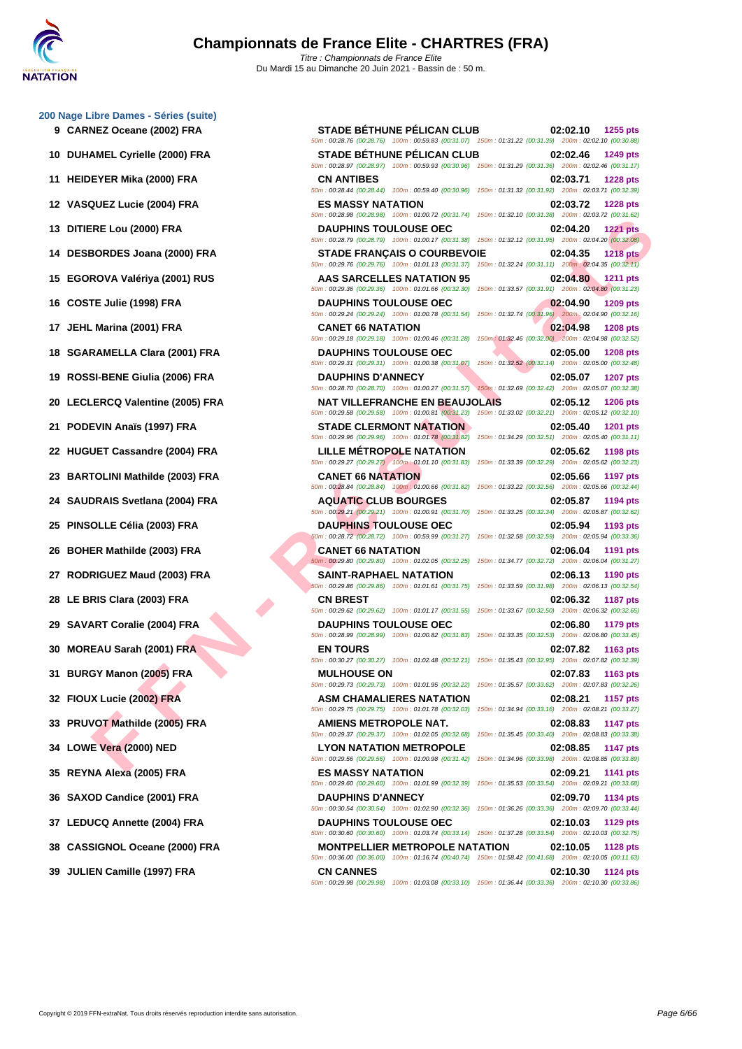# Championnats de France Elite - CHARTRES (FRA)

*Titre : Championnats de France Elite*
Du Mardi 15 au Dimanche 20 Juin 2021 - Bassin de : 50 m.

### 200 Nage Libre Dames - Séries (suite)

| Rang | Nom | Club | Temps | Points |
|---|---|---|---|---|
| 9 | CARNEZ Oceane (2002) FRA | STADE BÉTHUNE PÉLICAN CLUB | 02:02.10 | 1255 pts |
| | | 50m : 00:28.76 (00:28.76) 100m : 00:59.83 (00:31.07) 150m : 01:31.22 (00:31.39) 200m : 02:02.10 (00:30.88) | | |
| 10 | DUHAMEL Cyrielle (2000) FRA | STADE BÉTHUNE PÉLICAN CLUB | 02:02.46 | 1249 pts |
| | | 50m : 00:28.97 (00:28.97) 100m : 00:59.93 (00:30.96) 150m : 01:31.29 (00:31.36) 200m : 02:02.46 (00:31.17) | | |
| 11 | HEIDEYER Mika (2000) FRA | CN ANTIBES | 02:03.71 | 1228 pts |
| | | 50m : 00:28.44 (00:28.44) 100m : 00:59.40 (00:30.96) 150m : 01:31.32 (00:31.92) 200m : 02:03.71 (00:32.39) | | |
| 12 | VASQUEZ Lucie (2004) FRA | ES MASSY NATATION | 02:03.72 | 1228 pts |
| | | 50m : 00:28.98 (00:28.98) 100m : 01:00.72 (00:31.74) 150m : 01:32.10 (00:31.38) 200m : 02:03.72 (00:31.62) | | |
| 13 | DITIERE Lou (2000) FRA | DAUPHINS TOULOUSE OEC | 02:04.20 | 1221 pts |
| | | 50m : 00:28.79 (00:28.79) 100m : 01:00.17 (00:31.38) 150m : 01:32.12 (00:31.95) 200m : 02:04.20 (00:32.08) | | |
| 14 | DESBORDES Joana (2000) FRA | STADE FRANÇAIS O COURBEVOIE | 02:04.35 | 1218 pts |
| | | 50m : 00:29.76 (00:29.76) 100m : 01:01.13 (00:31.37) 150m : 01:32.24 (00:31.11) 200m : 02:04.35 (00:32.11) | | |
| 15 | EGOROVA Valériya (2001) RUS | AAS SARCELLES NATATION 95 | 02:04.80 | 1211 pts |
| | | 50m : 00:29.36 (00:29.36) 100m : 01:01.66 (00:32.30) 150m : 01:33.57 (00:31.91) 200m : 02:04.80 (00:31.23) | | |
| 16 | COSTE Julie (1998) FRA | DAUPHINS TOULOUSE OEC | 02:04.90 | 1209 pts |
| | | 50m : 00:29.24 (00:29.24) 100m : 01:00.78 (00:31.54) 150m : 01:32.74 (00:31.96) 200m : 02:04.90 (00:32.16) | | |
| 17 | JEHL Marina (2001) FRA | CANET 66 NATATION | 02:04.98 | 1208 pts |
| | | 50m : 00:29.18 (00:29.18) 100m : 01:00.46 (00:31.28) 150m : 01:32.46 (00:32.00) 200m : 02:04.98 (00:32.52) | | |
| 18 | SGARAMELLA Clara (2001) FRA | DAUPHINS TOULOUSE OEC | 02:05.00 | 1208 pts |
| | | 50m : 00:29.31 (00:29.31) 100m : 01:00.38 (00:31.07) 150m : 01:32.52 (00:32.14) 200m : 02:05.00 (00:32.48) | | |
| 19 | ROSSI-BENE Giulia (2006) FRA | DAUPHINS D'ANNECY | 02:05.07 | 1207 pts |
| | | 50m : 00:28.70 (00:28.70) 100m : 01:00.27 (00:31.57) 150m : 01:32.69 (00:32.42) 200m : 02:05.07 (00:32.38) | | |
| 20 | LECLERCQ Valentine (2005) FRA | NAT VILLEFRANCHE EN BEAUJOLAIS | 02:05.12 | 1206 pts |
| | | 50m : 00:29.58 (00:29.58) 100m : 01:00.81 (00:31.23) 150m : 01:33.02 (00:32.21) 200m : 02:05.12 (00:32.10) | | |
| 21 | PODEVIN Anaïs (1997) FRA | STADE CLERMONT NATATION | 02:05.40 | 1201 pts |
| | | 50m : 00:29.96 (00:29.96) 100m : 01:01.78 (00:31.82) 150m : 01:34.29 (00:32.51) 200m : 02:05.40 (00:31.11) | | |
| 22 | HUGUET Cassandre (2004) FRA | LILLE MÉTROPOLE NATATION | 02:05.62 | 1198 pts |
| | | 50m : 00:29.27 (00:29.27) 100m : 01:01.10 (00:31.83) 150m : 01:33.39 (00:32.29) 200m : 02:05.62 (00:32.23) | | |
| 23 | BARTOLINI Mathilde (2003) FRA | CANET 66 NATATION | 02:05.66 | 1197 pts |
| | | 50m : 00:28.84 (00:28.84) 100m : 01:00.66 (00:31.82) 150m : 01:33.22 (00:32.56) 200m : 02:05.66 (00:32.44) | | |
| 24 | SAUDRAIS Svetlana (2004) FRA | AQUATIC CLUB BOURGES | 02:05.87 | 1194 pts |
| | | 50m : 00:29.21 (00:29.21) 100m : 01:00.91 (00:31.70) 150m : 01:33.25 (00:32.34) 200m : 02:05.87 (00:32.62) | | |
| 25 | PINSOLLE Célia (2003) FRA | DAUPHINS TOULOUSE OEC | 02:05.94 | 1193 pts |
| | | 50m : 00:28.72 (00:28.72) 100m : 00:59.99 (00:31.27) 150m : 01:32.58 (00:32.59) 200m : 02:05.94 (00:33.36) | | |
| 26 | BOHER Mathilde (2003) FRA | CANET 66 NATATION | 02:06.04 | 1191 pts |
| | | 50m : 00:29.80 (00:29.80) 100m : 01:02.05 (00:32.25) 150m : 01:34.77 (00:32.72) 200m : 02:06.04 (00:31.27) | | |
| 27 | RODRIGUEZ Maud (2003) FRA | SAINT-RAPHAEL NATATION | 02:06.13 | 1190 pts |
| | | 50m : 00:29.86 (00:29.86) 100m : 01:01.61 (00:31.75) 150m : 01:33.59 (00:31.98) 200m : 02:06.13 (00:32.54) | | |
| 28 | LE BRIS Clara (2003) FRA | CN BREST | 02:06.32 | 1187 pts |
| | | 50m : 00:29.62 (00:29.62) 100m : 01:01.17 (00:31.55) 150m : 01:33.67 (00:32.50) 200m : 02:06.32 (00:32.65) | | |
| 29 | SAVART Coralie (2004) FRA | DAUPHINS TOULOUSE OEC | 02:06.80 | 1179 pts |
| | | 50m : 00:28.99 (00:28.99) 100m : 01:00.82 (00:31.83) 150m : 01:33.35 (00:32.53) 200m : 02:06.80 (00:33.45) | | |
| 30 | MOREAU Sarah (2001) FRA | EN TOURS | 02:07.82 | 1163 pts |
| | | 50m : 00:30.27 (00:30.27) 100m : 01:02.48 (00:32.21) 150m : 01:35.43 (00:32.95) 200m : 02:07.82 (00:32.39) | | |
| 31 | BURGY Manon (2005) FRA | MULHOUSE ON | 02:07.83 | 1163 pts |
| | | 50m : 00:29.73 (00:29.73) 100m : 01:01.95 (00:32.22) 150m : 01:35.57 (00:33.62) 200m : 02:07.83 (00:32.26) | | |
| 32 | FIOUX Lucie (2002) FRA | ASM CHAMALIERES NATATION | 02:08.21 | 1157 pts |
| | | 50m : 00:29.75 (00:29.75) 100m : 01:01.78 (00:32.03) 150m : 01:34.94 (00:33.16) 200m : 02:08.21 (00:33.27) | | |
| 33 | PRUVOT Mathilde (2005) FRA | AMIENS METROPOLE NAT. | 02:08.83 | 1147 pts |
| | | 50m : 00:29.37 (00:29.37) 100m : 01:02.05 (00:32.68) 150m : 01:35.45 (00:33.40) 200m : 02:08.83 (00:33.38) | | |
| 34 | LOWE Vera (2000) NED | LYON NATATION METROPOLE | 02:08.85 | 1147 pts |
| | | 50m : 00:29.56 (00:29.56) 100m : 01:00.98 (00:31.42) 150m : 01:34.96 (00:33.98) 200m : 02:08.85 (00:33.89) | | |
| 35 | REYNA Alexa (2005) FRA | ES MASSY NATATION | 02:09.21 | 1141 pts |
| | | 50m : 00:29.60 (00:29.60) 100m : 01:01.99 (00:32.39) 150m : 01:35.53 (00:33.54) 200m : 02:09.21 (00:33.68) | | |
| 36 | SAXOD Candice (2001) FRA | DAUPHINS D'ANNECY | 02:09.70 | 1134 pts |
| | | 50m : 00:30.54 (00:30.54) 100m : 01:02.90 (00:32.36) 150m : 01:36.26 (00:33.36) 200m : 02:09.70 (00:33.44) | | |
| 37 | LEDUCQ Annette (2004) FRA | DAUPHINS TOULOUSE OEC | 02:10.03 | 1129 pts |
| | | 50m : 00:30.60 (00:30.60) 100m : 01:03.74 (00:33.14) 150m : 01:37.28 (00:33.54) 200m : 02:10.03 (00:32.75) | | |
| 38 | CASSIGNOL Oceane (2000) FRA | MONTPELLIER METROPOLE NATATION | 02:10.05 | 1128 pts |
| | | 50m : 00:36.00 (00:36.00) 100m : 01:16.74 (00:40.74) 150m : 01:58.42 (00:41.68) 200m : 02:10.05 (00:11.63) | | |
| 39 | JULIEN Camille (1997) FRA | CN CANNES | 02:10.30 | 1124 pts |
| | | 50m : 00:29.98 (00:29.98) 100m : 01:03.08 (00:33.10) 150m : 01:36.44 (00:33.36) 200m : 02:10.30 (00:33.86) | | |

Copyright © 2019 FFN-extraNat. Tous droits réservés reproduction interdite sans autorisation.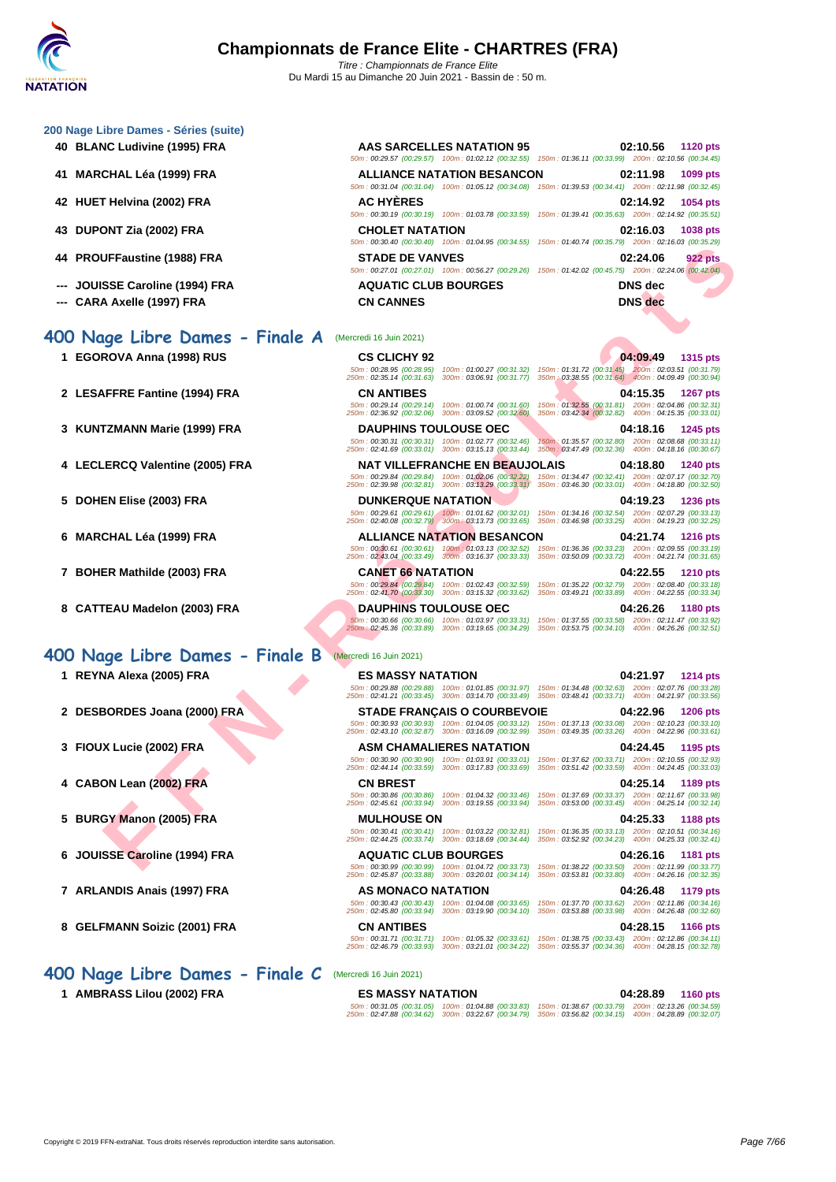# Championnats de France Elite - CHARTRES (FRA)

*Titre : Championnats de France Elite*
Du Mardi 15 au Dimanche 20 Juin 2021 - Bassin de : 50 m.

## 200 Nage Libre Dames - Séries (suite)

| Rang | Nom | Club | Temps | Points |
|---|---|---|---|---|
| 40 | BLANC Ludivine (1995) FRA | AAS SARCELLES NATATION 95 | 02:10.56 | 1120 pts |
| | | 50m : 00:29.57 (00:29.57) 100m : 01:02.12 (00:32.55) 150m : 01:36.11 (00:33.99) 200m : 02:10.56 (00:34.45) | | |
| 41 | MARCHAL Léa (1999) FRA | ALLIANCE NATATION BESANCON | 02:11.98 | 1099 pts |
| | | 50m : 00:31.04 (00:31.04) 100m : 01:05.12 (00:34.08) 150m : 01:39.53 (00:34.41) 200m : 02:11.98 (00:32.45) | | |
| 42 | HUET Helvina (2002) FRA | AC HYÈRES | 02:14.92 | 1054 pts |
| | | 50m : 00:30.19 (00:30.19) 100m : 01:03.78 (00:33.59) 150m : 01:39.41 (00:35.63) 200m : 02:14.92 (00:35.51) | | |
| 43 | DUPONT Zia (2002) FRA | CHOLET NATATION | 02:16.03 | 1038 pts |
| | | 50m : 00:30.40 (00:30.40) 100m : 01:04.95 (00:34.55) 150m : 01:40.74 (00:35.79) 200m : 02:16.03 (00:35.29) | | |
| 44 | PROUFFaustine (1988) FRA | STADE DE VANVES | 02:24.06 | 922 pts |
| | | 50m : 00:27.01 (00:27.01) 100m : 00:56.27 (00:29.26) 150m : 01:42.02 (00:45.75) 200m : 02:24.06 (00:42.04) | | |
| --- | JOUISSE Caroline (1994) FRA | AQUATIC CLUB BOURGES | DNS dec | |
| --- | CARA Axelle (1997) FRA | CN CANNES | DNS dec | |

## 400 Nage Libre Dames - Finale A (Mercredi 16 Juin 2021)

| Rang | Nom | Club | Temps | Points |
|---|---|---|---|---|
| 1 | EGOROVA Anna (1998) RUS | CS CLICHY 92 | 04:09.49 | 1315 pts |
| | | 50m : 00:28.95 (00:28.95) 100m : 01:00.27 (00:31.32) 150m : 01:31.72 (00:31.45) 200m : 02:03.51 (00:31.79) 250m : 02:35.14 (00:31.63) 300m : 03:06.91 (00:31.77) 350m : 03:38.55 (00:31.64) 400m : 04:09.49 (00:30.94) | | |
| 2 | LESAFFRE Fantine (1994) FRA | CN ANTIBES | 04:15.35 | 1267 pts |
| | | 50m : 00:29.14 (00:29.14) 100m : 01:00.74 (00:31.60) 150m : 01:32.55 (00:31.81) 200m : 02:04.86 (00:32.31) 250m : 02:36.92 (00:32.06) 300m : 03:09.52 (00:32.60) 350m : 03:42.34 (00:32.82) 400m : 04:15.35 (00:33.01) | | |
| 3 | KUNTZMANN Marie (1999) FRA | DAUPHINS TOULOUSE OEC | 04:18.16 | 1245 pts |
| | | 50m : 00:30.31 (00:30.31) 100m : 01:02.77 (00:32.46) 150m : 01:35.57 (00:32.80) 200m : 02:08.68 (00:33.11) 250m : 02:41.69 (00:33.01) 300m : 03:15.13 (00:33.44) 350m : 03:47.49 (00:32.36) 400m : 04:18.16 (00:30.67) | | |
| 4 | LECLERCQ Valentine (2005) FRA | NAT VILLEFRANCHE EN BEAUJOLAIS | 04:18.80 | 1240 pts |
| | | 50m : 00:29.84 (00:29.84) 100m : 01:02.06 (00:32.22) 150m : 01:34.47 (00:32.41) 200m : 02:07.17 (00:32.70) 250m : 02:39.98 (00:32.81) 300m : 03:13.29 (00:33.31) 350m : 03:46.30 (00:33.01) 400m : 04:18.80 (00:32.50) | | |
| 5 | DOHEN Elise (2003) FRA | DUNKERQUE NATATION | 04:19.23 | 1236 pts |
| | | 50m : 00:29.61 (00:29.61) 100m : 01:01.62 (00:32.01) 150m : 01:34.16 (00:32.54) 200m : 02:07.29 (00:33.13) 250m : 02:40.08 (00:32.79) 300m : 03:13.73 (00:33.65) 350m : 03:46.98 (00:33.25) 400m : 04:19.23 (00:32.25) | | |
| 6 | MARCHAL Léa (1999) FRA | ALLIANCE NATATION BESANCON | 04:21.74 | 1216 pts |
| | | 50m : 00:30.61 (00:30.61) 100m : 01:03.13 (00:32.52) 150m : 01:36.36 (00:33.23) 200m : 02:09.55 (00:33.19) 250m : 02:43.04 (00:33.49) 300m : 03:16.37 (00:33.33) 350m : 03:50.09 (00:33.72) 400m : 04:21.74 (00:31.65) | | |
| 7 | BOHER Mathilde (2003) FRA | CANET 66 NATATION | 04:22.55 | 1210 pts |
| | | 50m : 00:29.84 (00:29.84) 100m : 01:02.43 (00:32.59) 150m : 01:35.22 (00:32.79) 200m : 02:08.40 (00:33.18) 250m : 02:41.70 (00:33.30) 300m : 03:15.32 (00:33.62) 350m : 03:49.21 (00:33.89) 400m : 04:22.55 (00:33.34) | | |
| 8 | CATTEAU Madelon (2003) FRA | DAUPHINS TOULOUSE OEC | 04:26.26 | 1180 pts |
| | | 50m : 00:30.66 (00:30.66) 100m : 01:03.97 (00:33.31) 150m : 01:37.55 (00:33.58) 200m : 02:11.47 (00:33.92) 250m : 02:45.36 (00:33.89) 300m : 03:19.65 (00:34.29) 350m : 03:53.75 (00:34.10) 400m : 04:26.26 (00:32.51) | | |

## 400 Nage Libre Dames - Finale B (Mercredi 16 Juin 2021)

| Rang | Nom | Club | Temps | Points |
|---|---|---|---|---|
| 1 | REYNA Alexa (2005) FRA | ES MASSY NATATION | 04:21.97 | 1214 pts |
| | | 50m : 00:29.88 (00:29.88) 100m : 01:01.85 (00:31.97) 150m : 01:34.48 (00:32.63) 200m : 02:07.76 (00:33.28) 250m : 02:41.21 (00:33.45) 300m : 03:14.70 (00:33.49) 350m : 03:48.41 (00:33.71) 400m : 04:21.97 (00:33.56) | | |
| 2 | DESBORDES Joana (2000) FRA | STADE FRANÇAIS O COURBEVOIE | 04:22.96 | 1206 pts |
| | | 50m : 00:30.93 (00:30.93) 100m : 01:04.05 (00:33.12) 150m : 01:37.13 (00:33.08) 200m : 02:10.23 (00:33.10) 250m : 02:43.10 (00:32.87) 300m : 03:16.09 (00:32.99) 350m : 03:49.35 (00:33.26) 400m : 04:22.96 (00:33.61) | | |
| 3 | FIOUX Lucie (2002) FRA | ASM CHAMALIERES NATATION | 04:24.45 | 1195 pts |
| | | 50m : 00:30.90 (00:30.90) 100m : 01:03.91 (00:33.01) 150m : 01:37.62 (00:33.71) 200m : 02:10.55 (00:32.93) 250m : 02:44.14 (00:33.59) 300m : 03:17.83 (00:33.69) 350m : 03:51.42 (00:33.59) 400m : 04:24.45 (00:33.03) | | |
| 4 | CABON Lean (2002) FRA | CN BREST | 04:25.14 | 1189 pts |
| | | 50m : 00:30.86 (00:30.86) 100m : 01:04.32 (00:33.46) 150m : 01:37.69 (00:33.37) 200m : 02:11.67 (00:33.98) 250m : 02:45.61 (00:33.94) 300m : 03:19.55 (00:33.94) 350m : 03:53.00 (00:33.45) 400m : 04:25.14 (00:32.14) | | |
| 5 | BURGY Manon (2005) FRA | MULHOUSE ON | 04:25.33 | 1188 pts |
| | | 50m : 00:30.41 (00:30.41) 100m : 01:03.22 (00:32.81) 150m : 01:36.35 (00:33.13) 200m : 02:10.51 (00:34.16) 250m : 02:44.25 (00:33.74) 300m : 03:18.69 (00:34.44) 350m : 03:52.92 (00:34.23) 400m : 04:25.33 (00:32.41) | | |
| 6 | JOUISSE Caroline (1994) FRA | AQUATIC CLUB BOURGES | 04:26.16 | 1181 pts |
| | | 50m : 00:30.99 (00:30.99) 100m : 01:04.72 (00:33.73) 150m : 01:38.22 (00:33.50) 200m : 02:11.99 (00:33.77) 250m : 02:45.87 (00:33.88) 300m : 03:20.01 (00:34.14) 350m : 03:53.81 (00:33.80) 400m : 04:26.16 (00:32.35) | | |
| 7 | ARLANDIS Anais (1997) FRA | AS MONACO NATATION | 04:26.48 | 1179 pts |
| | | 50m : 00:30.43 (00:30.43) 100m : 01:04.08 (00:33.65) 150m : 01:37.70 (00:33.62) 200m : 02:11.86 (00:34.16) 250m : 02:45.80 (00:33.94) 300m : 03:19.90 (00:34.10) 350m : 03:53.88 (00:33.98) 400m : 04:26.48 (00:32.60) | | |
| 8 | GELFMANN Soizic (2001) FRA | CN ANTIBES | 04:28.15 | 1166 pts |
| | | 50m : 00:31.71 (00:31.71) 100m : 01:05.32 (00:33.61) 150m : 01:38.75 (00:33.43) 200m : 02:12.86 (00:34.11) 250m : 02:46.79 (00:33.93) 300m : 03:21.01 (00:34.22) 350m : 03:55.37 (00:34.36) 400m : 04:28.15 (00:32.78) | | |

## 400 Nage Libre Dames - Finale C (Mercredi 16 Juin 2021)

| Rang | Nom | Club | Temps | Points |
|---|---|---|---|---|
| 1 | AMBRASS Lilou (2002) FRA | ES MASSY NATATION | 04:28.89 | 1160 pts |
| | | 50m : 00:31.05 (00:31.05) 100m : 01:04.88 (00:33.83) 150m : 01:38.67 (00:33.79) 200m : 02:13.26 (00:34.59) 250m : 02:47.88 (00:34.62) 300m : 03:22.67 (00:34.79) 350m : 03:56.82 (00:34.15) 400m : 04:28.89 (00:32.07) | | |

Copyright © 2019 FFN-extraNat. Tous droits réservés reproduction interdite sans autorisation.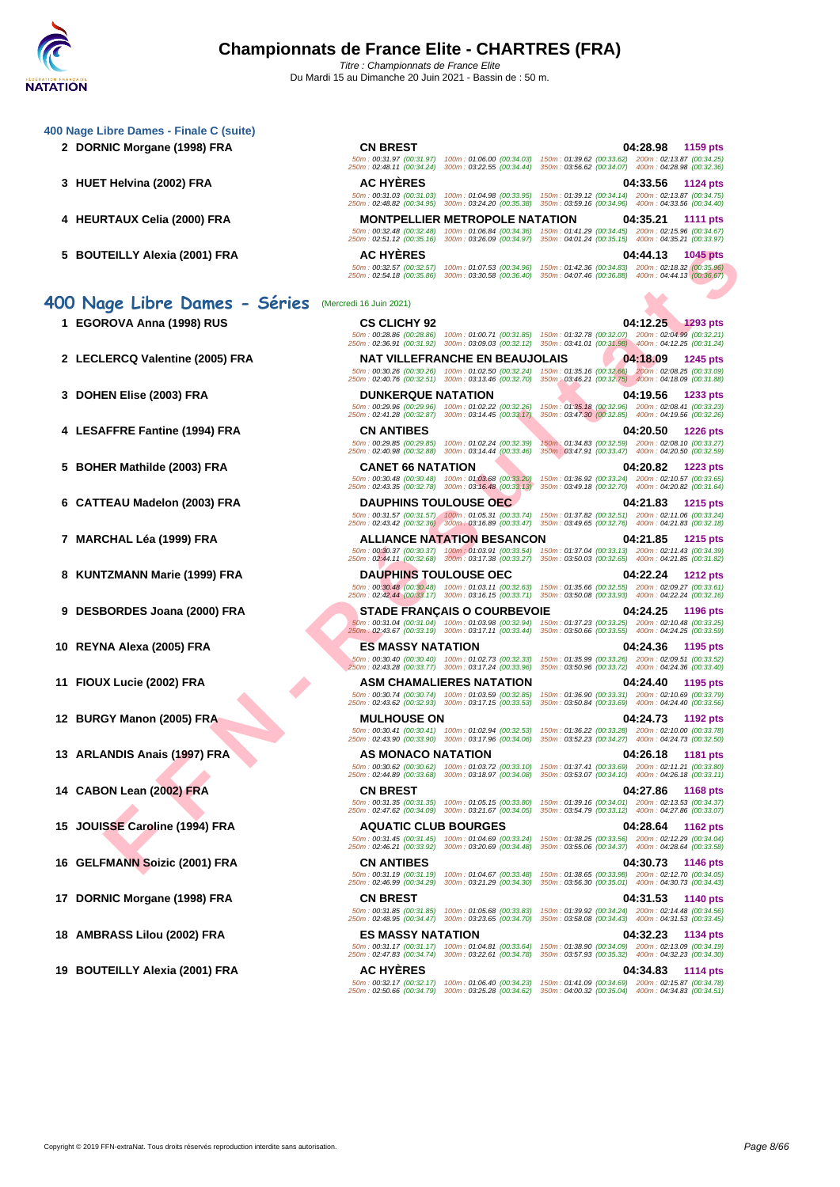### 400 Nage Libre Dames - Finale C (suite)

| Rg | Nom | Club | Temps | Points |
|---|---|---|---|---|
| 2 | DORNIC Morgane (1998) FRA | CN BREST | 04:28.98 | 1159 pts |
| | | 50m : 00:31.97 (00:31.97) 100m : 01:06.00 (00:34.03) 150m : 01:39.62 (00:33.62) 200m : 02:13.87 (00:34.25) 250m : 02:48.11 (00:34.24) 300m : 03:22.55 (00:34.44) 350m : 03:56.62 (00:34.07) 400m : 04:28.98 (00:32.36) | | |
| 3 | HUET Helvina (2002) FRA | AC HYÈRES | 04:33.56 | 1124 pts |
| | | 50m : 00:31.03 (00:31.03) 100m : 01:04.98 (00:33.95) 150m : 01:39.12 (00:34.14) 200m : 02:13.87 (00:34.75) 250m : 02:48.82 (00:34.95) 300m : 03:24.20 (00:35.38) 350m : 03:59.16 (00:34.96) 400m : 04:33.56 (00:34.40) | | |
| 4 | HEURTAUX Celia (2000) FRA | MONTPELLIER METROPOLE NATATION | 04:35.21 | 1111 pts |
| | | 50m : 00:32.48 (00:32.48) 100m : 01:06.84 (00:34.36) 150m : 01:41.29 (00:34.45) 200m : 02:15.96 (00:34.67) 250m : 02:51.12 (00:35.16) 300m : 03:26.09 (00:34.97) 350m : 04:01.24 (00:35.15) 400m : 04:35.21 (00:33.97) | | |
| 5 | BOUTEILLY Alexia (2001) FRA | AC HYÈRES | 04:44.13 | 1045 pts |
| | | 50m : 00:32.57 (00:32.57) 100m : 01:07.53 (00:34.96) 150m : 01:42.36 (00:34.83) 200m : 02:18.32 (00:35.96) 250m : 02:54.18 (00:35.86) 300m : 03:30.58 (00:36.40) 350m : 04:07.46 (00:36.88) 400m : 04:44.13 (00:36.67) | | |

## 400 Nage Libre Dames - Séries (Mercredi 16 Juin 2021)

| Rg | Nom | Club | Temps | Points |
|---|---|---|---|---|
| 1 | EGOROVA Anna (1998) RUS | CS CLICHY 92 | 04:12.25 | 1293 pts |
| | | 50m : 00:28.86 (00:28.86) 100m : 01:00.71 (00:31.85) 150m : 01:32.78 (00:32.07) 200m : 02:04.99 (00:32.21) 250m : 02:36.91 (00:31.92) 300m : 03:09.03 (00:32.12) 350m : 03:41.01 (00:31.98) 400m : 04:12.25 (00:31.24) | | |
| 2 | LECLERCQ Valentine (2005) FRA | NAT VILLEFRANCHE EN BEAUJOLAIS | 04:18.09 | 1245 pts |
| | | 50m : 00:30.26 (00:30.26) 100m : 01:02.50 (00:32.24) 150m : 01:35.16 (00:32.66) 200m : 02:08.25 (00:33.09) 250m : 02:40.76 (00:32.51) 300m : 03:13.46 (00:32.70) 350m : 03:46.21 (00:32.75) 400m : 04:18.09 (00:31.88) | | |
| 3 | DOHEN Elise (2003) FRA | DUNKERQUE NATATION | 04:19.56 | 1233 pts |
| | | 50m : 00:29.96 (00:29.96) 100m : 01:02.22 (00:32.26) 150m : 01:35.18 (00:32.96) 200m : 02:08.41 (00:33.23) 250m : 02:41.28 (00:32.87) 300m : 03:14.45 (00:33.17) 350m : 03:47.30 (00:32.85) 400m : 04:19.56 (00:32.26) | | |
| 4 | LESAFFRE Fantine (1994) FRA | CN ANTIBES | 04:20.50 | 1226 pts |
| | | 50m : 00:29.85 (00:29.85) 100m : 01:02.24 (00:32.39) 150m : 01:34.83 (00:32.59) 200m : 02:08.10 (00:33.27) 250m : 02:40.98 (00:32.88) 300m : 03:14.44 (00:33.46) 350m : 03:47.91 (00:33.47) 400m : 04:20.50 (00:32.59) | | |
| 5 | BOHER Mathilde (2003) FRA | CANET 66 NATATION | 04:20.82 | 1223 pts |
| | | 50m : 00:30.48 (00:30.48) 100m : 01:03.68 (00:33.20) 150m : 01:36.92 (00:33.24) 200m : 02:10.57 (00:33.65) 250m : 02:43.35 (00:32.78) 300m : 03:16.48 (00:33.13) 350m : 03:49.18 (00:32.70) 400m : 04:20.82 (00:31.64) | | |
| 6 | CATTEAU Madelon (2003) FRA | DAUPHINS TOULOUSE OEC | 04:21.83 | 1215 pts |
| | | 50m : 00:31.57 (00:31.57) 100m : 01:05.31 (00:33.74) 150m : 01:37.82 (00:32.51) 200m : 02:11.06 (00:33.24) 250m : 02:43.42 (00:32.36) 300m : 03:16.89 (00:33.47) 350m : 03:49.65 (00:32.76) 400m : 04:21.83 (00:32.18) | | |
| 7 | MARCHAL Léa (1999) FRA | ALLIANCE NATATION BESANCON | 04:21.85 | 1215 pts |
| | | 50m : 00:30.37 (00:30.37) 100m : 01:03.91 (00:33.54) 150m : 01:37.04 (00:33.13) 200m : 02:11.43 (00:34.39) 250m : 02:44.11 (00:32.68) 300m : 03:17.38 (00:33.27) 350m : 03:50.03 (00:32.65) 400m : 04:21.85 (00:31.82) | | |
| 8 | KUNTZMANN Marie (1999) FRA | DAUPHINS TOULOUSE OEC | 04:22.24 | 1212 pts |
| | | 50m : 00:30.48 (00:30.48) 100m : 01:03.11 (00:32.63) 150m : 01:35.66 (00:32.55) 200m : 02:09.27 (00:33.61) 250m : 02:42.44 (00:33.17) 300m : 03:16.15 (00:33.71) 350m : 03:50.08 (00:33.93) 400m : 04:22.24 (00:32.16) | | |
| 9 | DESBORDES Joana (2000) FRA | STADE FRANÇAIS O COURBEVOIE | 04:24.25 | 1196 pts |
| | | 50m : 00:31.04 (00:31.04) 100m : 01:03.98 (00:32.94) 150m : 01:37.23 (00:33.25) 200m : 02:10.48 (00:33.25) 250m : 02:43.67 (00:33.19) 300m : 03:17.11 (00:33.44) 350m : 03:50.66 (00:33.55) 400m : 04:24.25 (00:33.59) | | |
| 10 | REYNA Alexa (2005) FRA | ES MASSY NATATION | 04:24.36 | 1195 pts |
| | | 50m : 00:30.40 (00:30.40) 100m : 01:02.73 (00:32.33) 150m : 01:35.99 (00:33.26) 200m : 02:09.51 (00:33.52) 250m : 02:43.28 (00:33.77) 300m : 03:17.24 (00:33.96) 350m : 03:50.96 (00:33.72) 400m : 04:24.36 (00:33.40) | | |
| 11 | FIOUX Lucie (2002) FRA | ASM CHAMALIERES NATATION | 04:24.40 | 1195 pts |
| | | 50m : 00:30.74 (00:30.74) 100m : 01:03.59 (00:32.85) 150m : 01:36.90 (00:33.31) 200m : 02:10.69 (00:33.79) 250m : 02:43.62 (00:32.93) 300m : 03:17.15 (00:33.53) 350m : 03:50.84 (00:33.69) 400m : 04:24.40 (00:33.56) | | |
| 12 | BURGY Manon (2005) FRA | MULHOUSE ON | 04:24.73 | 1192 pts |
| | | 50m : 00:30.41 (00:30.41) 100m : 01:02.94 (00:32.53) 150m : 01:36.22 (00:33.28) 200m : 02:10.00 (00:33.78) 250m : 02:43.90 (00:33.90) 300m : 03:17.96 (00:34.06) 350m : 03:52.23 (00:34.27) 400m : 04:24.73 (00:32.50) | | |
| 13 | ARLANDIS Anais (1997) FRA | AS MONACO NATATION | 04:26.18 | 1181 pts |
| | | 50m : 00:30.62 (00:30.62) 100m : 01:03.72 (00:33.10) 150m : 01:37.41 (00:33.69) 200m : 02:11.21 (00:33.80) 250m : 02:44.89 (00:33.68) 300m : 03:18.97 (00:34.08) 350m : 03:53.07 (00:34.10) 400m : 04:26.18 (00:33.11) | | |
| 14 | CABON Lean (2002) FRA | CN BREST | 04:27.86 | 1168 pts |
| | | 50m : 00:31.35 (00:31.35) 100m : 01:05.15 (00:33.80) 150m : 01:39.16 (00:34.01) 200m : 02:13.53 (00:34.37) 250m : 02:47.62 (00:34.09) 300m : 03:21.67 (00:34.05) 350m : 03:54.79 (00:33.12) 400m : 04:27.86 (00:33.07) | | |
| 15 | JOUISSE Caroline (1994) FRA | AQUATIC CLUB BOURGES | 04:28.64 | 1162 pts |
| | | 50m : 00:31.45 (00:31.45) 100m : 01:04.69 (00:33.24) 150m : 01:38.25 (00:33.56) 200m : 02:12.29 (00:34.04) 250m : 02:46.21 (00:33.92) 300m : 03:20.69 (00:34.48) 350m : 03:55.06 (00:34.37) 400m : 04:28.64 (00:33.58) | | |
| 16 | GELFMANN Soizic (2001) FRA | CN ANTIBES | 04:30.73 | 1146 pts |
| | | 50m : 00:31.19 (00:31.19) 100m : 01:04.67 (00:33.48) 150m : 01:38.65 (00:33.98) 200m : 02:12.70 (00:34.05) 250m : 02:46.99 (00:34.29) 300m : 03:21.29 (00:34.30) 350m : 03:56.30 (00:35.01) 400m : 04:30.73 (00:34.43) | | |
| 17 | DORNIC Morgane (1998) FRA | CN BREST | 04:31.53 | 1140 pts |
| | | 50m : 00:31.85 (00:31.85) 100m : 01:05.68 (00:33.83) 150m : 01:39.92 (00:34.24) 200m : 02:14.48 (00:34.56) 250m : 02:48.95 (00:34.47) 300m : 03:23.65 (00:34.70) 350m : 03:58.08 (00:34.43) 400m : 04:31.53 (00:33.45) | | |
| 18 | AMBRASS Lilou (2002) FRA | ES MASSY NATATION | 04:32.23 | 1134 pts |
| | | 50m : 00:31.17 (00:31.17) 100m : 01:04.81 (00:33.64) 150m : 01:38.90 (00:34.09) 200m : 02:13.09 (00:34.19) 250m : 02:47.83 (00:34.74) 300m : 03:22.61 (00:34.78) 350m : 03:57.93 (00:35.32) 400m : 04:32.23 (00:34.30) | | |
| 19 | BOUTEILLY Alexia (2001) FRA | AC HYÈRES | 04:34.83 | 1114 pts |
| | | 50m : 00:32.17 (00:32.17) 100m : 01:06.40 (00:34.23) 150m : 01:41.09 (00:34.69) 200m : 02:15.87 (00:34.78) 250m : 02:50.66 (00:34.79) 300m : 03:25.28 (00:34.62) 350m : 04:00.32 (00:35.04) 400m : 04:34.83 (00:34.51) | | |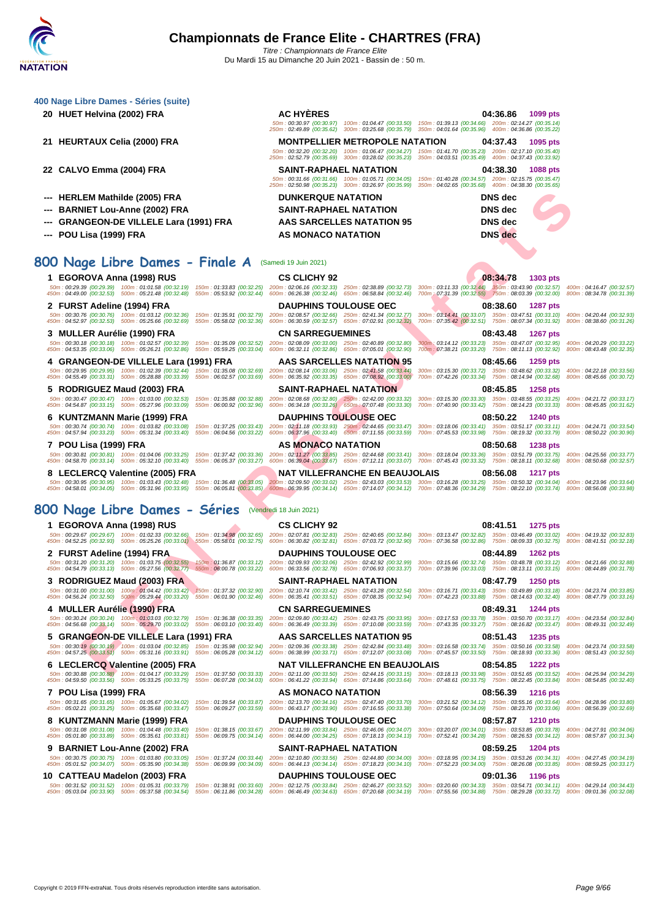## 400 Nage Libre Dames - Séries (suite)

**20 HUET Helvina (2002) FRA** — AC HYÈRES — 04:36.86 — 1099 pts
50m : 00:30.97 (00:30.97) 100m : 01:04.47 (00:33.50) 150m : 01:39.13 (00:34.66) 200m : 02:14.27 (00:35.14)
250m : 02:49.89 (00:35.62) 300m : 03:25.68 (00:35.79) 350m : 04:01.64 (00:35.96) 400m : 04:36.86 (00:35.22)

**21 HEURTAUX Celia (2000) FRA** — MONTPELLIER METROPOLE NATATION — 04:37.43 — 1095 pts
50m : 00:32.20 (00:32.20) 100m : 01:06.47 (00:34.27) 150m : 01:41.70 (00:35.23) 200m : 02:17.10 (00:35.40)
250m : 02:52.79 (00:35.69) 300m : 03:28.02 (00:35.23) 350m : 04:03.51 (00:35.49) 400m : 04:37.43 (00:33.92)

**22 CALVO Emma (2004) FRA** — SAINT-RAPHAEL NATATION — 04:38.30 — 1088 pts
50m : 00:31.66 (00:31.66) 100m : 01:05.71 (00:34.05) 150m : 01:40.28 (00:34.57) 200m : 02:15.75 (00:35.47)
250m : 02:50.98 (00:35.23) 300m : 03:26.97 (00:35.99) 350m : 04:02.65 (00:35.68) 400m : 04:38.30 (00:35.65)

**--- HERLEM Mathilde (2005) FRA** — DUNKERQUE NATATION — DNS dec

**--- BARNIET Lou-Anne (2002) FRA** — SAINT-RAPHAEL NATATION — DNS dec

**--- GRANGEON-DE VILLELE Lara (1991) FRA** — AAS SARCELLES NATATION 95 — DNS dec

**--- POU Lisa (1999) FRA** — AS MONACO NATATION — DNS dec

## 800 Nage Libre Dames - Finale A (Samedi 19 Juin 2021)

**1 EGOROVA Anna (1998) RUS** — CS CLICHY 92 — 08:34.78 — 1303 pts
50m : 00:29.39 (00:29.39) 100m : 01:01.58 (00:32.19) 150m : 01:33.83 (00:32.25) 200m : 02:06.16 (00:32.33) 250m : 02:38.89 (00:32.73) 300m : 03:11.33 (00:32.44) 350m : 03:43.90 (00:32.57) 400m : 04:16.47 (00:32.57)
450m : 04:49.00 (00:32.53) 500m : 05:21.48 (00:32.48) 550m : 05:53.92 (00:32.44) 600m : 06:26.38 (00:32.46) 650m : 06:58.84 (00:32.46) 700m : 07:31.39 (00:32.55) 750m : 08:03.39 (00:32.00) 800m : 08:34.78 (00:31.39)

**2 FURST Adeline (1994) FRA** — DAUPHINS TOULOUSE OEC — 08:38.60 — 1287 pts
50m : 00:30.76 (00:30.76) 100m : 01:03.12 (00:32.36) 150m : 01:35.91 (00:32.79) 200m : 02:08.57 (00:32.66) 250m : 02:41.34 (00:32.77) 300m : 03:14.41 (00:33.07) 350m : 03:47.51 (00:33.10) 400m : 04:20.44 (00:32.93)
450m : 04:52.97 (00:32.53) 500m : 05:25.66 (00:32.69) 550m : 05:58.02 (00:32.36) 600m : 06:30.59 (00:32.57) 650m : 07:02.91 (00:32.32) 700m : 07:35.42 (00:32.51) 750m : 08:07.34 (00:31.92) 800m : 08:38.60 (00:31.26)

**3 MULLER Aurélie (1990) FRA** — CN SARREGUEMINES — 08:43.48 — 1267 pts
50m : 00:30.18 (00:30.18) 100m : 01:02.57 (00:32.39) 150m : 01:35.09 (00:32.52) 200m : 02:08.09 (00:33.00) 250m : 02:40.89 (00:32.80) 300m : 03:14.12 (00:33.23) 350m : 03:47.07 (00:32.95) 400m : 04:20.29 (00:33.22)
450m : 04:53.35 (00:33.06) 500m : 05:26.21 (00:32.86) 550m : 05:59.25 (00:33.04) 600m : 06:32.11 (00:32.86) 650m : 07:05.01 (00:32.90) 700m : 07:38.21 (00:33.20) 750m : 08:11.13 (00:32.92) 800m : 08:43.48 (00:32.35)

**4 GRANGEON-DE VILLELE Lara (1991) FRA** — AAS SARCELLES NATATION 95 — 08:45.66 — 1259 pts
50m : 00:29.95 (00:29.95) 100m : 01:02.39 (00:32.44) 150m : 01:35.08 (00:32.69) 200m : 02:08.14 (00:33.06) 250m : 02:41.58 (00:33.44) 300m : 03:15.30 (00:33.72) 350m : 03:48.62 (00:33.32) 400m : 04:22.18 (00:33.56)
450m : 04:55.49 (00:33.31) 500m : 05:28.88 (00:33.39) 550m : 06:02.57 (00:33.69) 600m : 06:35.92 (00:33.35) 650m : 07:08.92 (00:33.00) 700m : 07:42.26 (00:33.34) 750m : 08:14.94 (00:32.68) 800m : 08:45.66 (00:30.72)

**5 RODRIGUEZ Maud (2003) FRA** — SAINT-RAPHAEL NATATION — 08:45.85 — 1258 pts
50m : 00:30.47 (00:30.47) 100m : 01:03.00 (00:32.53) 150m : 01:35.88 (00:32.88) 200m : 02:08.68 (00:32.80) 250m : 02:42.00 (00:33.32) 300m : 03:15.30 (00:33.30) 350m : 03:48.55 (00:33.25) 400m : 04:21.72 (00:33.17)
450m : 04:54.87 (00:33.15) 500m : 05:27.96 (00:33.09) 550m : 06:00.92 (00:32.96) 600m : 06:34.18 (00:33.26) 650m : 07:07.48 (00:33.30) 700m : 07:40.90 (00:33.42) 750m : 08:14.23 (00:33.33) 800m : 08:45.85 (00:31.62)

**6 KUNTZMANN Marie (1999) FRA** — DAUPHINS TOULOUSE OEC — 08:50.22 — 1240 pts
50m : 00:30.74 (00:30.74) 100m : 01:03.82 (00:33.08) 150m : 01:37.25 (00:33.43) 200m : 02:11.18 (00:33.93) 250m : 02:44.65 (00:33.47) 300m : 03:18.06 (00:33.41) 350m : 03:51.17 (00:33.11) 400m : 04:24.71 (00:33.54)
450m : 04:57.94 (00:33.23) 500m : 05:31.34 (00:33.40) 550m : 06:04.56 (00:33.22) 600m : 06:37.96 (00:33.40) 650m : 07:11.55 (00:33.59) 700m : 07:45.53 (00:33.98) 750m : 08:19.32 (00:33.79) 800m : 08:50.22 (00:30.90)

**7 POU Lisa (1999) FRA** — AS MONACO NATATION — 08:50.68 — 1238 pts
50m : 00:30.81 (00:30.81) 100m : 01:04.06 (00:33.25) 150m : 01:37.42 (00:33.36) 200m : 02:11.27 (00:33.85) 250m : 02:44.68 (00:33.41) 300m : 03:18.04 (00:33.36) 350m : 03:51.79 (00:33.75) 400m : 04:25.56 (00:33.77)
450m : 04:58.70 (00:33.14) 500m : 05:32.10 (00:33.40) 550m : 06:05.37 (00:33.27) 600m : 06:39.04 (00:33.67) 650m : 07:12.11 (00:33.07) 700m : 07:45.43 (00:33.32) 750m : 08:18.11 (00:32.68) 800m : 08:50.68 (00:32.57)

**8 LECLERCQ Valentine (2005) FRA** — NAT VILLEFRANCHE EN BEAUJOLAIS — 08:56.08 — 1217 pts
50m : 00:30.95 (00:30.95) 100m : 01:03.43 (00:32.48) 150m : 01:36.48 (00:33.05) 200m : 02:09.50 (00:33.02) 250m : 02:43.03 (00:33.53) 300m : 03:16.28 (00:33.25) 350m : 03:50.32 (00:34.04) 400m : 04:23.96 (00:33.64)
450m : 04:58.01 (00:34.05) 500m : 05:31.96 (00:33.95) 550m : 06:05.81 (00:33.85) 600m : 06:39.95 (00:34.14) 650m : 07:14.07 (00:34.12) 700m : 07:48.36 (00:34.29) 750m : 08:22.10 (00:33.74) 800m : 08:56.08 (00:33.98)

## 800 Nage Libre Dames - Séries (Vendredi 18 Juin 2021)

**1 EGOROVA Anna (1998) RUS** — CS CLICHY 92 — 08:41.51 — 1275 pts
50m : 00:29.67 (00:29.67) 100m : 01:02.33 (00:32.66) 150m : 01:34.98 (00:32.65) 200m : 02:07.81 (00:32.83) 250m : 02:40.65 (00:32.84) 300m : 03:13.47 (00:32.82) 350m : 03:46.49 (00:33.02) 400m : 04:19.32 (00:32.83)
450m : 04:52.25 (00:32.93) 500m : 05:25.26 (00:33.01) 550m : 05:58.01 (00:32.75) 600m : 06:30.82 (00:32.81) 650m : 07:03.72 (00:32.90) 700m : 07:36.58 (00:32.86) 750m : 08:09.33 (00:32.75) 800m : 08:41.51 (00:32.18)

**2 FURST Adeline (1994) FRA** — DAUPHINS TOULOUSE OEC — 08:44.89 — 1262 pts
50m : 00:31.20 (00:31.20) 100m : 01:03.75 (00:32.55) 150m : 01:36.87 (00:33.12) 200m : 02:09.93 (00:33.06) 250m : 02:42.92 (00:32.99) 300m : 03:15.66 (00:32.74) 350m : 03:48.78 (00:33.12) 400m : 04:21.66 (00:32.88)
450m : 04:54.79 (00:33.13) 500m : 05:27.56 (00:32.77) 550m : 06:00.78 (00:33.22) 600m : 06:33.56 (00:32.78) 650m : 07:06.93 (00:33.37) 700m : 07:39.96 (00:33.03) 750m : 08:13.11 (00:33.15) 800m : 08:44.89 (00:31.78)

**3 RODRIGUEZ Maud (2003) FRA** — SAINT-RAPHAEL NATATION — 08:47.79 — 1250 pts
50m : 00:31.00 (00:31.00) 100m : 01:04.42 (00:33.42) 150m : 01:37.32 (00:32.90) 200m : 02:10.74 (00:33.42) 250m : 02:43.28 (00:32.54) 300m : 03:16.71 (00:33.43) 350m : 03:49.89 (00:33.18) 400m : 04:23.74 (00:33.85)
450m : 04:56.24 (00:32.50) 500m : 05:29.44 (00:33.20) 550m : 06:01.90 (00:32.46) 600m : 06:35.41 (00:33.51) 650m : 07:08.35 (00:32.94) 700m : 07:42.23 (00:33.88) 750m : 08:14.63 (00:32.40) 800m : 08:47.79 (00:33.16)

**4 MULLER Aurélie (1990) FRA** — CN SARREGUEMINES — 08:49.31 — 1244 pts
50m : 00:30.24 (00:30.24) 100m : 01:03.03 (00:32.79) 150m : 01:36.38 (00:33.35) 200m : 02:09.80 (00:33.42) 250m : 02:43.75 (00:33.95) 300m : 03:17.53 (00:33.78) 350m : 03:50.70 (00:33.17) 400m : 04:23.54 (00:32.84)
450m : 04:56.68 (00:33.14) 500m : 05:29.70 (00:33.02) 550m : 06:03.10 (00:33.40) 600m : 06:36.49 (00:33.39) 650m : 07:10.08 (00:33.59) 700m : 07:43.35 (00:33.27) 750m : 08:16.82 (00:33.47) 800m : 08:49.31 (00:32.49)

**5 GRANGEON-DE VILLELE Lara (1991) FRA** — AAS SARCELLES NATATION 95 — 08:51.43 — 1235 pts
50m : 00:30.19 (00:30.19) 100m : 01:03.04 (00:32.85) 150m : 01:35.98 (00:32.94) 200m : 02:09.36 (00:33.38) 250m : 02:42.84 (00:33.48) 300m : 03:16.58 (00:33.74) 350m : 03:50.16 (00:33.58) 400m : 04:23.74 (00:33.58)
450m : 04:57.25 (00:33.51) 500m : 05:31.16 (00:33.91) 550m : 06:05.28 (00:34.12) 600m : 06:38.99 (00:33.71) 650m : 07:12.07 (00:33.08) 700m : 07:45.57 (00:33.50) 750m : 08:18.93 (00:33.36) 800m : 08:51.43 (00:32.50)

**6 LECLERCQ Valentine (2005) FRA** — NAT VILLEFRANCHE EN BEAUJOLAIS — 08:54.85 — 1222 pts
50m : 00:30.88 (00:30.88) 100m : 01:04.17 (00:33.29) 150m : 01:37.50 (00:33.33) 200m : 02:11.00 (00:33.50) 250m : 02:44.15 (00:33.15) 300m : 03:18.13 (00:33.98) 350m : 03:51.65 (00:33.52) 400m : 04:25.94 (00:34.29)
450m : 04:59.50 (00:33.56) 500m : 05:33.25 (00:33.75) 550m : 06:07.28 (00:34.03) 600m : 06:41.22 (00:33.94) 650m : 07:14.86 (00:33.64) 700m : 07:48.61 (00:33.75) 750m : 08:22.45 (00:33.84) 800m : 08:54.85 (00:32.40)

**7 POU Lisa (1999) FRA** — AS MONACO NATATION — 08:56.39 — 1216 pts
50m : 00:31.65 (00:31.65) 100m : 01:05.67 (00:34.02) 150m : 01:39.54 (00:33.87) 200m : 02:13.70 (00:34.16) 250m : 02:47.40 (00:33.70) 300m : 03:21.52 (00:34.12) 350m : 03:55.16 (00:33.64) 400m : 04:28.96 (00:33.80)
450m : 05:02.21 (00:33.25) 500m : 05:35.68 (00:33.47) 550m : 06:09.27 (00:33.59) 600m : 06:43.17 (00:33.90) 650m : 07:16.55 (00:33.38) 700m : 07:50.64 (00:34.09) 750m : 08:23.70 (00:33.06) 800m : 08:56.39 (00:32.69)

**8 KUNTZMANN Marie (1999) FRA** — DAUPHINS TOULOUSE OEC — 08:57.87 — 1210 pts
50m : 00:31.08 (00:31.08) 100m : 01:04.48 (00:33.40) 150m : 01:38.15 (00:33.67) 200m : 02:11.99 (00:33.84) 250m : 02:46.06 (00:34.07) 300m : 03:20.07 (00:34.01) 350m : 03:53.85 (00:33.78) 400m : 04:27.91 (00:34.06)
450m : 05:01.80 (00:33.89) 500m : 05:35.61 (00:33.81) 550m : 06:09.75 (00:34.14) 600m : 06:44.00 (00:34.25) 650m : 07:18.13 (00:34.13) 700m : 07:52.41 (00:34.28) 750m : 08:26.53 (00:34.12) 800m : 08:57.87 (00:31.34)

**9 BARNIET Lou-Anne (2002) FRA** — SAINT-RAPHAEL NATATION — 08:59.25 — 1204 pts
50m : 00:30.75 (00:30.75) 100m : 01:03.80 (00:33.05) 150m : 01:37.24 (00:33.44) 200m : 02:10.80 (00:33.56) 250m : 02:44.80 (00:34.00) 300m : 03:18.95 (00:34.15) 350m : 03:53.26 (00:34.31) 400m : 04:27.45 (00:34.19)
450m : 05:01.52 (00:34.07) 500m : 05:35.90 (00:34.38) 550m : 06:09.99 (00:34.09) 600m : 06:44.13 (00:34.14) 650m : 07:18.23 (00:34.10) 700m : 07:52.23 (00:34.00) 750m : 08:26.08 (00:33.85) 800m : 08:59.25 (00:33.17)

**10 CATTEAU Madelon (2003) FRA** — DAUPHINS TOULOUSE OEC — 09:01.36 — 1196 pts
50m : 00:31.52 (00:31.52) 100m : 01:05.31 (00:33.79) 150m : 01:38.91 (00:33.60) 200m : 02:12.75 (00:33.84) 250m : 02:46.27 (00:33.52) 300m : 03:20.60 (00:34.33) 350m : 03:54.71 (00:34.11) 400m : 04:29.14 (00:34.43)
450m : 05:03.04 (00:33.90) 500m : 05:37.58 (00:34.54) 550m : 06:11.86 (00:34.28) 600m : 06:46.49 (00:34.63) 650m : 07:20.68 (00:34.19) 700m : 07:55.56 (00:34.88) 750m : 08:29.28 (00:33.72) 800m : 09:01.36 (00:32.08)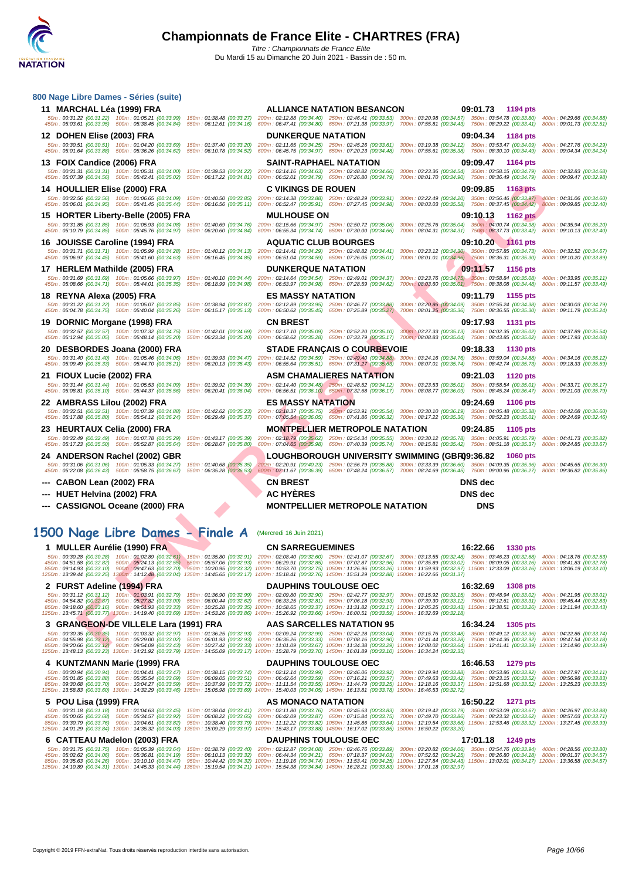# Championnats de France Elite - CHARTRES (FRA)

*Titre : Championnats de France Elite*
Du Mardi 15 au Dimanche 20 Juin 2021 - Bassin de : 50 m.

## 800 Nage Libre Dames - Séries (suite)

**11 MARCHAL Léa (1999) FRA** — ALLIANCE NATATION BESANCON — **09:01.73** — 1194 pts
50m : 00:31.22 (00:31.22) 100m : 01:05.21 (00:33.99) 150m : 01:38.48 (00:33.27) 200m : 02:12.88 (00:34.40) 250m : 02:46.41 (00:33.53) 300m : 03:20.98 (00:34.57) 350m : 03:54.78 (00:33.80) 400m : 04:29.66 (00:34.88)
450m : 05:03.61 (00:33.95) 500m : 05:38.45 (00:34.84) 550m : 06:12.61 (00:34.16) 600m : 06:47.41 (00:34.80) 650m : 07:21.38 (00:33.97) 700m : 07:55.81 (00:34.43) 750m : 08:29.22 (00:33.41) 800m : 09:01.73 (00:32.51)

**12 DOHEN Elise (2003) FRA** — DUNKERQUE NATATION — **09:04.34** — 1184 pts
50m : 00:30.51 (00:30.51) 100m : 01:04.20 (00:33.69) 150m : 01:37.40 (00:33.20) 200m : 02:11.65 (00:34.25) 250m : 02:45.26 (00:33.61) 300m : 03:19.38 (00:34.12) 350m : 03:53.47 (00:34.09) 400m : 04:27.76 (00:34.29)
450m : 05:01.64 (00:33.88) 500m : 05:36.26 (00:34.62) 550m : 06:10.78 (00:34.52) 600m : 06:45.75 (00:34.97) 650m : 07:20.23 (00:34.48) 700m : 07:55.61 (00:35.38) 750m : 08:30.10 (00:34.49) 800m : 09:04.34 (00:34.24)

**13 FOIX Candice (2006) FRA** — SAINT-RAPHAEL NATATION — **09:09.47** — 1164 pts
50m : 00:31.31 (00:31.31) 100m : 01:05.31 (00:34.00) 150m : 01:39.53 (00:34.22) 200m : 02:14.16 (00:34.63) 250m : 02:48.82 (00:34.66) 300m : 03:23.36 (00:34.54) 350m : 03:58.15 (00:34.79) 400m : 04:32.83 (00:34.68)
450m : 05:07.39 (00:34.56) 500m : 05:42.41 (00:35.02) 550m : 06:17.22 (00:34.81) 600m : 06:52.01 (00:34.79) 650m : 07:26.80 (00:34.79) 700m : 08:01.70 (00:34.90) 750m : 08:36.49 (00:34.79) 800m : 09:09.47 (00:32.98)

**14 HOULLIER Elise (2000) FRA** — C VIKINGS DE ROUEN — **09:09.85** — 1163 pts
50m : 00:32.56 (00:32.56) 100m : 01:06.65 (00:34.09) 150m : 01:40.50 (00:33.85) 200m : 02:14.38 (00:33.88) 250m : 02:48.29 (00:33.91) 300m : 03:22.49 (00:34.20) 350m : 03:56.46 (00:33.97) 400m : 04:31.06 (00:34.60)
450m : 05:06.01 (00:34.95) 500m : 05:41.45 (00:35.44) 550m : 06:16.56 (00:35.11) 600m : 06:52.47 (00:35.91) 650m : 07:27.45 (00:34.98) 700m : 08:03.03 (00:35.58) 750m : 08:37.45 (00:34.42) 800m : 09:09.85 (00:32.40)

**15 HORTER Liberty-Belle (2005) FRA** — MULHOUSE ON — **09:10.13** — 1162 pts
50m : 00:31.85 (00:31.85) 100m : 01:05.93 (00:34.08) 150m : 01:40.69 (00:34.76) 200m : 02:15.66 (00:34.97) 250m : 02:50.72 (00:35.06) 300m : 03:25.76 (00:35.04) 350m : 04:00.74 (00:34.98) 400m : 04:35.94 (00:35.20)
450m : 05:10.79 (00:34.85) 500m : 05:45.76 (00:34.97) 550m : 06:20.60 (00:34.84) 600m : 06:55.34 (00:34.74) 650m : 07:30.00 (00:34.66) 700m : 08:04.31 (00:34.31) 750m : 08:37.73 (00:33.42) 800m : 09:10.13 (00:32.40)

**16 JOUISSE Caroline (1994) FRA** — AQUATIC CLUB BOURGES — **09:10.20** — 1161 pts
50m : 00:31.71 (00:31.71) 100m : 01:05.99 (00:34.28) 150m : 01:40.12 (00:34.13) 200m : 02:14.41 (00:34.29) 250m : 02:48.82 (00:34.41) 300m : 03:23.12 (00:34.30) 350m : 03:57.85 (00:34.73) 400m : 04:32.52 (00:34.67)
450m : 05:06.97 (00:34.45) 500m : 05:41.60 (00:34.63) 550m : 06:16.45 (00:34.85) 600m : 06:51.04 (00:34.59) 650m : 07:26.05 (00:35.01) 700m : 08:01.01 (00:34.96) 750m : 08:36.31 (00:35.30) 800m : 09:10.20 (00:33.89)

**17 HERLEM Mathilde (2005) FRA** — DUNKERQUE NATATION — **09:11.57** — 1156 pts
50m : 00:31.69 (00:31.69) 100m : 01:05.66 (00:33.97) 150m : 01:40.10 (00:34.44) 200m : 02:14.64 (00:34.54) 250m : 02:49.01 (00:34.37) 300m : 03:23.76 (00:34.75) 350m : 03:58.84 (00:35.08) 400m : 04:33.95 (00:35.11)
450m : 05:08.66 (00:34.71) 500m : 05:44.01 (00:35.35) 550m : 06:18.99 (00:34.98) 600m : 06:53.97 (00:34.98) 650m : 07:28.59 (00:34.62) 700m : 08:03.60 (00:35.01) 750m : 08:38.08 (00:34.48) 800m : 09:11.57 (00:33.49)

**18 REYNA Alexa (2005) FRA** — ES MASSY NATATION — **09:11.79** — 1155 pts
50m : 00:31.22 (00:31.22) 100m : 01:05.07 (00:33.85) 150m : 01:38.94 (00:33.87) 200m : 02:12.89 (00:33.95) 250m : 02:46.77 (00:33.88) 300m : 03:20.86 (00:34.09) 350m : 03:55.24 (00:34.38) 400m : 04:30.03 (00:34.79)
450m : 05:04.78 (00:34.75) 500m : 05:40.04 (00:35.26) 550m : 06:15.17 (00:35.13) 600m : 06:50.62 (00:35.45) 650m : 07:25.89 (00:35.27) 700m : 08:01.25 (00:35.36) 750m : 08:36.55 (00:35.30) 800m : 09:11.79 (00:35.24)

**19 DORNIC Morgane (1998) FRA** — CN BREST — **09:17.93** — 1131 pts
50m : 00:32.57 (00:32.57) 100m : 01:07.32 (00:34.75) 150m : 01:42.01 (00:34.69) 200m : 02:17.10 (00:35.09) 250m : 02:52.20 (00:35.10) 300m : 03:27.33 (00:35.13) 350m : 04:02.35 (00:35.02) 400m : 04:37.89 (00:35.54)
450m : 05:12.94 (00:35.05) 500m : 05:48.14 (00:35.20) 550m : 06:23.34 (00:35.20) 600m : 06:58.62 (00:35.28) 650m : 07:33.79 (00:35.17) 700m : 08:08.83 (00:35.04) 750m : 08:43.85 (00:35.02) 800m : 09:17.93 (00:34.08)

**20 DESBORDES Joana (2000) FRA** — STADE FRANÇAIS O COURBEVOIE — **09:18.33** — 1130 pts
50m : 00:31.40 (00:31.40) 100m : 01:05.46 (00:34.06) 150m : 01:39.93 (00:34.47) 200m : 02:14.52 (00:34.59) 250m : 02:49.40 (00:34.88) 300m : 03:24.16 (00:34.76) 350m : 03:59.04 (00:34.88) 400m : 04:34.16 (00:35.12)
450m : 05:09.49 (00:35.33) 500m : 05:44.70 (00:35.21) 550m : 06:20.13 (00:35.43) 600m : 06:55.64 (00:35.51) 650m : 07:31.27 (00:35.63) 700m : 08:07.01 (00:35.74) 750m : 08:42.74 (00:35.73) 800m : 09:18.33 (00:35.59)

**21 FIOUX Lucie (2002) FRA** — ASM CHAMALIERES NATATION — **09:21.03** — 1120 pts
50m : 00:31.44 (00:31.44) 100m : 01:05.53 (00:34.09) 150m : 01:39.92 (00:34.39) 200m : 02:14.40 (00:34.48) 250m : 02:48.52 (00:34.12) 300m : 03:23.53 (00:35.01) 350m : 03:58.54 (00:35.01) 400m : 04:33.71 (00:35.17)
450m : 05:08.81 (00:35.10) 500m : 05:44.37 (00:35.56) 550m : 06:20.41 (00:36.04) 600m : 06:56.51 (00:36.10) 650m : 07:32.68 (00:36.17) 700m : 08:08.77 (00:36.09) 750m : 08:45.24 (00:36.47) 800m : 09:21.03 (00:35.79)

**22 AMBRASS Lilou (2002) FRA** — ES MASSY NATATION — **09:24.69** — 1106 pts
50m : 00:32.51 (00:32.51) 100m : 01:07.39 (00:34.88) 150m : 01:42.62 (00:35.23) 200m : 02:18.37 (00:35.75) 250m : 02:53.91 (00:35.54) 300m : 03:30.10 (00:36.19) 350m : 04:05.48 (00:35.38) 400m : 04:42.08 (00:36.60)
450m : 05:17.88 (00:35.80) 500m : 05:54.12 (00:36.24) 550m : 06:29.49 (00:35.37) 600m : 07:05.54 (00:36.05) 650m : 07:41.86 (00:36.32) 700m : 08:17.22 (00:35.36) 750m : 08:52.23 (00:35.01) 800m : 09:24.69 (00:32.46)

**23 HEURTAUX Celia (2000) FRA** — MONTPELLIER METROPOLE NATATION — **09:24.85** — 1105 pts
50m : 00:32.49 (00:32.49) 100m : 01:07.78 (00:35.29) 150m : 01:43.17 (00:35.39) 200m : 02:18.79 (00:35.62) 250m : 02:54.34 (00:35.55) 300m : 03:30.12 (00:35.78) 350m : 04:05.91 (00:35.79) 400m : 04:41.73 (00:35.82)
450m : 05:17.23 (00:35.50) 500m : 05:52.87 (00:35.64) 550m : 06:28.67 (00:35.80) 600m : 07:04.65 (00:35.98) 650m : 07:40.39 (00:35.74) 700m : 08:15.81 (00:35.42) 750m : 08:51.18 (00:35.37) 800m : 09:24.85 (00:33.67)

**24 ANDERSON Rachel (2002) GBR** — LOUGHBOROUGH UNIVERSITY SWIMMING (GBR) — **09:36.82** — 1060 pts
50m : 00:31.06 (00:31.06) 100m : 01:05.33 (00:34.27) 150m : 01:40.68 (00:35.35) 200m : 02:20.91 (00:40.23) 250m : 02:56.79 (00:35.88) 300m : 03:33.39 (00:36.60) 350m : 04:09.35 (00:35.96) 400m : 04:45.65 (00:36.30)
450m : 05:22.08 (00:36.43) 500m : 05:58.75 (00:36.67) 550m : 06:35.28 (00:36.53) 600m : 07:11.67 (00:36.39) 650m : 07:48.24 (00:36.57) 700m : 08:24.69 (00:36.45) 750m : 09:00.96 (00:36.27) 800m : 09:36.82 (00:35.86)

**--- CABON Lean (2002) FRA** — CN BREST — **DNS dec**

**--- HUET Helvina (2002) FRA** — AC HYÈRES — **DNS dec**

**--- CASSIGNOL Oceane (2000) FRA** — MONTPELLIER METROPOLE NATATION — **DNS**

## 1500 Nage Libre Dames - Finale A (Mercredi 16 Juin 2021)

**1 MULLER Aurélie (1990) FRA** — CN SARREGUEMINES — **16:22.66** — 1330 pts
50m : 00:30.28 (00:30.28) 100m : 01:02.89 (00:32.61) 150m : 01:35.80 (00:32.91) 200m : 02:08.40 (00:32.60) 250m : 02:41.07 (00:32.67) 300m : 03:13.55 (00:32.48) 350m : 03:46.23 (00:32.68) 400m : 04:18.76 (00:32.53)
450m : 04:51.58 (00:32.82) 500m : 05:24.13 (00:32.55) 550m : 05:57.06 (00:32.93) 600m : 06:29.91 (00:32.85) 650m : 07:02.87 (00:32.96) 700m : 07:35.89 (00:33.02) 750m : 08:09.05 (00:33.16) 800m : 08:41.83 (00:32.78)
850m : 09:14.93 (00:33.10) 900m : 09:47.63 (00:32.70) 950m : 10:20.95 (00:33.32) 1000m : 10:53.70 (00:32.75) 1050m : 11:26.96 (00:33.26) 1100m : 11:59.93 (00:32.97) 1150m : 12:33.09 (00:33.16) 1200m : 13:06.19 (00:33.10)
1250m : 13:39.44 (00:33.25) 1300m : 14:12.48 (00:33.04) 1350m : 14:45.65 (00:33.17) 1400m : 15:18.41 (00:32.76) 1450m : 15:51.29 (00:32.88) 1500m : 16:22.66 (00:31.37)

**2 FURST Adeline (1994) FRA** — DAUPHINS TOULOUSE OEC — **16:32.69** — 1308 pts
50m : 00:31.12 (00:31.12) 100m : 01:03.91 (00:32.79) 150m : 01:36.90 (00:32.99) 200m : 02:09.80 (00:32.90) 250m : 02:42.77 (00:32.97) 300m : 03:15.92 (00:33.15) 350m : 03:48.94 (00:33.02) 400m : 04:21.95 (00:33.01)
450m : 04:54.82 (00:32.87) 500m : 05:27.82 (00:33.00) 550m : 06:00.44 (00:32.62) 600m : 06:33.25 (00:32.81) 650m : 07:06.18 (00:32.93) 700m : 07:39.30 (00:33.12) 750m : 08:12.61 (00:33.31) 800m : 08:45.44 (00:32.83)
850m : 09:18.60 (00:33.16) 900m : 09:51.93 (00:33.33) 950m : 10:25.28 (00:33.35) 1000m : 10:58.65 (00:33.37) 1050m : 11:31.82 (00:33.17) 1100m : 12:05.25 (00:33.43) 1150m : 12:38.51 (00:33.26) 1200m : 13:11.94 (00:33.43)
1250m : 13:45.71 (00:33.77) 1300m : 14:19.40 (00:33.69) 1350m : 14:53.26 (00:33.86) 1400m : 15:26.92 (00:33.66) 1450m : 16:00.51 (00:33.59) 1500m : 16:32.69 (00:32.18)

**3 GRANGEON-DE VILLELE Lara (1991) FRA** — AAS SARCELLES NATATION 95 — **16:34.24** — 1305 pts
50m : 00:30.35 (00:30.35) 100m : 01:03.32 (00:32.97) 150m : 01:36.25 (00:32.93) 200m : 02:09.24 (00:32.99) 250m : 02:42.28 (00:33.04) 300m : 03:15.76 (00:33.48) 350m : 03:49.12 (00:33.36) 400m : 04:22.86 (00:33.74)
450m : 04:55.98 (00:33.12) 500m : 05:29.00 (00:33.02) 550m : 06:01.93 (00:32.93) 600m : 06:35.26 (00:33.33) 650m : 07:08.16 (00:32.90) 700m : 07:41.44 (00:33.28) 750m : 08:14.36 (00:32.92) 800m : 08:47.54 (00:33.18)
850m : 09:20.66 (00:33.12) 900m : 09:54.09 (00:33.43) 950m : 10:27.42 (00:33.33) 1000m : 11:01.09 (00:33.67) 1050m : 11:34.38 (00:33.29) 1100m : 12:08.02 (00:33.64) 1150m : 12:41.41 (00:33.39) 1200m : 13:14.90 (00:33.49)
1250m : 13:48.13 (00:33.23) 1300m : 14:21.92 (00:33.79) 1350m : 14:55.09 (00:33.17) 1400m : 15:28.79 (00:33.70) 1450m : 16:01.89 (00:33.10) 1500m : 16:34.24 (00:32.35)

**4 KUNTZMANN Marie (1999) FRA** — DAUPHINS TOULOUSE OEC — **16:46.53** — 1279 pts
50m : 00:30.94 (00:30.94) 100m : 01:04.41 (00:33.47) 150m : 01:38.15 (00:33.74) 200m : 02:12.14 (00:33.99) 250m : 02:46.06 (00:33.92) 300m : 03:19.94 (00:33.88) 350m : 03:53.86 (00:33.92) 400m : 04:27.97 (00:34.11)
450m : 05:01.85 (00:33.88) 500m : 05:35.54 (00:33.69) 550m : 06:09.05 (00:33.51) 600m : 06:42.64 (00:33.59) 650m : 07:16.21 (00:33.57) 700m : 07:49.63 (00:33.42) 750m : 08:23.15 (00:33.52) 800m : 08:56.98 (00:33.83)
850m : 09:30.68 (00:33.70) 900m : 10:04.27 (00:33.59) 950m : 10:37.99 (00:33.72) 1000m : 11:11.54 (00:33.55) 1050m : 11:44.79 (00:33.25) 1100m : 12:18.16 (00:33.37) 1150m : 12:51.68 (00:33.52) 1200m : 13:25.23 (00:33.55)
1250m : 13:58.83 (00:33.60) 1300m : 14:32.29 (00:33.46) 1350m : 15:05.98 (00:33.69) 1400m : 15:40.03 (00:34.05) 1450m : 16:13.81 (00:33.78) 1500m : 16:46.53 (00:32.72)

**5 POU Lisa (1999) FRA** — AS MONACO NATATION — **16:50.22** — 1271 pts
50m : 00:31.18 (00:31.18) 100m : 01:04.63 (00:33.45) 150m : 01:38.04 (00:33.41) 200m : 02:11.80 (00:33.76) 250m : 02:45.63 (00:33.83) 300m : 03:19.42 (00:33.79) 350m : 03:53.09 (00:33.67) 400m : 04:26.97 (00:33.88)
450m : 05:00.65 (00:33.68) 500m : 05:34.57 (00:33.92) 550m : 06:08.22 (00:33.65) 600m : 06:42.09 (00:33.87) 650m : 07:15.84 (00:33.75) 700m : 07:49.70 (00:33.86) 750m : 08:23.32 (00:33.62) 800m : 08:57.03 (00:33.71)
850m : 09:30.79 (00:33.76) 900m : 10:04.61 (00:33.82) 950m : 10:38.40 (00:33.79) 1000m : 11:12.22 (00:33.82) 1050m : 11:45.86 (00:33.64) 1100m : 12:19.54 (00:33.68) 1150m : 12:53.46 (00:33.92) 1200m : 13:27.45 (00:33.99)
1250m : 14:01.29 (00:33.84) 1300m : 14:35.32 (00:34.03) 1350m : 15:09.29 (00:33.97) 1400m : 15:43.17 (00:33.88) 1450m : 16:17.02 (00:33.85) 1500m : 16:50.22 (00:33.20)

**6 CATTEAU Madelon (2003) FRA** — DAUPHINS TOULOUSE OEC — **17:01.18** — 1249 pts
50m : 00:31.75 (00:31.75) 100m : 01:05.39 (00:33.64) 150m : 01:38.79 (00:33.40) 200m : 02:12.87 (00:34.08) 250m : 02:46.76 (00:33.89) 300m : 03:20.82 (00:34.06) 350m : 03:54.76 (00:33.94) 400m : 04:28.56 (00:33.80)
450m : 05:02.62 (00:34.06) 500m : 05:36.81 (00:34.19) 550m : 06:10.13 (00:33.32) 600m : 06:44.34 (00:34.21) 650m : 07:18.37 (00:34.03) 700m : 07:52.62 (00:34.25) 750m : 08:26.80 (00:34.18) 800m : 09:01.37 (00:34.57)
850m : 09:35.63 (00:34.26) 900m : 10:10.10 (00:34.47) 950m : 10:44.42 (00:34.32) 1000m : 11:19.16 (00:34.74) 1050m : 11:53.41 (00:34.25) 1100m : 12:27.84 (00:34.43) 1150m : 13:02.01 (00:34.17) 1200m : 13:36.58 (00:34.57)
1250m : 14:10.89 (00:34.31) 1300m : 14:45.33 (00:34.44) 1350m : 15:19.54 (00:34.21) 1400m : 15:54.38 (00:34.84) 1450m : 16:28.21 (00:33.83) 1500m : 17:01.18 (00:32.97)

Copyright © 2019 FFN-extraNat. Tous droits réservés reproduction interdite sans autorisation.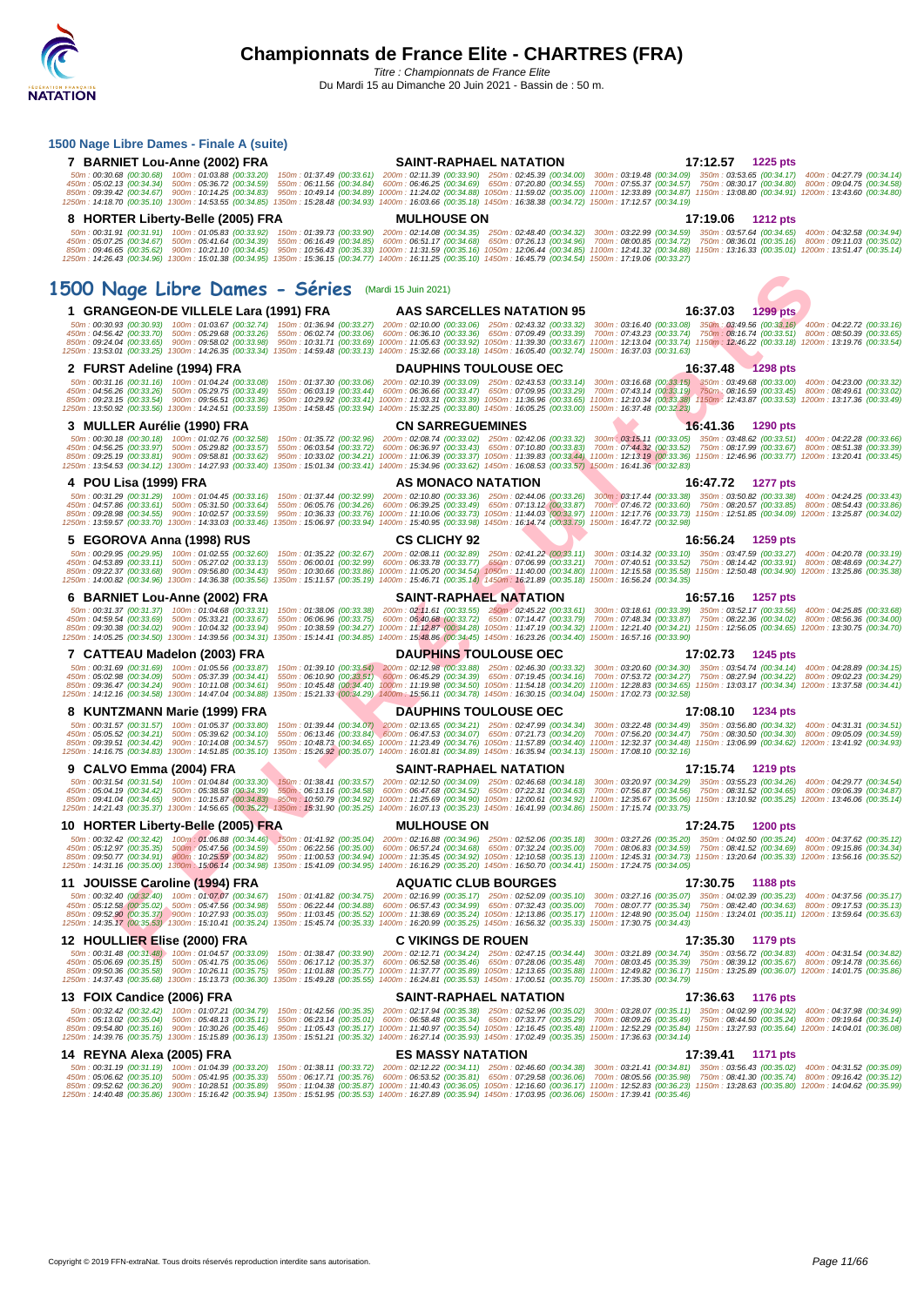# Championnats de France Elite - CHARTRES (FRA)

Titre : Championnats de France Elite
Du Mardi 15 au Dimanche 20 Juin 2021 - Bassin de : 50 m.

## 1500 Nage Libre Dames - Finale A (suite)

**7 BARNIET Lou-Anne (2002) FRA** — SAINT-RAPHAEL NATATION — **17:12.57** — 1225 pts

50m : 00:30.68 (00:30.68) 100m : 01:03.88 (00:33.20) 150m : 01:37.49 (00:33.61) 200m : 02:11.39 (00:33.90) 250m : 02:45.39 (00:34.00) 300m : 03:19.48 (00:34.09) 350m : 03:53.65 (00:34.17) 400m : 04:27.79 (00:34.14)
450m : 05:02.13 (00:34.34) 500m : 05:36.72 (00:34.59) 550m : 06:11.56 (00:34.84) 600m : 06:46.25 (00:34.69) 650m : 07:20.80 (00:34.55) 700m : 07:55.37 (00:34.57) 750m : 08:30.17 (00:34.80) 800m : 09:04.75 (00:34.58)
850m : 09:39.42 (00:34.67) 900m : 10:14.25 (00:34.83) 950m : 10:49.14 (00:34.89) 1000m : 11:24.02 (00:34.88) 1050m : 11:59.02 (00:35.00) 1100m : 12:33.89 (00:34.87) 1150m : 13:08.80 (00:34.91) 1200m : 13:43.60 (00:34.80)
1250m : 14:18.70 (00:35.10) 1300m : 14:53.55 (00:34.85) 1350m : 15:28.48 (00:34.93) 1400m : 16:03.66 (00:35.18) 1450m : 16:38.38 (00:34.72) 1500m : 17:12.57 (00:34.19)

**8 HORTER Liberty-Belle (2005) FRA** — MULHOUSE ON — **17:19.06** — 1212 pts

50m : 00:31.91 (00:31.91) 100m : 01:05.83 (00:33.92) 150m : 01:39.73 (00:33.90) 200m : 02:14.08 (00:34.35) 250m : 02:48.40 (00:34.32) 300m : 03:22.99 (00:34.59) 350m : 03:57.64 (00:34.65) 400m : 04:32.58 (00:34.94)
450m : 05:07.25 (00:34.67) 500m : 05:41.64 (00:34.39) 550m : 06:16.49 (00:34.85) 600m : 06:51.17 (00:34.68) 650m : 07:26.13 (00:34.96) 700m : 08:00.85 (00:34.72) 750m : 08:36.01 (00:35.16) 800m : 09:11.03 (00:35.02)
850m : 09:46.65 (00:35.62) 900m : 10:21.10 (00:34.45) 950m : 10:56.43 (00:35.33) 1000m : 11:31.59 (00:35.16) 1050m : 12:06.44 (00:34.85) 1100m : 12:41.32 (00:34.88) 1150m : 13:16.33 (00:35.01) 1200m : 13:51.47 (00:35.14)
1250m : 14:26.43 (00:34.96) 1300m : 15:01.38 (00:34.95) 1350m : 15:36.15 (00:34.77) 1400m : 16:11.25 (00:35.10) 1450m : 16:45.79 (00:34.54) 1500m : 17:19.06 (00:33.27)

## 1500 Nage Libre Dames - Séries (Mardi 15 Juin 2021)

**1 GRANGEON-DE VILLELE Lara (1991) FRA** — AAS SARCELLES NATATION 95 — **16:37.03** — 1299 pts

50m : 00:30.93 (00:30.93) 100m : 01:03.67 (00:32.74) 150m : 01:36.94 (00:33.27) 200m : 02:10.00 (00:33.06) 250m : 02:43.32 (00:33.32) 300m : 03:16.40 (00:33.08) 350m : 03:49.56 (00:33.16) 400m : 04:22.72 (00:33.16)
450m : 04:56.42 (00:33.70) 500m : 05:29.68 (00:33.26) 550m : 06:02.74 (00:33.06) 600m : 06:36.10 (00:33.36) 650m : 07:09.49 (00:33.39) 700m : 07:43.23 (00:33.74) 750m : 08:16.74 (00:33.51) 800m : 08:50.39 (00:33.65)
850m : 09:24.04 (00:33.65) 900m : 09:58.02 (00:33.98) 950m : 10:31.71 (00:33.69) 1000m : 11:05.63 (00:33.92) 1050m : 11:39.30 (00:33.67) 1100m : 12:13.04 (00:33.74) 1150m : 12:46.22 (00:33.18) 1200m : 13:19.76 (00:33.54)
1250m : 13:53.01 (00:33.25) 1300m : 14:26.35 (00:33.34) 1350m : 14:59.48 (00:33.13) 1400m : 15:32.66 (00:33.18) 1450m : 16:05.40 (00:32.74) 1500m : 16:37.03 (00:31.63)

**2 FURST Adeline (1994) FRA** — DAUPHINS TOULOUSE OEC — **16:37.48** — 1298 pts

50m : 00:31.16 (00:31.16) 100m : 01:04.24 (00:33.08) 150m : 01:37.30 (00:33.06) 200m : 02:10.39 (00:33.09) 250m : 02:43.53 (00:33.14) 300m : 03:16.68 (00:33.15) 350m : 03:49.68 (00:33.00) 400m : 04:23.00 (00:33.32)
450m : 04:56.26 (00:33.26) 500m : 05:29.75 (00:33.49) 550m : 06:03.19 (00:33.44) 600m : 06:36.66 (00:33.47) 650m : 07:09.95 (00:33.29) 700m : 07:43.14 (00:33.19) 750m : 08:16.59 (00:33.45) 800m : 08:49.61 (00:33.02)
850m : 09:23.15 (00:33.54) 900m : 09:56.51 (00:33.36) 950m : 10:29.92 (00:33.41) 1000m : 11:03.31 (00:33.39) 1050m : 11:36.96 (00:33.65) 1100m : 12:10.34 (00:33.38) 1150m : 12:43.87 (00:33.53) 1200m : 13:17.36 (00:33.49)
1250m : 13:50.92 (00:33.56) 1300m : 14:24.51 (00:33.59) 1350m : 14:58.45 (00:33.94) 1400m : 15:32.25 (00:33.80) 1450m : 16:05.25 (00:33.00) 1500m : 16:37.48 (00:32.23)

**3 MULLER Aurélie (1990) FRA** — CN SARREGUEMINES — **16:41.36** — 1290 pts

50m : 00:30.18 (00:30.18) 100m : 01:02.76 (00:32.58) 150m : 01:35.72 (00:32.96) 200m : 02:08.74 (00:33.02) 250m : 02:42.06 (00:33.32) 300m : 03:15.11 (00:33.05) 350m : 03:48.62 (00:33.51) 400m : 04:22.28 (00:33.66)
450m : 04:56.25 (00:33.97) 500m : 05:29.82 (00:33.57) 550m : 06:03.54 (00:33.72) 600m : 06:36.97 (00:33.43) 650m : 07:10.80 (00:33.83) 700m : 07:44.32 (00:33.52) 750m : 08:17.99 (00:33.67) 800m : 08:51.38 (00:33.39)
850m : 09:25.19 (00:33.81) 900m : 09:58.81 (00:33.62) 950m : 10:33.02 (00:34.21) 1000m : 11:06.39 (00:33.37) 1050m : 11:39.83 (00:33.44) 1100m : 12:13.19 (00:33.36) 1150m : 12:46.96 (00:33.77) 1200m : 13:20.41 (00:33.45)
1250m : 13:54.53 (00:34.12) 1300m : 14:27.93 (00:33.40) 1350m : 15:01.34 (00:33.41) 1400m : 15:34.96 (00:33.62) 1450m : 16:08.53 (00:33.57) 1500m : 16:41.36 (00:32.83)

**4 POU Lisa (1999) FRA** — AS MONACO NATATION — **16:47.72** — 1277 pts

50m : 00:31.29 (00:31.29) 100m : 01:04.45 (00:33.16) 150m : 01:37.44 (00:32.99) 200m : 02:10.80 (00:33.36) 250m : 02:44.06 (00:33.26) 300m : 03:17.44 (00:33.38) 350m : 03:50.82 (00:33.38) 400m : 04:24.25 (00:33.43)
450m : 04:57.86 (00:33.61) 500m : 05:31.50 (00:33.64) 550m : 06:05.76 (00:34.26) 600m : 06:39.25 (00:33.49) 650m : 07:13.12 (00:33.87) 700m : 07:46.72 (00:33.60) 750m : 08:20.57 (00:33.85) 800m : 08:54.43 (00:33.86)
850m : 09:28.98 (00:34.55) 900m : 10:02.57 (00:33.59) 950m : 10:36.33 (00:33.76) 1000m : 11:10.06 (00:33.73) 1050m : 11:44.03 (00:33.97) 1100m : 12:17.76 (00:33.73) 1150m : 12:51.85 (00:34.09) 1200m : 13:25.87 (00:34.02)
1250m : 13:59.57 (00:33.70) 1300m : 14:33.03 (00:33.46) 1350m : 15:06.97 (00:33.94) 1400m : 15:40.95 (00:33.98) 1450m : 16:14.74 (00:33.79) 1500m : 16:47.72 (00:32.98)

**5 EGOROVA Anna (1998) RUS** — CS CLICHY 92 — **16:56.24** — 1259 pts

50m : 00:29.95 (00:29.95) 100m : 01:02.55 (00:32.60) 150m : 01:35.22 (00:32.67) 200m : 02:08.11 (00:32.89) 250m : 02:41.22 (00:33.11) 300m : 03:14.32 (00:33.10) 350m : 03:47.59 (00:33.27) 400m : 04:20.78 (00:33.19)
450m : 04:53.89 (00:33.11) 500m : 05:27.02 (00:33.13) 550m : 06:00.01 (00:32.99) 600m : 06:33.78 (00:33.77) 650m : 07:06.99 (00:33.21) 700m : 07:40.51 (00:33.52) 750m : 08:14.42 (00:33.91) 800m : 08:48.69 (00:34.27)
850m : 09:22.37 (00:33.68) 900m : 09:56.80 (00:34.43) 950m : 10:30.66 (00:33.86) 1000m : 11:05.20 (00:34.54) 1050m : 11:40.00 (00:34.80) 1100m : 12:15.58 (00:35.58) 1150m : 12:50.48 (00:34.90) 1200m : 13:25.86 (00:35.38)
1250m : 14:00.82 (00:34.96) 1300m : 14:36.38 (00:35.56) 1350m : 15:11.57 (00:35.19) 1400m : 15:46.71 (00:35.14) 1450m : 16:21.89 (00:35.18) 1500m : 16:56.24 (00:34.35)

**6 BARNIET Lou-Anne (2002) FRA** — SAINT-RAPHAEL NATATION — **16:57.16** — 1257 pts

50m : 00:31.37 (00:31.37) 100m : 01:04.68 (00:33.31) 150m : 01:38.06 (00:33.38) 200m : 02:11.61 (00:33.55) 250m : 02:45.22 (00:33.61) 300m : 03:18.61 (00:33.39) 350m : 03:52.17 (00:33.56) 400m : 04:25.85 (00:33.68)
450m : 04:59.54 (00:33.69) 500m : 05:33.21 (00:33.67) 550m : 06:06.96 (00:33.75) 600m : 06:40.68 (00:33.72) 650m : 07:14.47 (00:33.79) 700m : 07:48.34 (00:33.87) 750m : 08:22.36 (00:34.02) 800m : 08:56.36 (00:34.00)
850m : 09:30.38 (00:34.02) 900m : 10:04.32 (00:33.94) 950m : 10:38.59 (00:34.27) 1000m : 11:12.87 (00:34.28) 1050m : 11:47.19 (00:34.32) 1100m : 12:21.40 (00:34.21) 1150m : 12:56.05 (00:34.65) 1200m : 13:30.75 (00:34.70)
1250m : 14:05.25 (00:34.50) 1300m : 14:39.56 (00:34.31) 1350m : 15:14.41 (00:34.85) 1400m : 15:48.86 (00:34.45) 1450m : 16:23.26 (00:34.40) 1500m : 16:57.16 (00:33.90)

**7 CATTEAU Madelon (2003) FRA** — DAUPHINS TOULOUSE OEC — **17:02.73** — 1245 pts

50m : 00:31.69 (00:31.69) 100m : 01:05.56 (00:33.87) 150m : 01:39.10 (00:33.54) 200m : 02:12.98 (00:33.88) 250m : 02:46.30 (00:33.32) 300m : 03:20.60 (00:34.30) 350m : 03:54.74 (00:34.14) 400m : 04:28.89 (00:34.15)
450m : 05:02.98 (00:34.09) 500m : 05:37.39 (00:34.41) 550m : 06:10.90 (00:33.51) 600m : 06:45.29 (00:34.39) 650m : 07:19.45 (00:34.16) 700m : 07:53.72 (00:34.27) 750m : 08:27.94 (00:34.22) 800m : 09:02.23 (00:34.29)
850m : 09:36.47 (00:34.24) 900m : 10:11.08 (00:34.61) 950m : 10:45.48 (00:34.40) 1000m : 11:19.98 (00:34.50) 1050m : 11:54.18 (00:34.20) 1100m : 12:28.83 (00:34.65) 1150m : 13:03.17 (00:34.34) 1200m : 13:37.58 (00:34.41)
1250m : 14:12.16 (00:34.58) 1300m : 14:47.04 (00:34.88) 1350m : 15:21.33 (00:34.29) 1400m : 15:56.11 (00:34.78) 1450m : 16:30.15 (00:34.04) 1500m : 17:02.73 (00:32.58)

**8 KUNTZMANN Marie (1999) FRA** — DAUPHINS TOULOUSE OEC — **17:08.10** — 1234 pts

50m : 00:31.57 (00:31.57) 100m : 01:05.37 (00:33.80) 150m : 01:39.44 (00:34.07) 200m : 02:13.65 (00:34.21) 250m : 02:47.99 (00:34.34) 300m : 03:22.48 (00:34.49) 350m : 03:56.80 (00:34.32) 400m : 04:31.31 (00:34.51)
450m : 05:05.52 (00:34.21) 500m : 05:39.62 (00:34.10) 550m : 06:13.46 (00:33.84) 600m : 06:47.53 (00:34.07) 650m : 07:21.73 (00:34.20) 700m : 07:56.20 (00:34.47) 750m : 08:30.50 (00:34.30) 800m : 09:05.09 (00:34.59)
850m : 09:39.51 (00:34.42) 900m : 10:14.08 (00:34.57) 950m : 10:48.73 (00:34.65) 1000m : 11:23.49 (00:34.76) 1050m : 11:57.89 (00:34.40) 1100m : 12:32.37 (00:34.48) 1150m : 13:06.99 (00:34.62) 1200m : 13:41.92 (00:34.93)
1250m : 14:16.75 (00:34.83) 1300m : 14:51.85 (00:35.10) 1350m : 15:26.92 (00:35.07) 1400m : 16:01.81 (00:34.89) 1450m : 16:35.94 (00:34.13) 1500m : 17:08.10 (00:32.16)

**9 CALVO Emma (2004) FRA** — SAINT-RAPHAEL NATATION — **17:15.74** — 1219 pts

50m : 00:31.54 (00:31.54) 100m : 01:04.84 (00:33.30) 150m : 01:38.41 (00:33.57) 200m : 02:12.50 (00:34.09) 250m : 02:46.68 (00:34.18) 300m : 03:20.97 (00:34.29) 350m : 03:55.23 (00:34.26) 400m : 04:29.77 (00:34.54)
450m : 05:04.19 (00:34.42) 500m : 05:38.58 (00:34.39) 550m : 06:13.16 (00:34.58) 600m : 06:47.68 (00:34.52) 650m : 07:22.31 (00:34.63) 700m : 07:56.87 (00:34.56) 750m : 08:31.52 (00:34.65) 800m : 09:06.39 (00:34.87)
850m : 09:41.04 (00:34.65) 900m : 10:15.87 (00:34.83) 950m : 10:50.79 (00:34.92) 1000m : 11:25.69 (00:34.90) 1050m : 12:00.61 (00:34.92) 1100m : 12:35.67 (00:35.06) 1150m : 13:10.92 (00:35.25) 1200m : 13:46.06 (00:35.14)
1250m : 14:21.43 (00:35.37) 1300m : 14:56.65 (00:35.22) 1350m : 15:31.90 (00:35.25) 1400m : 16:07.13 (00:35.23) 1450m : 16:41.99 (00:34.86) 1500m : 17:15.74 (00:33.75)

**10 HORTER Liberty-Belle (2005) FRA** — MULHOUSE ON — **17:24.75** — 1200 pts

50m : 00:32.42 (00:32.42) 100m : 01:06.88 (00:34.46) 150m : 01:41.92 (00:35.04) 200m : 02:16.88 (00:34.96) 250m : 02:52.06 (00:35.18) 300m : 03:27.26 (00:35.20) 350m : 04:02.50 (00:35.24) 400m : 04:37.62 (00:35.12)
450m : 05:12.97 (00:35.35) 500m : 05:47.56 (00:34.59) 550m : 06:22.56 (00:35.00) 600m : 06:57.24 (00:34.68) 650m : 07:32.24 (00:35.00) 700m : 08:06.83 (00:34.59) 750m : 08:41.52 (00:34.69) 800m : 09:15.86 (00:34.34)
850m : 09:50.77 (00:34.91) 900m : 10:25.59 (00:34.82) 950m : 11:00.53 (00:34.94) 1000m : 11:35.45 (00:34.92) 1050m : 12:10.58 (00:35.13) 1100m : 12:45.31 (00:34.73) 1150m : 13:20.64 (00:35.33) 1200m : 13:56.16 (00:35.52)
1250m : 14:31.16 (00:35.00) 1300m : 15:06.14 (00:34.98) 1350m : 15:41.09 (00:34.95) 1400m : 16:16.29 (00:35.20) 1450m : 16:50.70 (00:34.41) 1500m : 17:24.75 (00:34.05)

**11 JOUISSE Caroline (1994) FRA** — AQUATIC CLUB BOURGES — **17:30.75** — 1188 pts

50m : 00:32.40 (00:32.40) 100m : 01:07.07 (00:34.67) 150m : 01:41.82 (00:34.75) 200m : 02:16.99 (00:35.17) 250m : 02:52.09 (00:35.10) 300m : 03:27.16 (00:35.07) 350m : 04:02.39 (00:35.23) 400m : 04:37.56 (00:35.17)
450m : 05:12.58 (00:35.02) 500m : 05:47.56 (00:34.98) 550m : 06:22.44 (00:34.88) 600m : 06:57.43 (00:34.99) 650m : 07:32.43 (00:35.00) 700m : 08:07.77 (00:35.34) 750m : 08:42.40 (00:34.63) 800m : 09:17.53 (00:35.13)
850m : 09:52.90 (00:35.37) 900m : 10:27.93 (00:35.03) 950m : 11:03.45 (00:35.52) 1000m : 11:38.69 (00:35.24) 1050m : 12:13.86 (00:35.17) 1100m : 12:48.90 (00:35.04) 1150m : 13:24.01 (00:35.11) 1200m : 13:59.64 (00:35.63)
1250m : 14:35.17 (00:35.53) 1300m : 15:10.41 (00:35.24) 1350m : 15:45.74 (00:35.33) 1400m : 16:20.99 (00:35.25) 1450m : 16:56.32 (00:35.33) 1500m : 17:30.75 (00:34.43)

**12 HOULLIER Elise (2000) FRA** — C VIKINGS DE ROUEN — **17:35.30** — 1179 pts

50m : 00:31.48 (00:31.48) 100m : 01:04.57 (00:33.09) 150m : 01:38.47 (00:33.90) 200m : 02:12.71 (00:34.24) 250m : 02:47.15 (00:34.44) 300m : 03:21.89 (00:34.74) 350m : 03:56.72 (00:34.83) 400m : 04:31.54 (00:34.82)
450m : 05:06.69 (00:35.15) 500m : 05:41.75 (00:35.06) 550m : 06:17.12 (00:35.37) 600m : 06:52.58 (00:35.46) 650m : 07:28.06 (00:35.48) 700m : 08:03.45 (00:35.39) 750m : 08:39.12 (00:35.67) 800m : 09:14.78 (00:35.66)
850m : 09:50.36 (00:35.58) 900m : 10:26.11 (00:35.75) 950m : 11:01.88 (00:35.77) 1000m : 11:37.77 (00:35.89) 1050m : 12:13.65 (00:35.88) 1100m : 12:49.82 (00:36.17) 1150m : 13:25.89 (00:36.07) 1200m : 14:01.75 (00:35.86)
1250m : 14:37.43 (00:35.68) 1300m : 15:13.73 (00:36.30) 1350m : 15:49.28 (00:35.55) 1400m : 16:24.81 (00:35.53) 1450m : 17:00.51 (00:35.70) 1500m : 17:35.30 (00:34.79)

**13 FOIX Candice (2006) FRA** — SAINT-RAPHAEL NATATION — **17:36.63** — 1176 pts

50m : 00:32.42 (00:32.42) 100m : 01:07.21 (00:34.79) 150m : 01:42.56 (00:35.35) 200m : 02:17.94 (00:35.38) 250m : 02:52.96 (00:35.02) 300m : 03:28.07 (00:35.11) 350m : 04:02.99 (00:34.92) 400m : 04:37.98 (00:34.99)
450m : 05:13.02 (00:35.04) 500m : 05:48.13 (00:35.11) 550m : 06:23.14 (00:35.01) 600m : 06:58.48 (00:35.34) 650m : 07:33.77 (00:35.29) 700m : 08:09.26 (00:35.49) 750m : 08:44.50 (00:35.24) 800m : 09:19.64 (00:35.14)
850m : 09:54.80 (00:35.16) 900m : 10:30.26 (00:35.46) 950m : 11:05.43 (00:35.17) 1000m : 11:40.97 (00:35.54) 1050m : 12:16.45 (00:35.48) 1100m : 12:52.29 (00:35.84) 1150m : 13:27.93 (00:35.64) 1200m : 14:04.01 (00:36.08)
1250m : 14:39.76 (00:35.75) 1300m : 15:15.89 (00:36.13) 1350m : 15:51.21 (00:35.32) 1400m : 16:27.14 (00:35.93) 1450m : 17:02.49 (00:35.35) 1500m : 17:36.63 (00:34.14)

**14 REYNA Alexa (2005) FRA** — ES MASSY NATATION — **17:39.41** — 1171 pts

50m : 00:31.19 (00:31.19) 100m : 01:04.39 (00:33.20) 150m : 01:38.11 (00:33.72) 200m : 02:12.22 (00:34.11) 250m : 02:46.60 (00:34.38) 300m : 03:21.41 (00:34.81) 350m : 03:56.43 (00:35.02) 400m : 04:31.52 (00:35.09)
450m : 05:06.62 (00:35.10) 500m : 05:41.95 (00:35.33) 550m : 06:17.71 (00:35.76) 600m : 06:53.52 (00:35.81) 650m : 07:29.58 (00:36.06) 700m : 08:05.56 (00:35.98) 750m : 08:41.30 (00:35.74) 800m : 09:16.42 (00:35.12)
850m : 09:52.62 (00:36.20) 900m : 10:28.51 (00:35.89) 950m : 11:04.38 (00:35.87) 1000m : 11:40.43 (00:36.05) 1050m : 12:16.60 (00:36.17) 1100m : 12:52.83 (00:36.23) 1150m : 13:28.63 (00:35.80) 1200m : 14:04.62 (00:35.99)
1250m : 14:40.48 (00:35.86) 1300m : 15:16.42 (00:35.94) 1350m : 15:51.95 (00:35.53) 1400m : 16:27.89 (00:35.94) 1450m : 17:03.95 (00:36.06) 1500m : 17:39.41 (00:35.46)

Copyright © 2019 FFN-extraNat. Tous droits réservés reproduction interdite sans autorisation.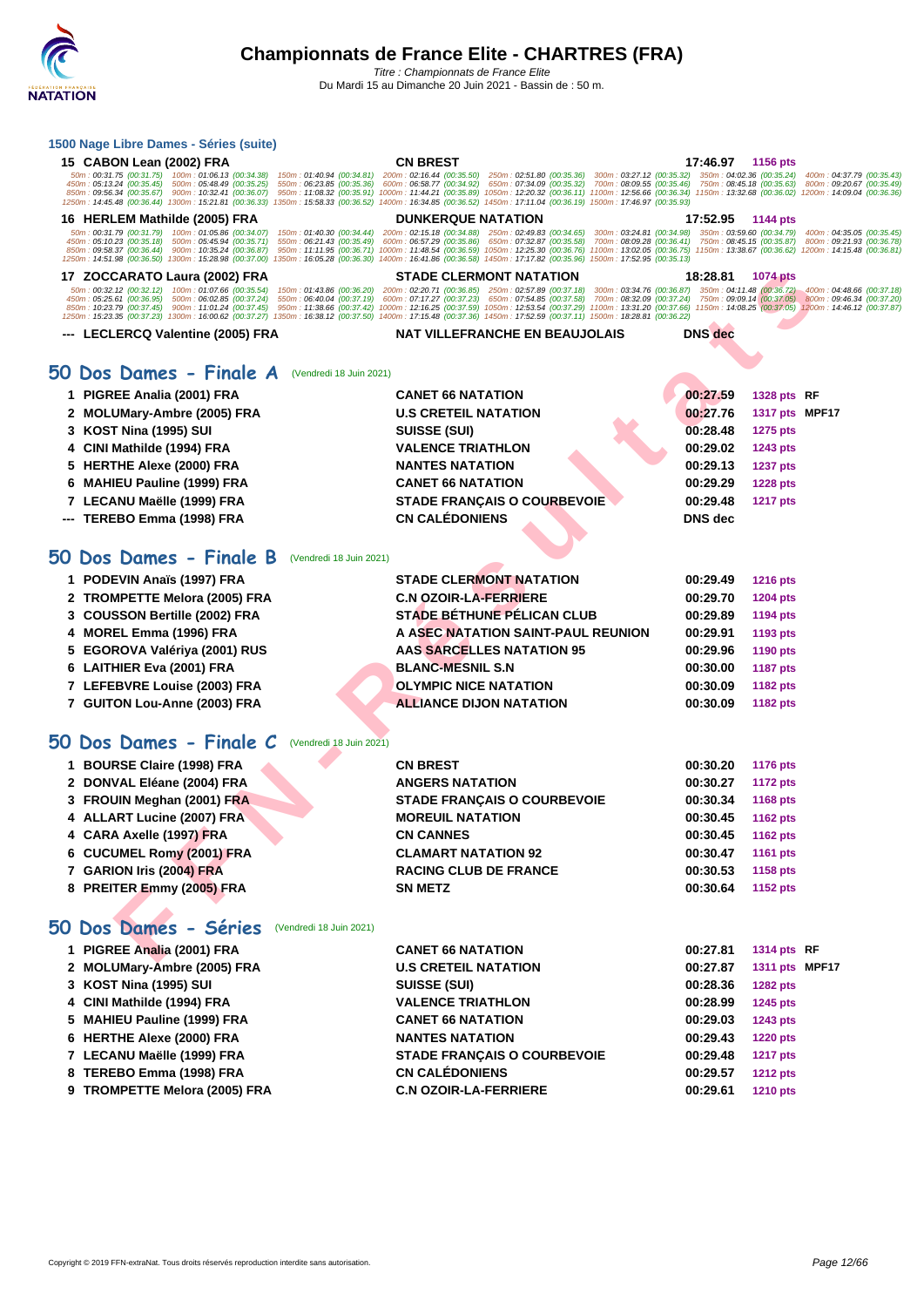## 1500 Nage Libre Dames - Séries (suite)

**15 CABON Lean (2002) FRA** — CN BREST — 17:46.97 — 1156 pts

50m : 00:31.75 (00:31.75) 100m : 01:06.13 (00:34.38) 150m : 01:40.94 (00:34.81) 200m : 02:16.44 (00:35.50) 250m : 02:51.80 (00:35.36) 300m : 03:27.12 (00:35.32) 350m : 04:02.36 (00:35.24) 400m : 04:37.79 (00:35.43)
450m : 05:13.24 (00:35.45) 500m : 05:48.49 (00:35.25) 550m : 06:23.85 (00:35.36) 600m : 06:58.77 (00:34.92) 650m : 07:34.09 (00:35.32) 700m : 08:09.55 (00:35.46) 750m : 08:45.18 (00:35.63) 800m : 09:20.67 (00:35.49)
850m : 09:56.34 (00:35.67) 900m : 10:32.41 (00:36.07) 950m : 11:08.32 (00:35.91) 1000m : 11:44.21 (00:35.89) 1050m : 12:20.32 (00:36.11) 1100m : 12:56.66 (00:36.34) 1150m : 13:32.68 (00:36.02) 1200m : 14:09.04 (00:36.36)
1250m : 14:45.48 (00:36.44) 1300m : 15:21.81 (00:36.33) 1350m : 15:58.33 (00:36.52) 1400m : 16:34.85 (00:36.52) 1450m : 17:11.04 (00:36.19) 1500m : 17:46.97 (00:35.93)

**16 HERLEM Mathilde (2005) FRA** — DUNKERQUE NATATION — 17:52.95 — 1144 pts

50m : 00:31.79 (00:31.79) 100m : 01:05.86 (00:34.07) 150m : 01:40.30 (00:34.44) 200m : 02:15.18 (00:34.88) 250m : 02:49.83 (00:34.65) 300m : 03:24.81 (00:34.98) 350m : 03:59.60 (00:34.79) 400m : 04:35.05 (00:35.45)
450m : 05:10.23 (00:35.18) 500m : 05:45.94 (00:35.71) 550m : 06:21.43 (00:35.49) 600m : 06:57.29 (00:35.86) 650m : 07:32.87 (00:35.58) 700m : 08:09.28 (00:36.41) 750m : 08:45.15 (00:35.87) 800m : 09:21.93 (00:36.78)
850m : 09:58.37 (00:36.44) 900m : 10:35.24 (00:36.87) 950m : 11:11.95 (00:36.71) 1000m : 11:48.54 (00:36.59) 1050m : 12:25.30 (00:36.76) 1100m : 13:02.05 (00:36.75) 1150m : 13:38.67 (00:36.62) 1200m : 14:15.48 (00:36.81)
1250m : 14:51.98 (00:36.50) 1300m : 15:28.98 (00:37.00) 1350m : 16:05.28 (00:36.30) 1400m : 16:41.86 (00:36.58) 1450m : 17:17.82 (00:35.96) 1500m : 17:52.95 (00:35.13)

**17 ZOCCARATO Laura (2002) FRA** — STADE CLERMONT NATATION — 18:28.81 — 1074 pts

50m : 00:32.12 (00:32.12) 100m : 01:07.66 (00:35.54) 150m : 01:43.86 (00:36.20) 200m : 02:20.71 (00:36.85) 250m : 02:57.89 (00:37.18) 300m : 03:34.76 (00:36.87) 350m : 04:11.48 (00:36.72) 400m : 04:48.66 (00:37.18)
450m : 05:25.61 (00:36.95) 500m : 06:02.85 (00:37.24) 550m : 06:40.04 (00:37.19) 600m : 07:17.27 (00:37.23) 650m : 07:54.85 (00:37.58) 700m : 08:32.09 (00:37.24) 750m : 09:09.14 (00:37.05) 800m : 09:46.34 (00:37.20)
850m : 10:23.79 (00:37.45) 900m : 11:01.24 (00:37.45) 950m : 11:38.66 (00:37.42) 1000m : 12:16.25 (00:37.59) 1050m : 12:53.54 (00:37.29) 1100m : 13:31.20 (00:37.66) 1150m : 14:08.25 (00:37.05) 1200m : 14:46.12 (00:37.87)
1250m : 15:23.35 (00:37.23) 1300m : 16:00.62 (00:37.27) 1350m : 16:38.12 (00:37.50) 1400m : 17:15.48 (00:37.36) 1450m : 17:52.59 (00:37.11) 1500m : 18:28.81 (00:36.22)

**--- LECLERCQ Valentine (2005) FRA** — NAT VILLEFRANCHE EN BEAUJOLAIS — DNS dec

## 50 Dos Dames - Finale A (Vendredi 18 Juin 2021)

| Pl. | Nom | Club | Temps | Points | |
|---|---|---|---|---|---|
| 1 | PIGREE Analia (2001) FRA | CANET 66 NATATION | 00:27.59 | 1328 pts | RF |
| 2 | MOLUMary-Ambre (2005) FRA | U.S CRETEIL NATATION | 00:27.76 | 1317 pts | MPF17 |
| 3 | KOST Nina (1995) SUI | SUISSE (SUI) | 00:28.48 | 1275 pts | |
| 4 | CINI Mathilde (1994) FRA | VALENCE TRIATHLON | 00:29.02 | 1243 pts | |
| 5 | HERTHE Alexe (2000) FRA | NANTES NATATION | 00:29.13 | 1237 pts | |
| 6 | MAHIEU Pauline (1999) FRA | CANET 66 NATATION | 00:29.29 | 1228 pts | |
| 7 | LECANU Maëlle (1999) FRA | STADE FRANÇAIS O COURBEVOIE | 00:29.48 | 1217 pts | |
| --- | TEREBO Emma (1998) FRA | CN CALÉDONIENS | DNS dec | | |

## 50 Dos Dames - Finale B (Vendredi 18 Juin 2021)

| Pl. | Nom | Club | Temps | Points |
|---|---|---|---|---|
| 1 | PODEVIN Anaïs (1997) FRA | STADE CLERMONT NATATION | 00:29.49 | 1216 pts |
| 2 | TROMPETTE Melora (2005) FRA | C.N OZOIR-LA-FERRIERE | 00:29.70 | 1204 pts |
| 3 | COUSSON Bertille (2002) FRA | STADE BÉTHUNE PÉLICAN CLUB | 00:29.89 | 1194 pts |
| 4 | MOREL Emma (1996) FRA | A ASEC NATATION SAINT-PAUL REUNION | 00:29.91 | 1193 pts |
| 5 | EGOROVA Valériya (2001) RUS | AAS SARCELLES NATATION 95 | 00:29.96 | 1190 pts |
| 6 | LAITHIER Eva (2001) FRA | BLANC-MESNIL S.N | 00:30.00 | 1187 pts |
| 7 | LEFEBVRE Louise (2003) FRA | OLYMPIC NICE NATATION | 00:30.09 | 1182 pts |
| 7 | GUITON Lou-Anne (2003) FRA | ALLIANCE DIJON NATATION | 00:30.09 | 1182 pts |

## 50 Dos Dames - Finale C (Vendredi 18 Juin 2021)

| Pl. | Nom | Club | Temps | Points |
|---|---|---|---|---|
| 1 | BOURSE Claire (1998) FRA | CN BREST | 00:30.20 | 1176 pts |
| 2 | DONVAL Eléane (2004) FRA | ANGERS NATATION | 00:30.27 | 1172 pts |
| 3 | FROUIN Meghan (2001) FRA | STADE FRANÇAIS O COURBEVOIE | 00:30.34 | 1168 pts |
| 4 | ALLART Lucine (2007) FRA | MOREUIL NATATION | 00:30.45 | 1162 pts |
| 4 | CARA Axelle (1997) FRA | CN CANNES | 00:30.45 | 1162 pts |
| 6 | CUCUMEL Romy (2001) FRA | CLAMART NATATION 92 | 00:30.47 | 1161 pts |
| 7 | GARION Iris (2004) FRA | RACING CLUB DE FRANCE | 00:30.53 | 1158 pts |
| 8 | PREITER Emmy (2005) FRA | SN METZ | 00:30.64 | 1152 pts |

## 50 Dos Dames - Séries (Vendredi 18 Juin 2021)

| Pl. | Nom | Club | Temps | Points | |
|---|---|---|---|---|---|
| 1 | PIGREE Analia (2001) FRA | CANET 66 NATATION | 00:27.81 | 1314 pts | RF |
| 2 | MOLUMary-Ambre (2005) FRA | U.S CRETEIL NATATION | 00:27.87 | 1311 pts | MPF17 |
| 3 | KOST Nina (1995) SUI | SUISSE (SUI) | 00:28.36 | 1282 pts | |
| 4 | CINI Mathilde (1994) FRA | VALENCE TRIATHLON | 00:28.99 | 1245 pts | |
| 5 | MAHIEU Pauline (1999) FRA | CANET 66 NATATION | 00:29.03 | 1243 pts | |
| 6 | HERTHE Alexe (2000) FRA | NANTES NATATION | 00:29.43 | 1220 pts | |
| 7 | LECANU Maëlle (1999) FRA | STADE FRANÇAIS O COURBEVOIE | 00:29.48 | 1217 pts | |
| 8 | TEREBO Emma (1998) FRA | CN CALÉDONIENS | 00:29.57 | 1212 pts | |
| 9 | TROMPETTE Melora (2005) FRA | C.N OZOIR-LA-FERRIERE | 00:29.61 | 1210 pts | |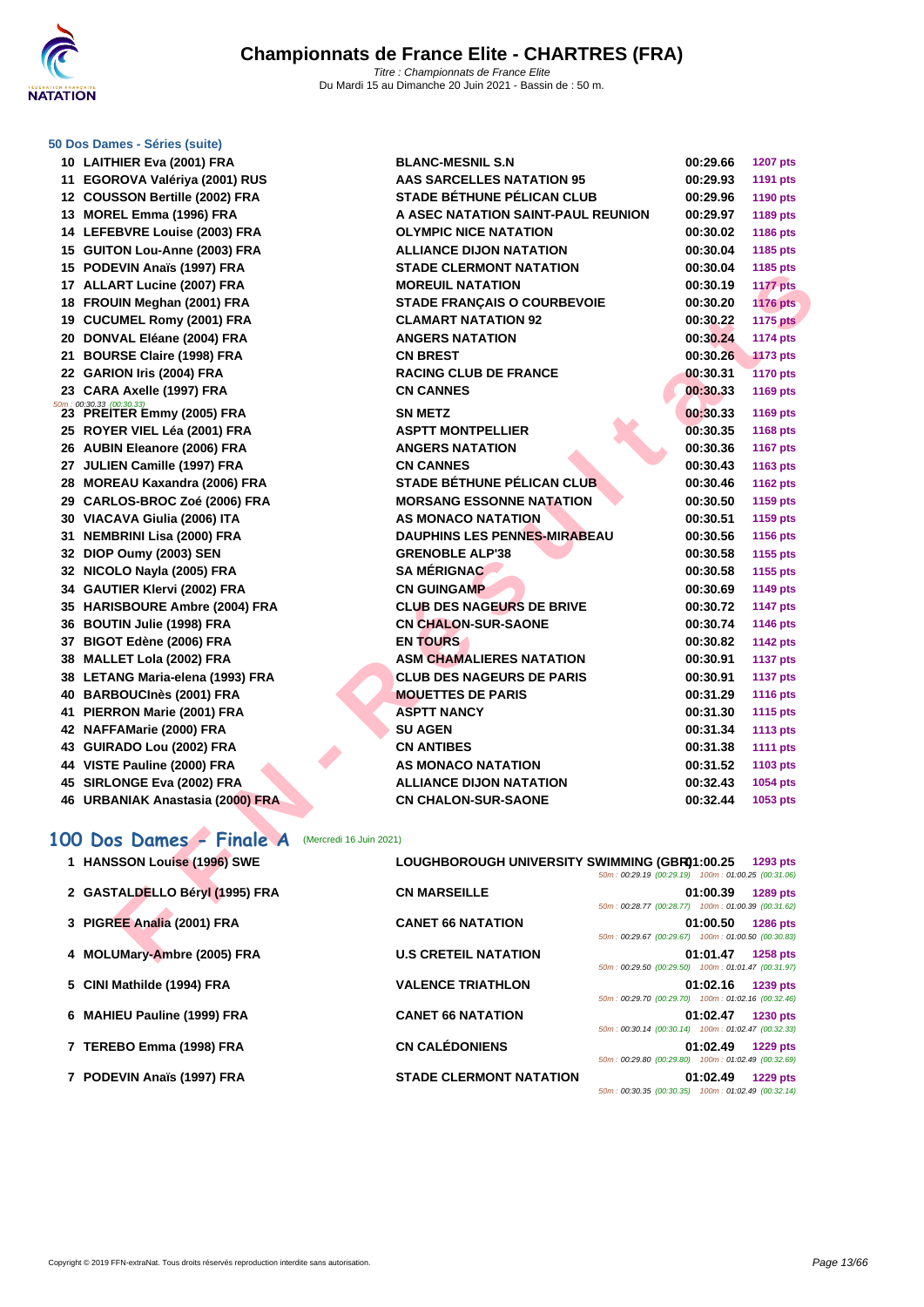### 50 Dos Dames - Séries (suite)

| Place | Nom | Club | Temps | Points |
|---|---|---|---|---|
| 10 | LAITHIER Eva (2001) FRA | BLANC-MESNIL S.N | 00:29.66 | 1207 pts |
| 11 | EGOROVA Valériya (2001) RUS | AAS SARCELLES NATATION 95 | 00:29.93 | 1191 pts |
| 12 | COUSSON Bertille (2002) FRA | STADE BÉTHUNE PÉLICAN CLUB | 00:29.96 | 1190 pts |
| 13 | MOREL Emma (1996) FRA | A ASEC NATATION SAINT-PAUL REUNION | 00:29.97 | 1189 pts |
| 14 | LEFEBVRE Louise (2003) FRA | OLYMPIC NICE NATATION | 00:30.02 | 1186 pts |
| 15 | GUITON Lou-Anne (2003) FRA | ALLIANCE DIJON NATATION | 00:30.04 | 1185 pts |
| 15 | PODEVIN Anaïs (1997) FRA | STADE CLERMONT NATATION | 00:30.04 | 1185 pts |
| 17 | ALLART Lucine (2007) FRA | MOREUIL NATATION | 00:30.19 | 1177 pts |
| 18 | FROUIN Meghan (2001) FRA | STADE FRANÇAIS O COURBEVOIE | 00:30.20 | 1176 pts |
| 19 | CUCUMEL Romy (2001) FRA | CLAMART NATATION 92 | 00:30.22 | 1175 pts |
| 20 | DONVAL Eléane (2004) FRA | ANGERS NATATION | 00:30.24 | 1174 pts |
| 21 | BOURSE Claire (1998) FRA | CN BREST | 00:30.26 | 1173 pts |
| 22 | GARION Iris (2004) FRA | RACING CLUB DE FRANCE | 00:30.31 | 1170 pts |
| 23 | CARA Axelle (1997) FRA | CN CANNES | 00:30.33 | 1169 pts |
| 23 | PREITER Emmy (2005) FRA<br>50m : 00:30.33 (00:30.33) | SN METZ | 00:30.33 | 1169 pts |
| 25 | ROYER VIEL Léa (2001) FRA | ASPTT MONTPELLIER | 00:30.35 | 1168 pts |
| 26 | AUBIN Eleanore (2006) FRA | ANGERS NATATION | 00:30.36 | 1167 pts |
| 27 | JULIEN Camille (1997) FRA | CN CANNES | 00:30.43 | 1163 pts |
| 28 | MOREAU Kaxandra (2006) FRA | STADE BÉTHUNE PÉLICAN CLUB | 00:30.46 | 1162 pts |
| 29 | CARLOS-BROC Zoé (2006) FRA | MORSANG ESSONNE NATATION | 00:30.50 | 1159 pts |
| 30 | VIACAVA Giulia (2006) ITA | AS MONACO NATATION | 00:30.51 | 1159 pts |
| 31 | NEMBRINI Lisa (2000) FRA | DAUPHINS LES PENNES-MIRABEAU | 00:30.56 | 1156 pts |
| 32 | DIOP Oumy (2003) SEN | GRENOBLE ALP'38 | 00:30.58 | 1155 pts |
| 32 | NICOLO Nayla (2005) FRA | SA MÉRIGNAC | 00:30.58 | 1155 pts |
| 34 | GAUTIER Klervi (2002) FRA | CN GUINGAMP | 00:30.69 | 1149 pts |
| 35 | HARISBOURE Ambre (2004) FRA | CLUB DES NAGEURS DE BRIVE | 00:30.72 | 1147 pts |
| 36 | BOUTIN Julie (1998) FRA | CN CHALON-SUR-SAONE | 00:30.74 | 1146 pts |
| 37 | BIGOT Edène (2006) FRA | EN TOURS | 00:30.82 | 1142 pts |
| 38 | MALLET Lola (2002) FRA | ASM CHAMALIERES NATATION | 00:30.91 | 1137 pts |
| 38 | LETANG Maria-elena (1993) FRA | CLUB DES NAGEURS DE PARIS | 00:30.91 | 1137 pts |
| 40 | BARBOUCInès (2001) FRA | MOUETTES DE PARIS | 00:31.29 | 1116 pts |
| 41 | PIERRON Marie (2001) FRA | ASPTT NANCY | 00:31.30 | 1115 pts |
| 42 | NAFFAMarie (2000) FRA | SU AGEN | 00:31.34 | 1113 pts |
| 43 | GUIRADO Lou (2002) FRA | CN ANTIBES | 00:31.38 | 1111 pts |
| 44 | VISTE Pauline (2000) FRA | AS MONACO NATATION | 00:31.52 | 1103 pts |
| 45 | SIRLONGE Eva (2002) FRA | ALLIANCE DIJON NATATION | 00:32.43 | 1054 pts |
| 46 | URBANIAK Anastasia (2000) FRA | CN CHALON-SUR-SAONE | 00:32.44 | 1053 pts |

## 100 Dos Dames - Finale A (Mercredi 16 Juin 2021)

| Place | Nom | Club | Temps | Points |
|---|---|---|---|---|
| 1 | HANSSON Louise (1996) SWE | LOUGHBOROUGH UNIVERSITY SWIMMING (GBR)<br>50m : 00:29.19 (00:29.19) 100m : 01:00.25 (00:31.06) | 01:00.25 | 1293 pts |
| 2 | GASTALDELLO Béryl (1995) FRA | CN MARSEILLE<br>50m : 00:28.77 (00:28.77) 100m : 01:00.39 (00:31.62) | 01:00.39 | 1289 pts |
| 3 | PIGREE Analia (2001) FRA | CANET 66 NATATION<br>50m : 00:29.67 (00:29.67) 100m : 01:00.50 (00:30.83) | 01:00.50 | 1286 pts |
| 4 | MOLUMary-Ambre (2005) FRA | U.S CRETEIL NATATION<br>50m : 00:29.50 (00:29.50) 100m : 01:01.47 (00:31.97) | 01:01.47 | 1258 pts |
| 5 | CINI Mathilde (1994) FRA | VALENCE TRIATHLON<br>50m : 00:29.70 (00:29.70) 100m : 01:02.16 (00:32.46) | 01:02.16 | 1239 pts |
| 6 | MAHIEU Pauline (1999) FRA | CANET 66 NATATION<br>50m : 00:30.14 (00:30.14) 100m : 01:02.47 (00:32.33) | 01:02.47 | 1230 pts |
| 7 | TEREBO Emma (1998) FRA | CN CALÉDONIENS<br>50m : 00:29.80 (00:29.80) 100m : 01:02.49 (00:32.69) | 01:02.49 | 1229 pts |
| 7 | PODEVIN Anaïs (1997) FRA | STADE CLERMONT NATATION<br>50m : 00:30.35 (00:30.35) 100m : 01:02.49 (00:32.14) | 01:02.49 | 1229 pts |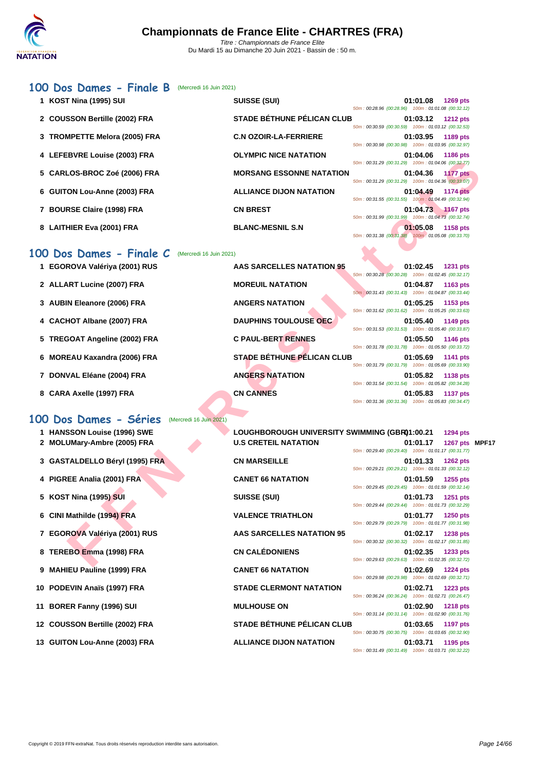# Championnats de France Elite - CHARTRES (FRA)

*Titre : Championnats de France Elite*
Du Mardi 15 au Dimanche 20 Juin 2021 - Bassin de : 50 m.

## 100 Dos Dames - Finale B (Mercredi 16 Juin 2021)

| Rang | Nageur | Club | Temps | Points | Splits |
|---|---|---|---|---|---|
| 1 | KOST Nina (1995) SUI | SUISSE (SUI) | 01:01.08 | 1269 pts | 50m : 00:28.96 (00:28.96) 100m : 01:01.08 (00:32.12) |
| 2 | COUSSON Bertille (2002) FRA | STADE BÉTHUNE PÉLICAN CLUB | 01:03.12 | 1212 pts | 50m : 00:30.59 (00:30.59) 100m : 01:03.12 (00:32.53) |
| 3 | TROMPETTE Melora (2005) FRA | C.N OZOIR-LA-FERRIERE | 01:03.95 | 1189 pts | 50m : 00:30.98 (00:30.98) 100m : 01:03.95 (00:32.97) |
| 4 | LEFEBVRE Louise (2003) FRA | OLYMPIC NICE NATATION | 01:04.06 | 1186 pts | 50m : 00:31.29 (00:31.29) 100m : 01:04.06 (00:32.77) |
| 5 | CARLOS-BROC Zoé (2006) FRA | MORSANG ESSONNE NATATION | 01:04.36 | 1177 pts | 50m : 00:31.29 (00:31.29) 100m : 01:04.36 (00:33.07) |
| 6 | GUITON Lou-Anne (2003) FRA | ALLIANCE DIJON NATATION | 01:04.49 | 1174 pts | 50m : 00:31.55 (00:31.55) 100m : 01:04.49 (00:32.94) |
| 7 | BOURSE Claire (1998) FRA | CN BREST | 01:04.73 | 1167 pts | 50m : 00:31.99 (00:31.99) 100m : 01:04.73 (00:32.74) |
| 8 | LAITHIER Eva (2001) FRA | BLANC-MESNIL S.N | 01:05.08 | 1158 pts | 50m : 00:31.38 (00:31.38) 100m : 01:05.08 (00:33.70) |

## 100 Dos Dames - Finale C (Mercredi 16 Juin 2021)

| Rang | Nageur | Club | Temps | Points | Splits |
|---|---|---|---|---|---|
| 1 | EGOROVA Valériya (2001) RUS | AAS SARCELLES NATATION 95 | 01:02.45 | 1231 pts | 50m : 00:30.28 (00:30.28) 100m : 01:02.45 (00:32.17) |
| 2 | ALLART Lucine (2007) FRA | MOREUIL NATATION | 01:04.87 | 1163 pts | 50m : 00:31.43 (00:31.43) 100m : 01:04.87 (00:33.44) |
| 3 | AUBIN Eleanore (2006) FRA | ANGERS NATATION | 01:05.25 | 1153 pts | 50m : 00:31.62 (00:31.62) 100m : 01:05.25 (00:33.63) |
| 4 | CACHOT Albane (2007) FRA | DAUPHINS TOULOUSE OEC | 01:05.40 | 1149 pts | 50m : 00:31.53 (00:31.53) 100m : 01:05.40 (00:33.87) |
| 5 | TREGOAT Angeline (2002) FRA | C PAUL-BERT RENNES | 01:05.50 | 1146 pts | 50m : 00:31.78 (00:31.78) 100m : 01:05.50 (00:33.72) |
| 6 | MOREAU Kaxandra (2006) FRA | STADE BÉTHUNE PÉLICAN CLUB | 01:05.69 | 1141 pts | 50m : 00:31.79 (00:31.79) 100m : 01:05.69 (00:33.90) |
| 7 | DONVAL Eléane (2004) FRA | ANGERS NATATION | 01:05.82 | 1138 pts | 50m : 00:31.54 (00:31.54) 100m : 01:05.82 (00:34.28) |
| 8 | CARA Axelle (1997) FRA | CN CANNES | 01:05.83 | 1137 pts | 50m : 00:31.36 (00:31.36) 100m : 01:05.83 (00:34.47) |

## 100 Dos Dames - Séries (Mercredi 16 Juin 2021)

| Rang | Nageur | Club | Temps | Points | Splits |
|---|---|---|---|---|---|
| 1 | HANSSON Louise (1996) SWE | LOUGHBOROUGH UNIVERSITY SWIMMING (GBR) | 01:00.21 | 1294 pts | |
| 2 | MOLUMary-Ambre (2005) FRA | U.S CRETEIL NATATION | 01:01.17 | 1267 pts MPF17 | 50m : 00:29.40 (00:29.40) 100m : 01:01.17 (00:31.77) |
| 3 | GASTALDELLO Béryl (1995) FRA | CN MARSEILLE | 01:01.33 | 1262 pts | 50m : 00:29.21 (00:29.21) 100m : 01:01.33 (00:32.12) |
| 4 | PIGREE Analia (2001) FRA | CANET 66 NATATION | 01:01.59 | 1255 pts | 50m : 00:29.45 (00:29.45) 100m : 01:01.59 (00:32.14) |
| 5 | KOST Nina (1995) SUI | SUISSE (SUI) | 01:01.73 | 1251 pts | 50m : 00:29.44 (00:29.44) 100m : 01:01.73 (00:32.29) |
| 6 | CINI Mathilde (1994) FRA | VALENCE TRIATHLON | 01:01.77 | 1250 pts | 50m : 00:29.79 (00:29.79) 100m : 01:01.77 (00:31.98) |
| 7 | EGOROVA Valériya (2001) RUS | AAS SARCELLES NATATION 95 | 01:02.17 | 1238 pts | 50m : 00:30.32 (00:30.32) 100m : 01:02.17 (00:31.85) |
| 8 | TEREBO Emma (1998) FRA | CN CALÉDONIENS | 01:02.35 | 1233 pts | 50m : 00:29.63 (00:29.63) 100m : 01:02.35 (00:32.72) |
| 9 | MAHIEU Pauline (1999) FRA | CANET 66 NATATION | 01:02.69 | 1224 pts | 50m : 00:29.98 (00:29.98) 100m : 01:02.69 (00:32.71) |
| 10 | PODEVIN Anaïs (1997) FRA | STADE CLERMONT NATATION | 01:02.71 | 1223 pts | 50m : 00:36.24 (00:36.24) 100m : 01:02.71 (00:26.47) |
| 11 | BORER Fanny (1996) SUI | MULHOUSE ON | 01:02.90 | 1218 pts | 50m : 00:31.14 (00:31.14) 100m : 01:02.90 (00:31.76) |
| 12 | COUSSON Bertille (2002) FRA | STADE BÉTHUNE PÉLICAN CLUB | 01:03.65 | 1197 pts | 50m : 00:30.75 (00:30.75) 100m : 01:03.65 (00:32.90) |
| 13 | GUITON Lou-Anne (2003) FRA | ALLIANCE DIJON NATATION | 01:03.71 | 1195 pts | 50m : 00:31.49 (00:31.49) 100m : 01:03.71 (00:32.22) |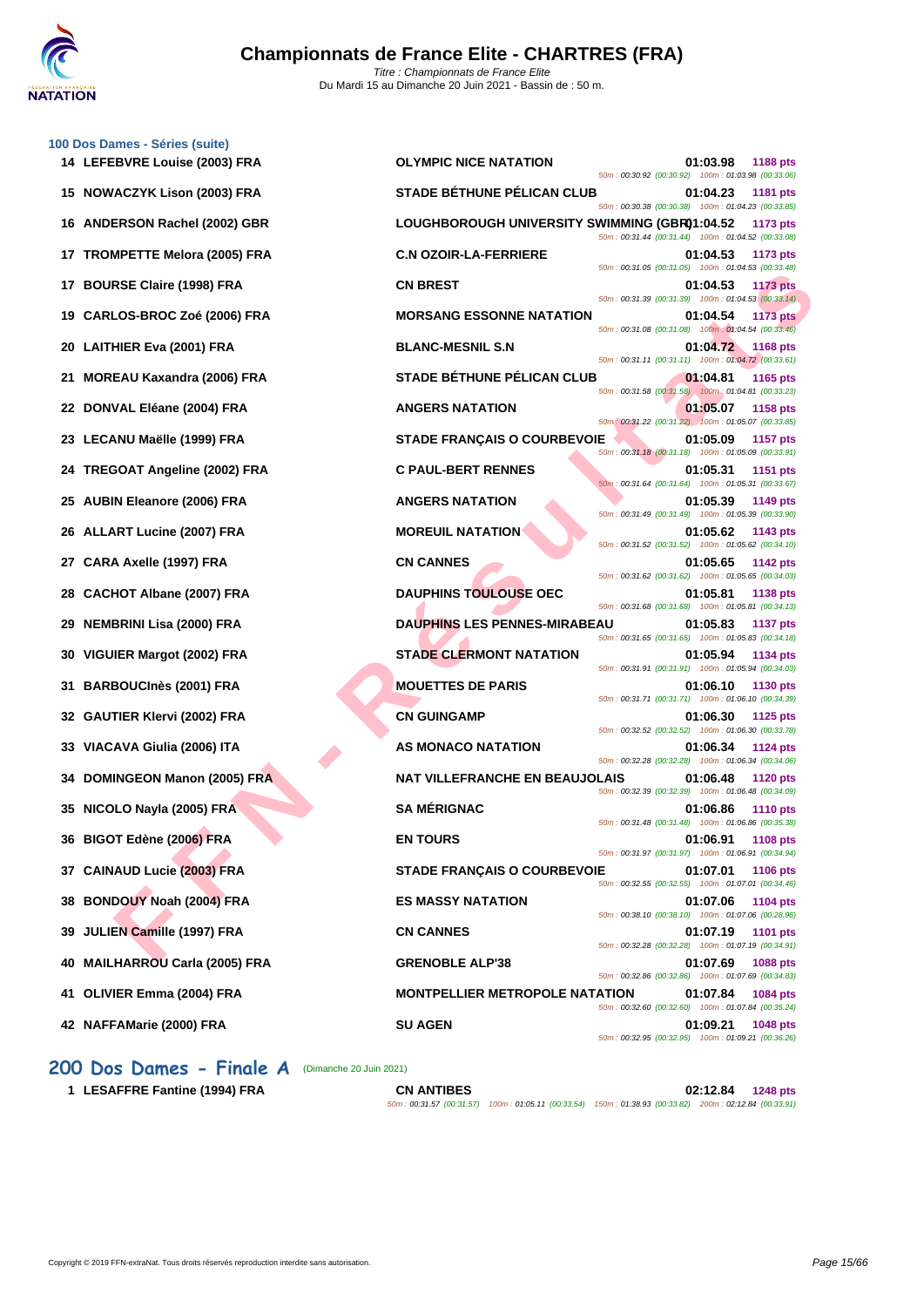# Championnats de France Elite - CHARTRES (FRA)

*Titre : Championnats de France Elite*
Du Mardi 15 au Dimanche 20 Juin 2021 - Bassin de : 50 m.

### 100 Dos Dames - Séries (suite)

| Rang | Nom | Club | Temps | Points | Splits |
|---|---|---|---|---|---|
| 14 | LEFEBVRE Louise (2003) FRA | OLYMPIC NICE NATATION | 01:03.98 | 1188 pts | 50m : 00:30.92 (00:30.92) 100m : 01:03.98 (00:33.06) |
| 15 | NOWACZYK Lison (2003) FRA | STADE BÉTHUNE PÉLICAN CLUB | 01:04.23 | 1181 pts | 50m : 00:30.38 (00:30.38) 100m : 01:04.23 (00:33.85) |
| 16 | ANDERSON Rachel (2002) GBR | LOUGHBOROUGH UNIVERSITY SWIMMING (GBR) | 01:04.52 | 1173 pts | 50m : 00:31.44 (00:31.44) 100m : 01:04.52 (00:33.08) |
| 17 | TROMPETTE Melora (2005) FRA | C.N OZOIR-LA-FERRIERE | 01:04.53 | 1173 pts | 50m : 00:31.05 (00:31.05) 100m : 01:04.53 (00:33.48) |
| 17 | BOURSE Claire (1998) FRA | CN BREST | 01:04.53 | 1173 pts | 50m : 00:31.39 (00:31.39) 100m : 01:04.53 (00:33.14) |
| 19 | CARLOS-BROC Zoé (2006) FRA | MORSANG ESSONNE NATATION | 01:04.54 | 1173 pts | 50m : 00:31.08 (00:31.08) 100m : 01:04.54 (00:33.46) |
| 20 | LAITHIER Eva (2001) FRA | BLANC-MESNIL S.N | 01:04.72 | 1168 pts | 50m : 00:31.11 (00:31.11) 100m : 01:04.72 (00:33.61) |
| 21 | MOREAU Kaxandra (2006) FRA | STADE BÉTHUNE PÉLICAN CLUB | 01:04.81 | 1165 pts | 50m : 00:31.58 (00:31.58) 100m : 01:04.81 (00:33.23) |
| 22 | DONVAL Eléane (2004) FRA | ANGERS NATATION | 01:05.07 | 1158 pts | 50m : 00:31.22 (00:31.22) 100m : 01:05.07 (00:33.85) |
| 23 | LECANU Maëlle (1999) FRA | STADE FRANÇAIS O COURBEVOIE | 01:05.09 | 1157 pts | 50m : 00:31.18 (00:31.18) 100m : 01:05.09 (00:33.91) |
| 24 | TREGOAT Angeline (2002) FRA | C PAUL-BERT RENNES | 01:05.31 | 1151 pts | 50m : 00:31.64 (00:31.64) 100m : 01:05.31 (00:33.67) |
| 25 | AUBIN Eleanore (2006) FRA | ANGERS NATATION | 01:05.39 | 1149 pts | 50m : 00:31.49 (00:31.49) 100m : 01:05.39 (00:33.90) |
| 26 | ALLART Lucine (2007) FRA | MOREUIL NATATION | 01:05.62 | 1143 pts | 50m : 00:31.52 (00:31.52) 100m : 01:05.62 (00:34.10) |
| 27 | CARA Axelle (1997) FRA | CN CANNES | 01:05.65 | 1142 pts | 50m : 00:31.62 (00:31.62) 100m : 01:05.65 (00:34.03) |
| 28 | CACHOT Albane (2007) FRA | DAUPHINS TOULOUSE OEC | 01:05.81 | 1138 pts | 50m : 00:31.68 (00:31.68) 100m : 01:05.81 (00:34.13) |
| 29 | NEMBRINI Lisa (2000) FRA | DAUPHINS LES PENNES-MIRABEAU | 01:05.83 | 1137 pts | 50m : 00:31.65 (00:31.65) 100m : 01:05.83 (00:34.18) |
| 30 | VIGUIER Margot (2002) FRA | STADE CLERMONT NATATION | 01:05.94 | 1134 pts | 50m : 00:31.91 (00:31.91) 100m : 01:05.94 (00:34.03) |
| 31 | BARBOUCInès (2001) FRA | MOUETTES DE PARIS | 01:06.10 | 1130 pts | 50m : 00:31.71 (00:31.71) 100m : 01:06.10 (00:34.39) |
| 32 | GAUTIER Klervi (2002) FRA | CN GUINGAMP | 01:06.30 | 1125 pts | 50m : 00:32.52 (00:32.52) 100m : 01:06.30 (00:33.78) |
| 33 | VIACAVA Giulia (2006) ITA | AS MONACO NATATION | 01:06.34 | 1124 pts | 50m : 00:32.28 (00:32.28) 100m : 01:06.34 (00:34.06) |
| 34 | DOMINGEON Manon (2005) FRA | NAT VILLEFRANCHE EN BEAUJOLAIS | 01:06.48 | 1120 pts | 50m : 00:32.39 (00:32.39) 100m : 01:06.48 (00:34.09) |
| 35 | NICOLO Nayla (2005) FRA | SA MÉRIGNAC | 01:06.86 | 1110 pts | 50m : 00:31.48 (00:31.48) 100m : 01:06.86 (00:35.38) |
| 36 | BIGOT Edène (2006) FRA | EN TOURS | 01:06.91 | 1108 pts | 50m : 00:31.97 (00:31.97) 100m : 01:06.91 (00:34.94) |
| 37 | CAINAUD Lucie (2003) FRA | STADE FRANÇAIS O COURBEVOIE | 01:07.01 | 1106 pts | 50m : 00:32.55 (00:32.55) 100m : 01:07.01 (00:34.46) |
| 38 | BONDOUY Noah (2004) FRA | ES MASSY NATATION | 01:07.06 | 1104 pts | 50m : 00:38.10 (00:38.10) 100m : 01:07.06 (00:28.96) |
| 39 | JULIEN Camille (1997) FRA | CN CANNES | 01:07.19 | 1101 pts | 50m : 00:32.28 (00:32.28) 100m : 01:07.19 (00:34.91) |
| 40 | MAILHARROU Carla (2005) FRA | GRENOBLE ALP'38 | 01:07.69 | 1088 pts | 50m : 00:32.86 (00:32.86) 100m : 01:07.69 (00:34.83) |
| 41 | OLIVIER Emma (2004) FRA | MONTPELLIER METROPOLE NATATION | 01:07.84 | 1084 pts | 50m : 00:32.60 (00:32.60) 100m : 01:07.84 (00:35.24) |
| 42 | NAFFAMarie (2000) FRA | SU AGEN | 01:09.21 | 1048 pts | 50m : 00:32.95 (00:32.95) 100m : 01:09.21 (00:36.26) |

## 200 Dos Dames - Finale A (Dimanche 20 Juin 2021)

| Rang | Nom | Club | Temps | Points | Splits |
|---|---|---|---|---|---|
| 1 | LESAFFRE Fantine (1994) FRA | CN ANTIBES | 02:12.84 | 1248 pts | 50m : 00:31.57 (00:31.57) 100m : 01:05.11 (00:33.54) 150m : 01:38.93 (00:33.82) 200m : 02:12.84 (00:33.91) |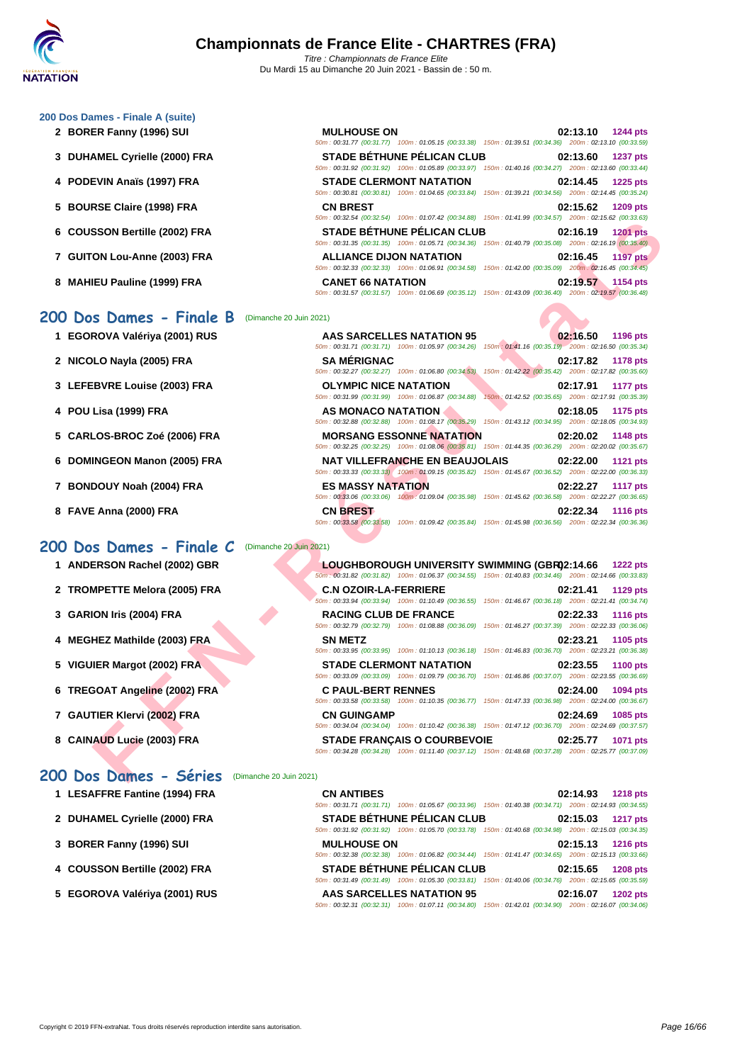### 200 Dos Dames - Finale A (suite)

| Rang | Nom | Club | Temps | Points |
|---|---|---|---|---|
| 2 | BORER Fanny (1996) SUI | MULHOUSE ON | 02:13.10 | 1244 pts |
| | | 50m : 00:31.77 (00:31.77) 100m : 01:05.15 (00:33.38) 150m : 01:39.51 (00:34.36) 200m : 02:13.10 (00:33.59) | | |
| 3 | DUHAMEL Cyrielle (2000) FRA | STADE BÉTHUNE PÉLICAN CLUB | 02:13.60 | 1237 pts |
| | | 50m : 00:31.92 (00:31.92) 100m : 01:05.89 (00:33.97) 150m : 01:40.16 (00:34.27) 200m : 02:13.60 (00:33.44) | | |
| 4 | PODEVIN Anaïs (1997) FRA | STADE CLERMONT NATATION | 02:14.45 | 1225 pts |
| | | 50m : 00:30.81 (00:30.81) 100m : 01:04.65 (00:33.84) 150m : 01:39.21 (00:34.56) 200m : 02:14.45 (00:35.24) | | |
| 5 | BOURSE Claire (1998) FRA | CN BREST | 02:15.62 | 1209 pts |
| | | 50m : 00:32.54 (00:32.54) 100m : 01:07.42 (00:34.88) 150m : 01:41.99 (00:34.57) 200m : 02:15.62 (00:33.63) | | |
| 6 | COUSSON Bertille (2002) FRA | STADE BÉTHUNE PÉLICAN CLUB | 02:16.19 | 1201 pts |
| | | 50m : 00:31.35 (00:31.35) 100m : 01:05.71 (00:34.36) 150m : 01:40.79 (00:35.08) 200m : 02:16.19 (00:35.40) | | |
| 7 | GUITON Lou-Anne (2003) FRA | ALLIANCE DIJON NATATION | 02:16.45 | 1197 pts |
| | | 50m : 00:32.33 (00:32.33) 100m : 01:06.91 (00:34.58) 150m : 01:42.00 (00:35.09) 200m : 02:16.45 (00:34.45) | | |
| 8 | MAHIEU Pauline (1999) FRA | CANET 66 NATATION | 02:19.57 | 1154 pts |
| | | 50m : 00:31.57 (00:31.57) 100m : 01:06.69 (00:35.12) 150m : 01:43.09 (00:36.40) 200m : 02:19.57 (00:36.48) | | |

## 200 Dos Dames - Finale B (Dimanche 20 Juin 2021)

| Rang | Nom | Club | Temps | Points |
|---|---|---|---|---|
| 1 | EGOROVA Valériya (2001) RUS | AAS SARCELLES NATATION 95 | 02:16.50 | 1196 pts |
| | | 50m : 00:31.71 (00:31.71) 100m : 01:05.97 (00:34.26) 150m : 01:41.16 (00:35.19) 200m : 02:16.50 (00:35.34) | | |
| 2 | NICOLO Nayla (2005) FRA | SA MÉRIGNAC | 02:17.82 | 1178 pts |
| | | 50m : 00:32.27 (00:32.27) 100m : 01:06.80 (00:34.53) 150m : 01:42.22 (00:35.42) 200m : 02:17.82 (00:35.60) | | |
| 3 | LEFEBVRE Louise (2003) FRA | OLYMPIC NICE NATATION | 02:17.91 | 1177 pts |
| | | 50m : 00:31.99 (00:31.99) 100m : 01:06.87 (00:34.88) 150m : 01:42.52 (00:35.65) 200m : 02:17.91 (00:35.39) | | |
| 4 | POU Lisa (1999) FRA | AS MONACO NATATION | 02:18.05 | 1175 pts |
| | | 50m : 00:32.88 (00:32.88) 100m : 01:08.17 (00:35.29) 150m : 01:43.12 (00:34.95) 200m : 02:18.05 (00:34.93) | | |
| 5 | CARLOS-BROC Zoé (2006) FRA | MORSANG ESSONNE NATATION | 02:20.02 | 1148 pts |
| | | 50m : 00:32.25 (00:32.25) 100m : 01:08.06 (00:35.81) 150m : 01:44.35 (00:36.29) 200m : 02:20.02 (00:35.67) | | |
| 6 | DOMINGEON Manon (2005) FRA | NAT VILLEFRANCHE EN BEAUJOLAIS | 02:22.00 | 1121 pts |
| | | 50m : 00:33.33 (00:33.33) 100m : 01:09.15 (00:35.82) 150m : 01:45.67 (00:36.52) 200m : 02:22.00 (00:36.33) | | |
| 7 | BONDOUY Noah (2004) FRA | ES MASSY NATATION | 02:22.27 | 1117 pts |
| | | 50m : 00:33.06 (00:33.06) 100m : 01:09.04 (00:35.98) 150m : 01:45.62 (00:36.58) 200m : 02:22.27 (00:36.65) | | |
| 8 | FAVE Anna (2000) FRA | CN BREST | 02:22.34 | 1116 pts |
| | | 50m : 00:33.58 (00:33.58) 100m : 01:09.42 (00:35.84) 150m : 01:45.98 (00:36.56) 200m : 02:22.34 (00:36.36) | | |

## 200 Dos Dames - Finale C (Dimanche 20 Juin 2021)

| Rang | Nom | Club | Temps | Points |
|---|---|---|---|---|
| 1 | ANDERSON Rachel (2002) GBR | LOUGHBOROUGH UNIVERSITY SWIMMING (GBR) | 02:14.66 | 1222 pts |
| | | 50m : 00:31.82 (00:31.82) 100m : 01:06.37 (00:34.55) 150m : 01:40.83 (00:34.46) 200m : 02:14.66 (00:33.83) | | |
| 2 | TROMPETTE Melora (2005) FRA | C.N OZOIR-LA-FERRIERE | 02:21.41 | 1129 pts |
| | | 50m : 00:33.94 (00:33.94) 100m : 01:10.49 (00:36.55) 150m : 01:46.67 (00:36.18) 200m : 02:21.41 (00:34.74) | | |
| 3 | GARION Iris (2004) FRA | RACING CLUB DE FRANCE | 02:22.33 | 1116 pts |
| | | 50m : 00:32.79 (00:32.79) 100m : 01:08.88 (00:36.09) 150m : 01:46.27 (00:37.39) 200m : 02:22.33 (00:36.06) | | |
| 4 | MEGHEZ Mathilde (2003) FRA | SN METZ | 02:23.21 | 1105 pts |
| | | 50m : 00:33.95 (00:33.95) 100m : 01:10.13 (00:36.18) 150m : 01:46.83 (00:36.70) 200m : 02:23.21 (00:36.38) | | |
| 5 | VIGUIER Margot (2002) FRA | STADE CLERMONT NATATION | 02:23.55 | 1100 pts |
| | | 50m : 00:33.09 (00:33.09) 100m : 01:09.79 (00:36.70) 150m : 01:46.86 (00:37.07) 200m : 02:23.55 (00:36.69) | | |
| 6 | TREGOAT Angeline (2002) FRA | C PAUL-BERT RENNES | 02:24.00 | 1094 pts |
| | | 50m : 00:33.58 (00:33.58) 100m : 01:10.35 (00:36.77) 150m : 01:47.33 (00:36.98) 200m : 02:24.00 (00:36.67) | | |
| 7 | GAUTIER Klervi (2002) FRA | CN GUINGAMP | 02:24.69 | 1085 pts |
| | | 50m : 00:34.04 (00:34.04) 100m : 01:10.42 (00:36.38) 150m : 01:47.12 (00:36.70) 200m : 02:24.69 (00:37.57) | | |
| 8 | CAINAUD Lucie (2003) FRA | STADE FRANÇAIS O COURBEVOIE | 02:25.77 | 1071 pts |
| | | 50m : 00:34.28 (00:34.28) 100m : 01:11.40 (00:37.12) 150m : 01:48.68 (00:37.28) 200m : 02:25.77 (00:37.09) | | |

## 200 Dos Dames - Séries (Dimanche 20 Juin 2021)

| Rang | Nom | Club | Temps | Points |
|---|---|---|---|---|
| 1 | LESAFFRE Fantine (1994) FRA | CN ANTIBES | 02:14.93 | 1218 pts |
| | | 50m : 00:31.71 (00:31.71) 100m : 01:05.67 (00:33.96) 150m : 01:40.38 (00:34.71) 200m : 02:14.93 (00:34.55) | | |
| 2 | DUHAMEL Cyrielle (2000) FRA | STADE BÉTHUNE PÉLICAN CLUB | 02:15.03 | 1217 pts |
| | | 50m : 00:31.92 (00:31.92) 100m : 01:05.70 (00:33.78) 150m : 01:40.68 (00:34.98) 200m : 02:15.03 (00:34.35) | | |
| 3 | BORER Fanny (1996) SUI | MULHOUSE ON | 02:15.13 | 1216 pts |
| | | 50m : 00:32.38 (00:32.38) 100m : 01:06.82 (00:34.44) 150m : 01:41.47 (00:34.65) 200m : 02:15.13 (00:33.66) | | |
| 4 | COUSSON Bertille (2002) FRA | STADE BÉTHUNE PÉLICAN CLUB | 02:15.65 | 1208 pts |
| | | 50m : 00:31.49 (00:31.49) 100m : 01:05.30 (00:33.81) 150m : 01:40.06 (00:34.76) 200m : 02:15.65 (00:35.59) | | |
| 5 | EGOROVA Valériya (2001) RUS | AAS SARCELLES NATATION 95 | 02:16.07 | 1202 pts |
| | | 50m : 00:32.31 (00:32.31) 100m : 01:07.11 (00:34.80) 150m : 01:42.01 (00:34.90) 200m : 02:16.07 (00:34.06) | | |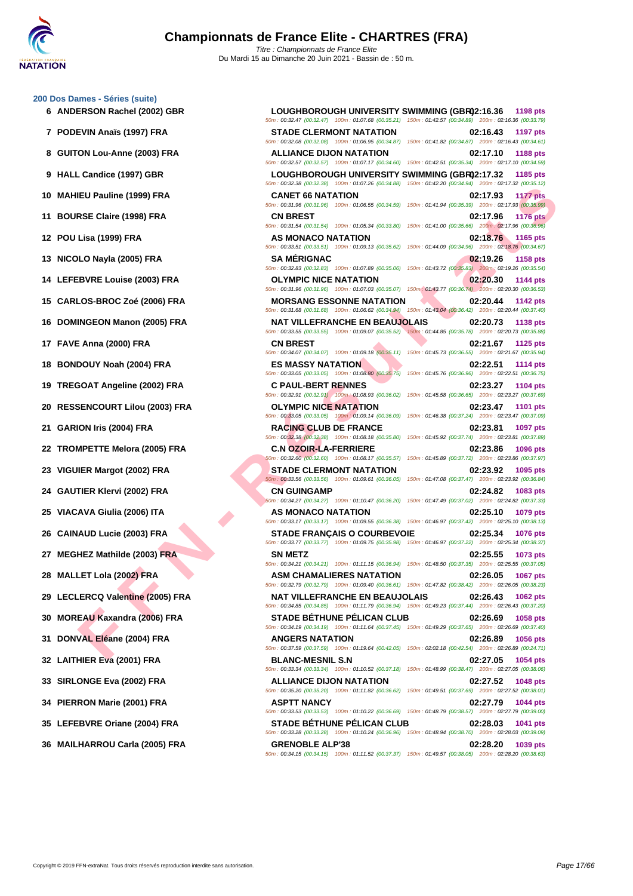# Championnats de France Elite - CHARTRES (FRA)

*Titre : Championnats de France Elite*
Du Mardi 15 au Dimanche 20 Juin 2021 - Bassin de : 50 m.

## 200 Dos Dames - Séries (suite)

| Pl. | Nom | Club | Temps | Points |
|---|---|---|---|---|
| 6 | ANDERSON Rachel (2002) GBR | LOUGHBOROUGH UNIVERSITY SWIMMING (GBR) | 02:16.36 | 1198 pts |
| | 50m : 00:32.47 (00:32.47) 100m : 01:07.68 (00:35.21) 150m : 01:42.57 (00:34.89) 200m : 02:16.36 (00:33.79) | | | |
| 7 | PODEVIN Anaïs (1997) FRA | STADE CLERMONT NATATION | 02:16.43 | 1197 pts |
| | 50m : 00:32.08 (00:32.08) 100m : 01:06.95 (00:34.87) 150m : 01:41.82 (00:34.87) 200m : 02:16.43 (00:34.61) | | | |
| 8 | GUITON Lou-Anne (2003) FRA | ALLIANCE DIJON NATATION | 02:17.10 | 1188 pts |
| | 50m : 00:32.57 (00:32.57) 100m : 01:07.17 (00:34.60) 150m : 01:42.51 (00:35.34) 200m : 02:17.10 (00:34.59) | | | |
| 9 | HALL Candice (1997) GBR | LOUGHBOROUGH UNIVERSITY SWIMMING (GBR) | 02:17.32 | 1185 pts |
| | 50m : 00:32.38 (00:32.38) 100m : 01:07.26 (00:34.88) 150m : 01:42.20 (00:34.94) 200m : 02:17.32 (00:35.12) | | | |
| 10 | MAHIEU Pauline (1999) FRA | CANET 66 NATATION | 02:17.93 | 1177 pts |
| | 50m : 00:31.96 (00:31.96) 100m : 01:06.55 (00:34.59) 150m : 01:41.94 (00:35.39) 200m : 02:17.93 (00:35.99) | | | |
| 11 | BOURSE Claire (1998) FRA | CN BREST | 02:17.96 | 1176 pts |
| | 50m : 00:31.54 (00:31.54) 100m : 01:05.34 (00:33.80) 150m : 01:41.00 (00:35.66) 200m : 02:17.96 (00:36.96) | | | |
| 12 | POU Lisa (1999) FRA | AS MONACO NATATION | 02:18.76 | 1165 pts |
| | 50m : 00:33.51 (00:33.51) 100m : 01:09.13 (00:35.62) 150m : 01:44.09 (00:34.96) 200m : 02:18.76 (00:34.67) | | | |
| 13 | NICOLO Nayla (2005) FRA | SA MÉRIGNAC | 02:19.26 | 1158 pts |
| | 50m : 00:32.83 (00:32.83) 100m : 01:07.89 (00:35.06) 150m : 01:43.72 (00:35.83) 200m : 02:19.26 (00:35.54) | | | |
| 14 | LEFEBVRE Louise (2003) FRA | OLYMPIC NICE NATATION | 02:20.30 | 1144 pts |
| | 50m : 00:31.96 (00:31.96) 100m : 01:07.03 (00:35.07) 150m : 01:43.77 (00:36.74) 200m : 02:20.30 (00:36.53) | | | |
| 15 | CARLOS-BROC Zoé (2006) FRA | MORSANG ESSONNE NATATION | 02:20.44 | 1142 pts |
| | 50m : 00:31.68 (00:31.68) 100m : 01:06.62 (00:34.94) 150m : 01:43.04 (00:36.42) 200m : 02:20.44 (00:37.40) | | | |
| 16 | DOMINGEON Manon (2005) FRA | NAT VILLEFRANCHE EN BEAUJOLAIS | 02:20.73 | 1138 pts |
| | 50m : 00:33.55 (00:33.55) 100m : 01:09.07 (00:35.52) 150m : 01:44.85 (00:35.78) 200m : 02:20.73 (00:35.88) | | | |
| 17 | FAVE Anna (2000) FRA | CN BREST | 02:21.67 | 1125 pts |
| | 50m : 00:34.07 (00:34.07) 100m : 01:09.18 (00:35.11) 150m : 01:45.73 (00:36.55) 200m : 02:21.67 (00:35.94) | | | |
| 18 | BONDOUY Noah (2004) FRA | ES MASSY NATATION | 02:22.51 | 1114 pts |
| | 50m : 00:33.05 (00:33.05) 100m : 01:08.80 (00:35.75) 150m : 01:45.76 (00:36.96) 200m : 02:22.51 (00:36.75) | | | |
| 19 | TREGOAT Angeline (2002) FRA | C PAUL-BERT RENNES | 02:23.27 | 1104 pts |
| | 50m : 00:32.91 (00:32.91) 100m : 01:08.93 (00:36.02) 150m : 01:45.58 (00:36.65) 200m : 02:23.27 (00:37.69) | | | |
| 20 | RESSENCOURT Lilou (2003) FRA | OLYMPIC NICE NATATION | 02:23.47 | 1101 pts |
| | 50m : 00:33.05 (00:33.05) 100m : 01:09.14 (00:36.09) 150m : 01:46.38 (00:37.24) 200m : 02:23.47 (00:37.09) | | | |
| 21 | GARION Iris (2004) FRA | RACING CLUB DE FRANCE | 02:23.81 | 1097 pts |
| | 50m : 00:32.38 (00:32.38) 100m : 01:08.18 (00:35.80) 150m : 01:45.92 (00:37.74) 200m : 02:23.81 (00:37.89) | | | |
| 22 | TROMPETTE Melora (2005) FRA | C.N OZOIR-LA-FERRIERE | 02:23.86 | 1096 pts |
| | 50m : 00:32.60 (00:32.60) 100m : 01:08.17 (00:35.57) 150m : 01:45.89 (00:37.72) 200m : 02:23.86 (00:37.97) | | | |
| 23 | VIGUIER Margot (2002) FRA | STADE CLERMONT NATATION | 02:23.92 | 1095 pts |
| | 50m : 00:33.56 (00:33.56) 100m : 01:09.61 (00:36.05) 150m : 01:47.08 (00:37.47) 200m : 02:23.92 (00:36.84) | | | |
| 24 | GAUTIER Klervi (2002) FRA | CN GUINGAMP | 02:24.82 | 1083 pts |
| | 50m : 00:34.27 (00:34.27) 100m : 01:10.47 (00:36.20) 150m : 01:47.49 (00:37.02) 200m : 02:24.82 (00:37.33) | | | |
| 25 | VIACAVA Giulia (2006) ITA | AS MONACO NATATION | 02:25.10 | 1079 pts |
| | 50m : 00:33.17 (00:33.17) 100m : 01:09.55 (00:36.38) 150m : 01:46.97 (00:37.42) 200m : 02:25.10 (00:38.13) | | | |
| 26 | CAINAUD Lucie (2003) FRA | STADE FRANÇAIS O COURBEVOIE | 02:25.34 | 1076 pts |
| | 50m : 00:33.77 (00:33.77) 100m : 01:09.75 (00:35.98) 150m : 01:46.97 (00:37.22) 200m : 02:25.34 (00:38.37) | | | |
| 27 | MEGHEZ Mathilde (2003) FRA | SN METZ | 02:25.55 | 1073 pts |
| | 50m : 00:34.21 (00:34.21) 100m : 01:11.15 (00:36.94) 150m : 01:48.50 (00:37.35) 200m : 02:25.55 (00:37.05) | | | |
| 28 | MALLET Lola (2002) FRA | ASM CHAMALIERES NATATION | 02:26.05 | 1067 pts |
| | 50m : 00:32.79 (00:32.79) 100m : 01:09.40 (00:36.61) 150m : 01:47.82 (00:38.42) 200m : 02:26.05 (00:38.23) | | | |
| 29 | LECLERCQ Valentine (2005) FRA | NAT VILLEFRANCHE EN BEAUJOLAIS | 02:26.43 | 1062 pts |
| | 50m : 00:34.85 (00:34.85) 100m : 01:11.79 (00:36.94) 150m : 01:49.23 (00:37.44) 200m : 02:26.43 (00:37.20) | | | |
| 30 | MOREAU Kaxandra (2006) FRA | STADE BÉTHUNE PÉLICAN CLUB | 02:26.69 | 1058 pts |
| | 50m : 00:34.19 (00:34.19) 100m : 01:11.64 (00:37.45) 150m : 01:49.29 (00:37.65) 200m : 02:26.69 (00:37.40) | | | |
| 31 | DONVAL Eléane (2004) FRA | ANGERS NATATION | 02:26.89 | 1056 pts |
| | 50m : 00:37.59 (00:37.59) 100m : 01:19.64 (00:42.05) 150m : 02:02.18 (00:42.54) 200m : 02:26.89 (00:24.71) | | | |
| 32 | LAITHIER Eva (2001) FRA | BLANC-MESNIL S.N | 02:27.05 | 1054 pts |
| | 50m : 00:33.34 (00:33.34) 100m : 01:10.52 (00:37.18) 150m : 01:48.99 (00:38.47) 200m : 02:27.05 (00:38.06) | | | |
| 33 | SIRLONGE Eva (2002) FRA | ALLIANCE DIJON NATATION | 02:27.52 | 1048 pts |
| | 50m : 00:35.20 (00:35.20) 100m : 01:11.82 (00:36.62) 150m : 01:49.51 (00:37.69) 200m : 02:27.52 (00:38.01) | | | |
| 34 | PIERRON Marie (2001) FRA | ASPTT NANCY | 02:27.79 | 1044 pts |
| | 50m : 00:33.53 (00:33.53) 100m : 01:10.22 (00:36.69) 150m : 01:48.79 (00:38.57) 200m : 02:27.79 (00:39.00) | | | |
| 35 | LEFEBVRE Oriane (2004) FRA | STADE BÉTHUNE PÉLICAN CLUB | 02:28.03 | 1041 pts |
| | 50m : 00:33.28 (00:33.28) 100m : 01:10.24 (00:36.96) 150m : 01:48.94 (00:38.70) 200m : 02:28.03 (00:39.09) | | | |
| 36 | MAILHARROU Carla (2005) FRA | GRENOBLE ALP'38 | 02:28.20 | 1039 pts |
| | 50m : 00:34.15 (00:34.15) 100m : 01:11.52 (00:37.37) 150m : 01:49.57 (00:38.05) 200m : 02:28.20 (00:38.63) | | | |

Copyright © 2019 FFN-extraNat. Tous droits réservés reproduction interdite sans autorisation.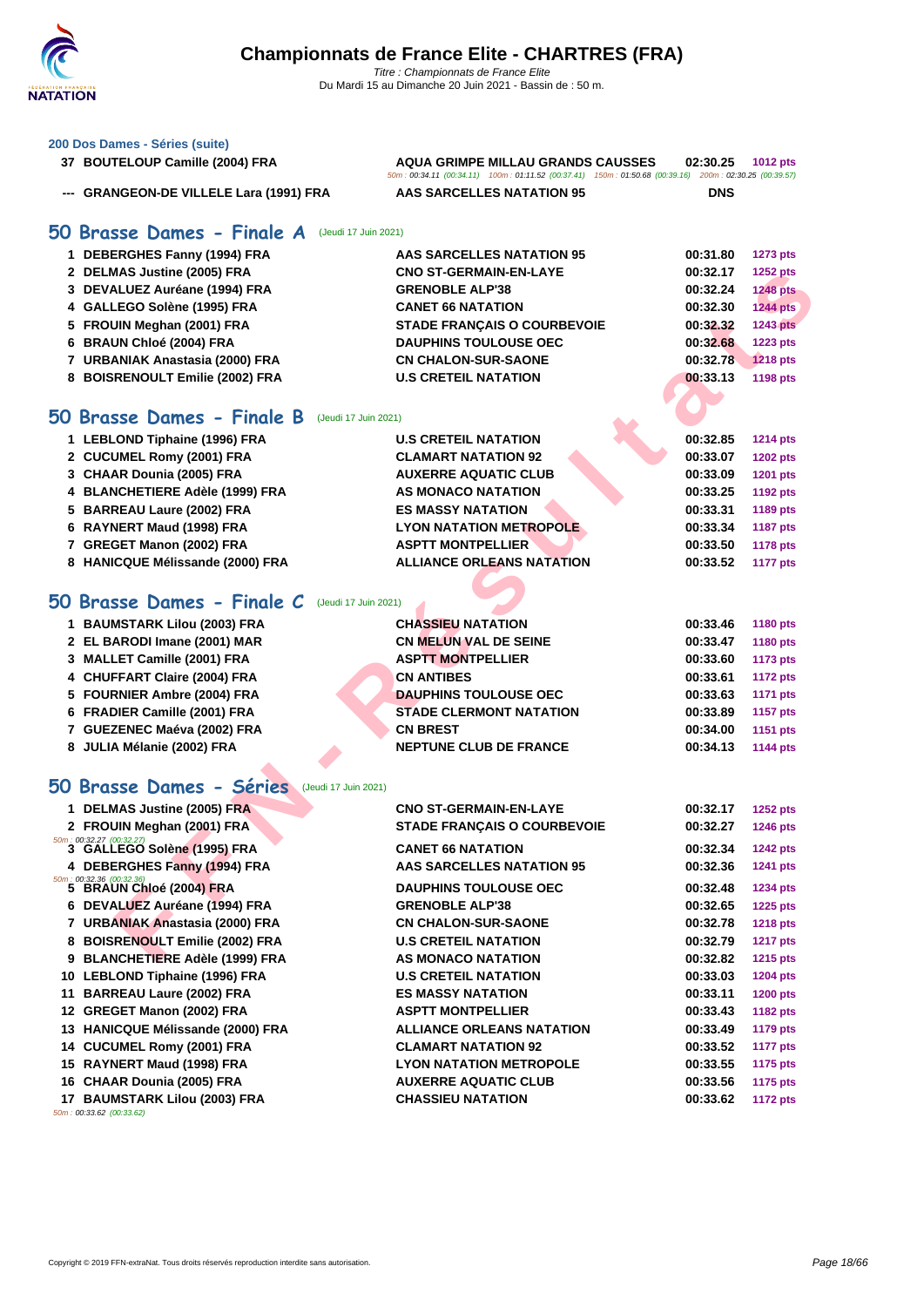# Championnats de France Elite - CHARTRES (FRA)

*Titre : Championnats de France Elite*
Du Mardi 15 au Dimanche 20 Juin 2021 - Bassin de : 50 m.

### 200 Dos Dames - Séries (suite)

| | | | | |
|---|---|---|---|---|
| 37 | BOUTELOUP Camille (2004) FRA | AQUA GRIMPE MILLAU GRANDS CAUSSES | 02:30.25 | 1012 pts |
| | 50m : 00:34.11 (00:34.11) 100m : 01:11.52 (00:37.41) 150m : 01:50.68 (00:39.16) 200m : 02:30.25 (00:39.57) | | | |
| --- | GRANGEON-DE VILLELE Lara (1991) FRA | AAS SARCELLES NATATION 95 | DNS | |

## 50 Brasse Dames - Finale A (Jeudi 17 Juin 2021)

| | | | | |
|---|---|---|---|---|
| 1 | DEBERGHES Fanny (1994) FRA | AAS SARCELLES NATATION 95 | 00:31.80 | 1273 pts |
| 2 | DELMAS Justine (2005) FRA | CNO ST-GERMAIN-EN-LAYE | 00:32.17 | 1252 pts |
| 3 | DEVALUEZ Auréane (1994) FRA | GRENOBLE ALP'38 | 00:32.24 | 1248 pts |
| 4 | GALLEGO Solène (1995) FRA | CANET 66 NATATION | 00:32.30 | 1244 pts |
| 5 | FROUIN Meghan (2001) FRA | STADE FRANÇAIS O COURBEVOIE | 00:32.32 | 1243 pts |
| 6 | BRAUN Chloé (2004) FRA | DAUPHINS TOULOUSE OEC | 00:32.68 | 1223 pts |
| 7 | URBANIAK Anastasia (2000) FRA | CN CHALON-SUR-SAONE | 00:32.78 | 1218 pts |
| 8 | BOISRENOULT Emilie (2002) FRA | U.S CRETEIL NATATION | 00:33.13 | 1198 pts |

## 50 Brasse Dames - Finale B (Jeudi 17 Juin 2021)

| | | | | |
|---|---|---|---|---|
| 1 | LEBLOND Tiphaine (1996) FRA | U.S CRETEIL NATATION | 00:32.85 | 1214 pts |
| 2 | CUCUMEL Romy (2001) FRA | CLAMART NATATION 92 | 00:33.07 | 1202 pts |
| 3 | CHAAR Dounia (2005) FRA | AUXERRE AQUATIC CLUB | 00:33.09 | 1201 pts |
| 4 | BLANCHETIERE Adèle (1999) FRA | AS MONACO NATATION | 00:33.25 | 1192 pts |
| 5 | BARREAU Laure (2002) FRA | ES MASSY NATATION | 00:33.31 | 1189 pts |
| 6 | RAYNERT Maud (1998) FRA | LYON NATATION METROPOLE | 00:33.34 | 1187 pts |
| 7 | GREGET Manon (2002) FRA | ASPTT MONTPELLIER | 00:33.50 | 1178 pts |
| 8 | HANICQUE Mélissande (2000) FRA | ALLIANCE ORLEANS NATATION | 00:33.52 | 1177 pts |

## 50 Brasse Dames - Finale C (Jeudi 17 Juin 2021)

| | | | | |
|---|---|---|---|---|
| 1 | BAUMSTARK Lilou (2003) FRA | CHASSIEU NATATION | 00:33.46 | 1180 pts |
| 2 | EL BARODI Imane (2001) MAR | CN MELUN VAL DE SEINE | 00:33.47 | 1180 pts |
| 3 | MALLET Camille (2001) FRA | ASPTT MONTPELLIER | 00:33.60 | 1173 pts |
| 4 | CHUFFART Claire (2004) FRA | CN ANTIBES | 00:33.61 | 1172 pts |
| 5 | FOURNIER Ambre (2004) FRA | DAUPHINS TOULOUSE OEC | 00:33.63 | 1171 pts |
| 6 | FRADIER Camille (2001) FRA | STADE CLERMONT NATATION | 00:33.89 | 1157 pts |
| 7 | GUEZENEC Maéva (2002) FRA | CN BREST | 00:34.00 | 1151 pts |
| 8 | JULIA Mélanie (2002) FRA | NEPTUNE CLUB DE FRANCE | 00:34.13 | 1144 pts |

## 50 Brasse Dames - Séries (Jeudi 17 Juin 2021)

| | | | | |
|---|---|---|---|---|
| 1 | DELMAS Justine (2005) FRA | CNO ST-GERMAIN-EN-LAYE | 00:32.17 | 1252 pts |
| 2 | FROUIN Meghan (2001) FRA | STADE FRANÇAIS O COURBEVOIE | 00:32.27 | 1246 pts |
| | 50m : 00:32.27 (00:32.27) | | | |
| 3 | GALLEGO Solène (1995) FRA | CANET 66 NATATION | 00:32.34 | 1242 pts |
| 4 | DEBERGHES Fanny (1994) FRA | AAS SARCELLES NATATION 95 | 00:32.36 | 1241 pts |
| | 50m : 00:32.36 (00:32.36) | | | |
| 5 | BRAUN Chloé (2004) FRA | DAUPHINS TOULOUSE OEC | 00:32.48 | 1234 pts |
| 6 | DEVALUEZ Auréane (1994) FRA | GRENOBLE ALP'38 | 00:32.65 | 1225 pts |
| 7 | URBANIAK Anastasia (2000) FRA | CN CHALON-SUR-SAONE | 00:32.78 | 1218 pts |
| 8 | BOISRENOULT Emilie (2002) FRA | U.S CRETEIL NATATION | 00:32.79 | 1217 pts |
| 9 | BLANCHETIERE Adèle (1999) FRA | AS MONACO NATATION | 00:32.82 | 1215 pts |
| 10 | LEBLOND Tiphaine (1996) FRA | U.S CRETEIL NATATION | 00:33.03 | 1204 pts |
| 11 | BARREAU Laure (2002) FRA | ES MASSY NATATION | 00:33.11 | 1200 pts |
| 12 | GREGET Manon (2002) FRA | ASPTT MONTPELLIER | 00:33.43 | 1182 pts |
| 13 | HANICQUE Mélissande (2000) FRA | ALLIANCE ORLEANS NATATION | 00:33.49 | 1179 pts |
| 14 | CUCUMEL Romy (2001) FRA | CLAMART NATATION 92 | 00:33.52 | 1177 pts |
| 15 | RAYNERT Maud (1998) FRA | LYON NATATION METROPOLE | 00:33.55 | 1175 pts |
| 16 | CHAAR Dounia (2005) FRA | AUXERRE AQUATIC CLUB | 00:33.56 | 1175 pts |
| 17 | BAUMSTARK Lilou (2003) FRA | CHASSIEU NATATION | 00:33.62 | 1172 pts |
| | 50m : 00:33.62 (00:33.62) | | | |

Copyright © 2019 FFN-extraNat. Tous droits réservés reproduction interdite sans autorisation.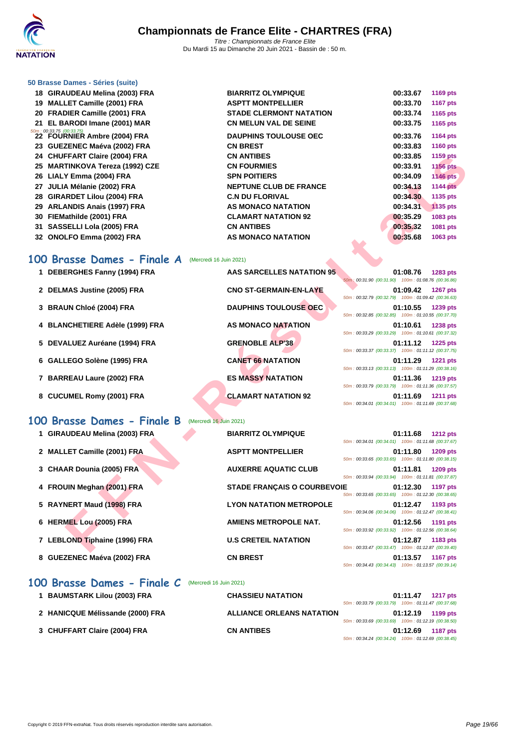# Championnats de France Elite - CHARTRES (FRA)

*Titre : Championnats de France Elite*
Du Mardi 15 au Dimanche 20 Juin 2021 - Bassin de : 50 m.

### 50 Brasse Dames - Séries (suite)

| Rang | Nom | Club | Temps | Points |
|---|---|---|---|---|
| 18 | GIRAUDEAU Melina (2003) FRA | BIARRITZ OLYMPIQUE | 00:33.67 | 1169 pts |
| 19 | MALLET Camille (2001) FRA | ASPTT MONTPELLIER | 00:33.70 | 1167 pts |
| 20 | FRADIER Camille (2001) FRA | STADE CLERMONT NATATION | 00:33.74 | 1165 pts |
| 21 | EL BARODI Imane (2001) MAR | CN MELUN VAL DE SEINE | 00:33.75 | 1165 pts |
| 22 | FOURNIER Ambre (2004) FRA | DAUPHINS TOULOUSE OEC | 00:33.76 | 1164 pts |
| 23 | GUEZENEC Maéva (2002) FRA | CN BREST | 00:33.83 | 1160 pts |
| 24 | CHUFFART Claire (2004) FRA | CN ANTIBES | 00:33.85 | 1159 pts |
| 25 | MARTINKOVA Tereza (1992) CZE | CN FOURMIES | 00:33.91 | 1156 pts |
| 26 | LIALY Emma (2004) FRA | SPN POITIERS | 00:34.09 | 1146 pts |
| 27 | JULIA Mélanie (2002) FRA | NEPTUNE CLUB DE FRANCE | 00:34.13 | 1144 pts |
| 28 | GIRARDET Lilou (2004) FRA | C.N DU FLORIVAL | 00:34.30 | 1135 pts |
| 29 | ARLANDIS Anais (1997) FRA | AS MONACO NATATION | 00:34.31 | 1135 pts |
| 30 | FIEMathilde (2001) FRA | CLAMART NATATION 92 | 00:35.29 | 1083 pts |
| 31 | SASSELLI Lola (2005) FRA | CN ANTIBES | 00:35.32 | 1081 pts |
| 32 | ONOLFO Emma (2002) FRA | AS MONACO NATATION | 00:35.68 | 1063 pts |

50m : 00:33.75 (00:33.75) (EL BARODI Imane)

## 100 Brasse Dames - Finale A (Mercredi 16 Juin 2021)

| Rang | Nom | Club | Temps | Points | Intermédiaires |
|---|---|---|---|---|---|
| 1 | DEBERGHES Fanny (1994) FRA | AAS SARCELLES NATATION 95 | 01:08.76 | 1283 pts | 50m : 00:31.90 (00:31.90) 100m : 01:08.76 (00:36.86) |
| 2 | DELMAS Justine (2005) FRA | CNO ST-GERMAIN-EN-LAYE | 01:09.42 | 1267 pts | 50m : 00:32.79 (00:32.79) 100m : 01:09.42 (00:36.63) |
| 3 | BRAUN Chloé (2004) FRA | DAUPHINS TOULOUSE OEC | 01:10.55 | 1239 pts | 50m : 00:32.85 (00:32.85) 100m : 01:10.55 (00:37.70) |
| 4 | BLANCHETIERE Adèle (1999) FRA | AS MONACO NATATION | 01:10.61 | 1238 pts | 50m : 00:33.29 (00:33.29) 100m : 01:10.61 (00:37.32) |
| 5 | DEVALUEZ Auréane (1994) FRA | GRENOBLE ALP'38 | 01:11.12 | 1225 pts | 50m : 00:33.37 (00:33.37) 100m : 01:11.12 (00:37.75) |
| 6 | GALLEGO Solène (1995) FRA | CANET 66 NATATION | 01:11.29 | 1221 pts | 50m : 00:33.13 (00:33.13) 100m : 01:11.29 (00:38.16) |
| 7 | BARREAU Laure (2002) FRA | ES MASSY NATATION | 01:11.36 | 1219 pts | 50m : 00:33.79 (00:33.79) 100m : 01:11.36 (00:37.57) |
| 8 | CUCUMEL Romy (2001) FRA | CLAMART NATATION 92 | 01:11.69 | 1211 pts | 50m : 00:34.01 (00:34.01) 100m : 01:11.69 (00:37.68) |

## 100 Brasse Dames - Finale B (Mercredi 16 Juin 2021)

| Rang | Nom | Club | Temps | Points | Intermédiaires |
|---|---|---|---|---|---|
| 1 | GIRAUDEAU Melina (2003) FRA | BIARRITZ OLYMPIQUE | 01:11.68 | 1212 pts | 50m : 00:34.01 (00:34.01) 100m : 01:11.68 (00:37.67) |
| 2 | MALLET Camille (2001) FRA | ASPTT MONTPELLIER | 01:11.80 | 1209 pts | 50m : 00:33.65 (00:33.65) 100m : 01:11.80 (00:38.15) |
| 3 | CHAAR Dounia (2005) FRA | AUXERRE AQUATIC CLUB | 01:11.81 | 1209 pts | 50m : 00:33.94 (00:33.94) 100m : 01:11.81 (00:37.87) |
| 4 | FROUIN Meghan (2001) FRA | STADE FRANÇAIS O COURBEVOIE | 01:12.30 | 1197 pts | 50m : 00:33.65 (00:33.65) 100m : 01:12.30 (00:38.65) |
| 5 | RAYNERT Maud (1998) FRA | LYON NATATION METROPOLE | 01:12.47 | 1193 pts | 50m : 00:34.06 (00:34.06) 100m : 01:12.47 (00:38.41) |
| 6 | HERMEL Lou (2005) FRA | AMIENS METROPOLE NAT. | 01:12.56 | 1191 pts | 50m : 00:33.92 (00:33.92) 100m : 01:12.56 (00:38.64) |
| 7 | LEBLOND Tiphaine (1996) FRA | U.S CRETEIL NATATION | 01:12.87 | 1183 pts | 50m : 00:33.47 (00:33.47) 100m : 01:12.87 (00:39.40) |
| 8 | GUEZENEC Maéva (2002) FRA | CN BREST | 01:13.57 | 1167 pts | 50m : 00:34.43 (00:34.43) 100m : 01:13.57 (00:39.14) |

## 100 Brasse Dames - Finale C (Mercredi 16 Juin 2021)

| Rang | Nom | Club | Temps | Points | Intermédiaires |
|---|---|---|---|---|---|
| 1 | BAUMSTARK Lilou (2003) FRA | CHASSIEU NATATION | 01:11.47 | 1217 pts | 50m : 00:33.79 (00:33.79) 100m : 01:11.47 (00:37.68) |
| 2 | HANICQUE Mélissande (2000) FRA | ALLIANCE ORLEANS NATATION | 01:12.19 | 1199 pts | 50m : 00:33.69 (00:33.69) 100m : 01:12.19 (00:38.50) |
| 3 | CHUFFART Claire (2004) FRA | CN ANTIBES | 01:12.69 | 1187 pts | 50m : 00:34.24 (00:34.24) 100m : 01:12.69 (00:38.45) |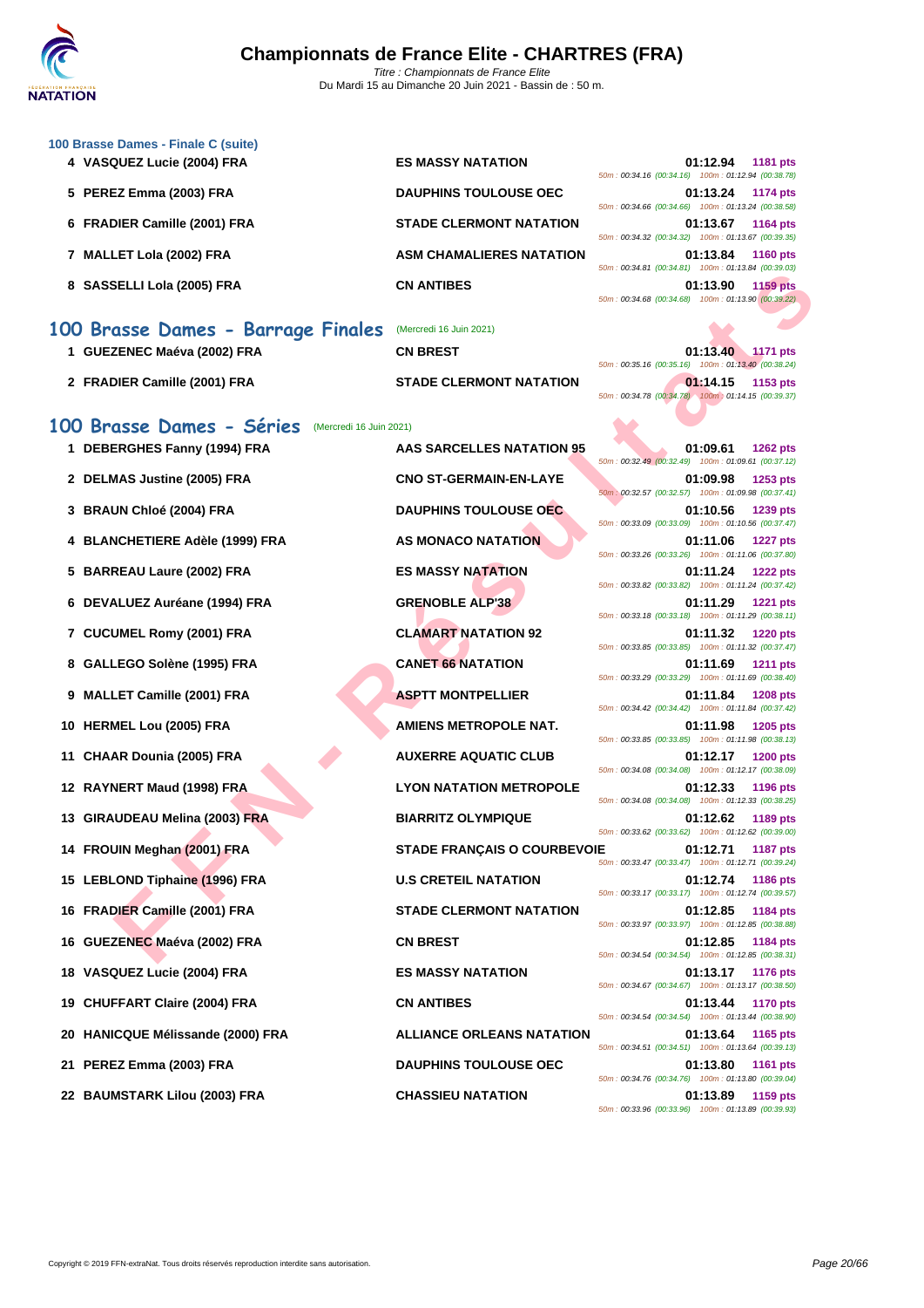### 100 Brasse Dames - Finale C (suite)

| Rang | Nom | Club | Temps | Points | Splits |
|---|---|---|---|---|---|
| 4 | VASQUEZ Lucie (2004) FRA | ES MASSY NATATION | 01:12.94 | 1181 pts | 50m : 00:34.16 (00:34.16) 100m : 01:12.94 (00:38.78) |
| 5 | PEREZ Emma (2003) FRA | DAUPHINS TOULOUSE OEC | 01:13.24 | 1174 pts | 50m : 00:34.66 (00:34.66) 100m : 01:13.24 (00:38.58) |
| 6 | FRADIER Camille (2001) FRA | STADE CLERMONT NATATION | 01:13.67 | 1164 pts | 50m : 00:34.32 (00:34.32) 100m : 01:13.67 (00:39.35) |
| 7 | MALLET Lola (2002) FRA | ASM CHAMALIERES NATATION | 01:13.84 | 1160 pts | 50m : 00:34.81 (00:34.81) 100m : 01:13.84 (00:39.03) |
| 8 | SASSELLI Lola (2005) FRA | CN ANTIBES | 01:13.90 | 1159 pts | 50m : 00:34.68 (00:34.68) 100m : 01:13.90 (00:39.22) |

## 100 Brasse Dames - Barrage Finales (Mercredi 16 Juin 2021)

| Rang | Nom | Club | Temps | Points | Splits |
|---|---|---|---|---|---|
| 1 | GUEZENEC Maéva (2002) FRA | CN BREST | 01:13.40 | 1171 pts | 50m : 00:35.16 (00:35.16) 100m : 01:13.40 (00:38.24) |
| 2 | FRADIER Camille (2001) FRA | STADE CLERMONT NATATION | 01:14.15 | 1153 pts | 50m : 00:34.78 (00:34.78) 100m : 01:14.15 (00:39.37) |

## 100 Brasse Dames - Séries (Mercredi 16 Juin 2021)

| Rang | Nom | Club | Temps | Points | Splits |
|---|---|---|---|---|---|
| 1 | DEBERGHES Fanny (1994) FRA | AAS SARCELLES NATATION 95 | 01:09.61 | 1262 pts | 50m : 00:32.49 (00:32.49) 100m : 01:09.61 (00:37.12) |
| 2 | DELMAS Justine (2005) FRA | CNO ST-GERMAIN-EN-LAYE | 01:09.98 | 1253 pts | 50m : 00:32.57 (00:32.57) 100m : 01:09.98 (00:37.41) |
| 3 | BRAUN Chloé (2004) FRA | DAUPHINS TOULOUSE OEC | 01:10.56 | 1239 pts | 50m : 00:33.09 (00:33.09) 100m : 01:10.56 (00:37.47) |
| 4 | BLANCHETIERE Adèle (1999) FRA | AS MONACO NATATION | 01:11.06 | 1227 pts | 50m : 00:33.26 (00:33.26) 100m : 01:11.06 (00:37.80) |
| 5 | BARREAU Laure (2002) FRA | ES MASSY NATATION | 01:11.24 | 1222 pts | 50m : 00:33.82 (00:33.82) 100m : 01:11.24 (00:37.42) |
| 6 | DEVALUEZ Auréane (1994) FRA | GRENOBLE ALP'38 | 01:11.29 | 1221 pts | 50m : 00:33.18 (00:33.18) 100m : 01:11.29 (00:38.11) |
| 7 | CUCUMEL Romy (2001) FRA | CLAMART NATATION 92 | 01:11.32 | 1220 pts | 50m : 00:33.85 (00:33.85) 100m : 01:11.32 (00:37.47) |
| 8 | GALLEGO Solène (1995) FRA | CANET 66 NATATION | 01:11.69 | 1211 pts | 50m : 00:33.29 (00:33.29) 100m : 01:11.69 (00:38.40) |
| 9 | MALLET Camille (2001) FRA | ASPTT MONTPELLIER | 01:11.84 | 1208 pts | 50m : 00:34.42 (00:34.42) 100m : 01:11.84 (00:37.42) |
| 10 | HERMEL Lou (2005) FRA | AMIENS METROPOLE NAT. | 01:11.98 | 1205 pts | 50m : 00:33.85 (00:33.85) 100m : 01:11.98 (00:38.13) |
| 11 | CHAAR Dounia (2005) FRA | AUXERRE AQUATIC CLUB | 01:12.17 | 1200 pts | 50m : 00:34.08 (00:34.08) 100m : 01:12.17 (00:38.09) |
| 12 | RAYNERT Maud (1998) FRA | LYON NATATION METROPOLE | 01:12.33 | 1196 pts | 50m : 00:34.08 (00:34.08) 100m : 01:12.33 (00:38.25) |
| 13 | GIRAUDEAU Melina (2003) FRA | BIARRITZ OLYMPIQUE | 01:12.62 | 1189 pts | 50m : 00:33.62 (00:33.62) 100m : 01:12.62 (00:39.00) |
| 14 | FROUIN Meghan (2001) FRA | STADE FRANÇAIS O COURBEVOIE | 01:12.71 | 1187 pts | 50m : 00:33.47 (00:33.47) 100m : 01:12.71 (00:39.24) |
| 15 | LEBLOND Tiphaine (1996) FRA | U.S CRETEIL NATATION | 01:12.74 | 1186 pts | 50m : 00:33.17 (00:33.17) 100m : 01:12.74 (00:39.57) |
| 16 | FRADIER Camille (2001) FRA | STADE CLERMONT NATATION | 01:12.85 | 1184 pts | 50m : 00:33.97 (00:33.97) 100m : 01:12.85 (00:38.88) |
| 16 | GUEZENEC Maéva (2002) FRA | CN BREST | 01:12.85 | 1184 pts | 50m : 00:34.54 (00:34.54) 100m : 01:12.85 (00:38.31) |
| 18 | VASQUEZ Lucie (2004) FRA | ES MASSY NATATION | 01:13.17 | 1176 pts | 50m : 00:34.67 (00:34.67) 100m : 01:13.17 (00:38.50) |
| 19 | CHUFFART Claire (2004) FRA | CN ANTIBES | 01:13.44 | 1170 pts | 50m : 00:34.54 (00:34.54) 100m : 01:13.44 (00:38.90) |
| 20 | HANICQUE Mélissande (2000) FRA | ALLIANCE ORLEANS NATATION | 01:13.64 | 1165 pts | 50m : 00:34.51 (00:34.51) 100m : 01:13.64 (00:39.13) |
| 21 | PEREZ Emma (2003) FRA | DAUPHINS TOULOUSE OEC | 01:13.80 | 1161 pts | 50m : 00:34.76 (00:34.76) 100m : 01:13.80 (00:39.04) |
| 22 | BAUMSTARK Lilou (2003) FRA | CHASSIEU NATATION | 01:13.89 | 1159 pts | 50m : 00:33.96 (00:33.96) 100m : 01:13.89 (00:39.93) |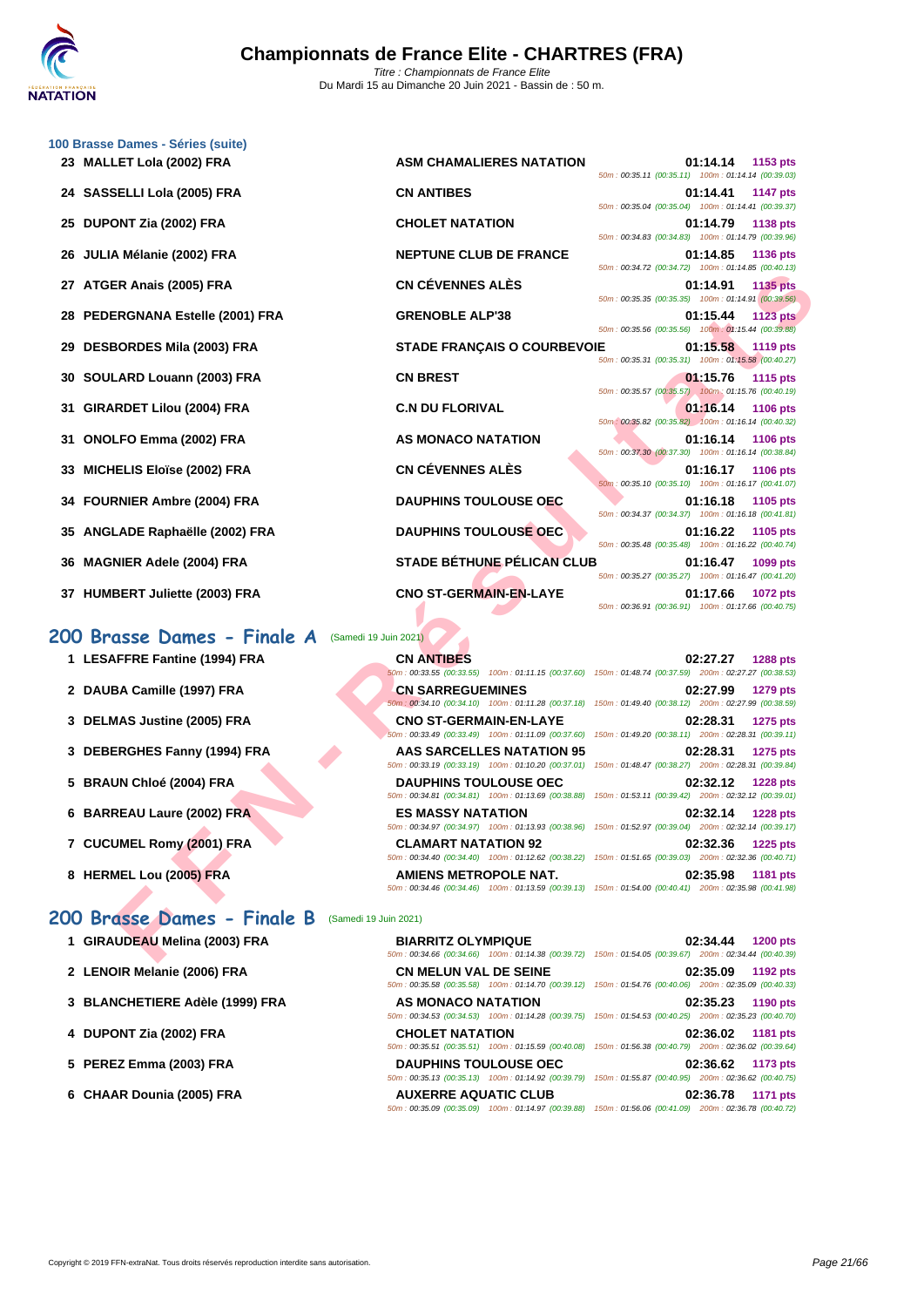### 100 Brasse Dames - Séries (suite)

| Place | Nom | Club | Temps | Points | Splits |
|---|---|---|---|---|---|
| 23 | MALLET Lola (2002) FRA | ASM CHAMALIERES NATATION | 01:14.14 | 1153 pts | 50m : 00:35.11 (00:35.11) 100m : 01:14.14 (00:39.03) |
| 24 | SASSELLI Lola (2005) FRA | CN ANTIBES | 01:14.41 | 1147 pts | 50m : 00:35.04 (00:35.04) 100m : 01:14.41 (00:39.37) |
| 25 | DUPONT Zia (2002) FRA | CHOLET NATATION | 01:14.79 | 1138 pts | 50m : 00:34.83 (00:34.83) 100m : 01:14.79 (00:39.96) |
| 26 | JULIA Mélanie (2002) FRA | NEPTUNE CLUB DE FRANCE | 01:14.85 | 1136 pts | 50m : 00:34.72 (00:34.72) 100m : 01:14.85 (00:40.13) |
| 27 | ATGER Anais (2005) FRA | CN CÉVENNES ALÈS | 01:14.91 | 1135 pts | 50m : 00:35.35 (00:35.35) 100m : 01:14.91 (00:39.56) |
| 28 | PEDERGNANA Estelle (2001) FRA | GRENOBLE ALP'38 | 01:15.44 | 1123 pts | 50m : 00:35.56 (00:35.56) 100m : 01:15.44 (00:39.88) |
| 29 | DESBORDES Mila (2003) FRA | STADE FRANÇAIS O COURBEVOIE | 01:15.58 | 1119 pts | 50m : 00:35.31 (00:35.31) 100m : 01:15.58 (00:40.27) |
| 30 | SOULARD Louann (2003) FRA | CN BREST | 01:15.76 | 1115 pts | 50m : 00:35.57 (00:35.57) 100m : 01:15.76 (00:40.19) |
| 31 | GIRARDET Lilou (2004) FRA | C.N DU FLORIVAL | 01:16.14 | 1106 pts | 50m : 00:35.82 (00:35.82) 100m : 01:16.14 (00:40.32) |
| 31 | ONOLFO Emma (2002) FRA | AS MONACO NATATION | 01:16.14 | 1106 pts | 50m : 00:37.30 (00:37.30) 100m : 01:16.14 (00:38.84) |
| 33 | MICHELIS Eloïse (2002) FRA | CN CÉVENNES ALÈS | 01:16.17 | 1106 pts | 50m : 00:35.10 (00:35.10) 100m : 01:16.17 (00:41.07) |
| 34 | FOURNIER Ambre (2004) FRA | DAUPHINS TOULOUSE OEC | 01:16.18 | 1105 pts | 50m : 00:34.37 (00:34.37) 100m : 01:16.18 (00:41.81) |
| 35 | ANGLADE Raphaëlle (2002) FRA | DAUPHINS TOULOUSE OEC | 01:16.22 | 1105 pts | 50m : 00:35.48 (00:35.48) 100m : 01:16.22 (00:40.74) |
| 36 | MAGNIER Adele (2004) FRA | STADE BÉTHUNE PÉLICAN CLUB | 01:16.47 | 1099 pts | 50m : 00:35.27 (00:35.27) 100m : 01:16.47 (00:41.20) |
| 37 | HUMBERT Juliette (2003) FRA | CNO ST-GERMAIN-EN-LAYE | 01:17.66 | 1072 pts | 50m : 00:36.91 (00:36.91) 100m : 01:17.66 (00:40.75) |

## 200 Brasse Dames - Finale A (Samedi 19 Juin 2021)

| Place | Nom | Club | Temps | Points | Splits |
|---|---|---|---|---|---|
| 1 | LESAFFRE Fantine (1994) FRA | CN ANTIBES | 02:27.27 | 1288 pts | 50m : 00:33.55 (00:33.55) 100m : 01:11.15 (00:37.60) 150m : 01:48.74 (00:37.59) 200m : 02:27.27 (00:38.53) |
| 2 | DAUBA Camille (1997) FRA | CN SARREGUEMINES | 02:27.99 | 1279 pts | 50m : 00:34.10 (00:34.10) 100m : 01:11.28 (00:37.18) 150m : 01:49.40 (00:38.12) 200m : 02:27.99 (00:38.59) |
| 3 | DELMAS Justine (2005) FRA | CNO ST-GERMAIN-EN-LAYE | 02:28.31 | 1275 pts | 50m : 00:33.49 (00:33.49) 100m : 01:11.09 (00:37.60) 150m : 01:49.20 (00:38.11) 200m : 02:28.31 (00:39.11) |
| 3 | DEBERGHES Fanny (1994) FRA | AAS SARCELLES NATATION 95 | 02:28.31 | 1275 pts | 50m : 00:33.19 (00:33.19) 100m : 01:10.20 (00:37.01) 150m : 01:48.47 (00:38.27) 200m : 02:28.31 (00:39.84) |
| 5 | BRAUN Chloé (2004) FRA | DAUPHINS TOULOUSE OEC | 02:32.12 | 1228 pts | 50m : 00:34.81 (00:34.81) 100m : 01:13.69 (00:38.88) 150m : 01:53.11 (00:39.42) 200m : 02:32.12 (00:39.01) |
| 6 | BARREAU Laure (2002) FRA | ES MASSY NATATION | 02:32.14 | 1228 pts | 50m : 00:34.97 (00:34.97) 100m : 01:13.93 (00:38.96) 150m : 01:52.97 (00:39.04) 200m : 02:32.14 (00:39.17) |
| 7 | CUCUMEL Romy (2001) FRA | CLAMART NATATION 92 | 02:32.36 | 1225 pts | 50m : 00:34.40 (00:34.40) 100m : 01:12.62 (00:38.22) 150m : 01:51.65 (00:39.03) 200m : 02:32.36 (00:40.71) |
| 8 | HERMEL Lou (2005) FRA | AMIENS METROPOLE NAT. | 02:35.98 | 1181 pts | 50m : 00:34.46 (00:34.46) 100m : 01:13.59 (00:39.13) 150m : 01:54.00 (00:40.41) 200m : 02:35.98 (00:41.98) |

## 200 Brasse Dames - Finale B (Samedi 19 Juin 2021)

| Place | Nom | Club | Temps | Points | Splits |
|---|---|---|---|---|---|
| 1 | GIRAUDEAU Melina (2003) FRA | BIARRITZ OLYMPIQUE | 02:34.44 | 1200 pts | 50m : 00:34.66 (00:34.66) 100m : 01:14.38 (00:39.72) 150m : 01:54.05 (00:39.67) 200m : 02:34.44 (00:40.39) |
| 2 | LENOIR Melanie (2006) FRA | CN MELUN VAL DE SEINE | 02:35.09 | 1192 pts | 50m : 00:35.58 (00:35.58) 100m : 01:14.70 (00:39.12) 150m : 01:54.76 (00:40.06) 200m : 02:35.09 (00:40.33) |
| 3 | BLANCHETIERE Adèle (1999) FRA | AS MONACO NATATION | 02:35.23 | 1190 pts | 50m : 00:34.53 (00:34.53) 100m : 01:14.28 (00:39.75) 150m : 01:54.53 (00:40.25) 200m : 02:35.23 (00:40.70) |
| 4 | DUPONT Zia (2002) FRA | CHOLET NATATION | 02:36.02 | 1181 pts | 50m : 00:35.51 (00:35.51) 100m : 01:15.59 (00:40.08) 150m : 01:56.38 (00:40.79) 200m : 02:36.02 (00:39.64) |
| 5 | PEREZ Emma (2003) FRA | DAUPHINS TOULOUSE OEC | 02:36.62 | 1173 pts | 50m : 00:35.13 (00:35.13) 100m : 01:14.92 (00:39.79) 150m : 01:55.87 (00:40.95) 200m : 02:36.62 (00:40.75) |
| 6 | CHAAR Dounia (2005) FRA | AUXERRE AQUATIC CLUB | 02:36.78 | 1171 pts | 50m : 00:35.09 (00:35.09) 100m : 01:14.97 (00:39.88) 150m : 01:56.06 (00:41.09) 200m : 02:36.78 (00:40.72) |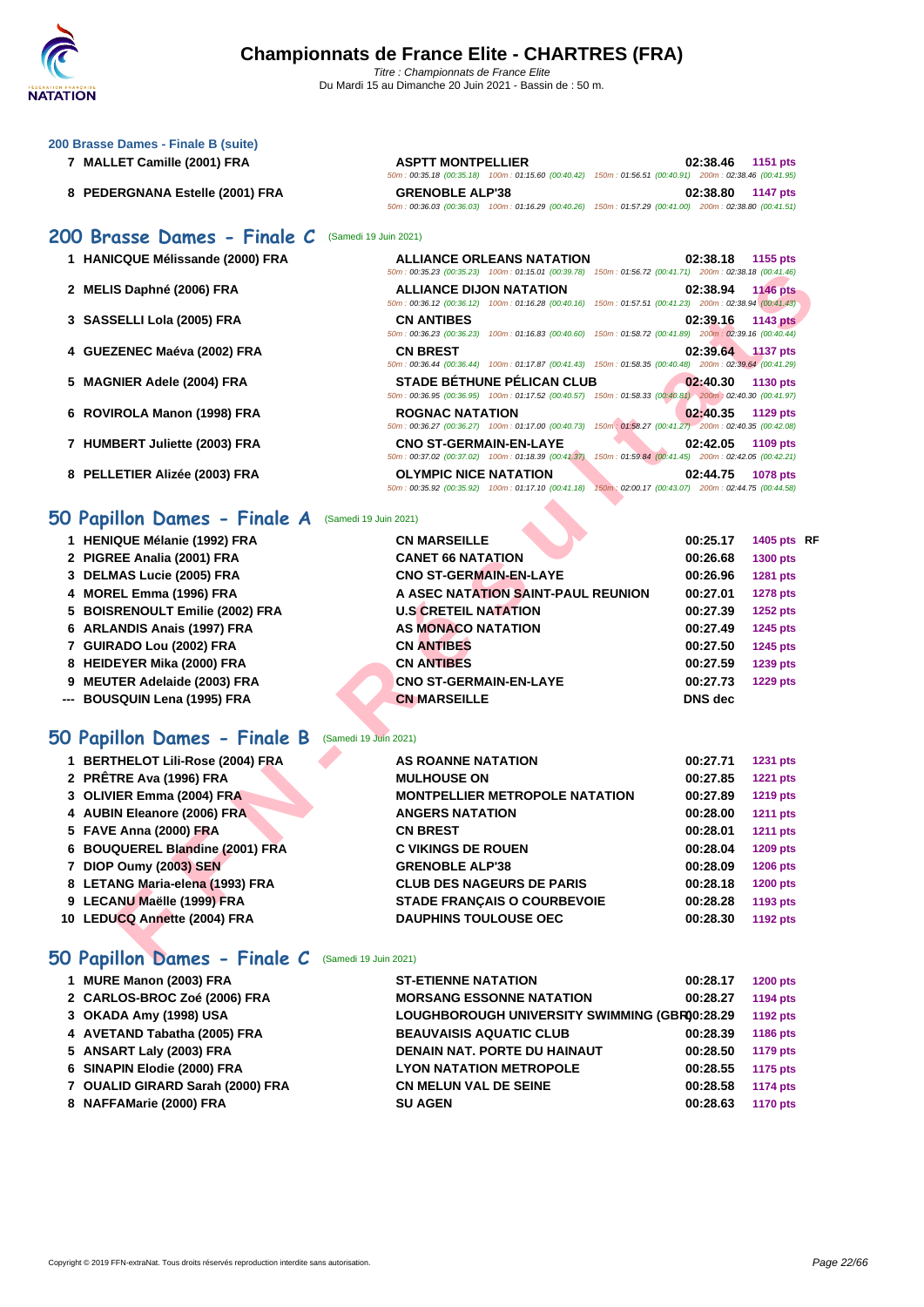### 200 Brasse Dames - Finale B (suite)

| | Nom | Club | Temps | Points |
|---|---|---|---|---|
| 7 | MALLET Camille (2001) FRA | ASPTT MONTPELLIER | 02:38.46 | 1151 pts |
| | | 50m : 00:35.18 (00:35.18) 100m : 01:15.60 (00:40.42) 150m : 01:56.51 (00:40.91) 200m : 02:38.46 (00:41.95) | | |
| 8 | PEDERGNANA Estelle (2001) FRA | GRENOBLE ALP'38 | 02:38.80 | 1147 pts |
| | | 50m : 00:36.03 (00:36.03) 100m : 01:16.29 (00:40.26) 150m : 01:57.29 (00:41.00) 200m : 02:38.80 (00:41.51) | | |

## 200 Brasse Dames - Finale C (Samedi 19 Juin 2021)

| | Nom | Club | Temps | Points |
|---|---|---|---|---|
| 1 | HANICQUE Mélissande (2000) FRA | ALLIANCE ORLEANS NATATION | 02:38.18 | 1155 pts |
| | | 50m : 00:35.23 (00:35.23) 100m : 01:15.01 (00:39.78) 150m : 01:56.72 (00:41.71) 200m : 02:38.18 (00:41.46) | | |
| 2 | MELIS Daphné (2006) FRA | ALLIANCE DIJON NATATION | 02:38.94 | 1146 pts |
| | | 50m : 00:36.12 (00:36.12) 100m : 01:16.28 (00:40.16) 150m : 01:57.51 (00:41.23) 200m : 02:38.94 (00:41.43) | | |
| 3 | SASSELLI Lola (2005) FRA | CN ANTIBES | 02:39.16 | 1143 pts |
| | | 50m : 00:36.23 (00:36.23) 100m : 01:16.83 (00:40.60) 150m : 01:58.72 (00:41.89) 200m : 02:39.16 (00:40.44) | | |
| 4 | GUEZENEC Maéva (2002) FRA | CN BREST | 02:39.64 | 1137 pts |
| | | 50m : 00:36.44 (00:36.44) 100m : 01:17.87 (00:41.43) 150m : 01:58.35 (00:40.48) 200m : 02:39.64 (00:41.29) | | |
| 5 | MAGNIER Adele (2004) FRA | STADE BÉTHUNE PÉLICAN CLUB | 02:40.30 | 1130 pts |
| | | 50m : 00:36.95 (00:36.95) 100m : 01:17.52 (00:40.57) 150m : 01:58.33 (00:40.81) 200m : 02:40.30 (00:41.97) | | |
| 6 | ROVIROLA Manon (1998) FRA | ROGNAC NATATION | 02:40.35 | 1129 pts |
| | | 50m : 00:36.27 (00:36.27) 100m : 01:17.00 (00:40.73) 150m : 01:58.27 (00:41.27) 200m : 02:40.35 (00:42.08) | | |
| 7 | HUMBERT Juliette (2003) FRA | CNO ST-GERMAIN-EN-LAYE | 02:42.05 | 1109 pts |
| | | 50m : 00:37.02 (00:37.02) 100m : 01:18.39 (00:41.37) 150m : 01:59.84 (00:41.45) 200m : 02:42.05 (00:42.21) | | |
| 8 | PELLETIER Alizée (2003) FRA | OLYMPIC NICE NATATION | 02:44.75 | 1078 pts |
| | | 50m : 00:35.92 (00:35.92) 100m : 01:17.10 (00:41.18) 150m : 02:00.17 (00:43.07) 200m : 02:44.75 (00:44.58) | | |

## 50 Papillon Dames - Finale A (Samedi 19 Juin 2021)

| | Nom | Club | Temps | Points | |
|---|---|---|---|---|---|
| 1 | HENIQUE Mélanie (1992) FRA | CN MARSEILLE | 00:25.17 | 1405 pts | RF |
| 2 | PIGREE Analia (2001) FRA | CANET 66 NATATION | 00:26.68 | 1300 pts | |
| 3 | DELMAS Lucie (2005) FRA | CNO ST-GERMAIN-EN-LAYE | 00:26.96 | 1281 pts | |
| 4 | MOREL Emma (1996) FRA | A ASEC NATATION SAINT-PAUL REUNION | 00:27.01 | 1278 pts | |
| 5 | BOISRENOULT Emilie (2002) FRA | U.S CRETEIL NATATION | 00:27.39 | 1252 pts | |
| 6 | ARLANDIS Anais (1997) FRA | AS MONACO NATATION | 00:27.49 | 1245 pts | |
| 7 | GUIRADO Lou (2002) FRA | CN ANTIBES | 00:27.50 | 1245 pts | |
| 8 | HEIDEYER Mika (2000) FRA | CN ANTIBES | 00:27.59 | 1239 pts | |
| 9 | MEUTER Adelaide (2003) FRA | CNO ST-GERMAIN-EN-LAYE | 00:27.73 | 1229 pts | |
| --- | BOUSQUIN Lena (1995) FRA | CN MARSEILLE | DNS dec | | |

## 50 Papillon Dames - Finale B (Samedi 19 Juin 2021)

| | Nom | Club | Temps | Points |
|---|---|---|---|---|
| 1 | BERTHELOT Lili-Rose (2004) FRA | AS ROANNE NATATION | 00:27.71 | 1231 pts |
| 2 | PRÊTRE Ava (1996) FRA | MULHOUSE ON | 00:27.85 | 1221 pts |
| 3 | OLIVIER Emma (2004) FRA | MONTPELLIER METROPOLE NATATION | 00:27.89 | 1219 pts |
| 4 | AUBIN Eleanore (2006) FRA | ANGERS NATATION | 00:28.00 | 1211 pts |
| 5 | FAVE Anna (2000) FRA | CN BREST | 00:28.01 | 1211 pts |
| 6 | BOUQUEREL Blandine (2001) FRA | C VIKINGS DE ROUEN | 00:28.04 | 1209 pts |
| 7 | DIOP Oumy (2003) SEN | GRENOBLE ALP'38 | 00:28.09 | 1206 pts |
| 8 | LETANG Maria-elena (1993) FRA | CLUB DES NAGEURS DE PARIS | 00:28.18 | 1200 pts |
| 9 | LECANU Maëlle (1999) FRA | STADE FRANÇAIS O COURBEVOIE | 00:28.28 | 1193 pts |
| 10 | LEDUCQ Annette (2004) FRA | DAUPHINS TOULOUSE OEC | 00:28.30 | 1192 pts |

## 50 Papillon Dames - Finale C (Samedi 19 Juin 2021)

| | Nom | Club | Temps | Points |
|---|---|---|---|---|
| 1 | MURE Manon (2003) FRA | ST-ETIENNE NATATION | 00:28.17 | 1200 pts |
| 2 | CARLOS-BROC Zoé (2006) FRA | MORSANG ESSONNE NATATION | 00:28.27 | 1194 pts |
| 3 | OKADA Amy (1998) USA | LOUGHBOROUGH UNIVERSITY SWIMMING (GBR) | 00:28.29 | 1192 pts |
| 4 | AVETAND Tabatha (2005) FRA | BEAUVAISIS AQUATIC CLUB | 00:28.39 | 1186 pts |
| 5 | ANSART Laly (2003) FRA | DENAIN NAT. PORTE DU HAINAUT | 00:28.50 | 1179 pts |
| 6 | SINAPIN Elodie (2000) FRA | LYON NATATION METROPOLE | 00:28.55 | 1175 pts |
| 7 | OUALID GIRARD Sarah (2000) FRA | CN MELUN VAL DE SEINE | 00:28.58 | 1174 pts |
| 8 | NAFFAMarie (2000) FRA | SU AGEN | 00:28.63 | 1170 pts |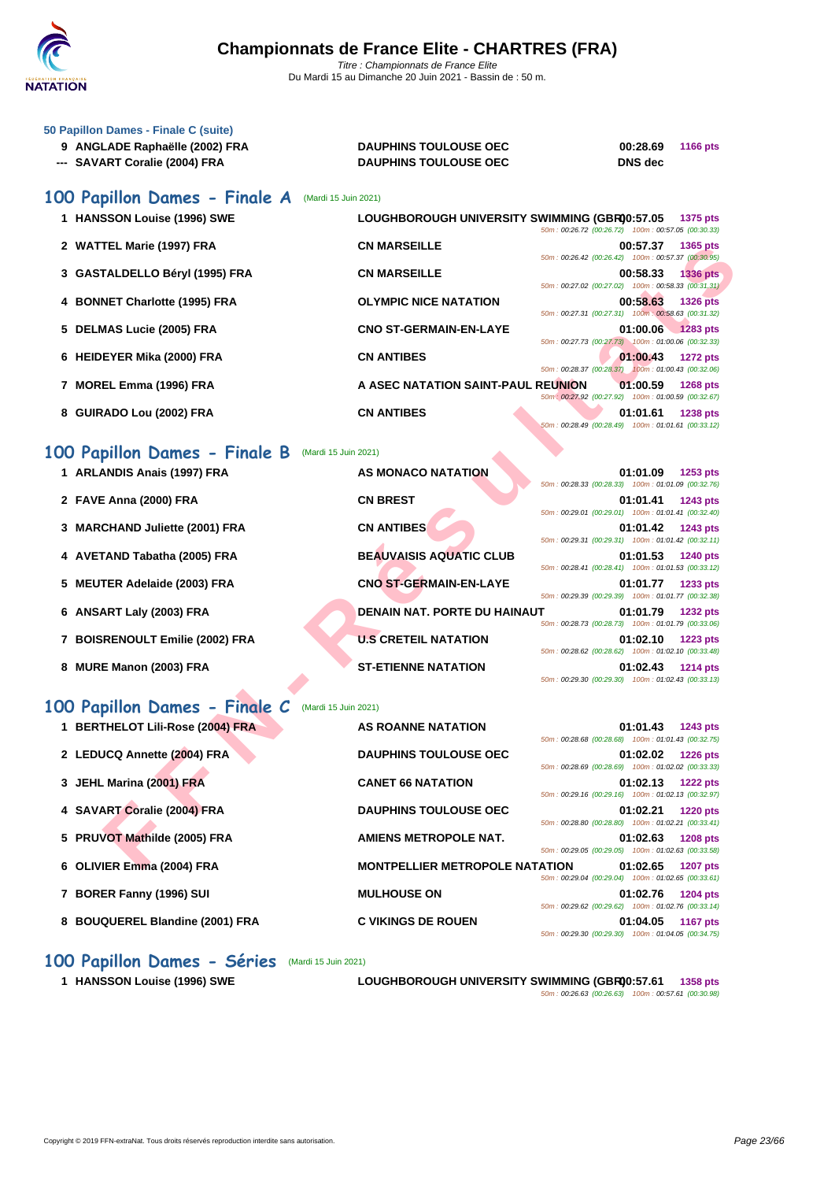**50 Papillon Dames - Finale C (suite)**

| | | | | |
|---|---|---|---|---|
| 9 | ANGLADE Raphaëlle (2002) FRA | DAUPHINS TOULOUSE OEC | 00:28.69 | 1166 pts |
| --- | SAVART Coralie (2004) FRA | DAUPHINS TOULOUSE OEC | DNS dec | |

## 100 Papillon Dames - Finale A (Mardi 15 Juin 2021)

| | | | | |
|---|---|---|---|---|
| 1 | HANSSON Louise (1996) SWE | LOUGHBOROUGH UNIVERSITY SWIMMING (GBR) | 00:57.05 | 1375 pts |
| | | | 50m : 00:26.72 (00:26.72) 100m : 00:57.05 (00:30.33) | |
| 2 | WATTEL Marie (1997) FRA | CN MARSEILLE | 00:57.37 | 1365 pts |
| | | | 50m : 00:26.42 (00:26.42) 100m : 00:57.37 (00:30.95) | |
| 3 | GASTALDELLO Béryl (1995) FRA | CN MARSEILLE | 00:58.33 | 1336 pts |
| | | | 50m : 00:27.02 (00:27.02) 100m : 00:58.33 (00:31.31) | |
| 4 | BONNET Charlotte (1995) FRA | OLYMPIC NICE NATATION | 00:58.63 | 1326 pts |
| | | | 50m : 00:27.31 (00:27.31) 100m : 00:58.63 (00:31.32) | |
| 5 | DELMAS Lucie (2005) FRA | CNO ST-GERMAIN-EN-LAYE | 01:00.06 | 1283 pts |
| | | | 50m : 00:27.73 (00:27.73) 100m : 01:00.06 (00:32.33) | |
| 6 | HEIDEYER Mika (2000) FRA | CN ANTIBES | 01:00.43 | 1272 pts |
| | | | 50m : 00:28.37 (00:28.37) 100m : 01:00.43 (00:32.06) | |
| 7 | MOREL Emma (1996) FRA | A ASEC NATATION SAINT-PAUL REUNION | 01:00.59 | 1268 pts |
| | | | 50m : 00:27.92 (00:27.92) 100m : 01:00.59 (00:32.67) | |
| 8 | GUIRADO Lou (2002) FRA | CN ANTIBES | 01:01.61 | 1238 pts |
| | | | 50m : 00:28.49 (00:28.49) 100m : 01:01.61 (00:33.12) | |

## 100 Papillon Dames - Finale B (Mardi 15 Juin 2021)

| | | | | |
|---|---|---|---|---|
| 1 | ARLANDIS Anais (1997) FRA | AS MONACO NATATION | 01:01.09 | 1253 pts |
| | | | 50m : 00:28.33 (00:28.33) 100m : 01:01.09 (00:32.76) | |
| 2 | FAVE Anna (2000) FRA | CN BREST | 01:01.41 | 1243 pts |
| | | | 50m : 00:29.01 (00:29.01) 100m : 01:01.41 (00:32.40) | |
| 3 | MARCHAND Juliette (2001) FRA | CN ANTIBES | 01:01.42 | 1243 pts |
| | | | 50m : 00:29.31 (00:29.31) 100m : 01:01.42 (00:32.11) | |
| 4 | AVETAND Tabatha (2005) FRA | BEAUVAISIS AQUATIC CLUB | 01:01.53 | 1240 pts |
| | | | 50m : 00:28.41 (00:28.41) 100m : 01:01.53 (00:33.12) | |
| 5 | MEUTER Adelaide (2003) FRA | CNO ST-GERMAIN-EN-LAYE | 01:01.77 | 1233 pts |
| | | | 50m : 00:29.39 (00:29.39) 100m : 01:01.77 (00:32.38) | |
| 6 | ANSART Laly (2003) FRA | DENAIN NAT. PORTE DU HAINAUT | 01:01.79 | 1232 pts |
| | | | 50m : 00:28.73 (00:28.73) 100m : 01:01.79 (00:33.06) | |
| 7 | BOISRENOULT Emilie (2002) FRA | U.S CRETEIL NATATION | 01:02.10 | 1223 pts |
| | | | 50m : 00:28.62 (00:28.62) 100m : 01:02.10 (00:33.48) | |
| 8 | MURE Manon (2003) FRA | ST-ETIENNE NATATION | 01:02.43 | 1214 pts |
| | | | 50m : 00:29.30 (00:29.30) 100m : 01:02.43 (00:33.13) | |

## 100 Papillon Dames - Finale C (Mardi 15 Juin 2021)

| | | | | |
|---|---|---|---|---|
| 1 | BERTHELOT Lili-Rose (2004) FRA | AS ROANNE NATATION | 01:01.43 | 1243 pts |
| | | | 50m : 00:28.68 (00:28.68) 100m : 01:01.43 (00:32.75) | |
| 2 | LEDUCQ Annette (2004) FRA | DAUPHINS TOULOUSE OEC | 01:02.02 | 1226 pts |
| | | | 50m : 00:28.69 (00:28.69) 100m : 01:02.02 (00:33.33) | |
| 3 | JEHL Marina (2001) FRA | CANET 66 NATATION | 01:02.13 | 1222 pts |
| | | | 50m : 00:29.16 (00:29.16) 100m : 01:02.13 (00:32.97) | |
| 4 | SAVART Coralie (2004) FRA | DAUPHINS TOULOUSE OEC | 01:02.21 | 1220 pts |
| | | | 50m : 00:28.80 (00:28.80) 100m : 01:02.21 (00:33.41) | |
| 5 | PRUVOT Mathilde (2005) FRA | AMIENS METROPOLE NAT. | 01:02.63 | 1208 pts |
| | | | 50m : 00:29.05 (00:29.05) 100m : 01:02.63 (00:33.58) | |
| 6 | OLIVIER Emma (2004) FRA | MONTPELLIER METROPOLE NATATION | 01:02.65 | 1207 pts |
| | | | 50m : 00:29.04 (00:29.04) 100m : 01:02.65 (00:33.61) | |
| 7 | BORER Fanny (1996) SUI | MULHOUSE ON | 01:02.76 | 1204 pts |
| | | | 50m : 00:29.62 (00:29.62) 100m : 01:02.76 (00:33.14) | |
| 8 | BOUQUEREL Blandine (2001) FRA | C VIKINGS DE ROUEN | 01:04.05 | 1167 pts |
| | | | 50m : 00:29.30 (00:29.30) 100m : 01:04.05 (00:34.75) | |

## 100 Papillon Dames - Séries (Mardi 15 Juin 2021)

| | | | | |
|---|---|---|---|---|
| 1 | HANSSON Louise (1996) SWE | LOUGHBOROUGH UNIVERSITY SWIMMING (GBR) | 00:57.61 | 1358 pts |
| | | | 50m : 00:26.63 (00:26.63) 100m : 00:57.61 (00:30.98) | |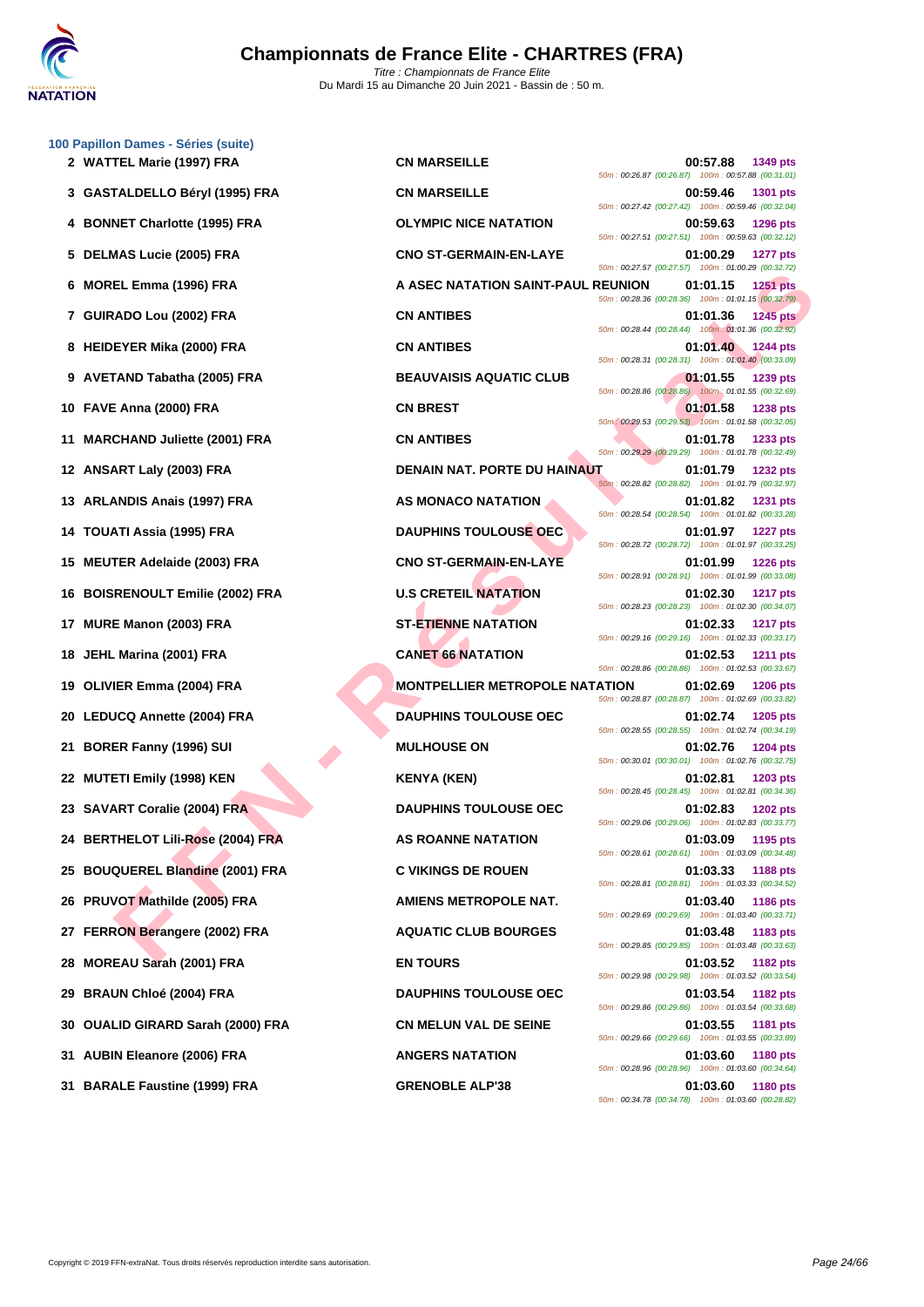# Championnats de France Elite - CHARTRES (FRA)

*Titre : Championnats de France Elite*
Du Mardi 15 au Dimanche 20 Juin 2021 - Bassin de : 50 m.

### 100 Papillon Dames - Séries (suite)

| Rang | Nom | Club | Temps | Points | Splits |
|---|---|---|---|---|---|
| 2 | WATTEL Marie (1997) FRA | CN MARSEILLE | 00:57.88 | 1349 pts | 50m : 00:26.87 (00:26.87) 100m : 00:57.88 (00:31.01) |
| 3 | GASTALDELLO Béryl (1995) FRA | CN MARSEILLE | 00:59.46 | 1301 pts | 50m : 00:27.42 (00:27.42) 100m : 00:59.46 (00:32.04) |
| 4 | BONNET Charlotte (1995) FRA | OLYMPIC NICE NATATION | 00:59.63 | 1296 pts | 50m : 00:27.51 (00:27.51) 100m : 00:59.63 (00:32.12) |
| 5 | DELMAS Lucie (2005) FRA | CNO ST-GERMAIN-EN-LAYE | 01:00.29 | 1277 pts | 50m : 00:27.57 (00:27.57) 100m : 01:00.29 (00:32.72) |
| 6 | MOREL Emma (1996) FRA | A ASEC NATATION SAINT-PAUL REUNION | 01:01.15 | 1251 pts | 50m : 00:28.36 (00:28.36) 100m : 01:01.15 (00:32.79) |
| 7 | GUIRADO Lou (2002) FRA | CN ANTIBES | 01:01.36 | 1245 pts | 50m : 00:28.44 (00:28.44) 100m : 01:01.36 (00:32.92) |
| 8 | HEIDEYER Mika (2000) FRA | CN ANTIBES | 01:01.40 | 1244 pts | 50m : 00:28.31 (00:28.31) 100m : 01:01.40 (00:33.09) |
| 9 | AVETAND Tabatha (2005) FRA | BEAUVAISIS AQUATIC CLUB | 01:01.55 | 1239 pts | 50m : 00:28.86 (00:28.86) 100m : 01:01.55 (00:32.69) |
| 10 | FAVE Anna (2000) FRA | CN BREST | 01:01.58 | 1238 pts | 50m : 00:29.53 (00:29.53) 100m : 01:01.58 (00:32.05) |
| 11 | MARCHAND Juliette (2001) FRA | CN ANTIBES | 01:01.78 | 1233 pts | 50m : 00:29.29 (00:29.29) 100m : 01:01.78 (00:32.49) |
| 12 | ANSART Laly (2003) FRA | DENAIN NAT. PORTE DU HAINAUT | 01:01.79 | 1232 pts | 50m : 00:28.82 (00:28.82) 100m : 01:01.79 (00:32.97) |
| 13 | ARLANDIS Anais (1997) FRA | AS MONACO NATATION | 01:01.82 | 1231 pts | 50m : 00:28.54 (00:28.54) 100m : 01:01.82 (00:33.28) |
| 14 | TOUATI Assia (1995) FRA | DAUPHINS TOULOUSE OEC | 01:01.97 | 1227 pts | 50m : 00:28.72 (00:28.72) 100m : 01:01.97 (00:33.25) |
| 15 | MEUTER Adelaide (2003) FRA | CNO ST-GERMAIN-EN-LAYE | 01:01.99 | 1226 pts | 50m : 00:28.91 (00:28.91) 100m : 01:01.99 (00:33.08) |
| 16 | BOISRENOULT Emilie (2002) FRA | U.S CRETEIL NATATION | 01:02.30 | 1217 pts | 50m : 00:28.23 (00:28.23) 100m : 01:02.30 (00:34.07) |
| 17 | MURE Manon (2003) FRA | ST-ETIENNE NATATION | 01:02.33 | 1217 pts | 50m : 00:29.16 (00:29.16) 100m : 01:02.33 (00:33.17) |
| 18 | JEHL Marina (2001) FRA | CANET 66 NATATION | 01:02.53 | 1211 pts | 50m : 00:28.86 (00:28.86) 100m : 01:02.53 (00:33.67) |
| 19 | OLIVIER Emma (2004) FRA | MONTPELLIER METROPOLE NATATION | 01:02.69 | 1206 pts | 50m : 00:28.87 (00:28.87) 100m : 01:02.69 (00:33.82) |
| 20 | LEDUCQ Annette (2004) FRA | DAUPHINS TOULOUSE OEC | 01:02.74 | 1205 pts | 50m : 00:28.55 (00:28.55) 100m : 01:02.74 (00:34.19) |
| 21 | BORER Fanny (1996) SUI | MULHOUSE ON | 01:02.76 | 1204 pts | 50m : 00:30.01 (00:30.01) 100m : 01:02.76 (00:32.75) |
| 22 | MUTETI Emily (1998) KEN | KENYA (KEN) | 01:02.81 | 1203 pts | 50m : 00:28.45 (00:28.45) 100m : 01:02.81 (00:34.36) |
| 23 | SAVART Coralie (2004) FRA | DAUPHINS TOULOUSE OEC | 01:02.83 | 1202 pts | 50m : 00:29.06 (00:29.06) 100m : 01:02.83 (00:33.77) |
| 24 | BERTHELOT Lili-Rose (2004) FRA | AS ROANNE NATATION | 01:03.09 | 1195 pts | 50m : 00:28.61 (00:28.61) 100m : 01:03.09 (00:34.48) |
| 25 | BOUQUEREL Blandine (2001) FRA | C VIKINGS DE ROUEN | 01:03.33 | 1188 pts | 50m : 00:28.81 (00:28.81) 100m : 01:03.33 (00:34.52) |
| 26 | PRUVOT Mathilde (2005) FRA | AMIENS METROPOLE NAT. | 01:03.40 | 1186 pts | 50m : 00:29.69 (00:29.69) 100m : 01:03.40 (00:33.71) |
| 27 | FERRON Berangere (2002) FRA | AQUATIC CLUB BOURGES | 01:03.48 | 1183 pts | 50m : 00:29.85 (00:29.85) 100m : 01:03.48 (00:33.63) |
| 28 | MOREAU Sarah (2001) FRA | EN TOURS | 01:03.52 | 1182 pts | 50m : 00:29.98 (00:29.98) 100m : 01:03.52 (00:33.54) |
| 29 | BRAUN Chloé (2004) FRA | DAUPHINS TOULOUSE OEC | 01:03.54 | 1182 pts | 50m : 00:29.86 (00:29.86) 100m : 01:03.54 (00:33.68) |
| 30 | OUALID GIRARD Sarah (2000) FRA | CN MELUN VAL DE SEINE | 01:03.55 | 1181 pts | 50m : 00:29.66 (00:29.66) 100m : 01:03.55 (00:33.89) |
| 31 | AUBIN Eleanore (2006) FRA | ANGERS NATATION | 01:03.60 | 1180 pts | 50m : 00:28.96 (00:28.96) 100m : 01:03.60 (00:34.64) |
| 31 | BARALE Faustine (1999) FRA | GRENOBLE ALP'38 | 01:03.60 | 1180 pts | 50m : 00:34.78 (00:34.78) 100m : 01:03.60 (00:28.82) |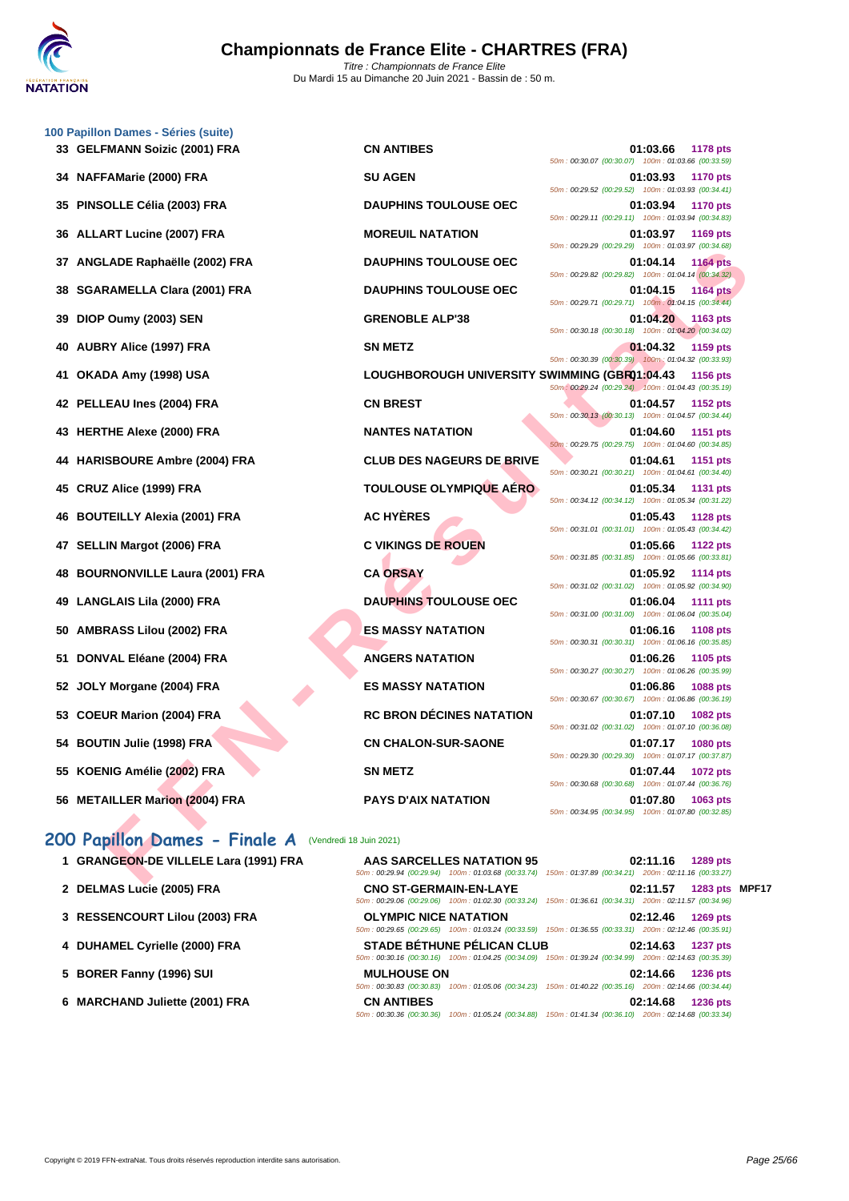## 100 Papillon Dames - Séries (suite)

| Rang | Nom | Club | Temps | Points | Splits |
|---|---|---|---|---|---|
| 33 | GELFMANN Soizic (2001) FRA | CN ANTIBES | 01:03.66 | 1178 pts | 50m : 00:30.07 (00:30.07) 100m : 01:03.66 (00:33.59) |
| 34 | NAFFAMarie (2000) FRA | SU AGEN | 01:03.93 | 1170 pts | 50m : 00:29.52 (00:29.52) 100m : 01:03.93 (00:34.41) |
| 35 | PINSOLLE Célia (2003) FRA | DAUPHINS TOULOUSE OEC | 01:03.94 | 1170 pts | 50m : 00:29.11 (00:29.11) 100m : 01:03.94 (00:34.83) |
| 36 | ALLART Lucine (2007) FRA | MOREUIL NATATION | 01:03.97 | 1169 pts | 50m : 00:29.29 (00:29.29) 100m : 01:03.97 (00:34.68) |
| 37 | ANGLADE Raphaëlle (2002) FRA | DAUPHINS TOULOUSE OEC | 01:04.14 | 1164 pts | 50m : 00:29.82 (00:29.82) 100m : 01:04.14 (00:34.32) |
| 38 | SGARAMELLA Clara (2001) FRA | DAUPHINS TOULOUSE OEC | 01:04.15 | 1164 pts | 50m : 00:29.71 (00:29.71) 100m : 01:04.15 (00:34.44) |
| 39 | DIOP Oumy (2003) SEN | GRENOBLE ALP'38 | 01:04.20 | 1163 pts | 50m : 00:30.18 (00:30.18) 100m : 01:04.20 (00:34.02) |
| 40 | AUBRY Alice (1997) FRA | SN METZ | 01:04.32 | 1159 pts | 50m : 00:30.39 (00:30.39) 100m : 01:04.32 (00:33.93) |
| 41 | OKADA Amy (1998) USA | LOUGHBOROUGH UNIVERSITY SWIMMING (GBR) | 01:04.43 | 1156 pts | 50m : 00:29.24 (00:29.24) 100m : 01:04.43 (00:35.19) |
| 42 | PELLEAU Ines (2004) FRA | CN BREST | 01:04.57 | 1152 pts | 50m : 00:30.13 (00:30.13) 100m : 01:04.57 (00:34.44) |
| 43 | HERTHE Alexe (2000) FRA | NANTES NATATION | 01:04.60 | 1151 pts | 50m : 00:29.75 (00:29.75) 100m : 01:04.60 (00:34.85) |
| 44 | HARISBOURE Ambre (2004) FRA | CLUB DES NAGEURS DE BRIVE | 01:04.61 | 1151 pts | 50m : 00:30.21 (00:30.21) 100m : 01:04.61 (00:34.40) |
| 45 | CRUZ Alice (1999) FRA | TOULOUSE OLYMPIQUE AÉRO | 01:05.34 | 1131 pts | 50m : 00:34.12 (00:34.12) 100m : 01:05.34 (00:31.22) |
| 46 | BOUTEILLY Alexia (2001) FRA | AC HYÈRES | 01:05.43 | 1128 pts | 50m : 00:31.01 (00:31.01) 100m : 01:05.43 (00:34.42) |
| 47 | SELLIN Margot (2006) FRA | C VIKINGS DE ROUEN | 01:05.66 | 1122 pts | 50m : 00:31.85 (00:31.85) 100m : 01:05.66 (00:33.81) |
| 48 | BOURNONVILLE Laura (2001) FRA | CA ORSAY | 01:05.92 | 1114 pts | 50m : 00:31.02 (00:31.02) 100m : 01:05.92 (00:34.90) |
| 49 | LANGLAIS Lila (2000) FRA | DAUPHINS TOULOUSE OEC | 01:06.04 | 1111 pts | 50m : 00:31.00 (00:31.00) 100m : 01:06.04 (00:35.04) |
| 50 | AMBRASS Lilou (2002) FRA | ES MASSY NATATION | 01:06.16 | 1108 pts | 50m : 00:30.31 (00:30.31) 100m : 01:06.16 (00:35.85) |
| 51 | DONVAL Eléane (2004) FRA | ANGERS NATATION | 01:06.26 | 1105 pts | 50m : 00:30.27 (00:30.27) 100m : 01:06.26 (00:35.99) |
| 52 | JOLY Morgane (2004) FRA | ES MASSY NATATION | 01:06.86 | 1088 pts | 50m : 00:30.67 (00:30.67) 100m : 01:06.86 (00:36.19) |
| 53 | COEUR Marion (2004) FRA | RC BRON DÉCINES NATATION | 01:07.10 | 1082 pts | 50m : 00:31.02 (00:31.02) 100m : 01:07.10 (00:36.08) |
| 54 | BOUTIN Julie (1998) FRA | CN CHALON-SUR-SAONE | 01:07.17 | 1080 pts | 50m : 00:29.30 (00:29.30) 100m : 01:07.17 (00:37.87) |
| 55 | KOENIG Amélie (2002) FRA | SN METZ | 01:07.44 | 1072 pts | 50m : 00:30.68 (00:30.68) 100m : 01:07.44 (00:36.76) |
| 56 | METAILLER Marion (2004) FRA | PAYS D'AIX NATATION | 01:07.80 | 1063 pts | 50m : 00:34.95 (00:34.95) 100m : 01:07.80 (00:32.85) |

## 200 Papillon Dames - Finale A (Vendredi 18 Juin 2021)

| Rang | Nom | Club | Temps | Points | Note | Splits |
|---|---|---|---|---|---|---|
| 1 | GRANGEON-DE VILLELE Lara (1991) FRA | AAS SARCELLES NATATION 95 | 02:11.16 | 1289 pts | | 50m : 00:29.94 (00:29.94) 100m : 01:03.68 (00:33.74) 150m : 01:37.89 (00:34.21) 200m : 02:11.16 (00:33.27) |
| 2 | DELMAS Lucie (2005) FRA | CNO ST-GERMAIN-EN-LAYE | 02:11.57 | 1283 pts | MPF17 | 50m : 00:29.06 (00:29.06) 100m : 01:02.30 (00:33.24) 150m : 01:36.61 (00:34.31) 200m : 02:11.57 (00:34.96) |
| 3 | RESSENCOURT Lilou (2003) FRA | OLYMPIC NICE NATATION | 02:12.46 | 1269 pts | | 50m : 00:29.65 (00:29.65) 100m : 01:03.24 (00:33.59) 150m : 01:36.55 (00:33.31) 200m : 02:12.46 (00:35.91) |
| 4 | DUHAMEL Cyrielle (2000) FRA | STADE BÉTHUNE PÉLICAN CLUB | 02:14.63 | 1237 pts | | 50m : 00:30.16 (00:30.16) 100m : 01:04.25 (00:34.09) 150m : 01:39.24 (00:34.99) 200m : 02:14.63 (00:35.39) |
| 5 | BORER Fanny (1996) SUI | MULHOUSE ON | 02:14.66 | 1236 pts | | 50m : 00:30.83 (00:30.83) 100m : 01:05.06 (00:34.23) 150m : 01:40.22 (00:35.16) 200m : 02:14.66 (00:34.44) |
| 6 | MARCHAND Juliette (2001) FRA | CN ANTIBES | 02:14.68 | 1236 pts | | 50m : 00:30.36 (00:30.36) 100m : 01:05.24 (00:34.88) 150m : 01:41.34 (00:36.10) 200m : 02:14.68 (00:33.34) |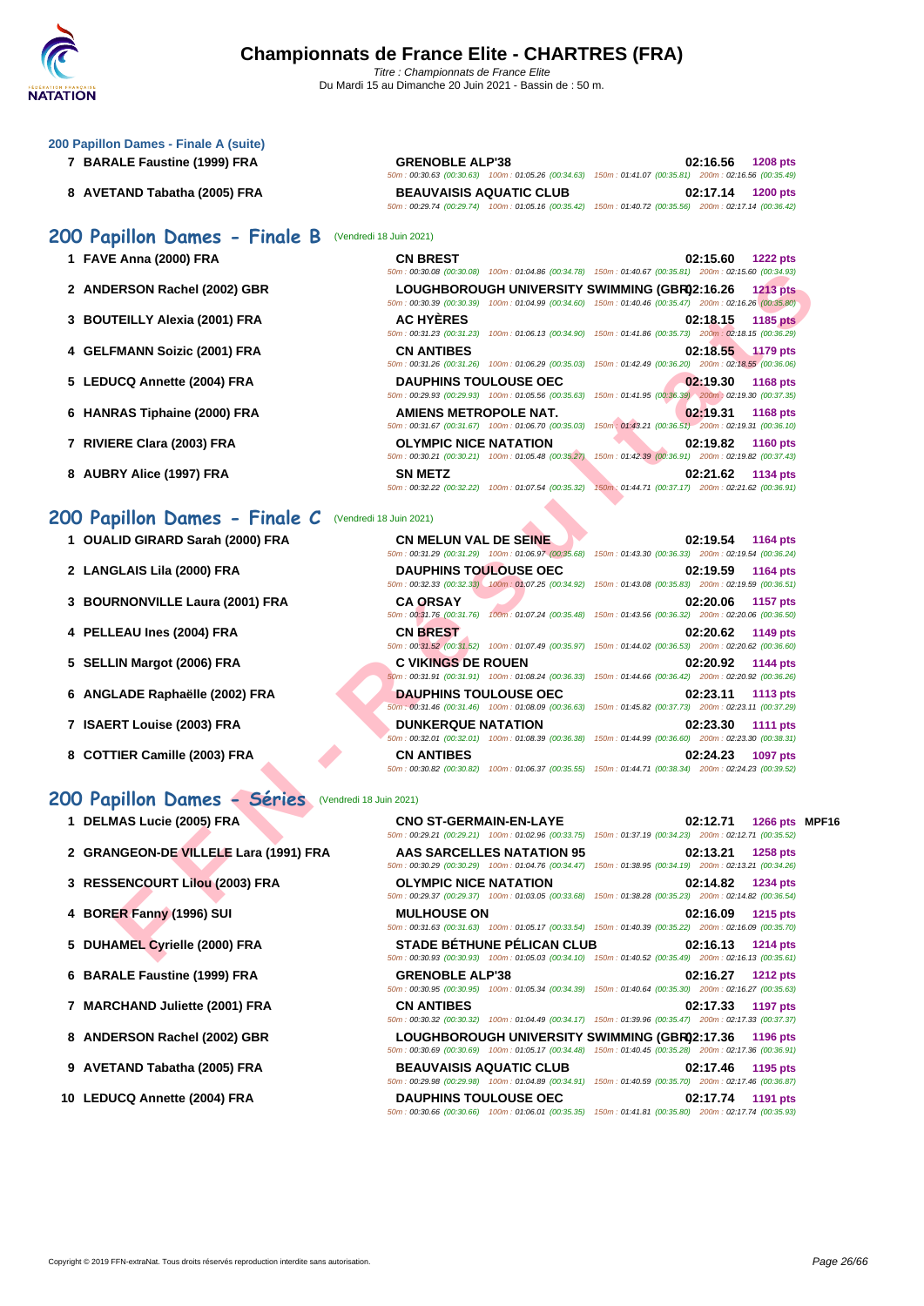### 200 Papillon Dames - Finale A (suite)

| Rang | Nom | Club | Temps | Points |
|---|---|---|---|---|
| 7 | BARALE Faustine (1999) FRA | GRENOBLE ALP'38 | 02:16.56 | 1208 pts |
| | | 50m : 00:30.63 (00:30.63) 100m : 01:05.26 (00:34.63) 150m : 01:41.07 (00:35.81) 200m : 02:16.56 (00:35.49) | | |
| 8 | AVETAND Tabatha (2005) FRA | BEAUVAISIS AQUATIC CLUB | 02:17.14 | 1200 pts |
| | | 50m : 00:29.74 (00:29.74) 100m : 01:05.16 (00:35.42) 150m : 01:40.72 (00:35.56) 200m : 02:17.14 (00:36.42) | | |

## 200 Papillon Dames - Finale B (Vendredi 18 Juin 2021)

| Rang | Nom | Club | Temps | Points |
|---|---|---|---|---|
| 1 | FAVE Anna (2000) FRA | CN BREST | 02:15.60 | 1222 pts |
| | | 50m : 00:30.08 (00:30.08) 100m : 01:04.86 (00:34.78) 150m : 01:40.67 (00:35.81) 200m : 02:15.60 (00:34.93) | | |
| 2 | ANDERSON Rachel (2002) GBR | LOUGHBOROUGH UNIVERSITY SWIMMING (GBR) | 02:16.26 | 1213 pts |
| | | 50m : 00:30.39 (00:30.39) 100m : 01:04.99 (00:34.60) 150m : 01:40.46 (00:35.47) 200m : 02:16.26 (00:35.80) | | |
| 3 | BOUTEILLY Alexia (2001) FRA | AC HYÈRES | 02:18.15 | 1185 pts |
| | | 50m : 00:31.23 (00:31.23) 100m : 01:06.13 (00:34.90) 150m : 01:41.86 (00:35.73) 200m : 02:18.15 (00:36.29) | | |
| 4 | GELFMANN Soizic (2001) FRA | CN ANTIBES | 02:18.55 | 1179 pts |
| | | 50m : 00:31.26 (00:31.26) 100m : 01:06.29 (00:35.03) 150m : 01:42.49 (00:36.20) 200m : 02:18.55 (00:36.06) | | |
| 5 | LEDUCQ Annette (2004) FRA | DAUPHINS TOULOUSE OEC | 02:19.30 | 1168 pts |
| | | 50m : 00:29.93 (00:29.93) 100m : 01:05.56 (00:35.63) 150m : 01:41.95 (00:36.39) 200m : 02:19.30 (00:37.35) | | |
| 6 | HANRAS Tiphaine (2000) FRA | AMIENS METROPOLE NAT. | 02:19.31 | 1168 pts |
| | | 50m : 00:31.67 (00:31.67) 100m : 01:06.70 (00:35.03) 150m : 01:43.21 (00:36.51) 200m : 02:19.31 (00:36.10) | | |
| 7 | RIVIERE Clara (2003) FRA | OLYMPIC NICE NATATION | 02:19.82 | 1160 pts |
| | | 50m : 00:30.21 (00:30.21) 100m : 01:05.48 (00:35.27) 150m : 01:42.39 (00:36.91) 200m : 02:19.82 (00:37.43) | | |
| 8 | AUBRY Alice (1997) FRA | SN METZ | 02:21.62 | 1134 pts |
| | | 50m : 00:32.22 (00:32.22) 100m : 01:07.54 (00:35.32) 150m : 01:44.71 (00:37.17) 200m : 02:21.62 (00:36.91) | | |

## 200 Papillon Dames - Finale C (Vendredi 18 Juin 2021)

| Rang | Nom | Club | Temps | Points |
|---|---|---|---|---|
| 1 | OUALID GIRARD Sarah (2000) FRA | CN MELUN VAL DE SEINE | 02:19.54 | 1164 pts |
| | | 50m : 00:31.29 (00:31.29) 100m : 01:06.97 (00:35.68) 150m : 01:43.30 (00:36.33) 200m : 02:19.54 (00:36.24) | | |
| 2 | LANGLAIS Lila (2000) FRA | DAUPHINS TOULOUSE OEC | 02:19.59 | 1164 pts |
| | | 50m : 00:32.33 (00:32.33) 100m : 01:07.25 (00:34.92) 150m : 01:43.08 (00:35.83) 200m : 02:19.59 (00:36.51) | | |
| 3 | BOURNONVILLE Laura (2001) FRA | CA ORSAY | 02:20.06 | 1157 pts |
| | | 50m : 00:31.76 (00:31.76) 100m : 01:07.24 (00:35.48) 150m : 01:43.56 (00:36.32) 200m : 02:20.06 (00:36.50) | | |
| 4 | PELLEAU Ines (2004) FRA | CN BREST | 02:20.62 | 1149 pts |
| | | 50m : 00:31.52 (00:31.52) 100m : 01:07.49 (00:35.97) 150m : 01:44.02 (00:36.53) 200m : 02:20.62 (00:36.60) | | |
| 5 | SELLIN Margot (2006) FRA | C VIKINGS DE ROUEN | 02:20.92 | 1144 pts |
| | | 50m : 00:31.91 (00:31.91) 100m : 01:08.24 (00:36.33) 150m : 01:44.66 (00:36.42) 200m : 02:20.92 (00:36.26) | | |
| 6 | ANGLADE Raphaëlle (2002) FRA | DAUPHINS TOULOUSE OEC | 02:23.11 | 1113 pts |
| | | 50m : 00:31.46 (00:31.46) 100m : 01:08.09 (00:36.63) 150m : 01:45.82 (00:37.73) 200m : 02:23.11 (00:37.29) | | |
| 7 | ISAERT Louise (2003) FRA | DUNKERQUE NATATION | 02:23.30 | 1111 pts |
| | | 50m : 00:32.01 (00:32.01) 100m : 01:08.39 (00:36.38) 150m : 01:44.99 (00:36.60) 200m : 02:23.30 (00:38.31) | | |
| 8 | COTTIER Camille (2003) FRA | CN ANTIBES | 02:24.23 | 1097 pts |
| | | 50m : 00:30.82 (00:30.82) 100m : 01:06.37 (00:35.55) 150m : 01:44.71 (00:38.34) 200m : 02:24.23 (00:39.52) | | |

## 200 Papillon Dames - Séries (Vendredi 18 Juin 2021)

| Rang | Nom | Club | Temps | Points | |
|---|---|---|---|---|---|
| 1 | DELMAS Lucie (2005) FRA | CNO ST-GERMAIN-EN-LAYE | 02:12.71 | 1266 pts | MPF16 |
| | | 50m : 00:29.21 (00:29.21) 100m : 01:02.96 (00:33.75) 150m : 01:37.19 (00:34.23) 200m : 02:12.71 (00:35.52) | | | |
| 2 | GRANGEON-DE VILLELE Lara (1991) FRA | AAS SARCELLES NATATION 95 | 02:13.21 | 1258 pts | |
| | | 50m : 00:30.29 (00:30.29) 100m : 01:04.76 (00:34.47) 150m : 01:38.95 (00:34.19) 200m : 02:13.21 (00:34.26) | | | |
| 3 | RESSENCOURT Lilou (2003) FRA | OLYMPIC NICE NATATION | 02:14.82 | 1234 pts | |
| | | 50m : 00:29.37 (00:29.37) 100m : 01:03.05 (00:33.68) 150m : 01:38.28 (00:35.23) 200m : 02:14.82 (00:36.54) | | | |
| 4 | BORER Fanny (1996) SUI | MULHOUSE ON | 02:16.09 | 1215 pts | |
| | | 50m : 00:31.63 (00:31.63) 100m : 01:05.17 (00:33.54) 150m : 01:40.39 (00:35.22) 200m : 02:16.09 (00:35.70) | | | |
| 5 | DUHAMEL Cyrielle (2000) FRA | STADE BÉTHUNE PÉLICAN CLUB | 02:16.13 | 1214 pts | |
| | | 50m : 00:30.93 (00:30.93) 100m : 01:05.03 (00:34.10) 150m : 01:40.52 (00:35.49) 200m : 02:16.13 (00:35.61) | | | |
| 6 | BARALE Faustine (1999) FRA | GRENOBLE ALP'38 | 02:16.27 | 1212 pts | |
| | | 50m : 00:30.95 (00:30.95) 100m : 01:05.34 (00:34.39) 150m : 01:40.64 (00:35.30) 200m : 02:16.27 (00:35.63) | | | |
| 7 | MARCHAND Juliette (2001) FRA | CN ANTIBES | 02:17.33 | 1197 pts | |
| | | 50m : 00:30.32 (00:30.32) 100m : 01:04.49 (00:34.17) 150m : 01:39.96 (00:35.47) 200m : 02:17.33 (00:37.37) | | | |
| 8 | ANDERSON Rachel (2002) GBR | LOUGHBOROUGH UNIVERSITY SWIMMING (GBR) | 02:17.36 | 1196 pts | |
| | | 50m : 00:30.69 (00:30.69) 100m : 01:05.17 (00:34.48) 150m : 01:40.45 (00:35.28) 200m : 02:17.36 (00:36.91) | | | |
| 9 | AVETAND Tabatha (2005) FRA | BEAUVAISIS AQUATIC CLUB | 02:17.46 | 1195 pts | |
| | | 50m : 00:29.98 (00:29.98) 100m : 01:04.89 (00:34.91) 150m : 01:40.59 (00:35.70) 200m : 02:17.46 (00:36.87) | | | |
| 10 | LEDUCQ Annette (2004) FRA | DAUPHINS TOULOUSE OEC | 02:17.74 | 1191 pts | |
| | | 50m : 00:30.66 (00:30.66) 100m : 01:06.01 (00:35.35) 150m : 01:41.81 (00:35.80) 200m : 02:17.74 (00:35.93) | | | |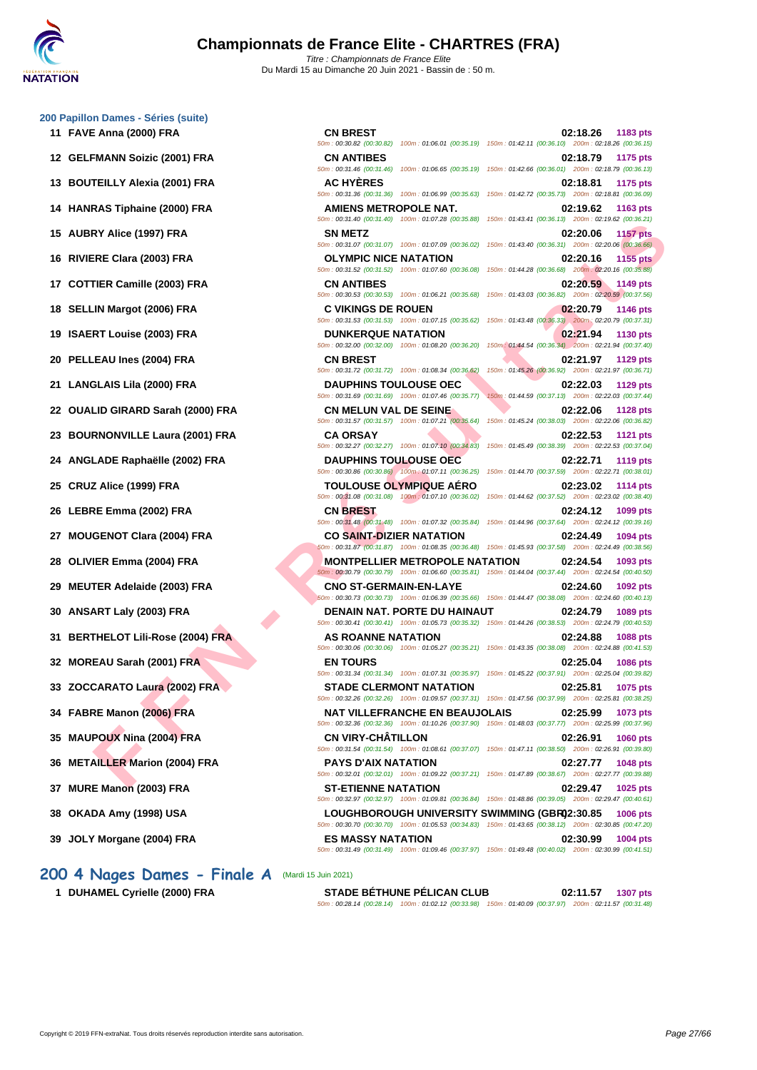## 200 Papillon Dames - Séries (suite)

| Rang | Nom | Club | Temps | Points |
|---|---|---|---|---|
| 11 | FAVE Anna (2000) FRA | CN BREST | 02:18.26 | 1183 pts |
| | | 50m : 00:30.82 (00:30.82) 100m : 01:06.01 (00:35.19) 150m : 01:42.11 (00:36.10) 200m : 02:18.26 (00:36.15) | | |
| 12 | GELFMANN Soizic (2001) FRA | CN ANTIBES | 02:18.79 | 1175 pts |
| | | 50m : 00:31.46 (00:31.46) 100m : 01:06.65 (00:35.19) 150m : 01:42.66 (00:36.01) 200m : 02:18.79 (00:36.13) | | |
| 13 | BOUTEILLY Alexia (2001) FRA | AC HYÈRES | 02:18.81 | 1175 pts |
| | | 50m : 00:31.36 (00:31.36) 100m : 01:06.99 (00:35.63) 150m : 01:42.72 (00:35.73) 200m : 02:18.81 (00:36.09) | | |
| 14 | HANRAS Tiphaine (2000) FRA | AMIENS METROPOLE NAT. | 02:19.62 | 1163 pts |
| | | 50m : 00:31.40 (00:31.40) 100m : 01:07.28 (00:35.88) 150m : 01:43.41 (00:36.13) 200m : 02:19.62 (00:36.21) | | |
| 15 | AUBRY Alice (1997) FRA | SN METZ | 02:20.06 | 1157 pts |
| | | 50m : 00:31.07 (00:31.07) 100m : 01:07.09 (00:36.02) 150m : 01:43.40 (00:36.31) 200m : 02:20.06 (00:36.66) | | |
| 16 | RIVIERE Clara (2003) FRA | OLYMPIC NICE NATATION | 02:20.16 | 1155 pts |
| | | 50m : 00:31.52 (00:31.52) 100m : 01:07.60 (00:36.08) 150m : 01:44.28 (00:36.68) 200m : 02:20.16 (00:35.88) | | |
| 17 | COTTIER Camille (2003) FRA | CN ANTIBES | 02:20.59 | 1149 pts |
| | | 50m : 00:30.53 (00:30.53) 100m : 01:06.21 (00:35.68) 150m : 01:43.03 (00:36.82) 200m : 02:20.59 (00:37.56) | | |
| 18 | SELLIN Margot (2006) FRA | C VIKINGS DE ROUEN | 02:20.79 | 1146 pts |
| | | 50m : 00:31.53 (00:31.53) 100m : 01:07.15 (00:35.62) 150m : 01:43.48 (00:36.33) 200m : 02:20.79 (00:37.31) | | |
| 19 | ISAERT Louise (2003) FRA | DUNKERQUE NATATION | 02:21.94 | 1130 pts |
| | | 50m : 00:32.00 (00:32.00) 100m : 01:08.20 (00:36.20) 150m : 01:44.54 (00:36.34) 200m : 02:21.94 (00:37.40) | | |
| 20 | PELLEAU Ines (2004) FRA | CN BREST | 02:21.97 | 1129 pts |
| | | 50m : 00:31.72 (00:31.72) 100m : 01:08.34 (00:36.62) 150m : 01:45.26 (00:36.92) 200m : 02:21.97 (00:36.71) | | |
| 21 | LANGLAIS Lila (2000) FRA | DAUPHINS TOULOUSE OEC | 02:22.03 | 1129 pts |
| | | 50m : 00:31.69 (00:31.69) 100m : 01:07.46 (00:35.77) 150m : 01:44.59 (00:37.13) 200m : 02:22.03 (00:37.44) | | |
| 22 | OUALID GIRARD Sarah (2000) FRA | CN MELUN VAL DE SEINE | 02:22.06 | 1128 pts |
| | | 50m : 00:31.57 (00:31.57) 100m : 01:07.21 (00:35.64) 150m : 01:45.24 (00:38.03) 200m : 02:22.06 (00:36.82) | | |
| 23 | BOURNONVILLE Laura (2001) FRA | CA ORSAY | 02:22.53 | 1121 pts |
| | | 50m : 00:32.27 (00:32.27) 100m : 01:07.10 (00:34.83) 150m : 01:45.49 (00:38.39) 200m : 02:22.53 (00:37.04) | | |
| 24 | ANGLADE Raphaëlle (2002) FRA | DAUPHINS TOULOUSE OEC | 02:22.71 | 1119 pts |
| | | 50m : 00:30.86 (00:30.86) 100m : 01:07.11 (00:36.25) 150m : 01:44.70 (00:37.59) 200m : 02:22.71 (00:38.01) | | |
| 25 | CRUZ Alice (1999) FRA | TOULOUSE OLYMPIQUE AÉRO | 02:23.02 | 1114 pts |
| | | 50m : 00:31.08 (00:31.08) 100m : 01:07.10 (00:36.02) 150m : 01:44.62 (00:37.52) 200m : 02:23.02 (00:38.40) | | |
| 26 | LEBRE Emma (2002) FRA | CN BREST | 02:24.12 | 1099 pts |
| | | 50m : 00:31.48 (00:31.48) 100m : 01:07.32 (00:35.84) 150m : 01:44.96 (00:37.64) 200m : 02:24.12 (00:39.16) | | |
| 27 | MOUGENOT Clara (2004) FRA | CO SAINT-DIZIER NATATION | 02:24.49 | 1094 pts |
| | | 50m : 00:31.87 (00:31.87) 100m : 01:08.35 (00:36.48) 150m : 01:45.93 (00:37.58) 200m : 02:24.49 (00:38.56) | | |
| 28 | OLIVIER Emma (2004) FRA | MONTPELLIER METROPOLE NATATION | 02:24.54 | 1093 pts |
| | | 50m : 00:30.79 (00:30.79) 100m : 01:06.60 (00:35.81) 150m : 01:44.04 (00:37.44) 200m : 02:24.54 (00:40.50) | | |
| 29 | MEUTER Adelaide (2003) FRA | CNO ST-GERMAIN-EN-LAYE | 02:24.60 | 1092 pts |
| | | 50m : 00:30.73 (00:30.73) 100m : 01:06.39 (00:35.66) 150m : 01:44.47 (00:38.08) 200m : 02:24.60 (00:40.13) | | |
| 30 | ANSART Laly (2003) FRA | DENAIN NAT. PORTE DU HAINAUT | 02:24.79 | 1089 pts |
| | | 50m : 00:30.41 (00:30.41) 100m : 01:05.73 (00:35.32) 150m : 01:44.26 (00:38.53) 200m : 02:24.79 (00:40.53) | | |
| 31 | BERTHELOT Lili-Rose (2004) FRA | AS ROANNE NATATION | 02:24.88 | 1088 pts |
| | | 50m : 00:30.06 (00:30.06) 100m : 01:05.27 (00:35.21) 150m : 01:43.35 (00:38.08) 200m : 02:24.88 (00:41.53) | | |
| 32 | MOREAU Sarah (2001) FRA | EN TOURS | 02:25.04 | 1086 pts |
| | | 50m : 00:31.34 (00:31.34) 100m : 01:07.31 (00:35.97) 150m : 01:45.22 (00:37.91) 200m : 02:25.04 (00:39.82) | | |
| 33 | ZOCCARATO Laura (2002) FRA | STADE CLERMONT NATATION | 02:25.81 | 1075 pts |
| | | 50m : 00:32.26 (00:32.26) 100m : 01:09.57 (00:37.31) 150m : 01:47.56 (00:37.99) 200m : 02:25.81 (00:38.25) | | |
| 34 | FABRE Manon (2006) FRA | NAT VILLEFRANCHE EN BEAUJOLAIS | 02:25.99 | 1073 pts |
| | | 50m : 00:32.36 (00:32.36) 100m : 01:10.26 (00:37.90) 150m : 01:48.03 (00:37.77) 200m : 02:25.99 (00:37.96) | | |
| 35 | MAUPOUX Nina (2004) FRA | CN VIRY-CHÂTILLON | 02:26.91 | 1060 pts |
| | | 50m : 00:31.54 (00:31.54) 100m : 01:08.61 (00:37.07) 150m : 01:47.11 (00:38.50) 200m : 02:26.91 (00:39.80) | | |
| 36 | METAILLER Marion (2004) FRA | PAYS D'AIX NATATION | 02:27.77 | 1048 pts |
| | | 50m : 00:32.01 (00:32.01) 100m : 01:09.22 (00:37.21) 150m : 01:47.89 (00:38.67) 200m : 02:27.77 (00:39.88) | | |
| 37 | MURE Manon (2003) FRA | ST-ETIENNE NATATION | 02:29.47 | 1025 pts |
| | | 50m : 00:32.97 (00:32.97) 100m : 01:09.81 (00:36.84) 150m : 01:48.86 (00:39.05) 200m : 02:29.47 (00:40.61) | | |
| 38 | OKADA Amy (1998) USA | LOUGHBOROUGH UNIVERSITY SWIMMING (GBR) | 02:30.85 | 1006 pts |
| | | 50m : 00:30.70 (00:30.70) 100m : 01:05.53 (00:34.83) 150m : 01:43.65 (00:38.12) 200m : 02:30.85 (00:47.20) | | |
| 39 | JOLY Morgane (2004) FRA | ES MASSY NATATION | 02:30.99 | 1004 pts |
| | | 50m : 00:31.49 (00:31.49) 100m : 01:09.46 (00:37.97) 150m : 01:49.48 (00:40.02) 200m : 02:30.99 (00:41.51) | | |

## 200 4 Nages Dames - Finale A (Mardi 15 Juin 2021)

| Rang | Nom | Club | Temps | Points |
|---|---|---|---|---|
| 1 | DUHAMEL Cyrielle (2000) FRA | STADE BÉTHUNE PÉLICAN CLUB | 02:11.57 | 1307 pts |
| | | 50m : 00:28.14 (00:28.14) 100m : 01:02.12 (00:33.98) 150m : 01:40.09 (00:37.97) 200m : 02:11.57 (00:31.48) | | |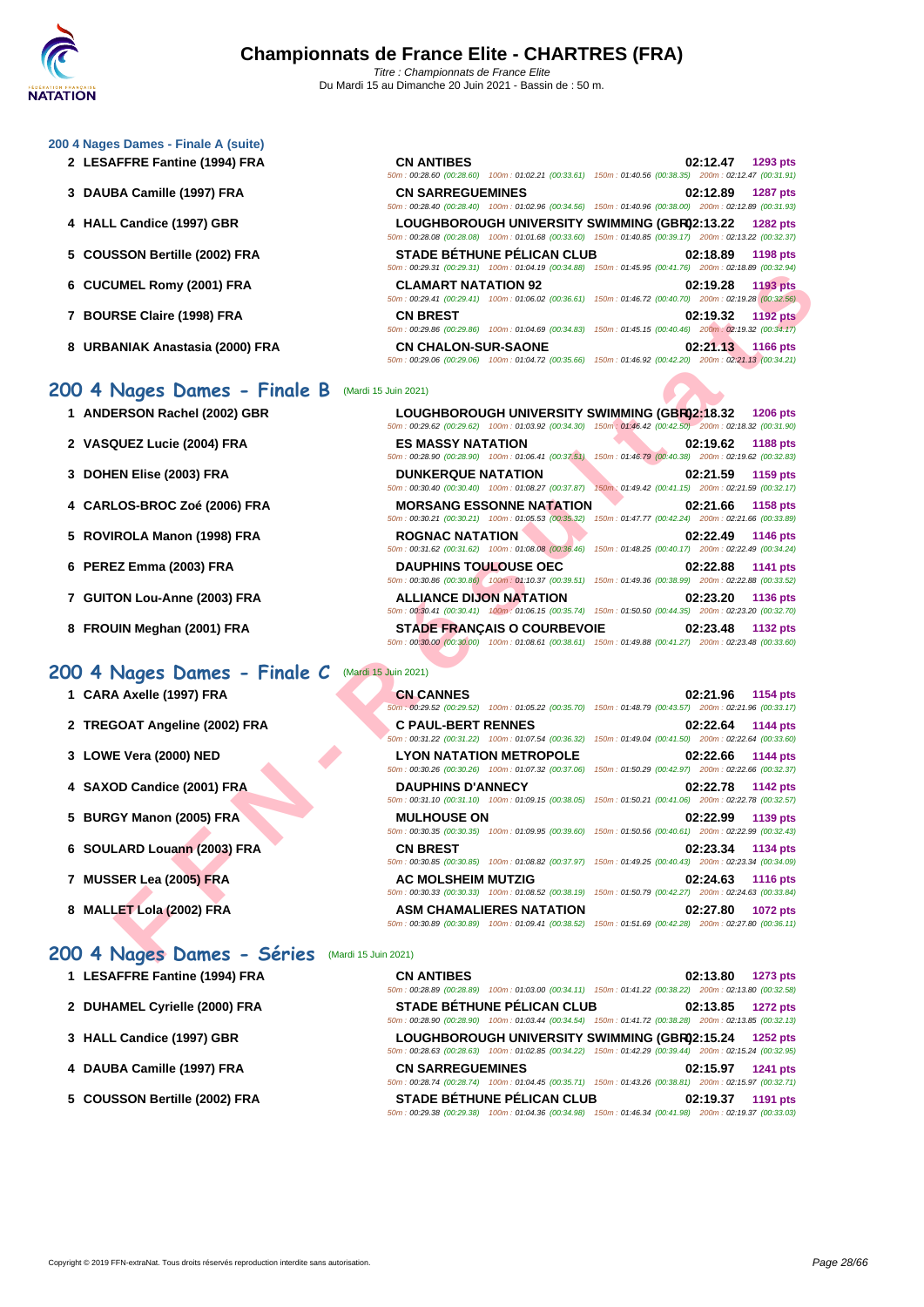### 200 4 Nages Dames - Finale A (suite)

| Place | Nom | Club | Temps | Points |
|---|---|---|---|---|
| 2 | LESAFFRE Fantine (1994) FRA | CN ANTIBES | 02:12.47 | 1293 pts |
| | | 50m : 00:28.60 (00:28.60) 100m : 01:02.21 (00:33.61) 150m : 01:40.56 (00:38.35) 200m : 02:12.47 (00:31.91) | | |
| 3 | DAUBA Camille (1997) FRA | CN SARREGUEMINES | 02:12.89 | 1287 pts |
| | | 50m : 00:28.40 (00:28.40) 100m : 01:02.96 (00:34.56) 150m : 01:40.96 (00:38.00) 200m : 02:12.89 (00:31.93) | | |
| 4 | HALL Candice (1997) GBR | LOUGHBOROUGH UNIVERSITY SWIMMING (GBR) | 02:13.22 | 1282 pts |
| | | 50m : 00:28.08 (00:28.08) 100m : 01:01.68 (00:33.60) 150m : 01:40.85 (00:39.17) 200m : 02:13.22 (00:32.37) | | |
| 5 | COUSSON Bertille (2002) FRA | STADE BÉTHUNE PÉLICAN CLUB | 02:18.89 | 1198 pts |
| | | 50m : 00:29.31 (00:29.31) 100m : 01:04.19 (00:34.88) 150m : 01:45.95 (00:41.76) 200m : 02:18.89 (00:32.94) | | |
| 6 | CUCUMEL Romy (2001) FRA | CLAMART NATATION 92 | 02:19.28 | 1193 pts |
| | | 50m : 00:29.41 (00:29.41) 100m : 01:06.02 (00:36.61) 150m : 01:46.72 (00:40.70) 200m : 02:19.28 (00:32.56) | | |
| 7 | BOURSE Claire (1998) FRA | CN BREST | 02:19.32 | 1192 pts |
| | | 50m : 00:29.86 (00:29.86) 100m : 01:04.69 (00:34.83) 150m : 01:45.15 (00:40.46) 200m : 02:19.32 (00:34.17) | | |
| 8 | URBANIAK Anastasia (2000) FRA | CN CHALON-SUR-SAONE | 02:21.13 | 1166 pts |
| | | 50m : 00:29.06 (00:29.06) 100m : 01:04.72 (00:35.66) 150m : 01:46.92 (00:42.20) 200m : 02:21.13 (00:34.21) | | |

## 200 4 Nages Dames - Finale B (Mardi 15 Juin 2021)

| Place | Nom | Club | Temps | Points |
|---|---|---|---|---|
| 1 | ANDERSON Rachel (2002) GBR | LOUGHBOROUGH UNIVERSITY SWIMMING (GBR) | 02:18.32 | 1206 pts |
| | | 50m : 00:29.62 (00:29.62) 100m : 01:03.92 (00:34.30) 150m : 01:46.42 (00:42.50) 200m : 02:18.32 (00:31.90) | | |
| 2 | VASQUEZ Lucie (2004) FRA | ES MASSY NATATION | 02:19.62 | 1188 pts |
| | | 50m : 00:28.90 (00:28.90) 100m : 01:06.41 (00:37.51) 150m : 01:46.79 (00:40.38) 200m : 02:19.62 (00:32.83) | | |
| 3 | DOHEN Elise (2003) FRA | DUNKERQUE NATATION | 02:21.59 | 1159 pts |
| | | 50m : 00:30.40 (00:30.40) 100m : 01:08.27 (00:37.87) 150m : 01:49.42 (00:41.15) 200m : 02:21.59 (00:32.17) | | |
| 4 | CARLOS-BROC Zoé (2006) FRA | MORSANG ESSONNE NATATION | 02:21.66 | 1158 pts |
| | | 50m : 00:30.21 (00:30.21) 100m : 01:05.53 (00:35.32) 150m : 01:47.77 (00:42.24) 200m : 02:21.66 (00:33.89) | | |
| 5 | ROVIROLA Manon (1998) FRA | ROGNAC NATATION | 02:22.49 | 1146 pts |
| | | 50m : 00:31.62 (00:31.62) 100m : 01:08.08 (00:36.46) 150m : 01:48.25 (00:40.17) 200m : 02:22.49 (00:34.24) | | |
| 6 | PEREZ Emma (2003) FRA | DAUPHINS TOULOUSE OEC | 02:22.88 | 1141 pts |
| | | 50m : 00:30.86 (00:30.86) 100m : 01:10.37 (00:39.51) 150m : 01:49.36 (00:38.99) 200m : 02:22.88 (00:33.52) | | |
| 7 | GUITON Lou-Anne (2003) FRA | ALLIANCE DIJON NATATION | 02:23.20 | 1136 pts |
| | | 50m : 00:30.41 (00:30.41) 100m : 01:06.15 (00:35.74) 150m : 01:50.50 (00:44.35) 200m : 02:23.20 (00:32.70) | | |
| 8 | FROUIN Meghan (2001) FRA | STADE FRANÇAIS O COURBEVOIE | 02:23.48 | 1132 pts |
| | | 50m : 00:30.00 (00:30.00) 100m : 01:08.61 (00:38.61) 150m : 01:49.88 (00:41.27) 200m : 02:23.48 (00:33.60) | | |

## 200 4 Nages Dames - Finale C (Mardi 15 Juin 2021)

| Place | Nom | Club | Temps | Points |
|---|---|---|---|---|
| 1 | CARA Axelle (1997) FRA | CN CANNES | 02:21.96 | 1154 pts |
| | | 50m : 00:29.52 (00:29.52) 100m : 01:05.22 (00:35.70) 150m : 01:48.79 (00:43.57) 200m : 02:21.96 (00:33.17) | | |
| 2 | TREGOAT Angeline (2002) FRA | C PAUL-BERT RENNES | 02:22.64 | 1144 pts |
| | | 50m : 00:31.22 (00:31.22) 100m : 01:07.54 (00:36.32) 150m : 01:49.04 (00:41.50) 200m : 02:22.64 (00:33.60) | | |
| 3 | LOWE Vera (2000) NED | LYON NATATION METROPOLE | 02:22.66 | 1144 pts |
| | | 50m : 00:30.26 (00:30.26) 100m : 01:07.32 (00:37.06) 150m : 01:50.29 (00:42.97) 200m : 02:22.66 (00:32.37) | | |
| 4 | SAXOD Candice (2001) FRA | DAUPHINS D'ANNECY | 02:22.78 | 1142 pts |
| | | 50m : 00:31.10 (00:31.10) 100m : 01:09.15 (00:38.05) 150m : 01:50.21 (00:41.06) 200m : 02:22.78 (00:32.57) | | |
| 5 | BURGY Manon (2005) FRA | MULHOUSE ON | 02:22.99 | 1139 pts |
| | | 50m : 00:30.35 (00:30.35) 100m : 01:09.95 (00:39.60) 150m : 01:50.56 (00:40.61) 200m : 02:22.99 (00:32.43) | | |
| 6 | SOULARD Louann (2003) FRA | CN BREST | 02:23.34 | 1134 pts |
| | | 50m : 00:30.85 (00:30.85) 100m : 01:08.82 (00:37.97) 150m : 01:49.25 (00:40.43) 200m : 02:23.34 (00:34.09) | | |
| 7 | MUSSER Lea (2005) FRA | AC MOLSHEIM MUTZIG | 02:24.63 | 1116 pts |
| | | 50m : 00:30.33 (00:30.33) 100m : 01:08.52 (00:38.19) 150m : 01:50.79 (00:42.27) 200m : 02:24.63 (00:33.84) | | |
| 8 | MALLET Lola (2002) FRA | ASM CHAMALIERES NATATION | 02:27.80 | 1072 pts |
| | | 50m : 00:30.89 (00:30.89) 100m : 01:09.41 (00:38.52) 150m : 01:51.69 (00:42.28) 200m : 02:27.80 (00:36.11) | | |

## 200 4 Nages Dames - Séries (Mardi 15 Juin 2021)

| Place | Nom | Club | Temps | Points |
|---|---|---|---|---|
| 1 | LESAFFRE Fantine (1994) FRA | CN ANTIBES | 02:13.80 | 1273 pts |
| | | 50m : 00:28.89 (00:28.89) 100m : 01:03.00 (00:34.11) 150m : 01:41.22 (00:38.22) 200m : 02:13.80 (00:32.58) | | |
| 2 | DUHAMEL Cyrielle (2000) FRA | STADE BÉTHUNE PÉLICAN CLUB | 02:13.85 | 1272 pts |
| | | 50m : 00:28.90 (00:28.90) 100m : 01:03.44 (00:34.54) 150m : 01:41.72 (00:38.28) 200m : 02:13.85 (00:32.13) | | |
| 3 | HALL Candice (1997) GBR | LOUGHBOROUGH UNIVERSITY SWIMMING (GBR) | 02:15.24 | 1252 pts |
| | | 50m : 00:28.63 (00:28.63) 100m : 01:02.85 (00:34.22) 150m : 01:42.29 (00:39.44) 200m : 02:15.24 (00:32.95) | | |
| 4 | DAUBA Camille (1997) FRA | CN SARREGUEMINES | 02:15.97 | 1241 pts |
| | | 50m : 00:28.74 (00:28.74) 100m : 01:04.45 (00:35.71) 150m : 01:43.26 (00:38.81) 200m : 02:15.97 (00:32.71) | | |
| 5 | COUSSON Bertille (2002) FRA | STADE BÉTHUNE PÉLICAN CLUB | 02:19.37 | 1191 pts |
| | | 50m : 00:29.38 (00:29.38) 100m : 01:04.36 (00:34.98) 150m : 01:46.34 (00:41.98) 200m : 02:19.37 (00:33.03) | | |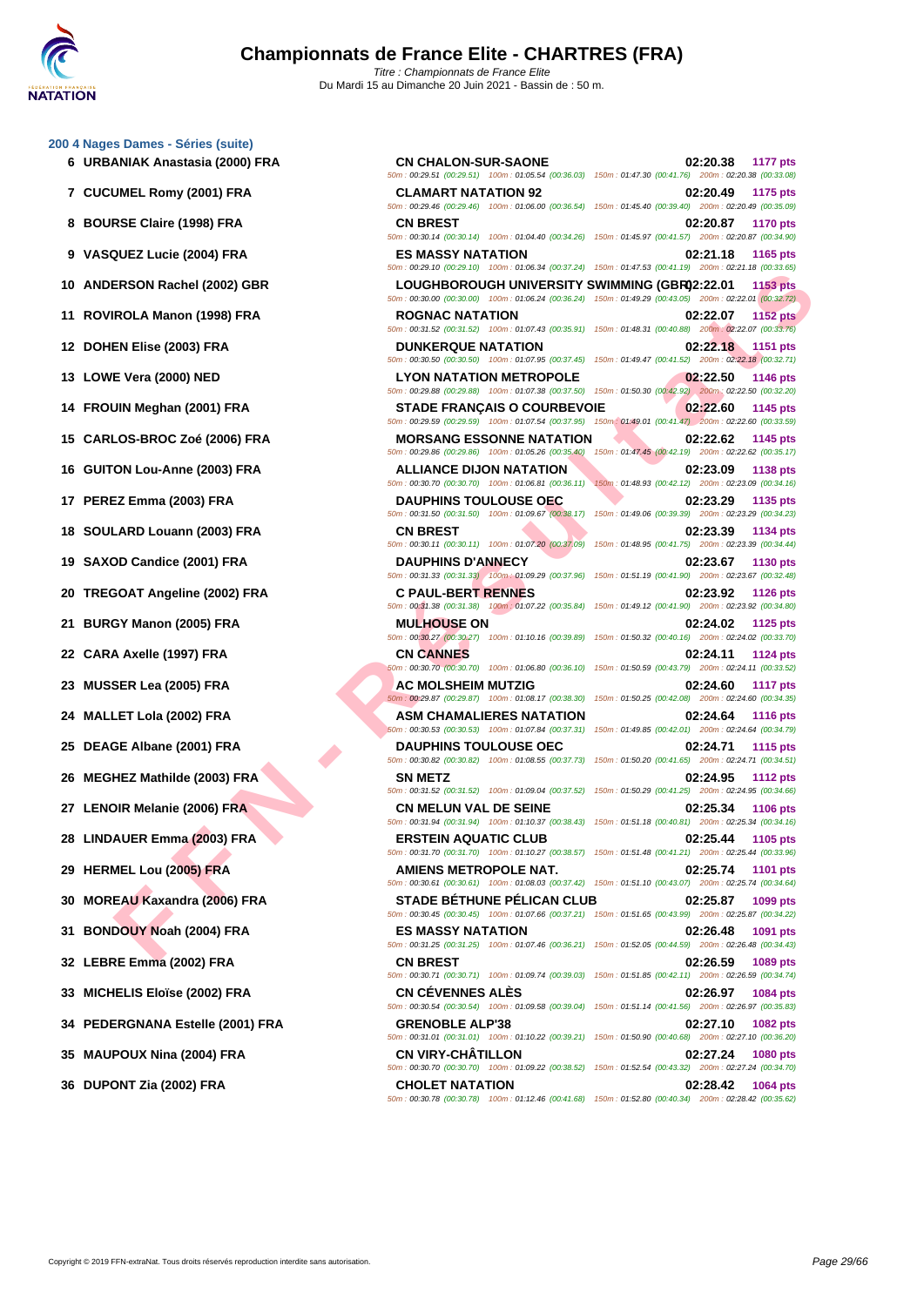# Championnats de France Elite - CHARTRES (FRA)

*Titre : Championnats de France Elite*
Du Mardi 15 au Dimanche 20 Juin 2021 - Bassin de : 50 m.

## 200 4 Nages Dames - Séries (suite)

| Rang | Nom | Club | Temps | Points |
|---|---|---|---|---|
| 6 | URBANIAK Anastasia (2000) FRA | CN CHALON-SUR-SAONE | 02:20.38 | 1177 pts |
| | | 50m : 00:29.51 (00:29.51) 100m : 01:05.54 (00:36.03) 150m : 01:47.30 (00:41.76) 200m : 02:20.38 (00:33.08) | | |
| 7 | CUCUMEL Romy (2001) FRA | CLAMART NATATION 92 | 02:20.49 | 1175 pts |
| | | 50m : 00:29.46 (00:29.46) 100m : 01:06.00 (00:36.54) 150m : 01:45.40 (00:39.40) 200m : 02:20.49 (00:35.09) | | |
| 8 | BOURSE Claire (1998) FRA | CN BREST | 02:20.87 | 1170 pts |
| | | 50m : 00:30.14 (00:30.14) 100m : 01:04.40 (00:34.26) 150m : 01:45.97 (00:41.57) 200m : 02:20.87 (00:34.90) | | |
| 9 | VASQUEZ Lucie (2004) FRA | ES MASSY NATATION | 02:21.18 | 1165 pts |
| | | 50m : 00:29.10 (00:29.10) 100m : 01:06.34 (00:37.24) 150m : 01:47.53 (00:41.19) 200m : 02:21.18 (00:33.65) | | |
| 10 | ANDERSON Rachel (2002) GBR | LOUGHBOROUGH UNIVERSITY SWIMMING (GBR) | 02:22.01 | 1153 pts |
| | | 50m : 00:30.00 (00:30.00) 100m : 01:06.24 (00:36.24) 150m : 01:49.29 (00:43.05) 200m : 02:22.01 (00:32.72) | | |
| 11 | ROVIROLA Manon (1998) FRA | ROGNAC NATATION | 02:22.07 | 1152 pts |
| | | 50m : 00:31.52 (00:31.52) 100m : 01:07.43 (00:35.91) 150m : 01:48.31 (00:40.88) 200m : 02:22.07 (00:33.76) | | |
| 12 | DOHEN Elise (2003) FRA | DUNKERQUE NATATION | 02:22.18 | 1151 pts |
| | | 50m : 00:30.50 (00:30.50) 100m : 01:07.95 (00:37.45) 150m : 01:49.47 (00:41.52) 200m : 02:22.18 (00:32.71) | | |
| 13 | LOWE Vera (2000) NED | LYON NATATION METROPOLE | 02:22.50 | 1146 pts |
| | | 50m : 00:29.88 (00:29.88) 100m : 01:07.38 (00:37.50) 150m : 01:50.30 (00:42.92) 200m : 02:22.50 (00:32.20) | | |
| 14 | FROUIN Meghan (2001) FRA | STADE FRANÇAIS O COURBEVOIE | 02:22.60 | 1145 pts |
| | | 50m : 00:29.59 (00:29.59) 100m : 01:07.54 (00:37.95) 150m : 01:49.01 (00:41.47) 200m : 02:22.60 (00:33.59) | | |
| 15 | CARLOS-BROC Zoé (2006) FRA | MORSANG ESSONNE NATATION | 02:22.62 | 1145 pts |
| | | 50m : 00:29.86 (00:29.86) 100m : 01:05.26 (00:35.40) 150m : 01:47.45 (00:42.19) 200m : 02:22.62 (00:35.17) | | |
| 16 | GUITON Lou-Anne (2003) FRA | ALLIANCE DIJON NATATION | 02:23.09 | 1138 pts |
| | | 50m : 00:30.70 (00:30.70) 100m : 01:06.81 (00:36.11) 150m : 01:48.93 (00:42.12) 200m : 02:23.09 (00:34.16) | | |
| 17 | PEREZ Emma (2003) FRA | DAUPHINS TOULOUSE OEC | 02:23.29 | 1135 pts |
| | | 50m : 00:31.50 (00:31.50) 100m : 01:09.67 (00:38.17) 150m : 01:49.06 (00:39.39) 200m : 02:23.29 (00:34.23) | | |
| 18 | SOULARD Louann (2003) FRA | CN BREST | 02:23.39 | 1134 pts |
| | | 50m : 00:30.11 (00:30.11) 100m : 01:07.20 (00:37.09) 150m : 01:48.95 (00:41.75) 200m : 02:23.39 (00:34.44) | | |
| 19 | SAXOD Candice (2001) FRA | DAUPHINS D'ANNECY | 02:23.67 | 1130 pts |
| | | 50m : 00:31.33 (00:31.33) 100m : 01:09.29 (00:37.96) 150m : 01:51.19 (00:41.90) 200m : 02:23.67 (00:32.48) | | |
| 20 | TREGOAT Angeline (2002) FRA | C PAUL-BERT RENNES | 02:23.92 | 1126 pts |
| | | 50m : 00:31.38 (00:31.38) 100m : 01:07.22 (00:35.84) 150m : 01:49.12 (00:41.90) 200m : 02:23.92 (00:34.80) | | |
| 21 | BURGY Manon (2005) FRA | MULHOUSE ON | 02:24.02 | 1125 pts |
| | | 50m : 00:30.27 (00:30.27) 100m : 01:10.16 (00:39.89) 150m : 01:50.32 (00:40.16) 200m : 02:24.02 (00:33.70) | | |
| 22 | CARA Axelle (1997) FRA | CN CANNES | 02:24.11 | 1124 pts |
| | | 50m : 00:30.70 (00:30.70) 100m : 01:06.80 (00:36.10) 150m : 01:50.59 (00:43.79) 200m : 02:24.11 (00:33.52) | | |
| 23 | MUSSER Lea (2005) FRA | AC MOLSHEIM MUTZIG | 02:24.60 | 1117 pts |
| | | 50m : 00:29.87 (00:29.87) 100m : 01:08.17 (00:38.30) 150m : 01:50.25 (00:42.08) 200m : 02:24.60 (00:34.35) | | |
| 24 | MALLET Lola (2002) FRA | ASM CHAMALIERES NATATION | 02:24.64 | 1116 pts |
| | | 50m : 00:30.53 (00:30.53) 100m : 01:07.84 (00:37.31) 150m : 01:49.85 (00:42.01) 200m : 02:24.64 (00:34.79) | | |
| 25 | DEAGE Albane (2001) FRA | DAUPHINS TOULOUSE OEC | 02:24.71 | 1115 pts |
| | | 50m : 00:30.82 (00:30.82) 100m : 01:08.55 (00:37.73) 150m : 01:50.20 (00:41.65) 200m : 02:24.71 (00:34.51) | | |
| 26 | MEGHEZ Mathilde (2003) FRA | SN METZ | 02:24.95 | 1112 pts |
| | | 50m : 00:31.52 (00:31.52) 100m : 01:09.04 (00:37.52) 150m : 01:50.29 (00:41.25) 200m : 02:24.95 (00:34.66) | | |
| 27 | LENOIR Melanie (2006) FRA | CN MELUN VAL DE SEINE | 02:25.34 | 1106 pts |
| | | 50m : 00:31.94 (00:31.94) 100m : 01:10.37 (00:38.43) 150m : 01:51.18 (00:40.81) 200m : 02:25.34 (00:34.16) | | |
| 28 | LINDAUER Emma (2003) FRA | ERSTEIN AQUATIC CLUB | 02:25.44 | 1105 pts |
| | | 50m : 00:31.70 (00:31.70) 100m : 01:10.27 (00:38.57) 150m : 01:51.48 (00:41.21) 200m : 02:25.44 (00:33.96) | | |
| 29 | HERMEL Lou (2005) FRA | AMIENS METROPOLE NAT. | 02:25.74 | 1101 pts |
| | | 50m : 00:30.61 (00:30.61) 100m : 01:08.03 (00:37.42) 150m : 01:51.10 (00:43.07) 200m : 02:25.74 (00:34.64) | | |
| 30 | MOREAU Kaxandra (2006) FRA | STADE BÉTHUNE PÉLICAN CLUB | 02:25.87 | 1099 pts |
| | | 50m : 00:30.45 (00:30.45) 100m : 01:07.66 (00:37.21) 150m : 01:51.65 (00:43.99) 200m : 02:25.87 (00:34.22) | | |
| 31 | BONDOUY Noah (2004) FRA | ES MASSY NATATION | 02:26.48 | 1091 pts |
| | | 50m : 00:31.25 (00:31.25) 100m : 01:07.46 (00:36.21) 150m : 01:52.05 (00:44.59) 200m : 02:26.48 (00:34.43) | | |
| 32 | LEBRE Emma (2002) FRA | CN BREST | 02:26.59 | 1089 pts |
| | | 50m : 00:30.71 (00:30.71) 100m : 01:09.74 (00:39.03) 150m : 01:51.85 (00:42.11) 200m : 02:26.59 (00:34.74) | | |
| 33 | MICHELIS Eloïse (2002) FRA | CN CÉVENNES ALÈS | 02:26.97 | 1084 pts |
| | | 50m : 00:30.54 (00:30.54) 100m : 01:09.58 (00:39.04) 150m : 01:51.14 (00:41.56) 200m : 02:26.97 (00:35.83) | | |
| 34 | PEDERGNANA Estelle (2001) FRA | GRENOBLE ALP'38 | 02:27.10 | 1082 pts |
| | | 50m : 00:31.01 (00:31.01) 100m : 01:10.22 (00:39.21) 150m : 01:50.90 (00:40.68) 200m : 02:27.10 (00:36.20) | | |
| 35 | MAUPOUX Nina (2004) FRA | CN VIRY-CHÂTILLON | 02:27.24 | 1080 pts |
| | | 50m : 00:30.70 (00:30.70) 100m : 01:09.22 (00:38.52) 150m : 01:52.54 (00:43.32) 200m : 02:27.24 (00:34.70) | | |
| 36 | DUPONT Zia (2002) FRA | CHOLET NATATION | 02:28.42 | 1064 pts |
| | | 50m : 00:30.78 (00:30.78) 100m : 01:12.46 (00:41.68) 150m : 01:52.80 (00:40.34) 200m : 02:28.42 (00:35.62) | | |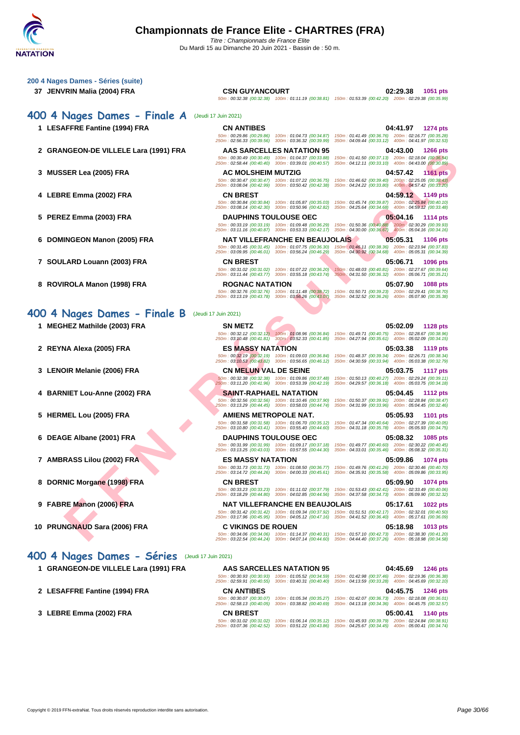## 200 4 Nages Dames - Séries (suite)

37 JENVRIN Malia (2004) FRA — CSN GUYANCOURT — 02:29.38 — 1051 pts
50m : 00:32.38 (00:32.38) 100m : 01:11.19 (00:38.81) 150m : 01:53.39 (00:42.20) 200m : 02:29.38 (00:35.99)

## 400 4 Nages Dames - Finale A (Jeudi 17 Juin 2021)

1 LESAFFRE Fantine (1994) FRA — CN ANTIBES — 04:41.97 — 1274 pts
50m : 00:29.86 (00:29.86) 100m : 01:04.73 (00:34.87) 150m : 01:41.49 (00:36.76) 200m : 02:16.77 (00:35.28)
250m : 02:56.33 (00:39.56) 300m : 03:36.32 (00:39.99) 350m : 04:09.44 (00:33.12) 400m : 04:41.97 (00:32.53)

2 GRANGEON-DE VILLELE Lara (1991) FRA — AAS SARCELLES NATATION 95 — 04:43.00 — 1266 pts
50m : 00:30.49 (00:30.49) 100m : 01:04.37 (00:33.88) 150m : 01:41.50 (00:37.13) 200m : 02:18.04 (00:36.54)
250m : 02:58.44 (00:40.40) 300m : 03:39.01 (00:40.57) 350m : 04:12.11 (00:33.10) 400m : 04:43.00 (00:30.89)

3 MUSSER Lea (2005) FRA — AC MOLSHEIM MUTZIG — 04:57.42 — 1161 pts
50m : 00:30.47 (00:30.47) 100m : 01:07.22 (00:36.75) 150m : 01:46.62 (00:39.40) 200m : 02:25.05 (00:38.43)
250m : 03:08.04 (00:42.99) 300m : 03:50.42 (00:42.38) 350m : 04:24.22 (00:33.80) 400m : 04:57.42 (00:33.20)

4 LEBRE Emma (2002) FRA — CN BREST — 04:59.12 — 1149 pts
50m : 00:30.84 (00:30.84) 100m : 01:05.87 (00:35.03) 150m : 01:45.74 (00:39.87) 200m : 02:25.84 (00:40.10)
250m : 03:08.14 (00:42.30) 300m : 03:50.96 (00:42.82) 350m : 04:25.64 (00:34.68) 400m : 04:59.12 (00:33.48)

5 PEREZ Emma (2003) FRA — DAUPHINS TOULOUSE OEC — 05:04.16 — 1114 pts
50m : 00:33.19 (00:33.19) 100m : 01:09.48 (00:36.29) 150m : 01:50.36 (00:40.88) 200m : 02:30.29 (00:39.93)
250m : 03:11.16 (00:40.87) 300m : 03:53.33 (00:42.17) 350m : 04:30.00 (00:36.67) 400m : 05:04.16 (00:34.16)

6 DOMINGEON Manon (2005) FRA — NAT VILLEFRANCHE EN BEAUJOLAIS — 05:05.31 — 1106 pts
50m : 00:31.45 (00:31.45) 100m : 01:07.75 (00:36.30) 150m : 01:46.11 (00:38.36) 200m : 02:23.94 (00:37.83)
250m : 03:09.95 (00:46.01) 300m : 03:56.24 (00:46.29) 350m : 04:30.92 (00:34.68) 400m : 05:05.31 (00:34.39)

7 SOULARD Louann (2003) FRA — CN BREST — 05:06.71 — 1096 pts
50m : 00:31.02 (00:31.02) 100m : 01:07.22 (00:36.20) 150m : 01:48.03 (00:40.81) 200m : 02:27.67 (00:39.64)
250m : 03:11.44 (00:43.77) 300m : 03:55.18 (00:43.74) 350m : 04:31.50 (00:36.32) 400m : 05:06.71 (00:35.21)

8 ROVIROLA Manon (1998) FRA — ROGNAC NATATION — 05:07.90 — 1088 pts
50m : 00:32.76 (00:32.76) 100m : 01:11.48 (00:38.72) 150m : 01:50.71 (00:39.23) 200m : 02:29.41 (00:38.70)
250m : 03:13.19 (00:43.78) 300m : 03:56.26 (00:43.07) 350m : 04:32.52 (00:36.26) 400m : 05:07.90 (00:35.38)

## 400 4 Nages Dames - Finale B (Jeudi 17 Juin 2021)

1 MEGHEZ Mathilde (2003) FRA — SN METZ — 05:02.09 — 1128 pts
50m : 00:32.12 (00:32.12) 100m : 01:08.96 (00:36.84) 150m : 01:49.71 (00:40.75) 200m : 02:28.67 (00:38.96)
250m : 03:10.48 (00:41.81) 300m : 03:52.33 (00:41.85) 350m : 04:27.94 (00:35.61) 400m : 05:02.09 (00:34.15)

2 REYNA Alexa (2005) FRA — ES MASSY NATATION — 05:03.38 — 1119 pts
50m : 00:32.19 (00:32.19) 100m : 01:09.03 (00:36.84) 150m : 01:48.37 (00:39.34) 200m : 02:26.71 (00:38.34)
250m : 03:10.53 (00:43.82) 300m : 03:56.65 (00:46.12) 350m : 04:30.59 (00:33.94) 400m : 05:03.38 (00:32.79)

3 LENOIR Melanie (2006) FRA — CN MELUN VAL DE SEINE — 05:03.75 — 1117 pts
50m : 00:32.38 (00:32.38) 100m : 01:09.86 (00:37.48) 150m : 01:50.13 (00:40.27) 200m : 02:29.24 (00:39.11)
250m : 03:11.20 (00:41.96) 300m : 03:53.39 (00:42.19) 350m : 04:29.57 (00:36.18) 400m : 05:03.75 (00:34.18)

4 BARNIET Lou-Anne (2002) FRA — SAINT-RAPHAEL NATATION — 05:04.45 — 1112 pts
50m : 00:32.56 (00:32.56) 100m : 01:10.46 (00:37.90) 150m : 01:50.37 (00:39.91) 200m : 02:28.84 (00:38.47)
250m : 03:13.29 (00:44.45) 300m : 03:58.03 (00:44.74) 350m : 04:31.99 (00:33.96) 400m : 05:04.45 (00:32.46)

5 HERMEL Lou (2005) FRA — AMIENS METROPOLE NAT. — 05:05.93 — 1101 pts
50m : 00:31.58 (00:31.58) 100m : 01:06.70 (00:35.12) 150m : 01:47.34 (00:40.64) 200m : 02:27.39 (00:40.05)
250m : 03:10.80 (00:43.41) 300m : 03:55.40 (00:44.60) 350m : 04:31.18 (00:35.78) 400m : 05:05.93 (00:34.75)

6 DEAGE Albane (2001) FRA — DAUPHINS TOULOUSE OEC — 05:08.32 — 1085 pts
50m : 00:31.99 (00:31.99) 100m : 01:09.17 (00:37.18) 150m : 01:49.77 (00:40.60) 200m : 02:30.22 (00:40.45)
250m : 03:13.25 (00:43.03) 300m : 03:57.55 (00:44.30) 350m : 04:33.01 (00:35.46) 400m : 05:08.32 (00:35.31)

7 AMBRASS Lilou (2002) FRA — ES MASSY NATATION — 05:09.86 — 1074 pts
50m : 00:31.73 (00:31.73) 100m : 01:08.50 (00:36.77) 150m : 01:49.76 (00:41.26) 200m : 02:30.46 (00:40.70)
250m : 03:14.72 (00:44.26) 300m : 04:00.33 (00:45.61) 350m : 04:35.91 (00:35.58) 400m : 05:09.86 (00:33.95)

8 DORNIC Morgane (1998) FRA — CN BREST — 05:09.90 — 1074 pts
50m : 00:33.23 (00:33.23) 100m : 01:11.02 (00:37.79) 150m : 01:53.43 (00:42.41) 200m : 02:33.49 (00:40.06)
250m : 03:18.29 (00:44.80) 300m : 04:02.85 (00:44.56) 350m : 04:37.58 (00:34.73) 400m : 05:09.90 (00:32.32)

9 FABRE Manon (2006) FRA — NAT VILLEFRANCHE EN BEAUJOLAIS — 05:17.61 — 1022 pts
50m : 00:31.42 (00:31.42) 100m : 01:09.34 (00:37.92) 150m : 01:51.51 (00:42.17) 200m : 02:32.01 (00:40.50)
250m : 03:17.96 (00:45.95) 300m : 04:05.12 (00:47.16) 350m : 04:41.52 (00:36.40) 400m : 05:17.61 (00:36.09)

10 PRUNGNAUD Sara (2006) FRA — C VIKINGS DE ROUEN — 05:18.98 — 1013 pts
50m : 00:34.06 (00:34.06) 100m : 01:14.37 (00:40.31) 150m : 01:57.10 (00:42.73) 200m : 02:38.30 (00:41.20)
250m : 03:22.54 (00:44.24) 300m : 04:07.14 (00:44.60) 350m : 04:44.40 (00:37.26) 400m : 05:18.98 (00:34.58)

## 400 4 Nages Dames - Séries (Jeudi 17 Juin 2021)

1 GRANGEON-DE VILLELE Lara (1991) FRA — AAS SARCELLES NATATION 95 — 04:45.69 — 1246 pts
50m : 00:30.93 (00:30.93) 100m : 01:05.52 (00:34.59) 150m : 01:42.98 (00:37.46) 200m : 02:19.36 (00:36.38)
250m : 02:59.91 (00:40.55) 300m : 03:40.31 (00:40.40) 350m : 04:13.59 (00:33.28) 400m : 04:45.69 (00:32.10)

2 LESAFFRE Fantine (1994) FRA — CN ANTIBES — 04:45.75 — 1246 pts
50m : 00:30.07 (00:30.07) 100m : 01:05.34 (00:35.27) 150m : 01:42.07 (00:36.73) 200m : 02:18.08 (00:36.01)
250m : 02:58.13 (00:40.05) 300m : 03:38.82 (00:40.69) 350m : 04:13.18 (00:34.36) 400m : 04:45.75 (00:32.57)

3 LEBRE Emma (2002) FRA — CN BREST — 05:00.41 — 1140 pts
50m : 00:31.02 (00:31.02) 100m : 01:06.14 (00:35.12) 150m : 01:45.93 (00:39.79) 200m : 02:24.84 (00:38.91)
250m : 03:07.36 (00:42.52) 300m : 03:51.22 (00:43.86) 350m : 04:25.67 (00:34.45) 400m : 05:00.41 (00:34.74)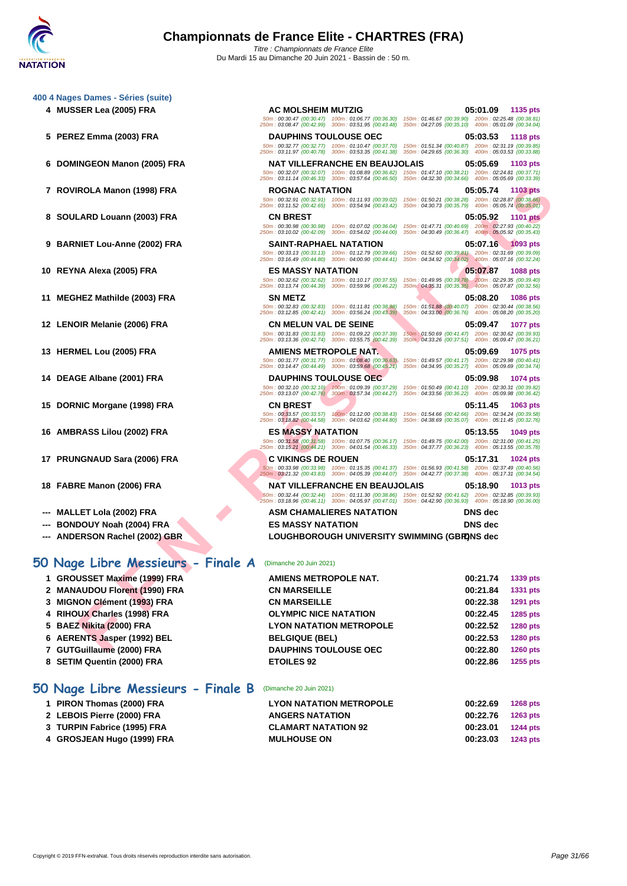### 400 4 Nages Dames - Séries (suite)

| Rang | Nom | Club | Temps | Points |
|---|---|---|---|---|
| 4 | MUSSER Lea (2005) FRA | AC MOLSHEIM MUTZIG | 05:01.09 | 1135 pts |
| | | 50m : 00:30.47 (00:30.47) 100m : 01:06.77 (00:36.30) 150m : 01:46.67 (00:39.90) 200m : 02:25.48 (00:38.81) 250m : 03:08.47 (00:42.99) 300m : 03:51.95 (00:43.48) 350m : 04:27.05 (00:35.10) 400m : 05:01.09 (00:34.04) | | |
| 5 | PEREZ Emma (2003) FRA | DAUPHINS TOULOUSE OEC | 05:03.53 | 1118 pts |
| | | 50m : 00:32.77 (00:32.77) 100m : 01:10.47 (00:37.70) 150m : 01:51.34 (00:40.87) 200m : 02:31.19 (00:39.85) 250m : 03:11.97 (00:40.78) 300m : 03:53.35 (00:41.38) 350m : 04:29.65 (00:36.30) 400m : 05:03.53 (00:33.88) | | |
| 6 | DOMINGEON Manon (2005) FRA | NAT VILLEFRANCHE EN BEAUJOLAIS | 05:05.69 | 1103 pts |
| | | 50m : 00:32.07 (00:32.07) 100m : 01:08.89 (00:36.82) 150m : 01:47.10 (00:38.21) 200m : 02:24.81 (00:37.71) 250m : 03:11.14 (00:46.33) 300m : 03:57.64 (00:46.50) 350m : 04:32.30 (00:34.66) 400m : 05:05.69 (00:33.39) | | |
| 7 | ROVIROLA Manon (1998) FRA | ROGNAC NATATION | 05:05.74 | 1103 pts |
| | | 50m : 00:32.91 (00:32.91) 100m : 01:11.93 (00:39.02) 150m : 01:50.21 (00:38.28) 200m : 02:28.87 (00:38.66) 250m : 03:11.52 (00:42.65) 300m : 03:54.94 (00:43.42) 350m : 04:30.73 (00:35.79) 400m : 05:05.74 (00:35.01) | | |
| 8 | SOULARD Louann (2003) FRA | CN BREST | 05:05.92 | 1101 pts |
| | | 50m : 00:30.98 (00:30.98) 100m : 01:07.02 (00:36.04) 150m : 01:47.71 (00:40.69) 200m : 02:27.93 (00:40.22) 250m : 03:10.02 (00:42.09) 300m : 03:54.02 (00:44.00) 350m : 04:30.49 (00:36.47) 400m : 05:05.92 (00:35.43) | | |
| 9 | BARNIET Lou-Anne (2002) FRA | SAINT-RAPHAEL NATATION | 05:07.16 | 1093 pts |
| | | 50m : 00:33.13 (00:33.13) 100m : 01:12.79 (00:39.66) 150m : 01:52.60 (00:39.81) 200m : 02:31.69 (00:39.09) 250m : 03:16.49 (00:44.80) 300m : 04:00.90 (00:44.41) 350m : 04:34.92 (00:34.02) 400m : 05:07.16 (00:32.24) | | |
| 10 | REYNA Alexa (2005) FRA | ES MASSY NATATION | 05:07.87 | 1088 pts |
| | | 50m : 00:32.62 (00:32.62) 100m : 01:10.17 (00:37.55) 150m : 01:49.95 (00:39.78) 200m : 02:29.35 (00:39.40) 250m : 03:13.74 (00:44.39) 300m : 03:59.96 (00:46.22) 350m : 04:35.31 (00:35.35) 400m : 05:07.87 (00:32.56) | | |
| 11 | MEGHEZ Mathilde (2003) FRA | SN METZ | 05:08.20 | 1086 pts |
| | | 50m : 00:32.83 (00:32.83) 100m : 01:11.81 (00:38.98) 150m : 01:51.88 (00:40.07) 200m : 02:30.44 (00:38.56) 250m : 03:12.85 (00:42.41) 300m : 03:56.24 (00:43.39) 350m : 04:33.00 (00:36.76) 400m : 05:08.20 (00:35.20) | | |
| 12 | LENOIR Melanie (2006) FRA | CN MELUN VAL DE SEINE | 05:09.47 | 1077 pts |
| | | 50m : 00:31.83 (00:31.83) 100m : 01:09.22 (00:37.39) 150m : 01:50.69 (00:41.47) 200m : 02:30.62 (00:39.93) 250m : 03:13.36 (00:42.74) 300m : 03:55.75 (00:42.39) 350m : 04:33.26 (00:37.51) 400m : 05:09.47 (00:36.21) | | |
| 13 | HERMEL Lou (2005) FRA | AMIENS METROPOLE NAT. | 05:09.69 | 1075 pts |
| | | 50m : 00:31.77 (00:31.77) 100m : 01:08.40 (00:36.63) 150m : 01:49.57 (00:41.17) 200m : 02:29.98 (00:40.41) 250m : 03:14.47 (00:44.49) 300m : 03:59.68 (00:45.21) 350m : 04:34.95 (00:35.27) 400m : 05:09.69 (00:34.74) | | |
| 14 | DEAGE Albane (2001) FRA | DAUPHINS TOULOUSE OEC | 05:09.98 | 1074 pts |
| | | 50m : 00:32.10 (00:32.10) 100m : 01:09.39 (00:37.29) 150m : 01:50.49 (00:41.10) 200m : 02:30.31 (00:39.82) 250m : 03:13.07 (00:42.76) 300m : 03:57.34 (00:44.27) 350m : 04:33.56 (00:36.22) 400m : 05:09.98 (00:36.42) | | |
| 15 | DORNIC Morgane (1998) FRA | CN BREST | 05:11.45 | 1063 pts |
| | | 50m : 00:33.57 (00:33.57) 100m : 01:12.00 (00:38.43) 150m : 01:54.66 (00:42.66) 200m : 02:34.24 (00:39.58) 250m : 03:18.82 (00:44.58) 300m : 04:03.62 (00:44.80) 350m : 04:38.69 (00:35.07) 400m : 05:11.45 (00:32.76) | | |
| 16 | AMBRASS Lilou (2002) FRA | ES MASSY NATATION | 05:13.55 | 1049 pts |
| | | 50m : 00:31.58 (00:31.58) 100m : 01:07.75 (00:36.17) 150m : 01:49.75 (00:42.00) 200m : 02:31.00 (00:41.25) 250m : 03:15.21 (00:44.21) 300m : 04:01.54 (00:46.33) 350m : 04:37.77 (00:36.23) 400m : 05:13.55 (00:35.78) | | |
| 17 | PRUNGNAUD Sara (2006) FRA | C VIKINGS DE ROUEN | 05:17.31 | 1024 pts |
| | | 50m : 00:33.98 (00:33.98) 100m : 01:15.35 (00:41.37) 150m : 01:56.93 (00:41.58) 200m : 02:37.49 (00:40.56) 250m : 03:21.32 (00:43.83) 300m : 04:05.39 (00:44.07) 350m : 04:42.77 (00:37.38) 400m : 05:17.31 (00:34.54) | | |
| 18 | FABRE Manon (2006) FRA | NAT VILLEFRANCHE EN BEAUJOLAIS | 05:18.90 | 1013 pts |
| | | 50m : 00:32.44 (00:32.44) 100m : 01:11.30 (00:38.86) 150m : 01:52.92 (00:41.62) 200m : 02:32.85 (00:39.93) 250m : 03:18.96 (00:46.11) 300m : 04:05.97 (00:47.01) 350m : 04:42.90 (00:36.93) 400m : 05:18.90 (00:36.00) | | |
| --- | MALLET Lola (2002) FRA | ASM CHAMALIERES NATATION | DNS dec | |
| --- | BONDOUY Noah (2004) FRA | ES MASSY NATATION | DNS dec | |
| --- | ANDERSON Rachel (2002) GBR | LOUGHBOROUGH UNIVERSITY SWIMMING (GBR) | DNS dec | |

## 50 Nage Libre Messieurs - Finale A
(Dimanche 20 Juin 2021)

| Rang | Nom | Club | Temps | Points |
|---|---|---|---|---|
| 1 | GROUSSET Maxime (1999) FRA | AMIENS METROPOLE NAT. | 00:21.74 | 1339 pts |
| 2 | MANAUDOU Florent (1990) FRA | CN MARSEILLE | 00:21.84 | 1331 pts |
| 3 | MIGNON Clément (1993) FRA | CN MARSEILLE | 00:22.38 | 1291 pts |
| 4 | RIHOUX Charles (1998) FRA | OLYMPIC NICE NATATION | 00:22.45 | 1285 pts |
| 5 | BAEZ Nikita (2000) FRA | LYON NATATION METROPOLE | 00:22.52 | 1280 pts |
| 6 | AERENTS Jasper (1992) BEL | BELGIQUE (BEL) | 00:22.53 | 1280 pts |
| 7 | GUTGuillaume (2000) FRA | DAUPHINS TOULOUSE OEC | 00:22.80 | 1260 pts |
| 8 | SETIM Quentin (2000) FRA | ETOILES 92 | 00:22.86 | 1255 pts |

## 50 Nage Libre Messieurs - Finale B
(Dimanche 20 Juin 2021)

| Rang | Nom | Club | Temps | Points |
|---|---|---|---|---|
| 1 | PIRON Thomas (2000) FRA | LYON NATATION METROPOLE | 00:22.69 | 1268 pts |
| 2 | LEBOIS Pierre (2000) FRA | ANGERS NATATION | 00:22.76 | 1263 pts |
| 3 | TURPIN Fabrice (1995) FRA | CLAMART NATATION 92 | 00:23.01 | 1244 pts |
| 4 | GROSJEAN Hugo (1999) FRA | MULHOUSE ON | 00:23.03 | 1243 pts |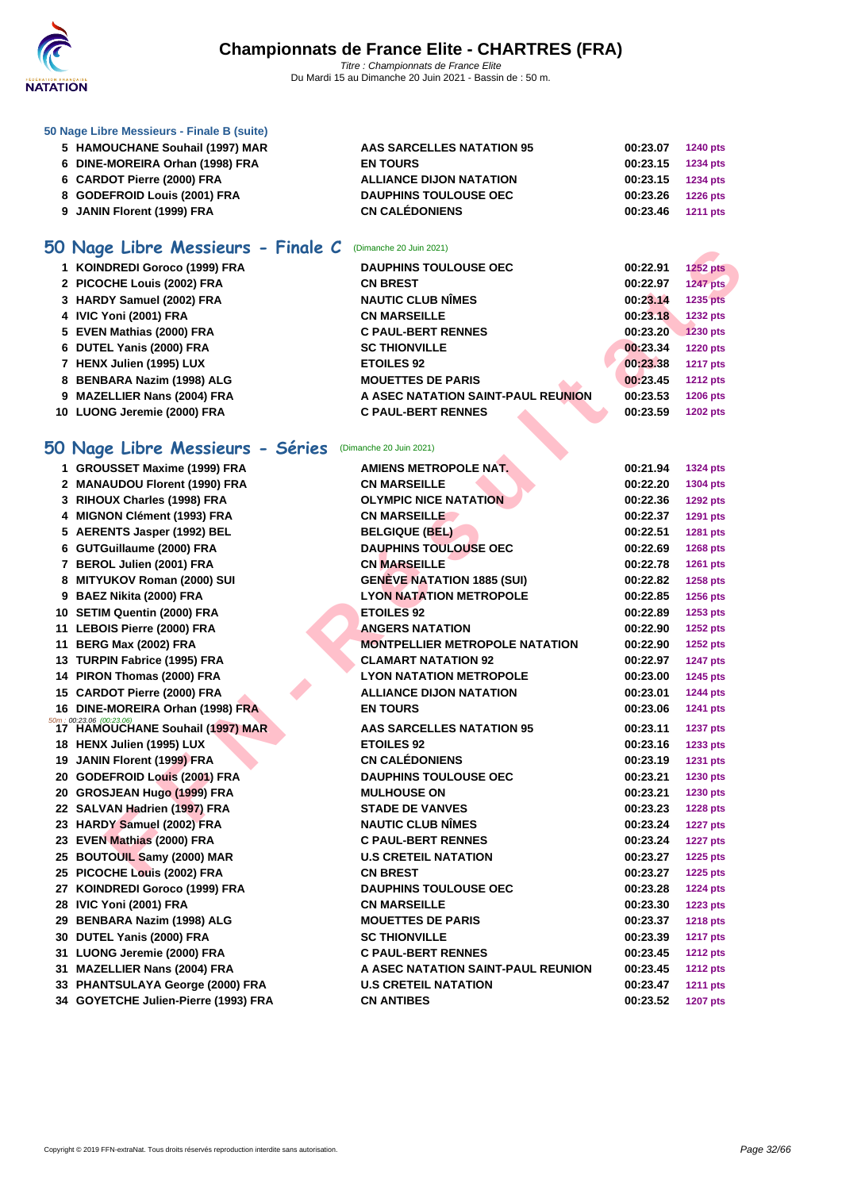# Championnats de France Elite - CHARTRES (FRA)

*Titre : Championnats de France Elite*
Du Mardi 15 au Dimanche 20 Juin 2021 - Bassin de : 50 m.

### 50 Nage Libre Messieurs - Finale B (suite)

| | | | | |
|---|---|---|---|---|
| 5 | HAMOUCHANE Souhail (1997) MAR | AAS SARCELLES NATATION 95 | 00:23.07 | 1240 pts |
| 6 | DINE-MOREIRA Orhan (1998) FRA | EN TOURS | 00:23.15 | 1234 pts |
| 6 | CARDOT Pierre (2000) FRA | ALLIANCE DIJON NATATION | 00:23.15 | 1234 pts |
| 8 | GODEFROID Louis (2001) FRA | DAUPHINS TOULOUSE OEC | 00:23.26 | 1226 pts |
| 9 | JANIN Florent (1999) FRA | CN CALÉDONIENS | 00:23.46 | 1211 pts |

## 50 Nage Libre Messieurs - Finale C (Dimanche 20 Juin 2021)

| | | | | |
|---|---|---|---|---|
| 1 | KOINDREDI Goroco (1999) FRA | DAUPHINS TOULOUSE OEC | 00:22.91 | 1252 pts |
| 2 | PICOCHE Louis (2002) FRA | CN BREST | 00:22.97 | 1247 pts |
| 3 | HARDY Samuel (2002) FRA | NAUTIC CLUB NÎMES | 00:23.14 | 1235 pts |
| 4 | IVIC Yoni (2001) FRA | CN MARSEILLE | 00:23.18 | 1232 pts |
| 5 | EVEN Mathias (2000) FRA | C PAUL-BERT RENNES | 00:23.20 | 1230 pts |
| 6 | DUTEL Yanis (2000) FRA | SC THIONVILLE | 00:23.34 | 1220 pts |
| 7 | HENX Julien (1995) LUX | ETOILES 92 | 00:23.38 | 1217 pts |
| 8 | BENBARA Nazim (1998) ALG | MOUETTES DE PARIS | 00:23.45 | 1212 pts |
| 9 | MAZELLIER Nans (2004) FRA | A ASEC NATATION SAINT-PAUL REUNION | 00:23.53 | 1206 pts |
| 10 | LUONG Jeremie (2000) FRA | C PAUL-BERT RENNES | 00:23.59 | 1202 pts |

## 50 Nage Libre Messieurs - Séries (Dimanche 20 Juin 2021)

| | | | | |
|---|---|---|---|---|
| 1 | GROUSSET Maxime (1999) FRA | AMIENS METROPOLE NAT. | 00:21.94 | 1324 pts |
| 2 | MANAUDOU Florent (1990) FRA | CN MARSEILLE | 00:22.20 | 1304 pts |
| 3 | RIHOUX Charles (1998) FRA | OLYMPIC NICE NATATION | 00:22.36 | 1292 pts |
| 4 | MIGNON Clément (1993) FRA | CN MARSEILLE | 00:22.37 | 1291 pts |
| 5 | AERENTS Jasper (1992) BEL | BELGIQUE (BEL) | 00:22.51 | 1281 pts |
| 6 | GUTGuillaume (2000) FRA | DAUPHINS TOULOUSE OEC | 00:22.69 | 1268 pts |
| 7 | BEROL Julien (2001) FRA | CN MARSEILLE | 00:22.78 | 1261 pts |
| 8 | MITYUKOV Roman (2000) SUI | GENÈVE NATATION 1885 (SUI) | 00:22.82 | 1258 pts |
| 9 | BAEZ Nikita (2000) FRA | LYON NATATION METROPOLE | 00:22.85 | 1256 pts |
| 10 | SETIM Quentin (2000) FRA | ETOILES 92 | 00:22.89 | 1253 pts |
| 11 | LEBOIS Pierre (2000) FRA | ANGERS NATATION | 00:22.90 | 1252 pts |
| 11 | BERG Max (2002) FRA | MONTPELLIER METROPOLE NATATION | 00:22.90 | 1252 pts |
| 13 | TURPIN Fabrice (1995) FRA | CLAMART NATATION 92 | 00:22.97 | 1247 pts |
| 14 | PIRON Thomas (2000) FRA | LYON NATATION METROPOLE | 00:23.00 | 1245 pts |
| 15 | CARDOT Pierre (2000) FRA | ALLIANCE DIJON NATATION | 00:23.01 | 1244 pts |
| 16 | DINE-MOREIRA Orhan (1998) FRA | EN TOURS | 00:23.06 | 1241 pts |
| 17 | HAMOUCHANE Souhail (1997) MAR (50m : 00:23.06 (00:23.06)) | AAS SARCELLES NATATION 95 | 00:23.11 | 1237 pts |
| 18 | HENX Julien (1995) LUX | ETOILES 92 | 00:23.16 | 1233 pts |
| 19 | JANIN Florent (1999) FRA | CN CALÉDONIENS | 00:23.19 | 1231 pts |
| 20 | GODEFROID Louis (2001) FRA | DAUPHINS TOULOUSE OEC | 00:23.21 | 1230 pts |
| 20 | GROSJEAN Hugo (1999) FRA | MULHOUSE ON | 00:23.21 | 1230 pts |
| 22 | SALVAN Hadrien (1997) FRA | STADE DE VANVES | 00:23.23 | 1228 pts |
| 23 | HARDY Samuel (2002) FRA | NAUTIC CLUB NÎMES | 00:23.24 | 1227 pts |
| 23 | EVEN Mathias (2000) FRA | C PAUL-BERT RENNES | 00:23.24 | 1227 pts |
| 25 | BOUTOUIL Samy (2000) MAR | U.S CRETEIL NATATION | 00:23.27 | 1225 pts |
| 25 | PICOCHE Louis (2002) FRA | CN BREST | 00:23.27 | 1225 pts |
| 27 | KOINDREDI Goroco (1999) FRA | DAUPHINS TOULOUSE OEC | 00:23.28 | 1224 pts |
| 28 | IVIC Yoni (2001) FRA | CN MARSEILLE | 00:23.30 | 1223 pts |
| 29 | BENBARA Nazim (1998) ALG | MOUETTES DE PARIS | 00:23.37 | 1218 pts |
| 30 | DUTEL Yanis (2000) FRA | SC THIONVILLE | 00:23.39 | 1217 pts |
| 31 | LUONG Jeremie (2000) FRA | C PAUL-BERT RENNES | 00:23.45 | 1212 pts |
| 31 | MAZELLIER Nans (2004) FRA | A ASEC NATATION SAINT-PAUL REUNION | 00:23.45 | 1212 pts |
| 33 | PHANTSULAYA George (2000) FRA | U.S CRETEIL NATATION | 00:23.47 | 1211 pts |
| 34 | GOYETCHE Julien-Pierre (1993) FRA | CN ANTIBES | 00:23.52 | 1207 pts |

Copyright © 2019 FFN-extraNat. Tous droits réservés reproduction interdite sans autorisation.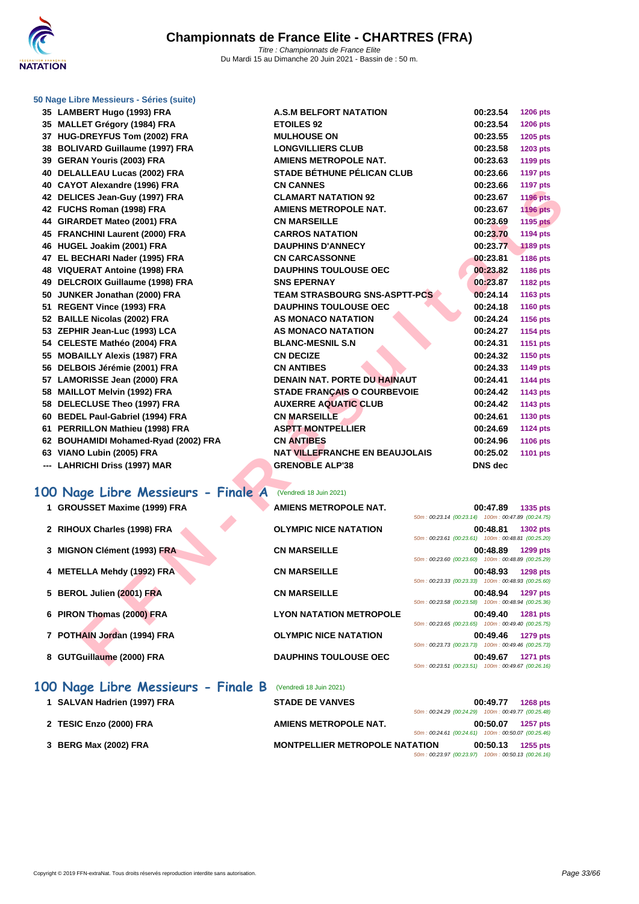# Championnats de France Elite - CHARTRES (FRA)

*Titre : Championnats de France Elite*
Du Mardi 15 au Dimanche 20 Juin 2021 - Bassin de : 50 m.

### 50 Nage Libre Messieurs - Séries (suite)

| Rang | Nageur | Club | Temps | Points |
|---|---|---|---|---|
| 35 | LAMBERT Hugo (1993) FRA | A.S.M BELFORT NATATION | 00:23.54 | 1206 pts |
| 35 | MALLET Grégory (1984) FRA | ETOILES 92 | 00:23.54 | 1206 pts |
| 37 | HUG-DREYFUS Tom (2002) FRA | MULHOUSE ON | 00:23.55 | 1205 pts |
| 38 | BOLIVARD Guillaume (1997) FRA | LONGVILLIERS CLUB | 00:23.58 | 1203 pts |
| 39 | GERAN Youris (2003) FRA | AMIENS METROPOLE NAT. | 00:23.63 | 1199 pts |
| 40 | DELALLEAU Lucas (2002) FRA | STADE BÉTHUNE PÉLICAN CLUB | 00:23.66 | 1197 pts |
| 40 | CAYOT Alexandre (1996) FRA | CN CANNES | 00:23.66 | 1197 pts |
| 42 | DELICES Jean-Guy (1997) FRA | CLAMART NATATION 92 | 00:23.67 | 1196 pts |
| 42 | FUCHS Roman (1998) FRA | AMIENS METROPOLE NAT. | 00:23.67 | 1196 pts |
| 44 | GIRARDET Mateo (2001) FRA | CN MARSEILLE | 00:23.69 | 1195 pts |
| 45 | FRANCHINI Laurent (2000) FRA | CARROS NATATION | 00:23.70 | 1194 pts |
| 46 | HUGEL Joakim (2001) FRA | DAUPHINS D'ANNECY | 00:23.77 | 1189 pts |
| 47 | EL BECHARI Nader (1995) FRA | CN CARCASSONNE | 00:23.81 | 1186 pts |
| 48 | VIQUERAT Antoine (1998) FRA | DAUPHINS TOULOUSE OEC | 00:23.82 | 1186 pts |
| 49 | DELCROIX Guillaume (1998) FRA | SNS EPERNAY | 00:23.87 | 1182 pts |
| 50 | JUNKER Jonathan (2000) FRA | TEAM STRASBOURG SNS-ASPTT-PCS | 00:24.14 | 1163 pts |
| 51 | REGENT Vince (1993) FRA | DAUPHINS TOULOUSE OEC | 00:24.18 | 1160 pts |
| 52 | BAILLE Nicolas (2002) FRA | AS MONACO NATATION | 00:24.24 | 1156 pts |
| 53 | ZEPHIR Jean-Luc (1993) LCA | AS MONACO NATATION | 00:24.27 | 1154 pts |
| 54 | CELESTE Mathéo (2004) FRA | BLANC-MESNIL S.N | 00:24.31 | 1151 pts |
| 55 | MOBAILLY Alexis (1987) FRA | CN DECIZE | 00:24.32 | 1150 pts |
| 56 | DELBOIS Jérémie (2001) FRA | CN ANTIBES | 00:24.33 | 1149 pts |
| 57 | LAMORISSE Jean (2000) FRA | DENAIN NAT. PORTE DU HAINAUT | 00:24.41 | 1144 pts |
| 58 | MAILLOT Melvin (1992) FRA | STADE FRANÇAIS O COURBEVOIE | 00:24.42 | 1143 pts |
| 58 | DELECLUSE Theo (1997) FRA | AUXERRE AQUATIC CLUB | 00:24.42 | 1143 pts |
| 60 | BEDEL Paul-Gabriel (1994) FRA | CN MARSEILLE | 00:24.61 | 1130 pts |
| 61 | PERRILLON Mathieu (1998) FRA | ASPTT MONTPELLIER | 00:24.69 | 1124 pts |
| 62 | BOUHAMIDI Mohamed-Ryad (2002) FRA | CN ANTIBES | 00:24.96 | 1106 pts |
| 63 | VIANO Lubin (2005) FRA | NAT VILLEFRANCHE EN BEAUJOLAIS | 00:25.02 | 1101 pts |
| --- | LAHRICHI Driss (1997) MAR | GRENOBLE ALP'38 | DNS dec | |

## 100 Nage Libre Messieurs - Finale A (Vendredi 18 Juin 2021)

| Rang | Nageur | Club | Temps | Points | Intermédiaires |
|---|---|---|---|---|---|
| 1 | GROUSSET Maxime (1999) FRA | AMIENS METROPOLE NAT. | 00:47.89 | 1335 pts | 50m : 00:23.14 (00:23.14) 100m : 00:47.89 (00:24.75) |
| 2 | RIHOUX Charles (1998) FRA | OLYMPIC NICE NATATION | 00:48.81 | 1302 pts | 50m : 00:23.61 (00:23.61) 100m : 00:48.81 (00:25.20) |
| 3 | MIGNON Clément (1993) FRA | CN MARSEILLE | 00:48.89 | 1299 pts | 50m : 00:23.60 (00:23.60) 100m : 00:48.89 (00:25.29) |
| 4 | METELLA Mehdy (1992) FRA | CN MARSEILLE | 00:48.93 | 1298 pts | 50m : 00:23.33 (00:23.33) 100m : 00:48.93 (00:25.60) |
| 5 | BEROL Julien (2001) FRA | CN MARSEILLE | 00:48.94 | 1297 pts | 50m : 00:23.58 (00:23.58) 100m : 00:48.94 (00:25.36) |
| 6 | PIRON Thomas (2000) FRA | LYON NATATION METROPOLE | 00:49.40 | 1281 pts | 50m : 00:23.65 (00:23.65) 100m : 00:49.40 (00:25.75) |
| 7 | POTHAIN Jordan (1994) FRA | OLYMPIC NICE NATATION | 00:49.46 | 1279 pts | 50m : 00:23.73 (00:23.73) 100m : 00:49.46 (00:25.73) |
| 8 | GUTGuillaume (2000) FRA | DAUPHINS TOULOUSE OEC | 00:49.67 | 1271 pts | 50m : 00:23.51 (00:23.51) 100m : 00:49.67 (00:26.16) |

## 100 Nage Libre Messieurs - Finale B (Vendredi 18 Juin 2021)

| Rang | Nageur | Club | Temps | Points | Intermédiaires |
|---|---|---|---|---|---|
| 1 | SALVAN Hadrien (1997) FRA | STADE DE VANVES | 00:49.77 | 1268 pts | 50m : 00:24.29 (00:24.29) 100m : 00:49.77 (00:25.48) |
| 2 | TESIC Enzo (2000) FRA | AMIENS METROPOLE NAT. | 00:50.07 | 1257 pts | 50m : 00:24.61 (00:24.61) 100m : 00:50.07 (00:25.46) |
| 3 | BERG Max (2002) FRA | MONTPELLIER METROPOLE NATATION | 00:50.13 | 1255 pts | 50m : 00:23.97 (00:23.97) 100m : 00:50.13 (00:26.16) |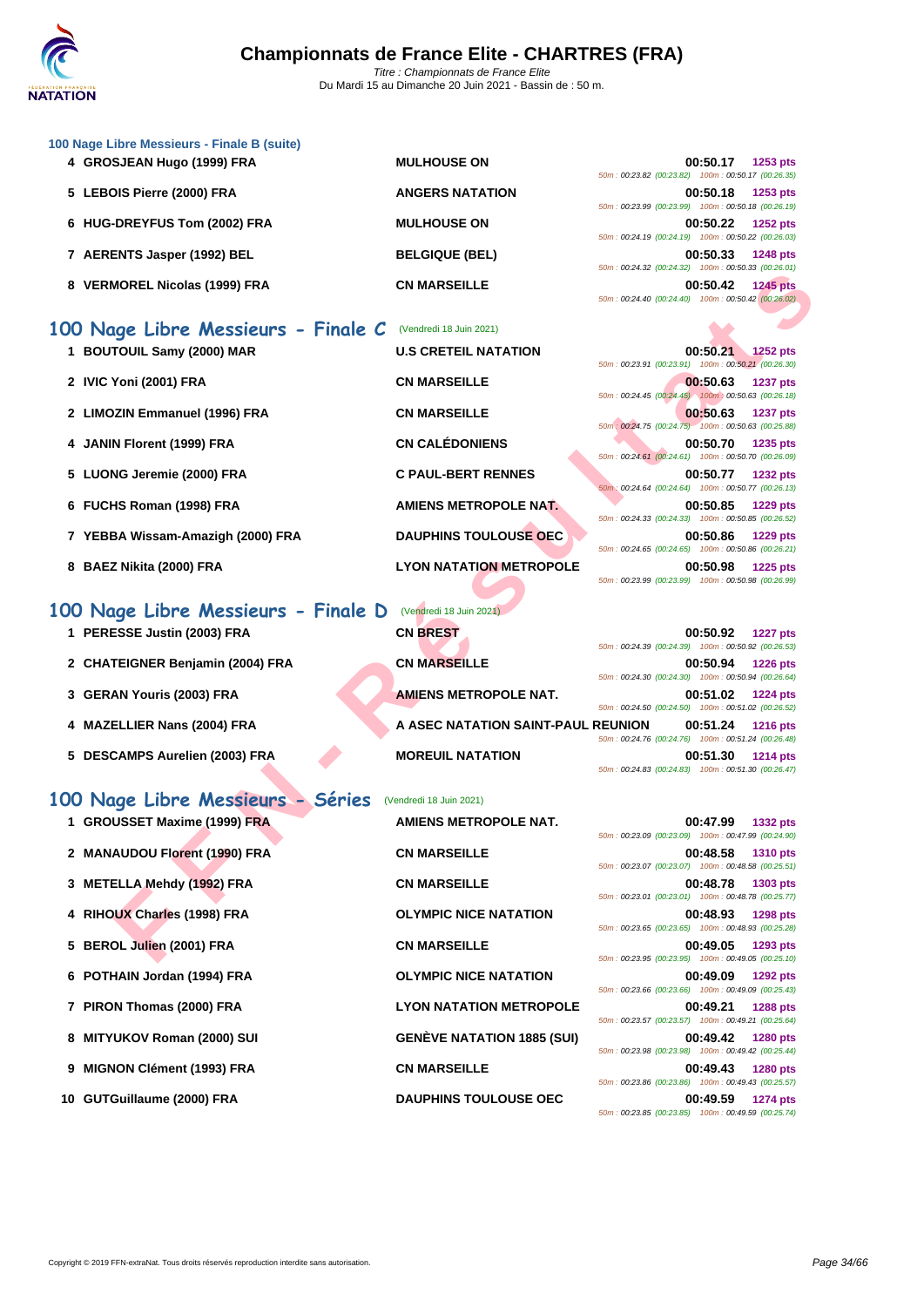### 100 Nage Libre Messieurs - Finale B (suite)

| Rang | Nom | Club | Temps | Points | Intermédiaires |
|---|---|---|---|---|---|
| 4 | GROSJEAN Hugo (1999) FRA | MULHOUSE ON | 00:50.17 | 1253 pts | 50m : 00:23.82 (00:23.82) 100m : 00:50.17 (00:26.35) |
| 5 | LEBOIS Pierre (2000) FRA | ANGERS NATATION | 00:50.18 | 1253 pts | 50m : 00:23.99 (00:23.99) 100m : 00:50.18 (00:26.19) |
| 6 | HUG-DREYFUS Tom (2002) FRA | MULHOUSE ON | 00:50.22 | 1252 pts | 50m : 00:24.19 (00:24.19) 100m : 00:50.22 (00:26.03) |
| 7 | AERENTS Jasper (1992) BEL | BELGIQUE (BEL) | 00:50.33 | 1248 pts | 50m : 00:24.32 (00:24.32) 100m : 00:50.33 (00:26.01) |
| 8 | VERMOREL Nicolas (1999) FRA | CN MARSEILLE | 00:50.42 | 1245 pts | 50m : 00:24.40 (00:24.40) 100m : 00:50.42 (00:26.02) |

## 100 Nage Libre Messieurs - Finale C (Vendredi 18 Juin 2021)

| Rang | Nom | Club | Temps | Points | Intermédiaires |
|---|---|---|---|---|---|
| 1 | BOUTOUIL Samy (2000) MAR | U.S CRETEIL NATATION | 00:50.21 | 1252 pts | 50m : 00:23.91 (00:23.91) 100m : 00:50.21 (00:26.30) |
| 2 | IVIC Yoni (2001) FRA | CN MARSEILLE | 00:50.63 | 1237 pts | 50m : 00:24.45 (00:24.45) 100m : 00:50.63 (00:26.18) |
| 2 | LIMOZIN Emmanuel (1996) FRA | CN MARSEILLE | 00:50.63 | 1237 pts | 50m : 00:24.75 (00:24.75) 100m : 00:50.63 (00:25.88) |
| 4 | JANIN Florent (1999) FRA | CN CALÉDONIENS | 00:50.70 | 1235 pts | 50m : 00:24.61 (00:24.61) 100m : 00:50.70 (00:26.09) |
| 5 | LUONG Jeremie (2000) FRA | C PAUL-BERT RENNES | 00:50.77 | 1232 pts | 50m : 00:24.64 (00:24.64) 100m : 00:50.77 (00:26.13) |
| 6 | FUCHS Roman (1998) FRA | AMIENS METROPOLE NAT. | 00:50.85 | 1229 pts | 50m : 00:24.33 (00:24.33) 100m : 00:50.85 (00:26.52) |
| 7 | YEBBA Wissam-Amazigh (2000) FRA | DAUPHINS TOULOUSE OEC | 00:50.86 | 1229 pts | 50m : 00:24.65 (00:24.65) 100m : 00:50.86 (00:26.21) |
| 8 | BAEZ Nikita (2000) FRA | LYON NATATION METROPOLE | 00:50.98 | 1225 pts | 50m : 00:23.99 (00:23.99) 100m : 00:50.98 (00:26.99) |

## 100 Nage Libre Messieurs - Finale D (Vendredi 18 Juin 2021)

| Rang | Nom | Club | Temps | Points | Intermédiaires |
|---|---|---|---|---|---|
| 1 | PERESSE Justin (2003) FRA | CN BREST | 00:50.92 | 1227 pts | 50m : 00:24.39 (00:24.39) 100m : 00:50.92 (00:26.53) |
| 2 | CHATEIGNER Benjamin (2004) FRA | CN MARSEILLE | 00:50.94 | 1226 pts | 50m : 00:24.30 (00:24.30) 100m : 00:50.94 (00:26.64) |
| 3 | GERAN Youris (2003) FRA | AMIENS METROPOLE NAT. | 00:51.02 | 1224 pts | 50m : 00:24.50 (00:24.50) 100m : 00:51.02 (00:26.52) |
| 4 | MAZELLIER Nans (2004) FRA | A ASEC NATATION SAINT-PAUL REUNION | 00:51.24 | 1216 pts | 50m : 00:24.76 (00:24.76) 100m : 00:51.24 (00:26.48) |
| 5 | DESCAMPS Aurelien (2003) FRA | MOREUIL NATATION | 00:51.30 | 1214 pts | 50m : 00:24.83 (00:24.83) 100m : 00:51.30 (00:26.47) |

## 100 Nage Libre Messieurs - Séries (Vendredi 18 Juin 2021)

| Rang | Nom | Club | Temps | Points | Intermédiaires |
|---|---|---|---|---|---|
| 1 | GROUSSET Maxime (1999) FRA | AMIENS METROPOLE NAT. | 00:47.99 | 1332 pts | 50m : 00:23.09 (00:23.09) 100m : 00:47.99 (00:24.90) |
| 2 | MANAUDOU Florent (1990) FRA | CN MARSEILLE | 00:48.58 | 1310 pts | 50m : 00:23.07 (00:23.07) 100m : 00:48.58 (00:25.51) |
| 3 | METELLA Mehdy (1992) FRA | CN MARSEILLE | 00:48.78 | 1303 pts | 50m : 00:23.01 (00:23.01) 100m : 00:48.78 (00:25.77) |
| 4 | RIHOUX Charles (1998) FRA | OLYMPIC NICE NATATION | 00:48.93 | 1298 pts | 50m : 00:23.65 (00:23.65) 100m : 00:48.93 (00:25.28) |
| 5 | BEROL Julien (2001) FRA | CN MARSEILLE | 00:49.05 | 1293 pts | 50m : 00:23.95 (00:23.95) 100m : 00:49.05 (00:25.10) |
| 6 | POTHAIN Jordan (1994) FRA | OLYMPIC NICE NATATION | 00:49.09 | 1292 pts | 50m : 00:23.66 (00:23.66) 100m : 00:49.09 (00:25.43) |
| 7 | PIRON Thomas (2000) FRA | LYON NATATION METROPOLE | 00:49.21 | 1288 pts | 50m : 00:23.57 (00:23.57) 100m : 00:49.21 (00:25.64) |
| 8 | MITYUKOV Roman (2000) SUI | GENÈVE NATATION 1885 (SUI) | 00:49.42 | 1280 pts | 50m : 00:23.98 (00:23.98) 100m : 00:49.42 (00:25.44) |
| 9 | MIGNON Clément (1993) FRA | CN MARSEILLE | 00:49.43 | 1280 pts | 50m : 00:23.86 (00:23.86) 100m : 00:49.43 (00:25.57) |
| 10 | GUTGuillaume (2000) FRA | DAUPHINS TOULOUSE OEC | 00:49.59 | 1274 pts | 50m : 00:23.85 (00:23.85) 100m : 00:49.59 (00:25.74) |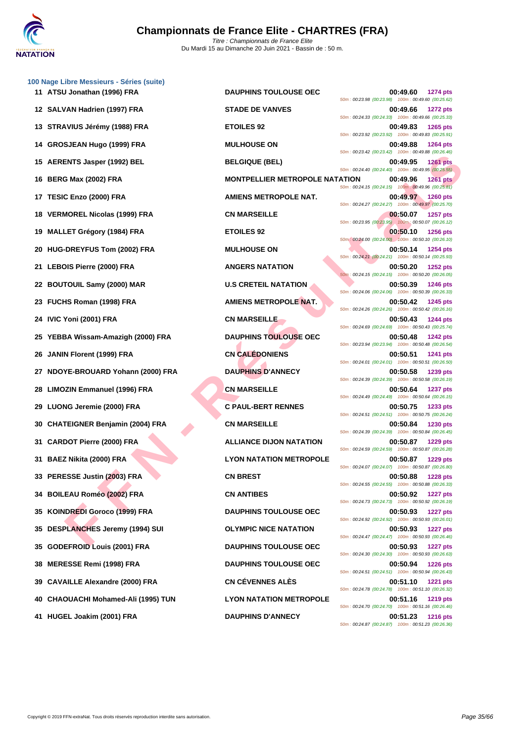# Championnats de France Elite - CHARTRES (FRA)

*Titre : Championnats de France Elite*
Du Mardi 15 au Dimanche 20 Juin 2021 - Bassin de : 50 m.

### 100 Nage Libre Messieurs - Séries (suite)

| Rang | Nom | Club | Temps | Points | Splits |
|---|---|---|---|---|---|
| 11 | ATSU Jonathan (1996) FRA | DAUPHINS TOULOUSE OEC | 00:49.60 | 1274 pts | 50m : 00:23.98 (00:23.98) 100m : 00:49.60 (00:25.62) |
| 12 | SALVAN Hadrien (1997) FRA | STADE DE VANVES | 00:49.66 | 1272 pts | 50m : 00:24.33 (00:24.33) 100m : 00:49.66 (00:25.33) |
| 13 | STRAVIUS Jérémy (1988) FRA | ETOILES 92 | 00:49.83 | 1265 pts | 50m : 00:23.92 (00:23.92) 100m : 00:49.83 (00:25.91) |
| 14 | GROSJEAN Hugo (1999) FRA | MULHOUSE ON | 00:49.88 | 1264 pts | 50m : 00:23.42 (00:23.42) 100m : 00:49.88 (00:26.46) |
| 15 | AERENTS Jasper (1992) BEL | BELGIQUE (BEL) | 00:49.95 | 1261 pts | 50m : 00:24.40 (00:24.40) 100m : 00:49.95 (00:25.55) |
| 16 | BERG Max (2002) FRA | MONTPELLIER METROPOLE NATATION | 00:49.96 | 1261 pts | 50m : 00:24.15 (00:24.15) 100m : 00:49.96 (00:25.81) |
| 17 | TESIC Enzo (2000) FRA | AMIENS METROPOLE NAT. | 00:49.97 | 1260 pts | 50m : 00:24.27 (00:24.27) 100m : 00:49.97 (00:25.70) |
| 18 | VERMOREL Nicolas (1999) FRA | CN MARSEILLE | 00:50.07 | 1257 pts | 50m : 00:23.95 (00:23.95) 100m : 00:50.07 (00:26.12) |
| 19 | MALLET Grégory (1984) FRA | ETOILES 92 | 00:50.10 | 1256 pts | 50m : 00:24.00 (00:24.00) 100m : 00:50.10 (00:26.10) |
| 20 | HUG-DREYFUS Tom (2002) FRA | MULHOUSE ON | 00:50.14 | 1254 pts | 50m : 00:24.21 (00:24.21) 100m : 00:50.14 (00:25.93) |
| 21 | LEBOIS Pierre (2000) FRA | ANGERS NATATION | 00:50.20 | 1252 pts | 50m : 00:24.15 (00:24.15) 100m : 00:50.20 (00:26.05) |
| 22 | BOUTOUIL Samy (2000) MAR | U.S CRETEIL NATATION | 00:50.39 | 1246 pts | 50m : 00:24.06 (00:24.06) 100m : 00:50.39 (00:26.33) |
| 23 | FUCHS Roman (1998) FRA | AMIENS METROPOLE NAT. | 00:50.42 | 1245 pts | 50m : 00:24.26 (00:24.26) 100m : 00:50.42 (00:26.16) |
| 24 | IVIC Yoni (2001) FRA | CN MARSEILLE | 00:50.43 | 1244 pts | 50m : 00:24.69 (00:24.69) 100m : 00:50.43 (00:25.74) |
| 25 | YEBBA Wissam-Amazigh (2000) FRA | DAUPHINS TOULOUSE OEC | 00:50.48 | 1242 pts | 50m : 00:23.94 (00:23.94) 100m : 00:50.48 (00:26.54) |
| 26 | JANIN Florent (1999) FRA | CN CALÉDONIENS | 00:50.51 | 1241 pts | 50m : 00:24.01 (00:24.01) 100m : 00:50.51 (00:26.50) |
| 27 | NDOYE-BROUARD Yohann (2000) FRA | DAUPHINS D'ANNECY | 00:50.58 | 1239 pts | 50m : 00:24.39 (00:24.39) 100m : 00:50.58 (00:26.19) |
| 28 | LIMOZIN Emmanuel (1996) FRA | CN MARSEILLE | 00:50.64 | 1237 pts | 50m : 00:24.49 (00:24.49) 100m : 00:50.64 (00:26.15) |
| 29 | LUONG Jeremie (2000) FRA | C PAUL-BERT RENNES | 00:50.75 | 1233 pts | 50m : 00:24.51 (00:24.51) 100m : 00:50.75 (00:26.24) |
| 30 | CHATEIGNER Benjamin (2004) FRA | CN MARSEILLE | 00:50.84 | 1230 pts | 50m : 00:24.39 (00:24.39) 100m : 00:50.84 (00:26.45) |
| 31 | CARDOT Pierre (2000) FRA | ALLIANCE DIJON NATATION | 00:50.87 | 1229 pts | 50m : 00:24.59 (00:24.59) 100m : 00:50.87 (00:26.28) |
| 31 | BAEZ Nikita (2000) FRA | LYON NATATION METROPOLE | 00:50.87 | 1229 pts | 50m : 00:24.07 (00:24.07) 100m : 00:50.87 (00:26.80) |
| 33 | PERESSE Justin (2003) FRA | CN BREST | 00:50.88 | 1228 pts | 50m : 00:24.55 (00:24.55) 100m : 00:50.88 (00:26.33) |
| 34 | BOILEAU Roméo (2002) FRA | CN ANTIBES | 00:50.92 | 1227 pts | 50m : 00:24.73 (00:24.73) 100m : 00:50.92 (00:26.19) |
| 35 | KOINDREDI Goroco (1999) FRA | DAUPHINS TOULOUSE OEC | 00:50.93 | 1227 pts | 50m : 00:24.92 (00:24.92) 100m : 00:50.93 (00:26.01) |
| 35 | DESPLANCHES Jeremy (1994) SUI | OLYMPIC NICE NATATION | 00:50.93 | 1227 pts | 50m : 00:24.47 (00:24.47) 100m : 00:50.93 (00:26.46) |
| 35 | GODEFROID Louis (2001) FRA | DAUPHINS TOULOUSE OEC | 00:50.93 | 1227 pts | 50m : 00:24.30 (00:24.30) 100m : 00:50.93 (00:26.63) |
| 38 | MERESSE Remi (1998) FRA | DAUPHINS TOULOUSE OEC | 00:50.94 | 1226 pts | 50m : 00:24.51 (00:24.51) 100m : 00:50.94 (00:26.43) |
| 39 | CAVAILLE Alexandre (2000) FRA | CN CÉVENNES ALÈS | 00:51.10 | 1221 pts | 50m : 00:24.78 (00:24.78) 100m : 00:51.10 (00:26.32) |
| 40 | CHAOUACHI Mohamed-Ali (1995) TUN | LYON NATATION METROPOLE | 00:51.16 | 1219 pts | 50m : 00:24.70 (00:24.70) 100m : 00:51.16 (00:26.46) |
| 41 | HUGEL Joakim (2001) FRA | DAUPHINS D'ANNECY | 00:51.23 | 1216 pts | 50m : 00:24.87 (00:24.87) 100m : 00:51.23 (00:26.36) |

Copyright © 2019 FFN-extraNat. Tous droits réservés reproduction interdite sans autorisation.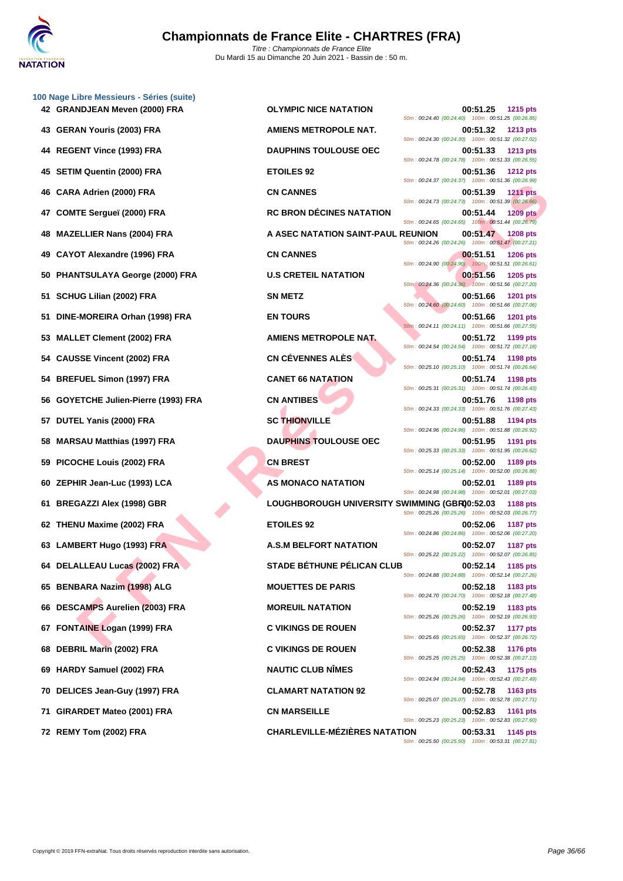## 100 Nage Libre Messieurs - Séries (suite)

| Rang | Nom | Club | Temps | Points | Splits |
|---|---|---|---|---|---|
| 42 | GRANDJEAN Meven (2000) FRA | OLYMPIC NICE NATATION | 00:51.25 | 1215 pts | 50m : 00:24.40 (00:24.40) 100m : 00:51.25 (00:26.85) |
| 43 | GERAN Youris (2003) FRA | AMIENS METROPOLE NAT. | 00:51.32 | 1213 pts | 50m : 00:24.30 (00:24.30) 100m : 00:51.32 (00:27.02) |
| 44 | REGENT Vince (1993) FRA | DAUPHINS TOULOUSE OEC | 00:51.33 | 1213 pts | 50m : 00:24.78 (00:24.78) 100m : 00:51.33 (00:26.55) |
| 45 | SETIM Quentin (2000) FRA | ETOILES 92 | 00:51.36 | 1212 pts | 50m : 00:24.37 (00:24.37) 100m : 00:51.36 (00:26.99) |
| 46 | CARA Adrien (2000) FRA | CN CANNES | 00:51.39 | 1211 pts | 50m : 00:24.73 (00:24.73) 100m : 00:51.39 (00:26.66) |
| 47 | COMTE Sergueï (2000) FRA | RC BRON DÉCINES NATATION | 00:51.44 | 1209 pts | 50m : 00:24.65 (00:24.65) 100m : 00:51.44 (00:26.79) |
| 48 | MAZELLIER Nans (2004) FRA | A ASEC NATATION SAINT-PAUL REUNION | 00:51.47 | 1208 pts | 50m : 00:24.26 (00:24.26) 100m : 00:51.47 (00:27.21) |
| 49 | CAYOT Alexandre (1996) FRA | CN CANNES | 00:51.51 | 1206 pts | 50m : 00:24.90 (00:24.90) 100m : 00:51.51 (00:26.61) |
| 50 | PHANTSULAYA George (2000) FRA | U.S CRETEIL NATATION | 00:51.56 | 1205 pts | 50m : 00:24.36 (00:24.36) 100m : 00:51.56 (00:27.20) |
| 51 | SCHUG Lilian (2002) FRA | SN METZ | 00:51.66 | 1201 pts | 50m : 00:24.60 (00:24.60) 100m : 00:51.66 (00:27.06) |
| 51 | DINE-MOREIRA Orhan (1998) FRA | EN TOURS | 00:51.66 | 1201 pts | 50m : 00:24.11 (00:24.11) 100m : 00:51.66 (00:27.55) |
| 53 | MALLET Clement (2002) FRA | AMIENS METROPOLE NAT. | 00:51.72 | 1199 pts | 50m : 00:24.54 (00:24.54) 100m : 00:51.72 (00:27.18) |
| 54 | CAUSSE Vincent (2002) FRA | CN CÉVENNES ALÈS | 00:51.74 | 1198 pts | 50m : 00:25.10 (00:25.10) 100m : 00:51.74 (00:26.64) |
| 54 | BREFUEL Simon (1997) FRA | CANET 66 NATATION | 00:51.74 | 1198 pts | 50m : 00:25.31 (00:25.31) 100m : 00:51.74 (00:26.43) |
| 56 | GOYETCHE Julien-Pierre (1993) FRA | CN ANTIBES | 00:51.76 | 1198 pts | 50m : 00:24.33 (00:24.33) 100m : 00:51.76 (00:27.43) |
| 57 | DUTEL Yanis (2000) FRA | SC THIONVILLE | 00:51.88 | 1194 pts | 50m : 00:24.96 (00:24.96) 100m : 00:51.88 (00:26.92) |
| 58 | MARSAU Matthias (1997) FRA | DAUPHINS TOULOUSE OEC | 00:51.95 | 1191 pts | 50m : 00:25.33 (00:25.33) 100m : 00:51.95 (00:26.62) |
| 59 | PICOCHE Louis (2002) FRA | CN BREST | 00:52.00 | 1189 pts | 50m : 00:25.14 (00:25.14) 100m : 00:52.00 (00:26.86) |
| 60 | ZEPHIR Jean-Luc (1993) LCA | AS MONACO NATATION | 00:52.01 | 1189 pts | 50m : 00:24.98 (00:24.98) 100m : 00:52.01 (00:27.03) |
| 61 | BREGAZZI Alex (1998) GBR | LOUGHBOROUGH UNIVERSITY SWIMMING (GBR) | 00:52.03 | 1188 pts | 50m : 00:25.26 (00:25.26) 100m : 00:52.03 (00:26.77) |
| 62 | THENU Maxime (2002) FRA | ETOILES 92 | 00:52.06 | 1187 pts | 50m : 00:24.86 (00:24.86) 100m : 00:52.06 (00:27.20) |
| 63 | LAMBERT Hugo (1993) FRA | A.S.M BELFORT NATATION | 00:52.07 | 1187 pts | 50m : 00:25.22 (00:25.22) 100m : 00:52.07 (00:26.85) |
| 64 | DELALLEAU Lucas (2002) FRA | STADE BÉTHUNE PÉLICAN CLUB | 00:52.14 | 1185 pts | 50m : 00:24.88 (00:24.88) 100m : 00:52.14 (00:27.26) |
| 65 | BENBARA Nazim (1998) ALG | MOUETTES DE PARIS | 00:52.18 | 1183 pts | 50m : 00:24.70 (00:24.70) 100m : 00:52.18 (00:27.48) |
| 66 | DESCAMPS Aurelien (2003) FRA | MOREUIL NATATION | 00:52.19 | 1183 pts | 50m : 00:25.26 (00:25.26) 100m : 00:52.19 (00:26.93) |
| 67 | FONTAINE Logan (1999) FRA | C VIKINGS DE ROUEN | 00:52.37 | 1177 pts | 50m : 00:25.65 (00:25.65) 100m : 00:52.37 (00:26.72) |
| 68 | DEBRIL Marin (2002) FRA | C VIKINGS DE ROUEN | 00:52.38 | 1176 pts | 50m : 00:25.25 (00:25.25) 100m : 00:52.38 (00:27.13) |
| 69 | HARDY Samuel (2002) FRA | NAUTIC CLUB NÎMES | 00:52.43 | 1175 pts | 50m : 00:24.94 (00:24.94) 100m : 00:52.43 (00:27.49) |
| 70 | DELICES Jean-Guy (1997) FRA | CLAMART NATATION 92 | 00:52.78 | 1163 pts | 50m : 00:25.07 (00:25.07) 100m : 00:52.78 (00:27.71) |
| 71 | GIRARDET Mateo (2001) FRA | CN MARSEILLE | 00:52.83 | 1161 pts | 50m : 00:25.23 (00:25.23) 100m : 00:52.83 (00:27.60) |
| 72 | REMY Tom (2002) FRA | CHARLEVILLE-MÉZIÈRES NATATION | 00:53.31 | 1145 pts | 50m : 00:25.50 (00:25.50) 100m : 00:53.31 (00:27.81) |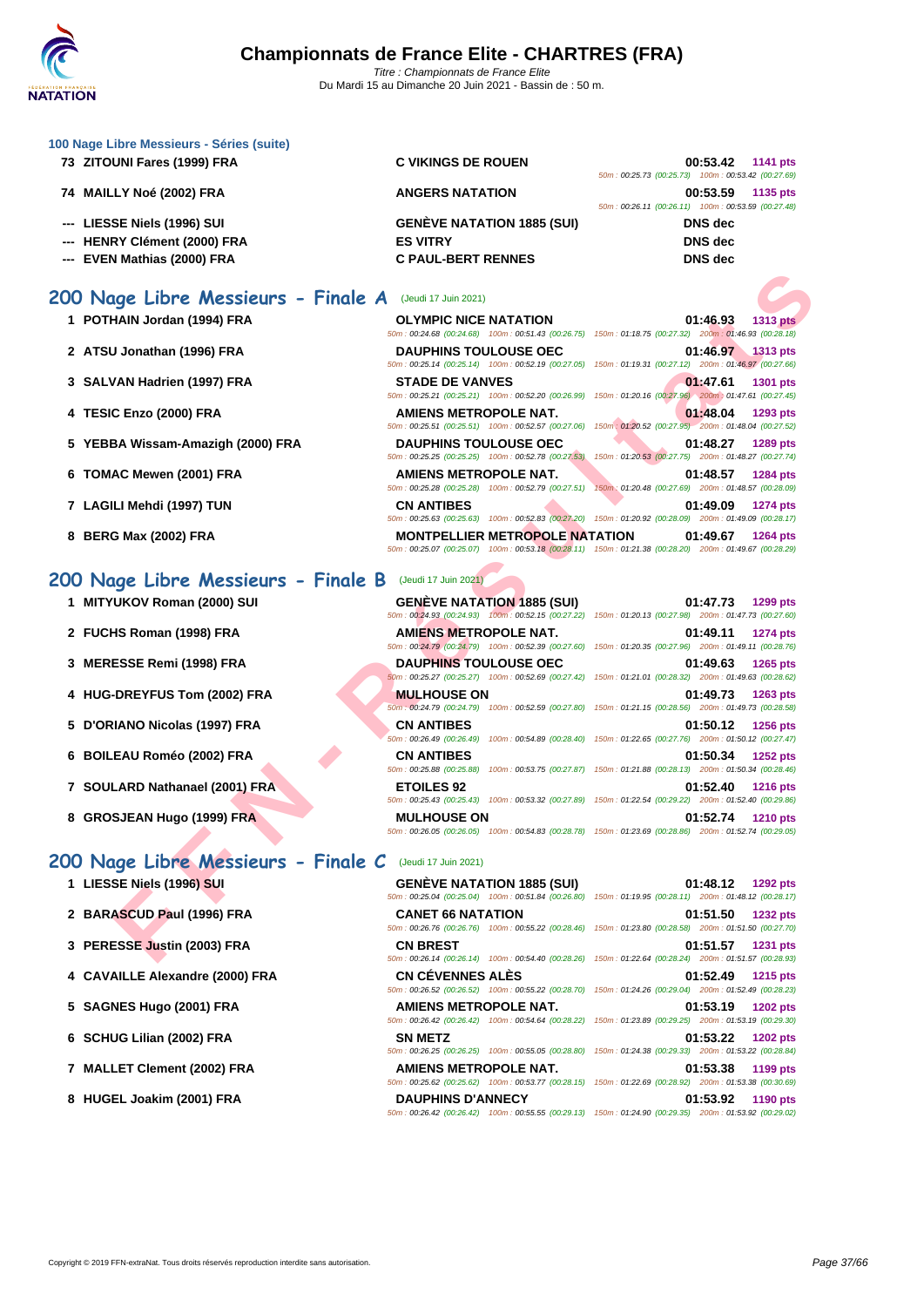# Championnats de France Elite - CHARTRES (FRA)

*Titre : Championnats de France Elite*
Du Mardi 15 au Dimanche 20 Juin 2021 - Bassin de : 50 m.

### 100 Nage Libre Messieurs - Séries (suite)

| Rang | Nom | Club | Temps | Points |
|---|---|---|---|---|
| 73 | ZITOUNI Fares (1999) FRA | C VIKINGS DE ROUEN | 00:53.42 | 1141 pts |
| | | 50m : 00:25.73 (00:25.73) 100m : 00:53.42 (00:27.69) | | |
| 74 | MAILLY Noé (2002) FRA | ANGERS NATATION | 00:53.59 | 1135 pts |
| | | 50m : 00:26.11 (00:26.11) 100m : 00:53.59 (00:27.48) | | |
| --- | LIESSE Niels (1996) SUI | GENÈVE NATATION 1885 (SUI) | DNS dec | |
| --- | HENRY Clément (2000) FRA | ES VITRY | DNS dec | |
| --- | EVEN Mathias (2000) FRA | C PAUL-BERT RENNES | DNS dec | |

## 200 Nage Libre Messieurs - Finale A (Jeudi 17 Juin 2021)

| Rang | Nom | Club | Temps | Points |
|---|---|---|---|---|
| 1 | POTHAIN Jordan (1994) FRA | OLYMPIC NICE NATATION | 01:46.93 | 1313 pts |
| | | 50m : 00:24.68 (00:24.68) 100m : 00:51.43 (00:26.75) 150m : 01:18.75 (00:27.32) 200m : 01:46.93 (00:28.18) | | |
| 2 | ATSU Jonathan (1996) FRA | DAUPHINS TOULOUSE OEC | 01:46.97 | 1313 pts |
| | | 50m : 00:25.14 (00:25.14) 100m : 00:52.19 (00:27.05) 150m : 01:19.31 (00:27.12) 200m : 01:46.97 (00:27.66) | | |
| 3 | SALVAN Hadrien (1997) FRA | STADE DE VANVES | 01:47.61 | 1301 pts |
| | | 50m : 00:25.21 (00:25.21) 100m : 00:52.20 (00:26.99) 150m : 01:20.16 (00:27.96) 200m : 01:47.61 (00:27.45) | | |
| 4 | TESIC Enzo (2000) FRA | AMIENS METROPOLE NAT. | 01:48.04 | 1293 pts |
| | | 50m : 00:25.51 (00:25.51) 100m : 00:52.57 (00:27.06) 150m : 01:20.52 (00:27.95) 200m : 01:48.04 (00:27.52) | | |
| 5 | YEBBA Wissam-Amazigh (2000) FRA | DAUPHINS TOULOUSE OEC | 01:48.27 | 1289 pts |
| | | 50m : 00:25.25 (00:25.25) 100m : 00:52.78 (00:27.53) 150m : 01:20.53 (00:27.75) 200m : 01:48.27 (00:27.74) | | |
| 6 | TOMAC Mewen (2001) FRA | AMIENS METROPOLE NAT. | 01:48.57 | 1284 pts |
| | | 50m : 00:25.28 (00:25.28) 100m : 00:52.79 (00:27.51) 150m : 01:20.48 (00:27.69) 200m : 01:48.57 (00:28.09) | | |
| 7 | LAGILI Mehdi (1997) TUN | CN ANTIBES | 01:49.09 | 1274 pts |
| | | 50m : 00:25.63 (00:25.63) 100m : 00:52.83 (00:27.20) 150m : 01:20.92 (00:28.09) 200m : 01:49.09 (00:28.17) | | |
| 8 | BERG Max (2002) FRA | MONTPELLIER METROPOLE NATATION | 01:49.67 | 1264 pts |
| | | 50m : 00:25.07 (00:25.07) 100m : 00:53.18 (00:28.11) 150m : 01:21.38 (00:28.20) 200m : 01:49.67 (00:28.29) | | |

## 200 Nage Libre Messieurs - Finale B (Jeudi 17 Juin 2021)

| Rang | Nom | Club | Temps | Points |
|---|---|---|---|---|
| 1 | MITYUKOV Roman (2000) SUI | GENÈVE NATATION 1885 (SUI) | 01:47.73 | 1299 pts |
| | | 50m : 00:24.93 (00:24.93) 100m : 00:52.15 (00:27.22) 150m : 01:20.13 (00:27.98) 200m : 01:47.73 (00:27.60) | | |
| 2 | FUCHS Roman (1998) FRA | AMIENS METROPOLE NAT. | 01:49.11 | 1274 pts |
| | | 50m : 00:24.79 (00:24.79) 100m : 00:52.39 (00:27.60) 150m : 01:20.35 (00:27.96) 200m : 01:49.11 (00:28.76) | | |
| 3 | MERESSE Remi (1998) FRA | DAUPHINS TOULOUSE OEC | 01:49.63 | 1265 pts |
| | | 50m : 00:25.27 (00:25.27) 100m : 00:52.69 (00:27.42) 150m : 01:21.01 (00:28.32) 200m : 01:49.63 (00:28.62) | | |
| 4 | HUG-DREYFUS Tom (2002) FRA | MULHOUSE ON | 01:49.73 | 1263 pts |
| | | 50m : 00:24.79 (00:24.79) 100m : 00:52.59 (00:27.80) 150m : 01:21.15 (00:28.56) 200m : 01:49.73 (00:28.58) | | |
| 5 | D'ORIANO Nicolas (1997) FRA | CN ANTIBES | 01:50.12 | 1256 pts |
| | | 50m : 00:26.49 (00:26.49) 100m : 00:54.89 (00:28.40) 150m : 01:22.65 (00:27.76) 200m : 01:50.12 (00:27.47) | | |
| 6 | BOILEAU Roméo (2002) FRA | CN ANTIBES | 01:50.34 | 1252 pts |
| | | 50m : 00:25.88 (00:25.88) 100m : 00:53.75 (00:27.87) 150m : 01:21.88 (00:28.13) 200m : 01:50.34 (00:28.46) | | |
| 7 | SOULARD Nathanael (2001) FRA | ETOILES 92 | 01:52.40 | 1216 pts |
| | | 50m : 00:25.43 (00:25.43) 100m : 00:53.32 (00:27.89) 150m : 01:22.54 (00:29.22) 200m : 01:52.40 (00:29.86) | | |
| 8 | GROSJEAN Hugo (1999) FRA | MULHOUSE ON | 01:52.74 | 1210 pts |
| | | 50m : 00:26.05 (00:26.05) 100m : 00:54.83 (00:28.78) 150m : 01:23.69 (00:28.86) 200m : 01:52.74 (00:29.05) | | |

## 200 Nage Libre Messieurs - Finale C (Jeudi 17 Juin 2021)

| Rang | Nom | Club | Temps | Points |
|---|---|---|---|---|
| 1 | LIESSE Niels (1996) SUI | GENÈVE NATATION 1885 (SUI) | 01:48.12 | 1292 pts |
| | | 50m : 00:25.04 (00:25.04) 100m : 00:51.84 (00:26.80) 150m : 01:19.95 (00:28.11) 200m : 01:48.12 (00:28.17) | | |
| 2 | BARASCUD Paul (1996) FRA | CANET 66 NATATION | 01:51.50 | 1232 pts |
| | | 50m : 00:26.76 (00:26.76) 100m : 00:55.22 (00:28.46) 150m : 01:23.80 (00:28.58) 200m : 01:51.50 (00:27.70) | | |
| 3 | PERESSE Justin (2003) FRA | CN BREST | 01:51.57 | 1231 pts |
| | | 50m : 00:26.14 (00:26.14) 100m : 00:54.40 (00:28.26) 150m : 01:22.64 (00:28.24) 200m : 01:51.57 (00:28.93) | | |
| 4 | CAVAILLE Alexandre (2000) FRA | CN CÉVENNES ALÈS | 01:52.49 | 1215 pts |
| | | 50m : 00:26.52 (00:26.52) 100m : 00:55.22 (00:28.70) 150m : 01:24.26 (00:29.04) 200m : 01:52.49 (00:28.23) | | |
| 5 | SAGNES Hugo (2001) FRA | AMIENS METROPOLE NAT. | 01:53.19 | 1202 pts |
| | | 50m : 00:26.42 (00:26.42) 100m : 00:54.64 (00:28.22) 150m : 01:23.89 (00:29.25) 200m : 01:53.19 (00:29.30) | | |
| 6 | SCHUG Lilian (2002) FRA | SN METZ | 01:53.22 | 1202 pts |
| | | 50m : 00:26.25 (00:26.25) 100m : 00:55.05 (00:28.80) 150m : 01:24.38 (00:29.33) 200m : 01:53.22 (00:28.84) | | |
| 7 | MALLET Clement (2002) FRA | AMIENS METROPOLE NAT. | 01:53.38 | 1199 pts |
| | | 50m : 00:25.62 (00:25.62) 100m : 00:53.77 (00:28.15) 150m : 01:22.69 (00:28.92) 200m : 01:53.38 (00:30.69) | | |
| 8 | HUGEL Joakim (2001) FRA | DAUPHINS D'ANNECY | 01:53.92 | 1190 pts |
| | | 50m : 00:26.42 (00:26.42) 100m : 00:55.55 (00:29.13) 150m : 01:24.90 (00:29.35) 200m : 01:53.92 (00:29.02) | | |

Copyright © 2019 FFN-extraNat. Tous droits réservés reproduction interdite sans autorisation.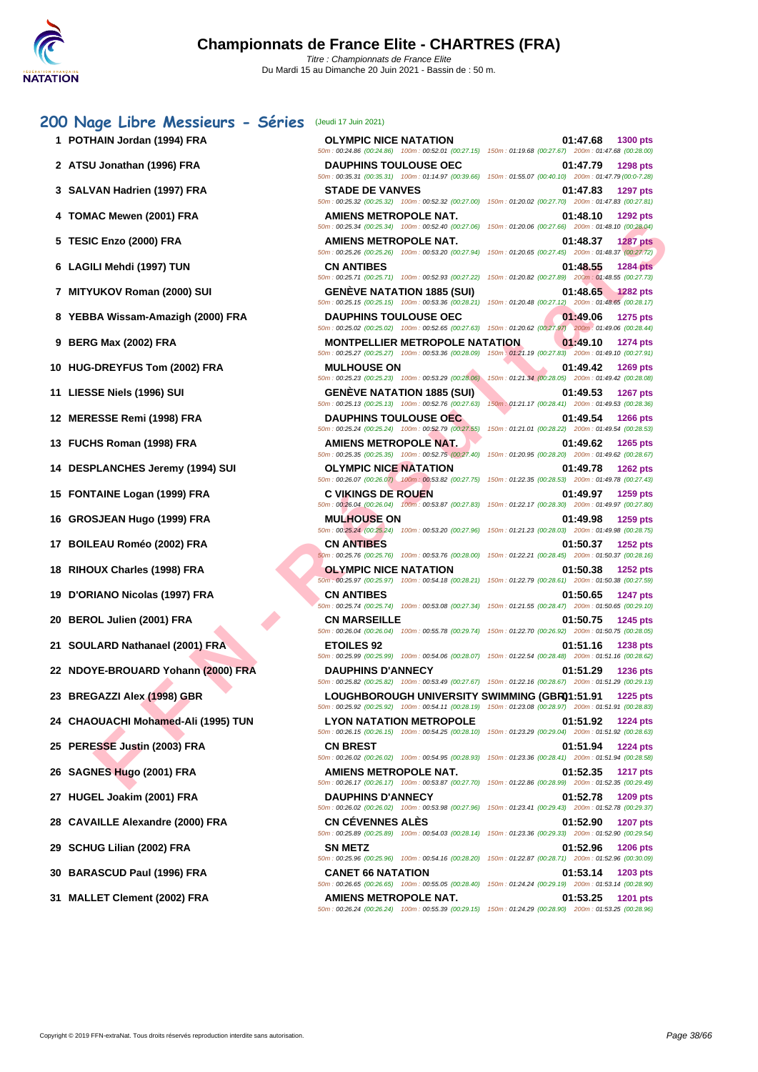# Championnats de France Elite - CHARTRES (FRA)

*Titre : Championnats de France Elite*
Du Mardi 15 au Dimanche 20 Juin 2021 - Bassin de : 50 m.

## 200 Nage Libre Messieurs - Séries (Jeudi 17 Juin 2021)

| Rg | Nageur | Club | Temps | Points |
|---|---|---|---|---|
| 1 | POTHAIN Jordan (1994) FRA | OLYMPIC NICE NATATION | 01:47.68 | 1300 pts |
| | | 50m : 00:24.86 (00:24.86) 100m : 00:52.01 (00:27.15) 150m : 01:19.68 (00:27.67) 200m : 01:47.68 (00:28.00) | | |
| 2 | ATSU Jonathan (1996) FRA | DAUPHINS TOULOUSE OEC | 01:47.79 | 1298 pts |
| | | 50m : 00:35.31 (00:35.31) 100m : 01:14.97 (00:39.66) 150m : 01:55.07 (00:40.10) 200m : 01:47.79 (00:0-7.28) | | |
| 3 | SALVAN Hadrien (1997) FRA | STADE DE VANVES | 01:47.83 | 1297 pts |
| | | 50m : 00:25.32 (00:25.32) 100m : 00:52.32 (00:27.00) 150m : 01:20.02 (00:27.70) 200m : 01:47.83 (00:27.81) | | |
| 4 | TOMAC Mewen (2001) FRA | AMIENS METROPOLE NAT. | 01:48.10 | 1292 pts |
| | | 50m : 00:25.34 (00:25.34) 100m : 00:52.40 (00:27.06) 150m : 01:20.06 (00:27.66) 200m : 01:48.10 (00:28.04) | | |
| 5 | TESIC Enzo (2000) FRA | AMIENS METROPOLE NAT. | 01:48.37 | 1287 pts |
| | | 50m : 00:25.26 (00:25.26) 100m : 00:53.20 (00:27.94) 150m : 01:20.65 (00:27.45) 200m : 01:48.37 (00:27.72) | | |
| 6 | LAGILI Mehdi (1997) TUN | CN ANTIBES | 01:48.55 | 1284 pts |
| | | 50m : 00:25.71 (00:25.71) 100m : 00:52.93 (00:27.22) 150m : 01:20.82 (00:27.89) 200m : 01:48.55 (00:27.73) | | |
| 7 | MITYUKOV Roman (2000) SUI | GENÈVE NATATION 1885 (SUI) | 01:48.65 | 1282 pts |
| | | 50m : 00:25.15 (00:25.15) 100m : 00:53.36 (00:28.21) 150m : 01:20.48 (00:27.12) 200m : 01:48.65 (00:28.17) | | |
| 8 | YEBBA Wissam-Amazigh (2000) FRA | DAUPHINS TOULOUSE OEC | 01:49.06 | 1275 pts |
| | | 50m : 00:25.02 (00:25.02) 100m : 00:52.65 (00:27.63) 150m : 01:20.62 (00:27.97) 200m : 01:49.06 (00:28.44) | | |
| 9 | BERG Max (2002) FRA | MONTPELLIER METROPOLE NATATION | 01:49.10 | 1274 pts |
| | | 50m : 00:25.27 (00:25.27) 100m : 00:53.36 (00:28.09) 150m : 01:21.19 (00:27.83) 200m : 01:49.10 (00:27.91) | | |
| 10 | HUG-DREYFUS Tom (2002) FRA | MULHOUSE ON | 01:49.42 | 1269 pts |
| | | 50m : 00:25.23 (00:25.23) 100m : 00:53.29 (00:28.06) 150m : 01:21.34 (00:28.05) 200m : 01:49.42 (00:28.08) | | |
| 11 | LIESSE Niels (1996) SUI | GENÈVE NATATION 1885 (SUI) | 01:49.53 | 1267 pts |
| | | 50m : 00:25.13 (00:25.13) 100m : 00:52.76 (00:27.63) 150m : 01:21.17 (00:28.41) 200m : 01:49.53 (00:28.36) | | |
| 12 | MERESSE Remi (1998) FRA | DAUPHINS TOULOUSE OEC | 01:49.54 | 1266 pts |
| | | 50m : 00:25.24 (00:25.24) 100m : 00:52.79 (00:27.55) 150m : 01:21.01 (00:28.22) 200m : 01:49.54 (00:28.53) | | |
| 13 | FUCHS Roman (1998) FRA | AMIENS METROPOLE NAT. | 01:49.62 | 1265 pts |
| | | 50m : 00:25.35 (00:25.35) 100m : 00:52.75 (00:27.40) 150m : 01:20.95 (00:28.20) 200m : 01:49.62 (00:28.67) | | |
| 14 | DESPLANCHES Jeremy (1994) SUI | OLYMPIC NICE NATATION | 01:49.78 | 1262 pts |
| | | 50m : 00:26.07 (00:26.07) 100m : 00:53.82 (00:27.75) 150m : 01:22.35 (00:28.53) 200m : 01:49.78 (00:27.43) | | |
| 15 | FONTAINE Logan (1999) FRA | C VIKINGS DE ROUEN | 01:49.97 | 1259 pts |
| | | 50m : 00:26.04 (00:26.04) 100m : 00:53.87 (00:27.83) 150m : 01:22.17 (00:28.30) 200m : 01:49.97 (00:27.80) | | |
| 16 | GROSJEAN Hugo (1999) FRA | MULHOUSE ON | 01:49.98 | 1259 pts |
| | | 50m : 00:25.24 (00:25.24) 100m : 00:53.20 (00:27.96) 150m : 01:21.23 (00:28.03) 200m : 01:49.98 (00:28.75) | | |
| 17 | BOILEAU Roméo (2002) FRA | CN ANTIBES | 01:50.37 | 1252 pts |
| | | 50m : 00:25.76 (00:25.76) 100m : 00:53.76 (00:28.00) 150m : 01:22.21 (00:28.45) 200m : 01:50.37 (00:28.16) | | |
| 18 | RIHOUX Charles (1998) FRA | OLYMPIC NICE NATATION | 01:50.38 | 1252 pts |
| | | 50m : 00:25.97 (00:25.97) 100m : 00:54.18 (00:28.21) 150m : 01:22.79 (00:28.61) 200m : 01:50.38 (00:27.59) | | |
| 19 | D'ORIANO Nicolas (1997) FRA | CN ANTIBES | 01:50.65 | 1247 pts |
| | | 50m : 00:25.74 (00:25.74) 100m : 00:53.08 (00:27.34) 150m : 01:21.55 (00:28.47) 200m : 01:50.65 (00:29.10) | | |
| 20 | BEROL Julien (2001) FRA | CN MARSEILLE | 01:50.75 | 1245 pts |
| | | 50m : 00:26.04 (00:26.04) 100m : 00:55.78 (00:29.74) 150m : 01:22.70 (00:26.92) 200m : 01:50.75 (00:28.05) | | |
| 21 | SOULARD Nathanael (2001) FRA | ETOILES 92 | 01:51.16 | 1238 pts |
| | | 50m : 00:25.99 (00:25.99) 100m : 00:54.06 (00:28.07) 150m : 01:22.54 (00:28.48) 200m : 01:51.16 (00:28.62) | | |
| 22 | NDOYE-BROUARD Yohann (2000) FRA | DAUPHINS D'ANNECY | 01:51.29 | 1236 pts |
| | | 50m : 00:25.82 (00:25.82) 100m : 00:53.49 (00:27.67) 150m : 01:22.16 (00:28.67) 200m : 01:51.29 (00:29.13) | | |
| 23 | BREGAZZI Alex (1998) GBR | LOUGHBOROUGH UNIVERSITY SWIMMING (GBR) | 01:51.91 | 1225 pts |
| | | 50m : 00:25.92 (00:25.92) 100m : 00:54.11 (00:28.19) 150m : 01:23.08 (00:28.97) 200m : 01:51.91 (00:28.83) | | |
| 24 | CHAOUACHI Mohamed-Ali (1995) TUN | LYON NATATION METROPOLE | 01:51.92 | 1224 pts |
| | | 50m : 00:26.15 (00:26.15) 100m : 00:54.25 (00:28.10) 150m : 01:23.29 (00:29.04) 200m : 01:51.92 (00:28.63) | | |
| 25 | PERESSE Justin (2003) FRA | CN BREST | 01:51.94 | 1224 pts |
| | | 50m : 00:26.02 (00:26.02) 100m : 00:54.95 (00:28.93) 150m : 01:23.36 (00:28.41) 200m : 01:51.94 (00:28.58) | | |
| 26 | SAGNES Hugo (2001) FRA | AMIENS METROPOLE NAT. | 01:52.35 | 1217 pts |
| | | 50m : 00:26.17 (00:26.17) 100m : 00:53.87 (00:27.70) 150m : 01:22.86 (00:28.99) 200m : 01:52.35 (00:29.49) | | |
| 27 | HUGEL Joakim (2001) FRA | DAUPHINS D'ANNECY | 01:52.78 | 1209 pts |
| | | 50m : 00:26.02 (00:26.02) 100m : 00:53.98 (00:27.96) 150m : 01:23.41 (00:29.43) 200m : 01:52.78 (00:29.37) | | |
| 28 | CAVAILLE Alexandre (2000) FRA | CN CÉVENNES ALÈS | 01:52.90 | 1207 pts |
| | | 50m : 00:25.89 (00:25.89) 100m : 00:54.03 (00:28.14) 150m : 01:23.36 (00:29.33) 200m : 01:52.90 (00:29.54) | | |
| 29 | SCHUG Lilian (2002) FRA | SN METZ | 01:52.96 | 1206 pts |
| | | 50m : 00:25.96 (00:25.96) 100m : 00:54.16 (00:28.20) 150m : 01:22.87 (00:28.71) 200m : 01:52.96 (00:30.09) | | |
| 30 | BARASCUD Paul (1996) FRA | CANET 66 NATATION | 01:53.14 | 1203 pts |
| | | 50m : 00:26.65 (00:26.65) 100m : 00:55.05 (00:28.40) 150m : 01:24.24 (00:29.19) 200m : 01:53.14 (00:28.90) | | |
| 31 | MALLET Clement (2002) FRA | AMIENS METROPOLE NAT. | 01:53.25 | 1201 pts |
| | | 50m : 00:26.24 (00:26.24) 100m : 00:55.39 (00:29.15) 150m : 01:24.29 (00:28.90) 200m : 01:53.25 (00:28.96) | | |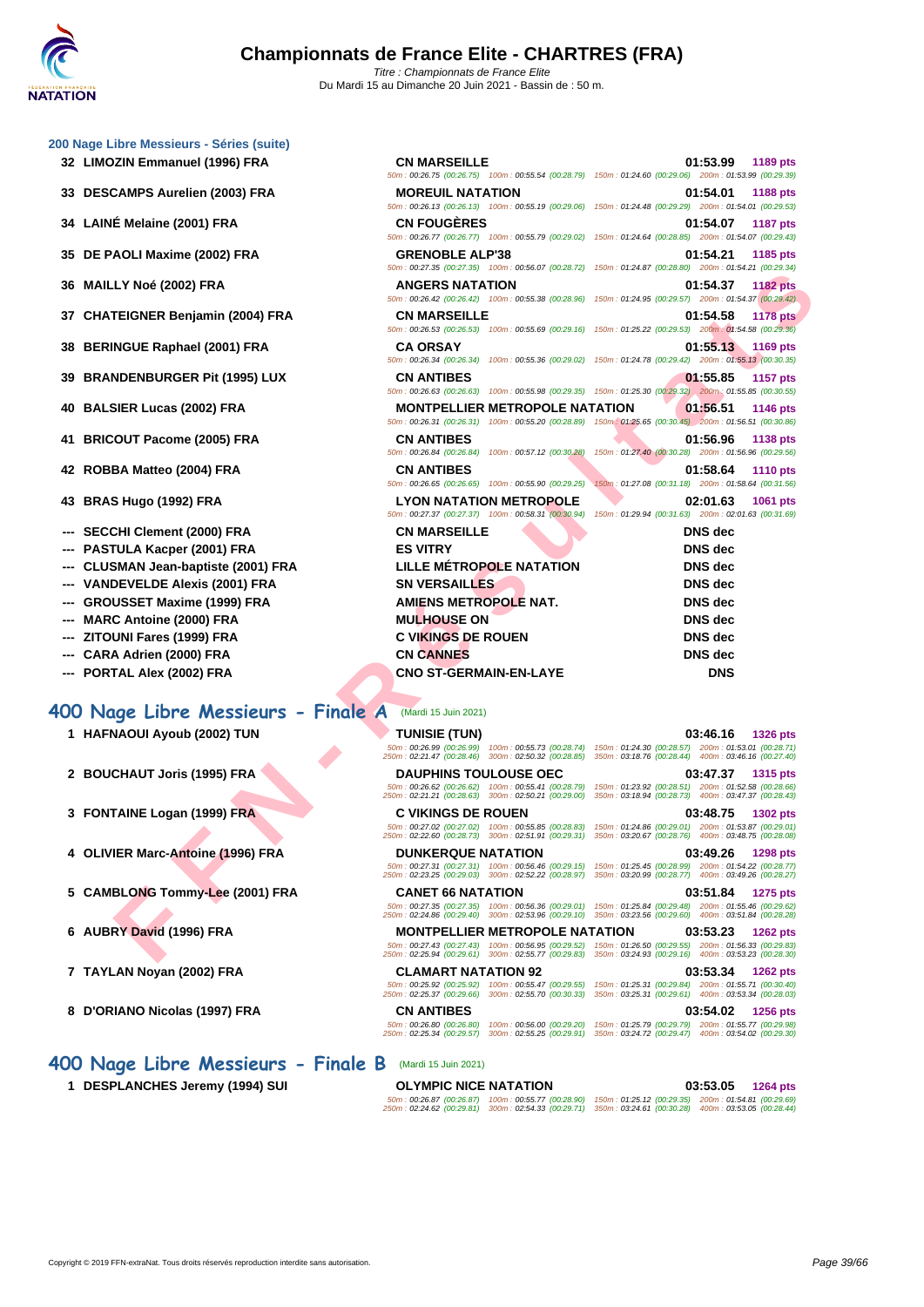### 200 Nage Libre Messieurs - Séries (suite)

| Rang | Nom | Club | Temps | Points |
|---|---|---|---|---|
| 32 | LIMOZIN Emmanuel (1996) FRA | CN MARSEILLE | 01:53.99 | 1189 pts |
| | | 50m : 00:26.75 (00:26.75) 100m : 00:55.54 (00:28.79) 150m : 01:24.60 (00:29.06) 200m : 01:53.99 (00:29.39) | | |
| 33 | DESCAMPS Aurelien (2003) FRA | MOREUIL NATATION | 01:54.01 | 1188 pts |
| | | 50m : 00:26.13 (00:26.13) 100m : 00:55.19 (00:29.06) 150m : 01:24.48 (00:29.29) 200m : 01:54.01 (00:29.53) | | |
| 34 | LAINÉ Melaine (2001) FRA | CN FOUGÈRES | 01:54.07 | 1187 pts |
| | | 50m : 00:26.77 (00:26.77) 100m : 00:55.79 (00:29.02) 150m : 01:24.64 (00:28.85) 200m : 01:54.07 (00:29.43) | | |
| 35 | DE PAOLI Maxime (2002) FRA | GRENOBLE ALP'38 | 01:54.21 | 1185 pts |
| | | 50m : 00:27.35 (00:27.35) 100m : 00:56.07 (00:28.72) 150m : 01:24.87 (00:28.80) 200m : 01:54.21 (00:29.34) | | |
| 36 | MAILLY Noé (2002) FRA | ANGERS NATATION | 01:54.37 | 1182 pts |
| | | 50m : 00:26.42 (00:26.42) 100m : 00:55.38 (00:28.96) 150m : 01:24.95 (00:29.57) 200m : 01:54.37 (00:29.42) | | |
| 37 | CHATEIGNER Benjamin (2004) FRA | CN MARSEILLE | 01:54.58 | 1178 pts |
| | | 50m : 00:26.53 (00:26.53) 100m : 00:55.69 (00:29.16) 150m : 01:25.22 (00:29.53) 200m : 01:54.58 (00:29.36) | | |
| 38 | BERINGUE Raphael (2001) FRA | CA ORSAY | 01:55.13 | 1169 pts |
| | | 50m : 00:26.34 (00:26.34) 100m : 00:55.36 (00:29.02) 150m : 01:24.78 (00:29.42) 200m : 01:55.13 (00:30.35) | | |
| 39 | BRANDENBURGER Pit (1995) LUX | CN ANTIBES | 01:55.85 | 1157 pts |
| | | 50m : 00:26.63 (00:26.63) 100m : 00:55.98 (00:29.35) 150m : 01:25.30 (00:29.32) 200m : 01:55.85 (00:30.55) | | |
| 40 | BALSIER Lucas (2002) FRA | MONTPELLIER METROPOLE NATATION | 01:56.51 | 1146 pts |
| | | 50m : 00:26.31 (00:26.31) 100m : 00:55.20 (00:28.89) 150m : 01:25.65 (00:30.45) 200m : 01:56.51 (00:30.86) | | |
| 41 | BRICOUT Pacome (2005) FRA | CN ANTIBES | 01:56.96 | 1138 pts |
| | | 50m : 00:26.84 (00:26.84) 100m : 00:57.12 (00:30.28) 150m : 01:27.40 (00:30.28) 200m : 01:56.96 (00:29.56) | | |
| 42 | ROBBA Matteo (2004) FRA | CN ANTIBES | 01:58.64 | 1110 pts |
| | | 50m : 00:26.65 (00:26.65) 100m : 00:55.90 (00:29.25) 150m : 01:27.08 (00:31.18) 200m : 01:58.64 (00:31.56) | | |
| 43 | BRAS Hugo (1992) FRA | LYON NATATION METROPOLE | 02:01.63 | 1061 pts |
| | | 50m : 00:27.37 (00:27.37) 100m : 00:58.31 (00:30.94) 150m : 01:29.94 (00:31.63) 200m : 02:01.63 (00:31.69) | | |
| --- | SECCHI Clement (2000) FRA | CN MARSEILLE | DNS dec | |
| --- | PASTULA Kacper (2001) FRA | ES VITRY | DNS dec | |
| --- | CLUSMAN Jean-baptiste (2001) FRA | LILLE MÉTROPOLE NATATION | DNS dec | |
| --- | VANDEVELDE Alexis (2001) FRA | SN VERSAILLES | DNS dec | |
| --- | GROUSSET Maxime (1999) FRA | AMIENS METROPOLE NAT. | DNS dec | |
| --- | MARC Antoine (2000) FRA | MULHOUSE ON | DNS dec | |
| --- | ZITOUNI Fares (1999) FRA | C VIKINGS DE ROUEN | DNS dec | |
| --- | CARA Adrien (2000) FRA | CN CANNES | DNS dec | |
| --- | PORTAL Alex (2002) FRA | CNO ST-GERMAIN-EN-LAYE | DNS | |

## 400 Nage Libre Messieurs - Finale A (Mardi 15 Juin 2021)

| Rang | Nom | Club | Temps | Points |
|---|---|---|---|---|
| 1 | HAFNAOUI Ayoub (2002) TUN | TUNISIE (TUN) | 03:46.16 | 1326 pts |
| | | 50m : 00:26.99 (00:26.99) 100m : 00:55.73 (00:28.74) 150m : 01:24.30 (00:28.57) 200m : 01:53.01 (00:28.71) 250m : 02:21.47 (00:28.46) 300m : 02:50.32 (00:28.85) 350m : 03:18.76 (00:28.44) 400m : 03:46.16 (00:27.40) | | |
| 2 | BOUCHAUT Joris (1995) FRA | DAUPHINS TOULOUSE OEC | 03:47.37 | 1315 pts |
| | | 50m : 00:26.62 (00:26.62) 100m : 00:55.41 (00:28.79) 150m : 01:23.92 (00:28.51) 200m : 01:52.58 (00:28.66) 250m : 02:21.21 (00:28.63) 300m : 02:50.21 (00:29.00) 350m : 03:18.94 (00:28.73) 400m : 03:47.37 (00:28.43) | | |
| 3 | FONTAINE Logan (1999) FRA | C VIKINGS DE ROUEN | 03:48.75 | 1302 pts |
| | | 50m : 00:27.02 (00:27.02) 100m : 00:55.85 (00:28.83) 150m : 01:24.86 (00:29.01) 200m : 01:53.87 (00:29.01) 250m : 02:22.60 (00:28.73) 300m : 02:51.91 (00:29.31) 350m : 03:20.67 (00:28.76) 400m : 03:48.75 (00:28.08) | | |
| 4 | OLIVIER Marc-Antoine (1996) FRA | DUNKERQUE NATATION | 03:49.26 | 1298 pts |
| | | 50m : 00:27.31 (00:27.31) 100m : 00:56.46 (00:29.15) 150m : 01:25.45 (00:28.99) 200m : 01:54.22 (00:28.77) 250m : 02:23.25 (00:29.03) 300m : 02:52.22 (00:28.97) 350m : 03:20.99 (00:28.77) 400m : 03:49.26 (00:28.27) | | |
| 5 | CAMBLONG Tommy-Lee (2001) FRA | CANET 66 NATATION | 03:51.84 | 1275 pts |
| | | 50m : 00:27.35 (00:27.35) 100m : 00:56.36 (00:29.01) 150m : 01:25.84 (00:29.48) 200m : 01:55.46 (00:29.62) 250m : 02:24.86 (00:29.40) 300m : 02:53.96 (00:29.10) 350m : 03:23.56 (00:29.60) 400m : 03:51.84 (00:28.28) | | |
| 6 | AUBRY David (1996) FRA | MONTPELLIER METROPOLE NATATION | 03:53.23 | 1262 pts |
| | | 50m : 00:27.43 (00:27.43) 100m : 00:56.95 (00:29.52) 150m : 01:26.50 (00:29.55) 200m : 01:56.33 (00:29.83) 250m : 02:25.94 (00:29.61) 300m : 02:55.77 (00:29.83) 350m : 03:24.93 (00:29.16) 400m : 03:53.23 (00:28.30) | | |
| 7 | TAYLAN Noyan (2002) FRA | CLAMART NATATION 92 | 03:53.34 | 1262 pts |
| | | 50m : 00:25.92 (00:25.92) 100m : 00:55.47 (00:29.55) 150m : 01:25.31 (00:29.84) 200m : 01:55.71 (00:30.40) 250m : 02:25.37 (00:29.66) 300m : 02:55.70 (00:30.33) 350m : 03:25.31 (00:29.61) 400m : 03:53.34 (00:28.03) | | |
| 8 | D'ORIANO Nicolas (1997) FRA | CN ANTIBES | 03:54.02 | 1256 pts |
| | | 50m : 00:26.80 (00:26.80) 100m : 00:56.00 (00:29.20) 150m : 01:25.79 (00:29.79) 200m : 01:55.77 (00:29.98) 250m : 02:25.34 (00:29.57) 300m : 02:55.25 (00:29.91) 350m : 03:24.72 (00:29.47) 400m : 03:54.02 (00:29.30) | | |

## 400 Nage Libre Messieurs - Finale B (Mardi 15 Juin 2021)

| Rang | Nom | Club | Temps | Points |
|---|---|---|---|---|
| 1 | DESPLANCHES Jeremy (1994) SUI | OLYMPIC NICE NATATION | 03:53.05 | 1264 pts |
| | | 50m : 00:26.87 (00:26.87) 100m : 00:55.77 (00:28.90) 150m : 01:25.12 (00:29.35) 200m : 01:54.81 (00:29.69) 250m : 02:24.62 (00:29.81) 300m : 02:54.33 (00:29.71) 350m : 03:24.61 (00:30.28) 400m : 03:53.05 (00:28.44) | | |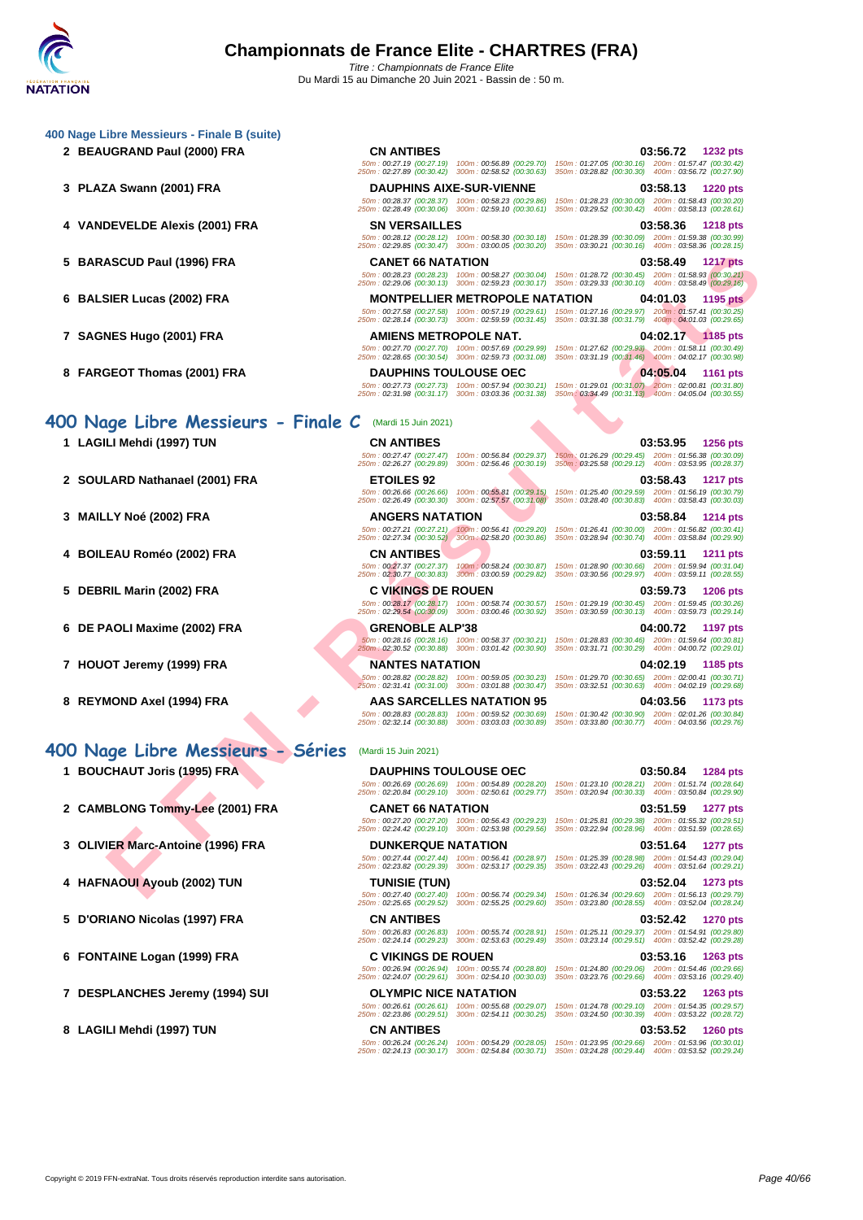### 400 Nage Libre Messieurs - Finale B (suite)

| Place | Nom | Club | Temps | Points |
|---|---|---|---|---|
| 2 | BEAUGRAND Paul (2000) FRA | CN ANTIBES | 03:56.72 | 1232 pts |
| | | 50m : 00:27.19 (00:27.19) 100m : 00:56.89 (00:29.70) 150m : 01:27.05 (00:30.16) 200m : 01:57.47 (00:30.42) 250m : 02:27.89 (00:30.42) 300m : 02:58.52 (00:30.63) 350m : 03:28.82 (00:30.30) 400m : 03:56.72 (00:27.90) | | |
| 3 | PLAZA Swann (2001) FRA | DAUPHINS AIXE-SUR-VIENNE | 03:58.13 | 1220 pts |
| | | 50m : 00:28.37 (00:28.37) 100m : 00:58.23 (00:29.86) 150m : 01:28.23 (00:30.00) 200m : 01:58.43 (00:30.20) 250m : 02:28.49 (00:30.06) 300m : 02:59.10 (00:30.61) 350m : 03:29.52 (00:30.42) 400m : 03:58.13 (00:28.61) | | |
| 4 | VANDEVELDE Alexis (2001) FRA | SN VERSAILLES | 03:58.36 | 1218 pts |
| | | 50m : 00:28.12 (00:28.12) 100m : 00:58.30 (00:30.18) 150m : 01:28.39 (00:30.09) 200m : 01:59.38 (00:30.99) 250m : 02:29.85 (00:30.47) 300m : 03:00.05 (00:30.20) 350m : 03:30.21 (00:30.16) 400m : 03:58.36 (00:28.15) | | |
| 5 | BARASCUD Paul (1996) FRA | CANET 66 NATATION | 03:58.49 | 1217 pts |
| | | 50m : 00:28.23 (00:28.23) 100m : 00:58.27 (00:30.04) 150m : 01:28.72 (00:30.45) 200m : 01:58.93 (00:30.21) 250m : 02:29.06 (00:30.13) 300m : 02:59.23 (00:30.17) 350m : 03:29.33 (00:30.10) 400m : 03:58.49 (00:29.16) | | |
| 6 | BALSIER Lucas (2002) FRA | MONTPELLIER METROPOLE NATATION | 04:01.03 | 1195 pts |
| | | 50m : 00:27.58 (00:27.58) 100m : 00:57.19 (00:29.61) 150m : 01:27.16 (00:29.97) 200m : 01:57.41 (00:30.25) 250m : 02:28.14 (00:30.73) 300m : 02:59.59 (00:31.45) 350m : 03:31.38 (00:31.79) 400m : 04:01.03 (00:29.65) | | |
| 7 | SAGNES Hugo (2001) FRA | AMIENS METROPOLE NAT. | 04:02.17 | 1185 pts |
| | | 50m : 00:27.70 (00:27.70) 100m : 00:57.69 (00:29.99) 150m : 01:27.62 (00:29.93) 200m : 01:58.11 (00:30.49) 250m : 02:28.65 (00:30.54) 300m : 02:59.73 (00:31.08) 350m : 03:31.19 (00:31.46) 400m : 04:02.17 (00:30.98) | | |
| 8 | FARGEOT Thomas (2001) FRA | DAUPHINS TOULOUSE OEC | 04:05.04 | 1161 pts |
| | | 50m : 00:27.73 (00:27.73) 100m : 00:57.94 (00:30.21) 150m : 01:29.01 (00:31.07) 200m : 02:00.81 (00:31.80) 250m : 02:31.98 (00:31.17) 300m : 03:03.36 (00:31.38) 350m : 03:34.49 (00:31.13) 400m : 04:05.04 (00:30.55) | | |

## 400 Nage Libre Messieurs - Finale C (Mardi 15 Juin 2021)

| Place | Nom | Club | Temps | Points |
|---|---|---|---|---|
| 1 | LAGILI Mehdi (1997) TUN | CN ANTIBES | 03:53.95 | 1256 pts |
| | | 50m : 00:27.47 (00:27.47) 100m : 00:56.84 (00:29.37) 150m : 01:26.29 (00:29.45) 200m : 01:56.38 (00:30.09) 250m : 02:26.27 (00:29.89) 300m : 02:56.46 (00:30.19) 350m : 03:25.58 (00:29.12) 400m : 03:53.95 (00:28.37) | | |
| 2 | SOULARD Nathanael (2001) FRA | ETOILES 92 | 03:58.43 | 1217 pts |
| | | 50m : 00:26.66 (00:26.66) 100m : 00:55.81 (00:29.15) 150m : 01:25.40 (00:29.59) 200m : 01:56.19 (00:30.79) 250m : 02:26.49 (00:30.30) 300m : 02:57.57 (00:31.08) 350m : 03:28.40 (00:30.83) 400m : 03:58.43 (00:30.03) | | |
| 3 | MAILLY Noé (2002) FRA | ANGERS NATATION | 03:58.84 | 1214 pts |
| | | 50m : 00:27.21 (00:27.21) 100m : 00:56.41 (00:29.20) 150m : 01:26.41 (00:30.00) 200m : 01:56.82 (00:30.41) 250m : 02:27.34 (00:30.52) 300m : 02:58.20 (00:30.86) 350m : 03:28.94 (00:30.74) 400m : 03:58.84 (00:29.90) | | |
| 4 | BOILEAU Roméo (2002) FRA | CN ANTIBES | 03:59.11 | 1211 pts |
| | | 50m : 00:27.37 (00:27.37) 100m : 00:58.24 (00:30.87) 150m : 01:28.90 (00:30.66) 200m : 01:59.94 (00:31.04) 250m : 02:30.77 (00:30.83) 300m : 03:00.59 (00:29.82) 350m : 03:30.56 (00:29.97) 400m : 03:59.11 (00:28.55) | | |
| 5 | DEBRIL Marin (2002) FRA | C VIKINGS DE ROUEN | 03:59.73 | 1206 pts |
| | | 50m : 00:28.17 (00:28.17) 100m : 00:58.74 (00:30.57) 150m : 01:29.19 (00:30.45) 200m : 01:59.45 (00:30.26) 250m : 02:29.54 (00:30.09) 300m : 03:00.46 (00:30.92) 350m : 03:30.59 (00:30.13) 400m : 03:59.73 (00:29.14) | | |
| 6 | DE PAOLI Maxime (2002) FRA | GRENOBLE ALP'38 | 04:00.72 | 1197 pts |
| | | 50m : 00:28.16 (00:28.16) 100m : 00:58.37 (00:30.21) 150m : 01:28.83 (00:30.46) 200m : 01:59.64 (00:30.81) 250m : 02:30.52 (00:30.88) 300m : 03:01.42 (00:30.90) 350m : 03:31.71 (00:30.29) 400m : 04:00.72 (00:29.01) | | |
| 7 | HOUOT Jeremy (1999) FRA | NANTES NATATION | 04:02.19 | 1185 pts |
| | | 50m : 00:28.82 (00:28.82) 100m : 00:59.05 (00:30.23) 150m : 01:29.70 (00:30.65) 200m : 02:00.41 (00:30.71) 250m : 02:31.41 (00:31.00) 300m : 03:01.88 (00:30.47) 350m : 03:32.51 (00:30.63) 400m : 04:02.19 (00:29.68) | | |
| 8 | REYMOND Axel (1994) FRA | AAS SARCELLES NATATION 95 | 04:03.56 | 1173 pts |
| | | 50m : 00:28.83 (00:28.83) 100m : 00:59.52 (00:30.69) 150m : 01:30.42 (00:30.90) 200m : 02:01.26 (00:30.84) 250m : 02:32.14 (00:30.88) 300m : 03:03.03 (00:30.89) 350m : 03:33.80 (00:30.77) 400m : 04:03.56 (00:29.76) | | |

## 400 Nage Libre Messieurs - Séries (Mardi 15 Juin 2021)

| Place | Nom | Club | Temps | Points |
|---|---|---|---|---|
| 1 | BOUCHAUT Joris (1995) FRA | DAUPHINS TOULOUSE OEC | 03:50.84 | 1284 pts |
| | | 50m : 00:26.69 (00:26.69) 100m : 00:54.89 (00:28.20) 150m : 01:23.10 (00:28.21) 200m : 01:51.74 (00:28.64) 250m : 02:20.84 (00:29.10) 300m : 02:50.61 (00:29.77) 350m : 03:20.94 (00:30.33) 400m : 03:50.84 (00:29.90) | | |
| 2 | CAMBLONG Tommy-Lee (2001) FRA | CANET 66 NATATION | 03:51.59 | 1277 pts |
| | | 50m : 00:27.20 (00:27.20) 100m : 00:56.43 (00:29.23) 150m : 01:25.81 (00:29.38) 200m : 01:55.32 (00:29.51) 250m : 02:24.42 (00:29.10) 300m : 02:53.98 (00:29.56) 350m : 03:22.94 (00:28.96) 400m : 03:51.59 (00:28.65) | | |
| 3 | OLIVIER Marc-Antoine (1996) FRA | DUNKERQUE NATATION | 03:51.64 | 1277 pts |
| | | 50m : 00:27.44 (00:27.44) 100m : 00:56.41 (00:28.97) 150m : 01:25.39 (00:28.98) 200m : 01:54.43 (00:29.04) 250m : 02:23.82 (00:29.39) 300m : 02:53.17 (00:29.35) 350m : 03:22.43 (00:29.26) 400m : 03:51.64 (00:29.21) | | |
| 4 | HAFNAOUI Ayoub (2002) TUN | TUNISIE (TUN) | 03:52.04 | 1273 pts |
| | | 50m : 00:27.40 (00:27.40) 100m : 00:56.74 (00:29.34) 150m : 01:26.34 (00:29.60) 200m : 01:56.13 (00:29.79) 250m : 02:25.65 (00:29.52) 300m : 02:55.25 (00:29.60) 350m : 03:23.80 (00:28.55) 400m : 03:52.04 (00:28.24) | | |
| 5 | D'ORIANO Nicolas (1997) FRA | CN ANTIBES | 03:52.42 | 1270 pts |
| | | 50m : 00:26.83 (00:26.83) 100m : 00:55.74 (00:28.91) 150m : 01:25.11 (00:29.37) 200m : 01:54.91 (00:29.80) 250m : 02:24.14 (00:29.23) 300m : 02:53.63 (00:29.49) 350m : 03:23.14 (00:29.51) 400m : 03:52.42 (00:29.28) | | |
| 6 | FONTAINE Logan (1999) FRA | C VIKINGS DE ROUEN | 03:53.16 | 1263 pts |
| | | 50m : 00:26.94 (00:26.94) 100m : 00:55.74 (00:28.80) 150m : 01:24.80 (00:29.06) 200m : 01:54.46 (00:29.66) 250m : 02:24.07 (00:29.61) 300m : 02:54.10 (00:30.03) 350m : 03:23.76 (00:29.66) 400m : 03:53.16 (00:29.40) | | |
| 7 | DESPLANCHES Jeremy (1994) SUI | OLYMPIC NICE NATATION | 03:53.22 | 1263 pts |
| | | 50m : 00:26.61 (00:26.61) 100m : 00:55.68 (00:29.07) 150m : 01:24.78 (00:29.10) 200m : 01:54.35 (00:29.57) 250m : 02:23.86 (00:29.51) 300m : 02:54.11 (00:30.25) 350m : 03:24.50 (00:30.39) 400m : 03:53.22 (00:28.72) | | |
| 8 | LAGILI Mehdi (1997) TUN | CN ANTIBES | 03:53.52 | 1260 pts |
| | | 50m : 00:26.24 (00:26.24) 100m : 00:54.29 (00:28.05) 150m : 01:23.95 (00:29.66) 200m : 01:53.96 (00:30.01) 250m : 02:24.13 (00:30.17) 300m : 02:54.84 (00:30.71) 350m : 03:24.28 (00:29.44) 400m : 03:53.52 (00:29.24) | | |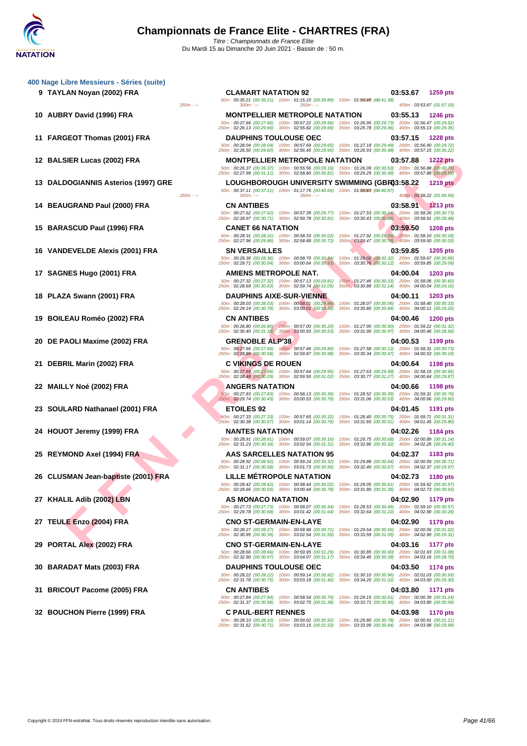# Championnats de France Elite - CHARTRES (FRA)

*Titre : Championnats de France Elite*
Du Mardi 15 au Dimanche 20 Juin 2021 - Bassin de : 50 m.

## 400 Nage Libre Messieurs - Séries (suite)

| Rang | Nageur | Club | Temps | Points |
|---|---|---|---|---|
| 9 | TAYLAN Noyan (2002) FRA | CLAMART NATATION 92 | 03:53.67 | 1259 pts |
| | | 50m : 00:35.21 (00:35.21) 100m : 01:15.10 (00:39.89) 150m : 01:56.48 (00:41.38) 250m : --- 300m : --- 350m : --- 400m : 03:53.67 (01:57.19) | | |
| 10 | AUBRY David (1996) FRA | MONTPELLIER METROPOLE NATATION | 03:55.13 | 1246 pts |
| | | 50m : 00:27.66 (00:27.66) 100m : 00:57.22 (00:29.56) 150m : 01:26.95 (00:29.73) 200m : 01:56.47 (00:29.52) 250m : 02:26.13 (00:29.66) 300m : 02:55.82 (00:29.69) 350m : 03:25.78 (00:29.96) 400m : 03:55.13 (00:29.35) | | |
| 11 | FARGEOT Thomas (2001) FRA | DAUPHINS TOULOUSE OEC | 03:57.15 | 1228 pts |
| | | 50m : 00:28.04 (00:28.04) 100m : 00:57.69 (00:29.65) 150m : 01:27.18 (00:29.49) 200m : 01:56.90 (00:29.72) 250m : 02:26.50 (00:29.60) 300m : 02:56.45 (00:29.95) 350m : 03:26.93 (00:30.48) 400m : 03:57.15 (00:30.22) | | |
| 12 | BALSIER Lucas (2002) FRA | MONTPELLIER METROPOLE NATATION | 03:57.88 | 1222 pts |
| | | 50m : 00:26.37 (00:26.37) 100m : 00:55.56 (00:29.19) 150m : 01:26.09 (00:30.53) 200m : 01:56.88 (00:30.79) 250m : 02:27.99 (00:31.11) 300m : 02:58.80 (00:30.81) 350m : 03:29.29 (00:30.49) 400m : 03:57.88 (00:28.59) | | |
| 13 | DALDOGIANNIS Asterios (1997) GRE | LOUGHBOROUGH UNIVERSITY SWIMMING (GBR) | 03:58.22 | 1219 pts |
| | | 50m : 00:37.11 (00:37.11) 100m : 01:17.76 (00:40.65) 150m : 01:58.63 (00:40.87) 250m : --- 300m : --- 350m : --- 400m : 03:58.22 (01:59.59) | | |
| 14 | BEAUGRAND Paul (2000) FRA | CN ANTIBES | 03:58.91 | 1213 pts |
| | | 50m : 00:27.62 (00:27.62) 100m : 00:57.39 (00:29.77) 150m : 01:27.53 (00:30.14) 200m : 01:58.26 (00:30.73) 250m : 02:28.97 (00:30.71) 300m : 02:59.78 (00:30.81) 350m : 03:30.43 (00:30.65) 400m : 03:58.91 (00:28.48) | | |
| 15 | BARASCUD Paul (1996) FRA | CANET 66 NATATION | 03:59.50 | 1208 pts |
| | | 50m : 00:28.31 (00:28.31) 100m : 00:58.33 (00:30.02) 150m : 01:27.92 (00:29.59) 200m : 01:58.10 (00:30.18) 250m : 02:27.96 (00:29.86) 300m : 02:58.68 (00:30.72) 350m : 03:29.47 (00:30.79) 400m : 03:59.50 (00:30.03) | | |
| 16 | VANDEVELDE Alexis (2001) FRA | SN VERSAILLES | 03:59.85 | 1205 pts |
| | | 50m : 00:28.36 (00:28.36) 100m : 00:58.70 (00:30.34) 150m : 01:29.02 (00:30.32) 200m : 01:59.67 (00:30.65) 250m : 02:29.71 (00:30.04) 300m : 03:00.64 (00:30.93) 350m : 03:30.76 (00:30.12) 400m : 03:59.85 (00:29.09) | | |
| 17 | SAGNES Hugo (2001) FRA | AMIENS METROPOLE NAT. | 04:00.04 | 1203 pts |
| | | 50m : 00:27.32 (00:27.32) 100m : 00:57.13 (00:29.81) 150m : 01:27.46 (00:30.33) 200m : 01:58.06 (00:30.60) 250m : 02:28.69 (00:30.63) 300m : 02:59.74 (00:31.05) 350m : 03:30.88 (00:31.14) 400m : 04:00.04 (00:29.16) | | |
| 18 | PLAZA Swann (2001) FRA | DAUPHINS AIXE-SUR-VIENNE | 04:00.11 | 1203 pts |
| | | 50m : 00:28.03 (00:28.03) 100m : 00:58.01 (00:29.98) 150m : 01:28.07 (00:30.06) 200m : 01:58.40 (00:30.33) 250m : 02:29.19 (00:30.79) 300m : 03:00.01 (00:30.82) 350m : 03:30.85 (00:30.84) 400m : 04:00.11 (00:29.26) | | |
| 19 | BOILEAU Roméo (2002) FRA | CN ANTIBES | 04:00.46 | 1200 pts |
| | | 50m : 00:26.80 (00:26.80) 100m : 00:57.00 (00:30.20) 150m : 01:27.90 (00:30.90) 200m : 01:59.22 (00:31.32) 250m : 02:30.40 (00:31.18) 300m : 03:00.93 (00:30.53) 350m : 03:31.90 (00:30.97) 400m : 04:00.46 (00:28.56) | | |
| 20 | DE PAOLI Maxime (2002) FRA | GRENOBLE ALP'38 | 04:00.53 | 1199 pts |
| | | 50m : 00:27.66 (00:27.66) 100m : 00:57.46 (00:29.80) 150m : 01:27.58 (00:30.12) 200m : 01:58.31 (00:30.73) 250m : 02:28.89 (00:30.58) 300m : 02:59.87 (00:30.98) 350m : 03:30.34 (00:30.47) 400m : 04:00.53 (00:30.19) | | |
| 21 | DEBRIL Marin (2002) FRA | C VIKINGS DE ROUEN | 04:00.64 | 1198 pts |
| | | 50m : 00:27.69 (00:27.69) 100m : 00:57.64 (00:29.95) 150m : 01:27.63 (00:29.99) 200m : 01:58.19 (00:30.56) 250m : 02:28.48 (00:30.29) 300m : 02:59.50 (00:31.02) 350m : 03:30.77 (00:31.27) 400m : 04:00.64 (00:29.87) | | |
| 22 | MAILLY Noé (2002) FRA | ANGERS NATATION | 04:00.66 | 1198 pts |
| | | 50m : 00:27.83 (00:27.83) 100m : 00:58.13 (00:30.30) 150m : 01:28.52 (00:30.39) 200m : 01:59.31 (00:30.79) 250m : 02:29.74 (00:30.43) 300m : 03:00.53 (00:30.79) 350m : 03:31.06 (00:30.53) 400m : 04:00.66 (00:29.60) | | |
| 23 | SOULARD Nathanael (2001) FRA | ETOILES 92 | 04:01.45 | 1191 pts |
| | | 50m : 00:27.33 (00:27.33) 100m : 00:57.65 (00:30.32) 150m : 01:28.40 (00:30.75) 200m : 01:59.71 (00:31.31) 250m : 02:30.38 (00:30.67) 300m : 03:01.14 (00:30.76) 350m : 03:31.65 (00:30.51) 400m : 04:01.45 (00:29.80) | | |
| 24 | HOUOT Jeremy (1999) FRA | NANTES NATATION | 04:02.26 | 1184 pts |
| | | 50m : 00:28.91 (00:28.91) 100m : 00:59.07 (00:30.16) 150m : 01:29.75 (00:30.68) 200m : 02:00.89 (00:31.14) 250m : 02:31.23 (00:30.34) 300m : 03:02.54 (00:31.31) 350m : 03:32.86 (00:30.32) 400m : 04:02.26 (00:29.40) | | |
| 25 | REYMOND Axel (1994) FRA | AAS SARCELLES NATATION 95 | 04:02.37 | 1183 pts |
| | | 50m : 00:28.92 (00:28.92) 100m : 00:59.24 (00:30.32) 150m : 01:29.88 (00:30.64) 200m : 02:00.59 (00:30.71) 250m : 02:31.17 (00:30.58) 300m : 03:01.73 (00:30.56) 350m : 03:32.40 (00:30.67) 400m : 04:02.37 (00:29.97) | | |
| 26 | CLUSMAN Jean-baptiste (2001) FRA | LILLE MÉTROPOLE NATATION | 04:02.73 | 1180 pts |
| | | 50m : 00:28.42 (00:28.42) 100m : 00:58.44 (00:30.02) 150m : 01:29.05 (00:30.61) 200m : 01:59.62 (00:30.57) 250m : 02:29.66 (00:30.04) 300m : 03:00.44 (00:30.78) 350m : 03:31.80 (00:31.36) 400m : 04:02.73 (00:30.93) | | |
| 27 | KHALIL Adib (2002) LBN | AS MONACO NATATION | 04:02.90 | 1179 pts |
| | | 50m : 00:27.73 (00:27.73) 100m : 00:58.07 (00:30.34) 150m : 01:28.53 (00:30.46) 200m : 01:59.10 (00:30.57) 250m : 02:29.78 (00:30.68) 300m : 03:01.42 (00:31.64) 350m : 03:32.64 (00:31.22) 400m : 04:02.90 (00:30.26) | | |
| 27 | TEULE Enzo (2004) FRA | CNO ST-GERMAIN-EN-LAYE | 04:02.90 | 1179 pts |
| | | 50m : 00:28.27 (00:28.27) 100m : 00:58.98 (00:30.71) 150m : 01:29.54 (00:30.56) 200m : 02:00.56 (00:31.02) 250m : 02:30.95 (00:30.39) 300m : 03:02.54 (00:31.59) 350m : 03:33.59 (00:31.05) 400m : 04:02.90 (00:29.31) | | |
| 29 | PORTAL Alex (2002) FRA | CNO ST-GERMAIN-EN-LAYE | 04:03.16 | 1177 pts |
| | | 50m : 00:28.66 (00:28.66) 100m : 00:59.95 (00:31.29) 150m : 01:30.85 (00:30.90) 200m : 02:01.93 (00:31.08) 250m : 02:32.90 (00:30.97) 300m : 03:04.07 (00:31.17) 350m : 03:34.46 (00:30.39) 400m : 04:03.16 (00:28.70) | | |
| 30 | BARADAT Mats (2003) FRA | DAUPHINS TOULOUSE OEC | 04:03.50 | 1174 pts |
| | | 50m : 00:28.22 (00:28.22) 100m : 00:59.14 (00:30.92) 150m : 01:30.10 (00:30.96) 200m : 02:01.03 (00:30.93) 250m : 02:31.78 (00:30.75) 300m : 03:03.18 (00:31.40) 350m : 03:34.20 (00:31.02) 400m : 04:03.50 (00:29.30) | | |
| 31 | BRICOUT Pacome (2005) FRA | CN ANTIBES | 04:03.80 | 1171 pts |
| | | 50m : 00:27.84 (00:27.84) 100m : 00:58.54 (00:30.70) 150m : 01:29.15 (00:30.61) 200m : 02:00.39 (00:31.24) 250m : 02:31.37 (00:30.98) 300m : 03:02.75 (00:31.38) 350m : 03:33.71 (00:30.96) 400m : 04:03.80 (00:30.09) | | |
| 32 | BOUCHON Pierre (1999) FRA | C PAUL-BERT RENNES | 04:03.98 | 1170 pts |
| | | 50m : 00:28.10 (00:28.10) 100m : 00:59.02 (00:30.92) 150m : 01:29.80 (00:30.78) 200m : 02:00.91 (00:31.11) 250m : 02:31.62 (00:30.71) 300m : 03:03.15 (00:31.53) 350m : 03:33.99 (00:30.84) 400m : 04:03.98 (00:29.99) | | |

Copyright © 2019 FFN-extraNat. Tous droits réservés reproduction interdite sans autorisation.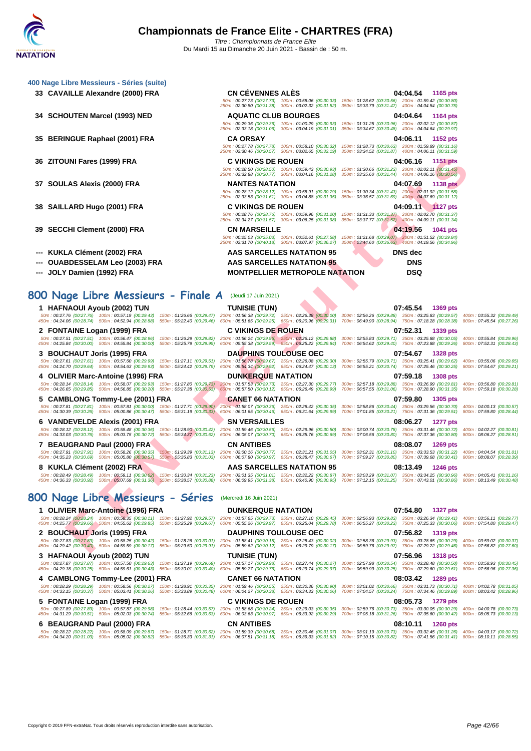# Championnats de France Elite - CHARTRES (FRA)

*Titre : Championnats de France Elite*

Du Mardi 15 au Dimanche 20 Juin 2021 - Bassin de : 50 m.

## 400 Nage Libre Messieurs - Séries (suite)

**33 CAVAILLE Alexandre (2000) FRA** — CN CÉVENNES ALÈS — 04:04.54 — 1165 pts
50m : 00:27.73 (00:27.73) 100m : 00:58.06 (00:30.33) 150m : 01:28.62 (00:30.56) 200m : 01:59.42 (00:30.80)
250m : 02:30.80 (00:31.38) 300m : 03:02.32 (00:31.52) 350m : 03:33.79 (00:31.47) 400m : 04:04.54 (00:30.75)

**34 SCHOUTEN Marcel (1993) NED** — AQUATIC CLUB BOURGES — 04:04.64 — 1164 pts
50m : 00:29.36 (00:29.36) 100m : 01:00.29 (00:30.93) 150m : 01:31.25 (00:30.96) 200m : 02:02.12 (00:30.87)
250m : 02:33.18 (00:31.06) 300m : 03:04.19 (00:31.01) 350m : 03:34.67 (00:30.48) 400m : 04:04.64 (00:29.97)

**35 BERINGUE Raphael (2001) FRA** — CA ORSAY — 04:06.11 — 1152 pts
50m : 00:27.78 (00:27.78) 100m : 00:58.10 (00:30.32) 150m : 01:28.73 (00:30.63) 200m : 01:59.89 (00:31.16)
250m : 02:30.46 (00:30.57) 300m : 03:02.65 (00:32.19) 350m : 03:34.52 (00:31.87) 400m : 04:06.11 (00:31.59)

**36 ZITOUNI Fares (1999) FRA** — C VIKINGS DE ROUEN — 04:06.16 — 1151 pts
50m : 00:28.50 (00:28.50) 100m : 00:59.43 (00:30.93) 150m : 01:30.66 (00:31.23) 200m : 02:02.11 (00:31.45)
250m : 02:32.88 (00:30.77) 300m : 03:04.16 (00:31.28) 350m : 03:35.60 (00:31.44) 400m : 04:06.16 (00:30.56)

**37 SOULAS Alexis (2000) FRA** — NANTES NATATION — 04:07.69 — 1138 pts
50m : 00:28.12 (00:28.12) 100m : 00:58.91 (00:30.79) 150m : 01:30.34 (00:31.43) 200m : 02:01.92 (00:31.58)
250m : 02:33.53 (00:31.61) 300m : 03:04.88 (00:31.35) 350m : 03:36.57 (00:31.69) 400m : 04:07.69 (00:31.12)

**38 SAILLARD Hugo (2001) FRA** — C VIKINGS DE ROUEN — 04:09.11 — 1127 pts
50m : 00:28.76 (00:28.76) 100m : 00:59.96 (00:31.20) 150m : 01:31.33 (00:31.37) 200m : 02:02.70 (00:31.37)
250m : 02:34.27 (00:31.57) 300m : 03:06.25 (00:31.98) 350m : 03:37.77 (00:31.52) 400m : 04:09.11 (00:31.34)

**39 SECCHI Clement (2000) FRA** — CN MARSEILLE — 04:19.56 — 1041 pts
50m : 00:25.03 (00:25.03) 100m : 00:52.61 (00:27.58) 150m : 01:21.68 (00:29.07) 200m : 01:51.52 (00:29.84)
250m : 02:31.70 (00:40.18) 300m : 03:07.97 (00:36.27) 350m : 03:44.60 (00:36.63) 400m : 04:19.56 (00:34.96)

**--- KUKLA Clément (2002) FRA** — AAS SARCELLES NATATION 95 — DNS dec

**--- OUABDESSELAM Leo (2003) FRA** — AAS SARCELLES NATATION 95 — DNS

**--- JOLY Damien (1992) FRA** — MONTPELLIER METROPOLE NATATION — DSQ

## 800 Nage Libre Messieurs - Finale A (Jeudi 17 Juin 2021)

**1 HAFNAOUI Ayoub (2002) TUN** — TUNISIE (TUN) — 07:45.54 — 1369 pts
50m : 00:27.76 (00:27.76) 100m : 00:57.19 (00:29.43) 150m : 01:26.66 (00:29.47) 200m : 01:56.38 (00:29.72) 250m : 02:26.38 (00:30.00) 300m : 02:56.26 (00:29.88) 350m : 03:25.83 (00:29.57) 400m : 03:55.32 (00:29.49)
450m : 04:24.06 (00:28.74) 500m : 04:52.94 (00:28.88) 550m : 05:22.40 (00:29.46) 600m : 05:51.65 (00:29.25) 650m : 06:20.96 (00:29.31) 700m : 06:49.90 (00:28.94) 750m : 07:18.28 (00:28.38) 800m : 07:45.54 (00:27.26)

**2 FONTAINE Logan (1999) FRA** — C VIKINGS DE ROUEN — 07:52.31 — 1339 pts
50m : 00:27.51 (00:27.51) 100m : 00:56.47 (00:28.96) 150m : 01:26.29 (00:29.82) 200m : 01:56.24 (00:29.95) 250m : 02:26.12 (00:29.88) 300m : 02:55.83 (00:29.71) 350m : 03:25.88 (00:30.05) 400m : 03:55.84 (00:29.96)
450m : 04:25.84 (00:30.00) 500m : 04:55.84 (00:30.00) 550m : 05:25.79 (00:29.95) 600m : 05:55.38 (00:29.59) 650m : 06:25.22 (00:29.84) 700m : 06:54.62 (00:29.40) 750m : 07:23.88 (00:29.26) 800m : 07:52.31 (00:28.43)

**3 BOUCHAUT Joris (1995) FRA** — DAUPHINS TOULOUSE OEC — 07:54.67 — 1328 pts
50m : 00:27.61 (00:27.61) 100m : 00:57.60 (00:29.99) 150m : 01:27.11 (00:29.51) 200m : 01:56.78 (00:29.67) 250m : 02:26.08 (00:29.30) 300m : 02:55.79 (00:29.71) 350m : 03:25.41 (00:29.62) 400m : 03:55.06 (00:29.65)
450m : 04:24.70 (00:29.64) 500m : 04:54.63 (00:29.93) 550m : 05:24.42 (00:29.79) 600m : 05:54.34 (00:29.92) 650m : 06:24.47 (00:30.13) 700m : 06:55.21 (00:30.74) 750m : 07:25.46 (00:30.25) 800m : 07:54.67 (00:29.21)

**4 OLIVIER Marc-Antoine (1996) FRA** — DUNKERQUE NATATION — 07:59.18 — 1308 pts
50m : 00:28.14 (00:28.14) 100m : 00:58.07 (00:29.93) 150m : 01:27.80 (00:29.73) 200m : 01:57.53 (00:29.73) 250m : 02:27.30 (00:29.77) 300m : 02:57.18 (00:29.88) 350m : 03:26.99 (00:29.81) 400m : 03:56.80 (00:29.81)
450m : 04:26.65 (00:29.85) 500m : 04:56.85 (00:30.20) 550m : 05:27.38 (00:30.53) 600m : 05:57.50 (00:30.12) 650m : 06:26.49 (00:28.99) 700m : 06:57.55 (00:31.06) 750m : 07:28.90 (00:31.35) 800m : 07:59.18 (00:30.28)

**5 CAMBLONG Tommy-Lee (2001) FRA** — CANET 66 NATATION — 07:59.80 — 1305 pts
50m : 00:27.81 (00:27.81) 100m : 00:57.81 (00:30.00) 150m : 01:27.71 (00:29.90) 200m : 01:58.07 (00:30.36) 250m : 02:28.42 (00:30.35) 300m : 02:58.86 (00:30.44) 350m : 03:29.56 (00:30.70) 400m : 04:00.13 (00:30.57)
450m : 04:30.39 (00:30.26) 500m : 05:00.86 (00:30.47) 550m : 05:31.19 (00:30.33) 600m : 06:01.65 (00:30.46) 650m : 06:31.64 (00:29.99) 700m : 07:01.85 (00:30.21) 750m : 07:31.36 (00:29.51) 800m : 07:59.80 (00:28.44)

**6 VANDEVELDE Alexis (2001) FRA** — SN VERSAILLES — 08:06.27 — 1277 pts
50m : 00:28.12 (00:28.12) 100m : 00:58.48 (00:30.36) 150m : 01:28.90 (00:30.42) 200m : 01:59.46 (00:30.56) 250m : 02:29.96 (00:30.50) 300m : 03:00.74 (00:30.78) 350m : 03:31.46 (00:30.72) 400m : 04:02.27 (00:30.81)
450m : 04:33.03 (00:30.76) 500m : 05:03.75 (00:30.72) 550m : 05:34.37 (00:30.62) 600m : 06:05.07 (00:30.70) 650m : 06:35.76 (00:30.69) 700m : 07:06.56 (00:30.80) 750m : 07:37.36 (00:30.80) 800m : 08:06.27 (00:28.91)

**7 BEAUGRAND Paul (2000) FRA** — CN ANTIBES — 08:08.07 — 1269 pts
50m : 00:27.91 (00:27.91) 100m : 00:58.26 (00:30.35) 150m : 01:29.39 (00:31.13) 200m : 02:00.16 (00:30.77) 250m : 02:31.21 (00:31.05) 300m : 03:02.31 (00:31.10) 350m : 03:33.53 (00:31.22) 400m : 04:04.54 (00:31.01)
450m : 04:35.23 (00:30.69) 500m : 05:05.80 (00:30.57) 550m : 05:36.83 (00:31.03) 600m : 06:07.80 (00:30.97) 650m : 06:38.47 (00:30.67) 700m : 07:09.27 (00:30.80) 750m : 07:39.68 (00:30.41) 800m : 08:08.07 (00:28.39)

**8 KUKLA Clément (2002) FRA** — AAS SARCELLES NATATION 95 — 08:13.49 — 1246 pts
50m : 00:28.49 (00:28.49) 100m : 00:59.11 (00:30.62) 150m : 01:30.34 (00:31.23) 200m : 02:01.35 (00:31.01) 250m : 02:32.22 (00:30.87) 300m : 03:03.29 (00:31.07) 350m : 03:34.25 (00:30.96) 400m : 04:05.41 (00:31.16)
450m : 04:36.33 (00:30.92) 500m : 05:07.69 (00:31.36) 550m : 05:38.57 (00:30.88) 600m : 06:09.95 (00:31.38) 650m : 06:40.90 (00:30.95) 700m : 07:12.15 (00:31.25) 750m : 07:43.01 (00:30.86) 800m : 08:13.49 (00:30.48)

## 800 Nage Libre Messieurs - Séries (Mercredi 16 Juin 2021)

**1 OLIVIER Marc-Antoine (1996) FRA** — DUNKERQUE NATATION — 07:54.80 — 1327 pts
50m : 00:28.24 (00:28.24) 100m : 00:58.35 (00:30.11) 150m : 01:27.92 (00:29.57) 200m : 01:57.65 (00:29.73) 250m : 02:27.10 (00:29.45) 300m : 02:56.93 (00:29.83) 350m : 03:26.34 (00:29.41) 400m : 03:56.11 (00:29.77)
450m : 04:25.77 (00:29.66) 500m : 04:55.62 (00:29.85) 550m : 05:25.29 (00:29.67) 600m : 05:55.26 (00:29.97) 650m : 06:25.04 (00:29.78) 700m : 06:55.27 (00:30.23) 750m : 07:25.33 (00:30.06) 800m : 07:54.80 (00:29.47)

**2 BOUCHAUT Joris (1995) FRA** — DAUPHINS TOULOUSE OEC — 07:56.82 — 1319 pts
50m : 00:27.83 (00:27.83) 100m : 00:58.25 (00:30.42) 150m : 01:28.26 (00:30.01) 200m : 01:58.41 (00:30.15) 250m : 02:28.43 (00:30.02) 300m : 02:58.36 (00:29.93) 350m : 03:28.65 (00:30.29) 400m : 03:59.02 (00:30.37)
450m : 04:29.42 (00:30.40) 500m : 04:59.59 (00:30.17) 550m : 05:29.50 (00:29.91) 600m : 05:59.62 (00:30.12) 650m : 06:29.79 (00:30.17) 700m : 06:59.76 (00:29.97) 750m : 07:29.22 (00:29.46) 800m : 07:56.82 (00:27.60)

**3 HAFNAOUI Ayoub (2002) TUN** — TUNISIE (TUN) — 07:56.96 — 1318 pts
50m : 00:27.87 (00:27.87) 100m : 00:57.50 (00:29.63) 150m : 01:27.19 (00:29.69) 200m : 01:57.17 (00:29.98) 250m : 02:27.44 (00:30.27) 300m : 02:57.98 (00:30.54) 350m : 03:28.48 (00:30.50) 400m : 03:58.93 (00:30.45)
450m : 04:29.18 (00:30.25) 500m : 04:59.61 (00:30.43) 550m : 05:30.01 (00:30.40) 600m : 05:59.77 (00:29.76) 650m : 06:29.74 (00:29.97) 700m : 06:59.99 (00:30.25) 750m : 07:29.60 (00:29.61) 800m : 07:56.96 (00:27.36)

**4 CAMBLONG Tommy-Lee (2001) FRA** — CANET 66 NATATION — 08:03.42 — 1289 pts
50m : 00:28.29 (00:28.29) 100m : 00:58.56 (00:30.27) 150m : 01:28.91 (00:30.35) 200m : 01:59.46 (00:30.55) 250m : 02:30.36 (00:30.90) 300m : 03:01.02 (00:30.66) 350m : 03:31.73 (00:30.71) 400m : 04:02.78 (00:31.05)
450m : 04:33.15 (00:30.37) 500m : 05:03.41 (00:30.26) 550m : 05:33.89 (00:30.48) 600m : 06:04.27 (00:30.38) 650m : 06:34.33 (00:30.06) 700m : 07:04.57 (00:30.24) 750m : 07:34.46 (00:29.89) 800m : 08:03.42 (00:28.96)

**5 FONTAINE Logan (1999) FRA** — C VIKINGS DE ROUEN — 08:05.73 — 1279 pts
50m : 00:27.89 (00:27.89) 100m : 00:57.87 (00:29.98) 150m : 01:28.44 (00:30.57) 200m : 01:58.68 (00:30.24) 250m : 02:29.03 (00:30.35) 300m : 02:59.76 (00:30.73) 350m : 03:30.05 (00:30.29) 400m : 04:00.78 (00:30.73)
450m : 04:31.29 (00:30.51) 500m : 05:02.03 (00:30.74) 550m : 05:32.66 (00:30.63) 600m : 06:03.63 (00:30.97) 650m : 06:33.92 (00:30.29) 700m : 07:05.18 (00:31.26) 750m : 07:35.60 (00:30.42) 800m : 08:05.73 (00:30.13)

**6 BEAUGRAND Paul (2000) FRA** — CN ANTIBES — 08:10.11 — 1260 pts
50m : 00:28.22 (00:28.22) 100m : 00:58.09 (00:29.87) 150m : 01:28.71 (00:30.62) 200m : 01:59.39 (00:30.68) 250m : 02:30.46 (00:31.07) 300m : 03:01.19 (00:30.73) 350m : 03:32.45 (00:31.26) 400m : 04:03.17 (00:30.72)
450m : 04:34.20 (00:31.03) 500m : 05:05.02 (00:30.82) 550m : 05:36.33 (00:31.31) 600m : 06:07.51 (00:31.18) 650m : 06:39.33 (00:31.82) 700m : 07:10.15 (00:30.82) 750m : 07:41.56 (00:31.41) 800m : 08:10.11 (00:28.55)

Copyright © 2019 FFN-extraNat. Tous droits réservés reproduction interdite sans autorisation.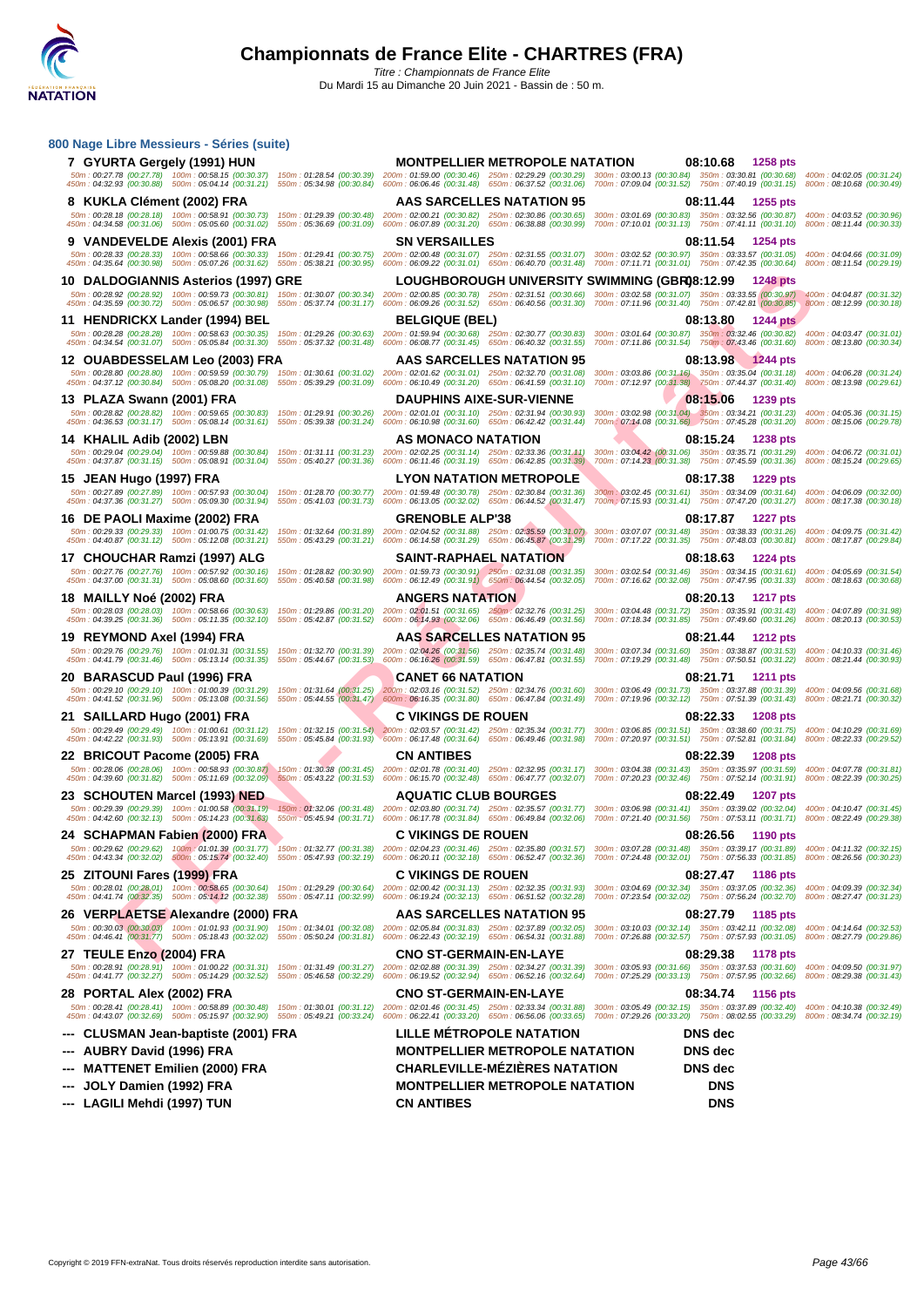# Championnats de France Elite - CHARTRES (FRA)

Titre : Championnats de France Elite
Du Mardi 15 au Dimanche 20 Juin 2021 - Bassin de : 50 m.

## 800 Nage Libre Messieurs - Séries (suite)

**7 GYURTA Gergely (1991) HUN** — MONTPELLIER METROPOLE NATATION — 08:10.68 — 1258 pts
50m : 00:27.78 (00:27.78) 100m : 00:58.15 (00:30.37) 150m : 01:28.54 (00:30.39) 200m : 01:59.00 (00:30.46) 250m : 02:29.29 (00:30.29) 300m : 03:00.13 (00:30.84) 350m : 03:30.81 (00:30.68) 400m : 04:02.05 (00:31.24)
450m : 04:32.93 (00:30.88) 500m : 05:04.14 (00:31.21) 550m : 05:34.98 (00:30.84) 600m : 06:06.46 (00:31.48) 650m : 06:37.52 (00:31.06) 700m : 07:09.04 (00:31.52) 750m : 07:40.19 (00:31.15) 800m : 08:10.68 (00:30.49)

**8 KUKLA Clément (2002) FRA** — AAS SARCELLES NATATION 95 — 08:11.44 — 1255 pts
50m : 00:28.18 (00:28.18) 100m : 00:58.91 (00:30.73) 150m : 01:29.39 (00:30.48) 200m : 02:00.21 (00:30.82) 250m : 02:30.86 (00:30.65) 300m : 03:01.69 (00:30.83) 350m : 03:32.56 (00:30.87) 400m : 04:03.52 (00:30.96)
450m : 04:34.58 (00:31.06) 500m : 05:05.60 (00:31.02) 550m : 05:36.69 (00:31.09) 600m : 06:07.89 (00:31.20) 650m : 06:38.88 (00:30.99) 700m : 07:10.01 (00:31.13) 750m : 07:41.11 (00:31.10) 800m : 08:11.44 (00:30.33)

**9 VANDEVELDE Alexis (2001) FRA** — SN VERSAILLES — 08:11.54 — 1254 pts
50m : 00:28.33 (00:28.33) 100m : 00:58.66 (00:30.33) 150m : 01:29.41 (00:30.75) 200m : 02:00.48 (00:31.07) 250m : 02:31.55 (00:31.07) 300m : 03:02.52 (00:30.97) 350m : 03:33.57 (00:31.05) 400m : 04:04.66 (00:31.09)
450m : 04:35.64 (00:30.98) 500m : 05:07.26 (00:31.62) 550m : 05:38.21 (00:30.95) 600m : 06:09.22 (00:31.01) 650m : 06:40.70 (00:31.48) 700m : 07:11.71 (00:31.01) 750m : 07:42.35 (00:30.64) 800m : 08:11.54 (00:29.19)

**10 DALDOGIANNIS Asterios (1997) GRE** — LOUGHBOROUGH UNIVERSITY SWIMMING (GBR) — 08:12.99 — 1248 pts
50m : 00:28.92 (00:28.92) 100m : 00:59.73 (00:30.81) 150m : 01:30.07 (00:30.34) 200m : 02:00.85 (00:30.78) 250m : 02:31.51 (00:30.66) 300m : 03:02.58 (00:31.07) 350m : 03:33.55 (00:30.97) 400m : 04:04.87 (00:31.32)
450m : 04:35.59 (00:30.72) 500m : 05:06.57 (00:30.98) 550m : 05:37.74 (00:31.17) 600m : 06:09.26 (00:31.52) 650m : 06:40.56 (00:31.30) 700m : 07:11.96 (00:31.40) 750m : 07:42.81 (00:30.85) 800m : 08:12.99 (00:30.18)

**11 HENDRICKX Lander (1994) BEL** — BELGIQUE (BEL) — 08:13.80 — 1244 pts
50m : 00:28.28 (00:28.28) 100m : 00:58.63 (00:30.35) 150m : 01:29.26 (00:30.63) 200m : 01:59.94 (00:30.68) 250m : 02:30.77 (00:30.83) 300m : 03:01.64 (00:30.87) 350m : 03:32.46 (00:30.82) 400m : 04:03.47 (00:31.01)
450m : 04:34.54 (00:31.07) 500m : 05:05.84 (00:31.30) 550m : 05:37.32 (00:31.48) 600m : 06:08.77 (00:31.45) 650m : 06:40.32 (00:31.55) 700m : 07:11.86 (00:31.54) 750m : 07:43.46 (00:31.60) 800m : 08:13.80 (00:30.34)

**12 OUABDESSELAM Leo (2003) FRA** — AAS SARCELLES NATATION 95 — 08:13.98 — 1244 pts
50m : 00:28.80 (00:28.80) 100m : 00:59.59 (00:30.79) 150m : 01:30.61 (00:31.02) 200m : 02:01.62 (00:31.01) 250m : 02:32.70 (00:31.08) 300m : 03:03.86 (00:31.16) 350m : 03:35.04 (00:31.18) 400m : 04:06.28 (00:31.24)
450m : 04:37.12 (00:30.84) 500m : 05:08.20 (00:31.08) 550m : 05:39.29 (00:31.09) 600m : 06:10.49 (00:31.20) 650m : 06:41.59 (00:31.10) 700m : 07:12.97 (00:31.38) 750m : 07:44.37 (00:31.40) 800m : 08:13.98 (00:29.61)

**13 PLAZA Swann (2001) FRA** — DAUPHINS AIXE-SUR-VIENNE — 08:15.06 — 1239 pts
50m : 00:28.82 (00:28.82) 100m : 00:59.65 (00:30.83) 150m : 01:29.91 (00:30.26) 200m : 02:01.01 (00:31.10) 250m : 02:31.94 (00:30.93) 300m : 03:02.98 (00:31.04) 350m : 03:34.21 (00:31.23) 400m : 04:05.36 (00:31.15)
450m : 04:36.53 (00:31.17) 500m : 05:08.14 (00:31.61) 550m : 05:39.38 (00:31.24) 600m : 06:10.98 (00:31.60) 650m : 06:42.42 (00:31.44) 700m : 07:14.08 (00:31.66) 750m : 07:45.28 (00:31.20) 800m : 08:15.06 (00:29.78)

**14 KHALIL Adib (2002) LBN** — AS MONACO NATATION — 08:15.24 — 1238 pts
50m : 00:29.04 (00:29.04) 100m : 00:59.88 (00:30.84) 150m : 01:31.11 (00:31.23) 200m : 02:02.25 (00:31.14) 250m : 02:33.36 (00:31.11) 300m : 03:04.42 (00:31.06) 350m : 03:35.71 (00:31.29) 400m : 04:06.72 (00:31.01)
450m : 04:37.87 (00:31.15) 500m : 05:08.91 (00:31.04) 550m : 05:40.27 (00:31.36) 600m : 06:11.46 (00:31.19) 650m : 06:42.85 (00:31.39) 700m : 07:14.23 (00:31.38) 750m : 07:45.59 (00:31.36) 800m : 08:15.24 (00:29.65)

**15 JEAN Hugo (1997) FRA** — LYON NATATION METROPOLE — 08:17.38 — 1229 pts
50m : 00:27.89 (00:27.89) 100m : 00:57.93 (00:30.04) 150m : 01:28.70 (00:30.77) 200m : 01:59.48 (00:30.78) 250m : 02:30.84 (00:31.36) 300m : 03:02.45 (00:31.61) 350m : 03:34.09 (00:31.64) 400m : 04:06.09 (00:32.00)
450m : 04:37.36 (00:31.27) 500m : 05:09.30 (00:31.94) 550m : 05:41.03 (00:31.73) 600m : 06:13.05 (00:32.02) 650m : 06:44.52 (00:31.47) 700m : 07:15.93 (00:31.41) 750m : 07:47.20 (00:31.27) 800m : 08:17.38 (00:30.18)

**16 DE PAOLI Maxime (2002) FRA** — GRENOBLE ALP'38 — 08:17.87 — 1227 pts
50m : 00:29.33 (00:29.33) 100m : 01:00.75 (00:31.42) 150m : 01:32.64 (00:31.89) 200m : 02:04.52 (00:31.88) 250m : 02:35.59 (00:31.07) 300m : 03:07.07 (00:31.48) 350m : 03:38.33 (00:31.26) 400m : 04:09.75 (00:31.42)
450m : 04:40.87 (00:31.12) 500m : 05:12.08 (00:31.21) 550m : 05:43.29 (00:31.21) 600m : 06:14.58 (00:31.29) 650m : 06:45.87 (00:31.29) 700m : 07:17.22 (00:31.35) 750m : 07:48.03 (00:30.81) 800m : 08:17.87 (00:29.84)

**17 CHOUCHAR Ramzi (1997) ALG** — SAINT-RAPHAEL NATATION — 08:18.63 — 1224 pts
50m : 00:27.76 (00:27.76) 100m : 00:57.92 (00:30.16) 150m : 01:28.82 (00:30.90) 200m : 01:59.73 (00:30.91) 250m : 02:31.08 (00:31.35) 300m : 03:02.54 (00:31.46) 350m : 03:34.15 (00:31.61) 400m : 04:05.69 (00:31.54)
450m : 04:37.00 (00:31.31) 500m : 05:08.60 (00:31.60) 550m : 05:40.58 (00:31.98) 600m : 06:12.49 (00:31.91) 650m : 06:44.54 (00:32.05) 700m : 07:16.62 (00:32.08) 750m : 07:47.95 (00:31.33) 800m : 08:18.63 (00:30.68)

**18 MAILLY Noé (2002) FRA** — ANGERS NATATION — 08:20.13 — 1217 pts
50m : 00:28.03 (00:28.03) 100m : 00:58.66 (00:30.63) 150m : 01:29.86 (00:31.20) 200m : 02:01.51 (00:31.65) 250m : 02:32.76 (00:31.25) 300m : 03:04.48 (00:31.72) 350m : 03:35.91 (00:31.43) 400m : 04:07.89 (00:31.98)
450m : 04:39.25 (00:31.36) 500m : 05:11.35 (00:32.10) 550m : 05:42.87 (00:31.52) 600m : 06:14.93 (00:32.06) 650m : 06:46.49 (00:31.56) 700m : 07:18.34 (00:31.85) 750m : 07:49.60 (00:31.26) 800m : 08:20.13 (00:30.53)

**19 REYMOND Axel (1994) FRA** — AAS SARCELLES NATATION 95 — 08:21.44 — 1212 pts
50m : 00:29.76 (00:29.76) 100m : 01:01.31 (00:31.55) 150m : 01:32.70 (00:31.39) 200m : 02:04.26 (00:31.56) 250m : 02:35.74 (00:31.48) 300m : 03:07.34 (00:31.60) 350m : 03:38.87 (00:31.53) 400m : 04:10.33 (00:31.46)
450m : 04:41.79 (00:31.46) 500m : 05:13.14 (00:31.35) 550m : 05:44.67 (00:31.53) 600m : 06:16.26 (00:31.59) 650m : 06:47.81 (00:31.55) 700m : 07:19.29 (00:31.48) 750m : 07:50.51 (00:31.22) 800m : 08:21.44 (00:30.93)

**20 BARASCUD Paul (1996) FRA** — CANET 66 NATATION — 08:21.71 — 1211 pts
50m : 00:29.10 (00:29.10) 100m : 01:00.39 (00:31.29) 150m : 01:31.64 (00:31.25) 200m : 02:03.16 (00:31.52) 250m : 02:34.76 (00:31.60) 300m : 03:06.49 (00:31.73) 350m : 03:37.88 (00:31.39) 400m : 04:09.56 (00:31.68)
450m : 04:41.52 (00:31.96) 500m : 05:13.08 (00:31.56) 550m : 05:44.55 (00:31.47) 600m : 06:16.35 (00:31.80) 650m : 06:47.84 (00:31.49) 700m : 07:19.96 (00:32.12) 750m : 07:51.39 (00:31.43) 800m : 08:21.71 (00:30.32)

**21 SAILLARD Hugo (2001) FRA** — C VIKINGS DE ROUEN — 08:22.33 — 1208 pts
50m : 00:29.49 (00:29.49) 100m : 01:00.61 (00:31.12) 150m : 01:32.15 (00:31.54) 200m : 02:03.57 (00:31.42) 250m : 02:35.34 (00:31.77) 300m : 03:06.85 (00:31.51) 350m : 03:38.60 (00:31.75) 400m : 04:10.29 (00:31.69)
450m : 04:42.22 (00:31.93) 500m : 05:13.91 (00:31.69) 550m : 05:45.84 (00:31.93) 600m : 06:17.48 (00:31.64) 650m : 06:49.46 (00:31.98) 700m : 07:20.97 (00:31.51) 750m : 07:52.81 (00:31.84) 800m : 08:22.33 (00:29.52)

**22 BRICOUT Pacome (2005) FRA** — CN ANTIBES — 08:22.39 — 1208 pts
50m : 00:28.06 (00:28.06) 100m : 00:58.93 (00:30.87) 150m : 01:30.38 (00:31.45) 200m : 02:01.78 (00:31.40) 250m : 02:32.95 (00:31.17) 300m : 03:04.38 (00:31.43) 350m : 03:35.97 (00:31.59) 400m : 04:07.78 (00:31.81)
450m : 04:39.60 (00:31.82) 500m : 05:11.69 (00:32.09) 550m : 05:43.22 (00:31.53) 600m : 06:15.70 (00:32.48) 650m : 06:47.77 (00:32.07) 700m : 07:20.23 (00:32.46) 750m : 07:52.14 (00:31.91) 800m : 08:22.39 (00:30.25)

**23 SCHOUTEN Marcel (1993) NED** — AQUATIC CLUB BOURGES — 08:22.49 — 1207 pts
50m : 00:29.39 (00:29.39) 100m : 01:00.58 (00:31.19) 150m : 01:32.06 (00:31.48) 200m : 02:03.80 (00:31.74) 250m : 02:35.57 (00:31.77) 300m : 03:06.98 (00:31.41) 350m : 03:39.02 (00:32.04) 400m : 04:10.47 (00:31.45)
450m : 04:42.60 (00:32.13) 500m : 05:14.23 (00:31.63) 550m : 05:45.94 (00:31.71) 600m : 06:17.78 (00:31.84) 650m : 06:49.84 (00:32.06) 700m : 07:21.40 (00:31.56) 750m : 07:53.11 (00:31.71) 800m : 08:22.49 (00:29.38)

**24 SCHAPMAN Fabien (2000) FRA** — C VIKINGS DE ROUEN — 08:26.56 — 1190 pts
50m : 00:29.62 (00:29.62) 100m : 01:01.39 (00:31.77) 150m : 01:32.77 (00:31.38) 200m : 02:04.23 (00:31.46) 250m : 02:35.80 (00:31.57) 300m : 03:07.28 (00:31.48) 350m : 03:39.17 (00:31.89) 400m : 04:11.32 (00:32.15)
450m : 04:43.34 (00:32.02) 500m : 05:15.74 (00:32.40) 550m : 05:47.93 (00:32.19) 600m : 06:20.11 (00:32.18) 650m : 06:52.47 (00:32.36) 700m : 07:24.48 (00:32.01) 750m : 07:56.33 (00:31.85) 800m : 08:26.56 (00:30.23)

**25 ZITOUNI Fares (1999) FRA** — C VIKINGS DE ROUEN — 08:27.47 — 1186 pts
50m : 00:28.01 (00:28.01) 100m : 00:58.65 (00:30.64) 150m : 01:29.29 (00:30.64) 200m : 02:00.42 (00:31.13) 250m : 02:32.35 (00:31.93) 300m : 03:04.69 (00:32.34) 350m : 03:37.05 (00:32.36) 400m : 04:09.39 (00:32.34)
450m : 04:41.74 (00:32.35) 500m : 05:14.12 (00:32.38) 550m : 05:47.11 (00:32.99) 600m : 06:19.24 (00:32.13) 650m : 06:51.52 (00:32.28) 700m : 07:23.54 (00:32.02) 750m : 07:56.24 (00:32.70) 800m : 08:27.47 (00:31.23)

**26 VERPLAETSE Alexandre (2000) FRA** — AAS SARCELLES NATATION 95 — 08:27.79 — 1185 pts
50m : 00:30.03 (00:30.03) 100m : 01:01.93 (00:31.90) 150m : 01:34.01 (00:32.08) 200m : 02:05.84 (00:31.83) 250m : 02:37.89 (00:32.05) 300m : 03:10.03 (00:32.14) 350m : 03:42.11 (00:32.08) 400m : 04:14.64 (00:32.53)
450m : 04:46.41 (00:31.77) 500m : 05:18.43 (00:32.02) 550m : 05:50.24 (00:31.81) 600m : 06:22.43 (00:32.19) 650m : 06:54.31 (00:31.88) 700m : 07:26.88 (00:32.57) 750m : 07:57.93 (00:31.05) 800m : 08:27.79 (00:29.86)

**27 TEULE Enzo (2004) FRA** — CNO ST-GERMAIN-EN-LAYE — 08:29.38 — 1178 pts
50m : 00:28.91 (00:28.91) 100m : 01:00.22 (00:31.31) 150m : 01:31.49 (00:31.27) 200m : 02:02.88 (00:31.39) 250m : 02:34.27 (00:31.39) 300m : 03:05.93 (00:31.66) 350m : 03:37.53 (00:31.60) 400m : 04:09.50 (00:31.97)
450m : 04:41.77 (00:32.27) 500m : 05:14.29 (00:32.52) 550m : 05:46.58 (00:32.29) 600m : 06:19.52 (00:32.94) 650m : 06:52.16 (00:32.64) 700m : 07:25.29 (00:33.13) 750m : 07:57.95 (00:32.66) 800m : 08:29.38 (00:31.43)

**28 PORTAL Alex (2002) FRA** — CNO ST-GERMAIN-EN-LAYE — 08:34.74 — 1156 pts
50m : 00:28.41 (00:28.41) 100m : 00:58.89 (00:30.48) 150m : 01:30.01 (00:31.12) 200m : 02:01.46 (00:31.45) 250m : 02:33.34 (00:31.88) 300m : 03:05.49 (00:32.15) 350m : 03:37.89 (00:32.40) 400m : 04:10.38 (00:32.49)
450m : 04:43.07 (00:32.69) 500m : 05:15.97 (00:32.90) 550m : 05:49.21 (00:33.24) 600m : 06:22.41 (00:33.20) 650m : 06:56.06 (00:33.65) 700m : 07:29.26 (00:33.20) 750m : 08:02.55 (00:33.29) 800m : 08:34.74 (00:32.19)

| | | | |
|---|---|---|---|
| --- | CLUSMAN Jean-baptiste (2001) FRA | LILLE MÉTROPOLE NATATION | DNS dec |
| --- | AUBRY David (1996) FRA | MONTPELLIER METROPOLE NATATION | DNS dec |
| --- | MATTENET Emilien (2000) FRA | CHARLEVILLE-MÉZIÈRES NATATION | DNS dec |
| --- | JOLY Damien (1992) FRA | MONTPELLIER METROPOLE NATATION | DNS |
| --- | LAGILI Mehdi (1997) TUN | CN ANTIBES | DNS |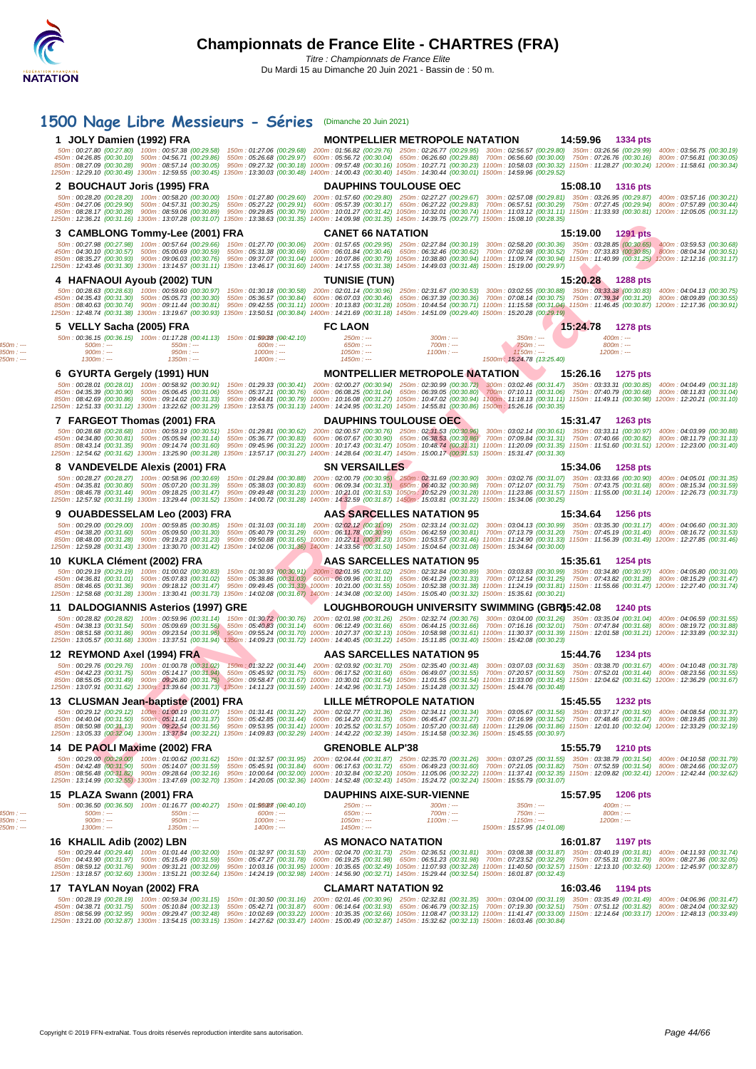# Championnats de France Elite - CHARTRES (FRA)

Titre : Championnats de France Elite
Du Mardi 15 au Dimanche 20 Juin 2021 - Bassin de : 50 m.

## 1500 Nage Libre Messieurs - Séries (Dimanche 20 Juin 2021)

**1 JOLY Damien (1992) FRA** — MONTPELLIER METROPOLE NATATION — 14:59.96 — 1334 pts

50m : 00:27.80 (00:27.80) 100m : 00:57.38 (00:29.58) 150m : 01:27.06 (00:29.68) 200m : 01:56.82 (00:29.76) 250m : 02:26.77 (00:29.95) 300m : 02:56.57 (00:29.80) 350m : 03:26.56 (00:29.99) 400m : 03:56.75 (00:30.19)
450m : 04:26.85 (00:30.10) 500m : 04:56.71 (00:29.86) 550m : 05:26.68 (00:29.97) 600m : 05:56.72 (00:30.04) 650m : 06:26.60 (00:29.88) 700m : 06:56.60 (00:30.00) 750m : 07:26.76 (00:30.16) 800m : 07:56.81 (00:30.05)
850m : 08:27.09 (00:30.28) 900m : 08:57.14 (00:30.05) 950m : 09:27.32 (00:30.18) 1000m : 09:57.48 (00:30.16) 1050m : 10:27.71 (00:30.23) 1100m : 10:58.03 (00:30.32) 1150m : 11:28.27 (00:30.24) 1200m : 11:58.61 (00:30.34)
1250m : 12:29.10 (00:30.49) 1300m : 12:59.55 (00:30.45) 1350m : 13:30.03 (00:30.48) 1400m : 14:00.43 (00:30.40) 1450m : 14:30.44 (00:30.01) 1500m : 14:59.96 (00:29.52)

**2 BOUCHAUT Joris (1995) FRA** — DAUPHINS TOULOUSE OEC — 15:08.10 — 1316 pts

50m : 00:28.20 (00:28.20) 100m : 00:58.20 (00:30.00) 150m : 01:27.80 (00:29.60) 200m : 01:57.60 (00:29.80) 250m : 02:27.27 (00:29.67) 300m : 02:57.08 (00:29.81) 350m : 03:26.95 (00:29.87) 400m : 03:57.16 (00:30.21)
450m : 04:27.06 (00:29.90) 500m : 04:57.31 (00:30.25) 550m : 05:27.22 (00:29.91) 600m : 05:57.39 (00:30.17) 650m : 06:27.22 (00:29.83) 700m : 06:57.51 (00:30.29) 750m : 07:27.45 (00:29.94) 800m : 07:57.89 (00:30.44)
850m : 08:28.17 (00:30.28) 900m : 08:59.06 (00:30.89) 950m : 09:29.85 (00:30.79) 1000m : 10:01.27 (00:31.42) 1050m : 10:32.01 (00:30.74) 1100m : 11:03.12 (00:31.11) 1150m : 11:33.93 (00:30.81) 1200m : 12:05.05 (00:31.12)
1250m : 12:36.21 (00:31.16) 1300m : 13:07.28 (00:31.07) 1350m : 13:38.63 (00:31.35) 1400m : 14:09.98 (00:31.35) 1450m : 14:39.75 (00:29.77) 1500m : 15:08.10 (00:28.35)

**3 CAMBLONG Tommy-Lee (2001) FRA** — CANET 66 NATATION — 15:19.00 — 1291 pts

50m : 00:27.98 (00:27.98) 100m : 00:57.64 (00:29.66) 150m : 01:27.70 (00:30.06) 200m : 01:57.65 (00:29.95) 250m : 02:27.84 (00:30.19) 300m : 02:58.20 (00:30.36) 350m : 03:28.85 (00:30.65) 400m : 03:59.53 (00:30.68)
450m : 04:30.10 (00:30.57) 500m : 05:00.69 (00:30.59) 550m : 05:31.38 (00:30.69) 600m : 06:01.84 (00:30.46) 650m : 06:32.46 (00:30.62) 700m : 07:02.98 (00:30.52) 750m : 07:33.83 (00:30.85) 800m : 08:04.34 (00:30.51)
850m : 08:35.27 (00:30.93) 900m : 09:06.03 (00:30.76) 950m : 09:37.07 (00:31.04) 1000m : 10:07.86 (00:30.79) 1050m : 10:38.80 (00:30.94) 1100m : 11:09.74 (00:30.94) 1150m : 11:40.99 (00:31.25) 1200m : 12:12.16 (00:31.17)
1250m : 12:43.46 (00:31.30) 1300m : 13:14.57 (00:31.11) 1350m : 13:46.17 (00:31.60) 1400m : 14:17.55 (00:31.38) 1450m : 14:49.03 (00:31.48) 1500m : 15:19.00 (00:29.97)

**4 HAFNAOUI Ayoub (2002) TUN** — TUNISIE (TUN) — 15:20.28 — 1288 pts

50m : 00:28.63 (00:28.63) 100m : 00:59.60 (00:30.97) 150m : 01:30.18 (00:30.58) 200m : 02:01.14 (00:30.96) 250m : 02:31.67 (00:30.53) 300m : 03:02.55 (00:30.88) 350m : 03:33.38 (00:30.83) 400m : 04:04.13 (00:30.75)
450m : 04:35.43 (00:31.30) 500m : 05:05.73 (00:30.30) 550m : 05:36.57 (00:30.84) 600m : 06:07.03 (00:30.46) 650m : 06:37.39 (00:30.36) 700m : 07:08.14 (00:30.75) 750m : 07:39.34 (00:31.20) 800m : 08:09.89 (00:30.55)
850m : 08:40.63 (00:30.74) 900m : 09:11.44 (00:30.81) 950m : 09:42.55 (00:31.11) 1000m : 10:13.83 (00:31.28) 1050m : 10:44.54 (00:30.71) 1100m : 11:15.58 (00:31.04) 1150m : 11:46.45 (00:30.87) 1200m : 12:17.36 (00:30.91)
1250m : 12:48.74 (00:31.38) 1300m : 13:19.67 (00:30.93) 1350m : 13:50.51 (00:30.84) 1400m : 14:21.69 (00:31.18) 1450m : 14:51.09 (00:29.40) 1500m : 15:20.28 (00:29.19)

**5 VELLY Sacha (2005) FRA** — FC LAON — 15:24.78 — 1278 pts

50m : 00:36.15 (00:36.15) 100m : 01:17.28 (00:41.13) 150m : 01:59.38 (00:42.10) 250m : --- 300m : --- 350m : --- 400m : ---
500m : --- 550m : --- 600m : --- 650m : --- 700m : --- 750m : --- 800m : ---
900m : --- 950m : --- 1000m : --- 1050m : --- 1100m : --- 1150m : --- 1200m : ---
1300m : --- 1350m : --- 1400m : --- 1450m : --- 1500m : 15:24.78 (13:25.40)

**6 GYURTA Gergely (1991) HUN** — MONTPELLIER METROPOLE NATATION — 15:26.16 — 1275 pts

50m : 00:28.01 (00:28.01) 100m : 00:58.92 (00:30.91) 150m : 01:29.33 (00:30.41) 200m : 02:00.27 (00:30.94) 250m : 02:30.99 (00:30.72) 300m : 03:02.46 (00:31.47) 350m : 03:33.31 (00:30.85) 400m : 04:04.49 (00:31.18)
450m : 04:35.39 (00:30.90) 500m : 05:06.45 (00:31.06) 550m : 05:37.21 (00:30.76) 600m : 06:08.25 (00:31.04) 650m : 06:39.05 (00:30.80) 700m : 07:10.11 (00:31.06) 750m : 07:40.79 (00:30.68) 800m : 08:11.83 (00:31.04)
850m : 08:42.69 (00:30.86) 900m : 09:14.02 (00:31.33) 950m : 09:44.81 (00:30.79) 1000m : 10:16.08 (00:31.27) 1050m : 10:47.02 (00:30.94) 1100m : 11:18.13 (00:31.11) 1150m : 11:49.11 (00:30.98) 1200m : 12:20.21 (00:31.10)
1250m : 12:51.33 (00:31.12) 1300m : 13:22.62 (00:31.29) 1350m : 13:53.75 (00:31.13) 1400m : 14:24.95 (00:31.20) 1450m : 14:55.81 (00:30.86) 1500m : 15:26.16 (00:30.35)

**7 FARGEOT Thomas (2001) FRA** — DAUPHINS TOULOUSE OEC — 15:31.47 — 1263 pts

50m : 00:28.68 (00:28.68) 100m : 00:59.19 (00:30.51) 150m : 01:29.81 (00:30.62) 200m : 02:00.57 (00:30.76) 250m : 02:31.53 (00:30.96) 300m : 03:02.14 (00:30.61) 350m : 03:33.11 (00:30.97) 400m : 04:03.99 (00:30.88)
450m : 04:34.80 (00:30.81) 500m : 05:05.94 (00:31.14) 550m : 05:36.77 (00:30.83) 600m : 06:07.67 (00:30.90) 650m : 06:38.53 (00:30.86) 700m : 07:09.84 (00:31.31) 750m : 07:40.66 (00:30.82) 800m : 08:11.79 (00:31.13)
850m : 08:43.14 (00:31.35) 900m : 09:14.74 (00:31.60) 950m : 09:45.96 (00:31.22) 1000m : 10:17.43 (00:31.47) 1050m : 10:48.74 (00:31.31) 1100m : 11:20.09 (00:31.35) 1150m : 11:51.60 (00:31.51) 1200m : 12:23.00 (00:31.40)
1250m : 12:54.62 (00:31.62) 1300m : 13:25.90 (00:31.28) 1350m : 13:57.17 (00:31.27) 1400m : 14:28.64 (00:31.47) 1450m : 15:00.17 (00:31.53) 1500m : 15:31.47 (00:31.30)

**8 VANDEVELDE Alexis (2001) FRA** — SN VERSAILLES — 15:34.06 — 1258 pts

50m : 00:28.27 (00:28.27) 100m : 00:58.96 (00:30.69) 150m : 01:29.84 (00:30.88) 200m : 02:00.79 (00:30.95) 250m : 02:31.69 (00:30.90) 300m : 03:02.76 (00:31.07) 350m : 03:33.66 (00:30.90) 400m : 04:05.01 (00:31.35)
450m : 04:35.81 (00:30.80) 500m : 05:07.20 (00:31.39) 550m : 05:38.03 (00:30.83) 600m : 06:09.34 (00:31.31) 650m : 06:40.32 (00:30.98) 700m : 07:12.07 (00:31.75) 750m : 07:43.75 (00:31.68) 800m : 08:15.34 (00:31.59)
850m : 08:46.78 (00:31.44) 900m : 09:18.25 (00:31.47) 950m : 09:49.48 (00:31.23) 1000m : 10:21.01 (00:31.53) 1050m : 10:52.29 (00:31.28) 1100m : 11:23.86 (00:31.57) 1150m : 11:55.00 (00:31.14) 1200m : 12:26.73 (00:31.73)
1250m : 12:57.92 (00:31.19) 1300m : 13:29.44 (00:31.52) 1350m : 14:00.72 (00:31.28) 1400m : 14:32.59 (00:31.87) 1450m : 15:03.81 (00:31.22) 1500m : 15:34.06 (00:30.25)

**9 OUABDESSELAM Leo (2003) FRA** — AAS SARCELLES NATATION 95 — 15:34.64 — 1256 pts

50m : 00:29.00 (00:29.00) 100m : 00:59.85 (00:30.85) 150m : 01:31.03 (00:31.18) 200m : 02:02.12 (00:31.09) 250m : 02:33.14 (00:31.02) 300m : 03:04.13 (00:30.99) 350m : 03:35.30 (00:31.17) 400m : 04:06.60 (00:31.30)
450m : 04:38.20 (00:31.60) 500m : 05:09.50 (00:31.30) 550m : 05:40.79 (00:31.29) 600m : 06:11.78 (00:30.99) 650m : 06:42.59 (00:30.81) 700m : 07:13.79 (00:31.20) 750m : 07:45.19 (00:31.40) 800m : 08:16.72 (00:31.53)
850m : 08:48.00 (00:31.28) 900m : 09:19.23 (00:31.23) 950m : 09:50.88 (00:31.65) 1000m : 10:22.11 (00:31.23) 1050m : 10:53.57 (00:31.46) 1100m : 11:24.90 (00:31.33) 1150m : 11:56.39 (00:31.49) 1200m : 12:27.85 (00:31.46)
1250m : 12:59.28 (00:31.43) 1300m : 13:30.70 (00:31.42) 1350m : 14:02.06 (00:31.36) 1400m : 14:33.56 (00:31.50) 1450m : 15:04.64 (00:31.08) 1500m : 15:34.64 (00:30.00)

**10 KUKLA Clément (2002) FRA** — AAS SARCELLES NATATION 95 — 15:35.61 — 1254 pts

50m : 00:29.19 (00:29.19) 100m : 01:00.02 (00:30.83) 150m : 01:30.93 (00:30.91) 200m : 02:01.95 (00:31.02) 250m : 02:32.84 (00:30.89) 300m : 03:03.83 (00:30.99) 350m : 03:34.80 (00:30.97) 400m : 04:05.80 (00:31.00)
450m : 04:36.81 (00:31.01) 500m : 05:07.83 (00:31.02) 550m : 05:38.86 (00:31.03) 600m : 06:09.96 (00:31.10) 650m : 06:41.29 (00:31.33) 700m : 07:12.54 (00:31.25) 750m : 07:43.82 (00:31.28) 800m : 08:15.29 (00:31.47)
850m : 08:46.65 (00:31.36) 900m : 09:18.12 (00:31.47) 950m : 09:49.45 (00:31.33) 1000m : 10:21.00 (00:31.55) 1050m : 10:52.38 (00:31.38) 1100m : 11:24.19 (00:31.81) 1150m : 11:55.66 (00:31.47) 1200m : 12:27.40 (00:31.74)
1250m : 12:58.68 (00:31.28) 1300m : 13:30.41 (00:31.73) 1350m : 14:02.08 (00:31.67) 1400m : 14:34.08 (00:32.00) 1450m : 15:05.40 (00:31.32) 1500m : 15:35.61 (00:30.21)

**11 DALDOGIANNIS Asterios (1997) GRE** — LOUGHBOROUGH UNIVERSITY SWIMMING (GBR) — 15:42.08 — 1240 pts

50m : 00:28.82 (00:28.82) 100m : 00:59.96 (00:31.14) 150m : 01:30.72 (00:30.76) 200m : 02:01.98 (00:31.26) 250m : 02:32.74 (00:30.76) 300m : 03:04.00 (00:31.26) 350m : 03:35.04 (00:31.04) 400m : 04:06.59 (00:31.55)
450m : 04:38.13 (00:31.54) 500m : 05:09.69 (00:31.56) 550m : 05:40.83 (00:31.14) 600m : 06:12.49 (00:31.66) 650m : 06:44.15 (00:31.66) 700m : 07:16.16 (00:32.01) 750m : 07:47.84 (00:31.68) 800m : 08:19.72 (00:31.88)
850m : 08:51.58 (00:31.86) 900m : 09:23.54 (00:31.96) 950m : 09:55.24 (00:31.70) 1000m : 10:27.37 (00:32.13) 1050m : 10:58.98 (00:31.61) 1100m : 11:30.37 (00:31.39) 1150m : 12:01.58 (00:31.21) 1200m : 12:33.89 (00:32.31)
1250m : 13:05.57 (00:31.68) 1300m : 13:37.51 (00:31.94) 1350m : 14:09.23 (00:31.72) 1400m : 14:40.45 (00:31.22) 1450m : 15:11.85 (00:31.40) 1500m : 15:42.08 (00:30.23)

**12 REYMOND Axel (1994) FRA** — AAS SARCELLES NATATION 95 — 15:44.76 — 1234 pts

50m : 00:29.76 (00:29.76) 100m : 01:00.78 (00:31.02) 150m : 01:32.22 (00:31.44) 200m : 02:03.92 (00:31.70) 250m : 02:35.40 (00:31.48) 300m : 03:07.03 (00:31.63) 350m : 03:38.70 (00:31.67) 400m : 04:10.48 (00:31.78)
450m : 04:42.23 (00:31.75) 500m : 05:14.17 (00:31.94) 550m : 05:45.92 (00:31.75) 600m : 06:17.52 (00:31.60) 650m : 06:49.07 (00:31.55) 700m : 07:20.57 (00:31.50) 750m : 07:52.01 (00:31.44) 800m : 08:23.56 (00:31.55)
850m : 08:55.05 (00:31.49) 900m : 09:26.80 (00:31.75) 950m : 09:58.47 (00:31.67) 1000m : 10:30.01 (00:31.54) 1050m : 11:01.55 (00:31.54) 1100m : 11:33.00 (00:31.45) 1150m : 12:04.62 (00:31.62) 1200m : 12:36.29 (00:31.67)
1250m : 13:07.91 (00:31.62) 1300m : 13:39.64 (00:31.73) 1350m : 14:11.23 (00:31.59) 1400m : 14:42.96 (00:31.73) 1450m : 15:14.28 (00:31.32) 1500m : 15:44.76 (00:30.48)

**13 CLUSMAN Jean-baptiste (2001) FRA** — LILLE MÉTROPOLE NATATION — 15:45.55 — 1232 pts

50m : 00:29.12 (00:29.12) 100m : 01:00.19 (00:31.07) 150m : 01:31.41 (00:31.22) 200m : 02:02.77 (00:31.36) 250m : 02:34.11 (00:31.34) 300m : 03:05.67 (00:31.56) 350m : 03:37.17 (00:31.50) 400m : 04:08.54 (00:31.37)
450m : 04:40.04 (00:31.50) 500m : 05:11.41 (00:31.37) 550m : 05:42.85 (00:31.44) 600m : 06:14.20 (00:31.35) 650m : 06:45.47 (00:31.27) 700m : 07:16.99 (00:31.52) 750m : 07:48.46 (00:31.47) 800m : 08:19.85 (00:31.39)
850m : 08:50.98 (00:31.13) 900m : 09:22.54 (00:31.56) 950m : 09:53.95 (00:31.41) 1000m : 10:25.52 (00:31.57) 1050m : 10:57.20 (00:31.68) 1100m : 11:29.06 (00:31.86) 1150m : 12:01.10 (00:32.04) 1200m : 12:33.29 (00:32.19)
1250m : 13:05.33 (00:32.04) 1300m : 13:37.54 (00:32.21) 1350m : 14:09.83 (00:32.29) 1400m : 14:42.22 (00:32.39) 1450m : 15:14.58 (00:32.36) 1500m : 15:45.55 (00:30.97)

**14 DE PAOLI Maxime (2002) FRA** — GRENOBLE ALP'38 — 15:55.79 — 1210 pts

50m : 00:29.00 (00:29.00) 100m : 01:00.62 (00:31.62) 150m : 01:32.57 (00:31.95) 200m : 02:04.44 (00:31.87) 250m : 02:35.70 (00:31.26) 300m : 03:07.25 (00:31.55) 350m : 03:38.79 (00:31.54) 400m : 04:10.58 (00:31.79)
450m : 04:42.48 (00:31.90) 500m : 05:14.07 (00:31.59) 550m : 05:45.91 (00:31.84) 600m : 06:17.63 (00:31.72) 650m : 06:49.23 (00:31.60) 700m : 07:21.05 (00:31.82) 750m : 07:52.59 (00:31.54) 800m : 08:24.66 (00:32.07)
850m : 08:56.48 (00:31.82) 900m : 09:28.64 (00:32.16) 950m : 10:00.64 (00:32.00) 1000m : 10:32.84 (00:32.20) 1050m : 11:05.06 (00:32.22) 1100m : 11:37.41 (00:32.35) 1150m : 12:09.82 (00:32.41) 1200m : 12:42.44 (00:32.62)
1250m : 13:14.99 (00:32.55) 1300m : 13:47.69 (00:32.70) 1350m : 14:20.05 (00:32.36) 1400m : 14:52.48 (00:32.43) 1450m : 15:24.72 (00:32.24) 1500m : 15:55.79 (00:31.07)

**15 PLAZA Swann (2001) FRA** — DAUPHINS AIXE-SUR-VIENNE — 15:57.95 — 1206 pts

50m : 00:36.50 (00:36.50) 100m : 01:16.77 (00:40.27) 150m : 01:56.87 (00:40.10) 250m : --- 300m : --- 350m : --- 400m : ---
500m : --- 550m : --- 600m : --- 650m : --- 700m : --- 750m : --- 800m : ---
900m : --- 950m : --- 1000m : --- 1050m : --- 1100m : --- 1150m : --- 1200m : ---
1300m : --- 1350m : --- 1400m : --- 1450m : --- 1500m : 15:57.95 (14:01.08)

**16 KHALIL Adib (2002) LBN** — AS MONACO NATATION — 16:01.87 — 1197 pts

50m : 00:29.44 (00:29.44) 100m : 01:01.44 (00:32.00) 150m : 01:32.97 (00:31.53) 200m : 02:04.70 (00:31.73) 250m : 02:36.51 (00:31.81) 300m : 03:08.38 (00:31.87) 350m : 03:40.19 (00:31.81) 400m : 04:11.93 (00:31.74)
450m : 04:43.90 (00:31.97) 500m : 05:15.49 (00:31.59) 550m : 05:47.27 (00:31.78) 600m : 06:19.25 (00:31.98) 650m : 06:51.23 (00:31.98) 700m : 07:23.52 (00:32.29) 750m : 07:55.31 (00:31.79) 800m : 08:27.36 (00:32.05)
850m : 08:59.12 (00:31.76) 900m : 09:31.21 (00:32.09) 950m : 10:03.16 (00:31.95) 1000m : 10:35.65 (00:32.49) 1050m : 11:07.93 (00:32.28) 1100m : 11:40.50 (00:32.57) 1150m : 12:13.10 (00:32.60) 1200m : 12:45.97 (00:32.87)
1250m : 13:18.57 (00:32.60) 1300m : 13:51.21 (00:32.64) 1350m : 14:24.19 (00:32.98) 1400m : 14:56.90 (00:32.71) 1450m : 15:29.44 (00:32.54) 1500m : 16:01.87 (00:32.43)

**17 TAYLAN Noyan (2002) FRA** — CLAMART NATATION 92 — 16:03.46 — 1194 pts

50m : 00:28.19 (00:28.19) 100m : 00:59.34 (00:31.15) 150m : 01:30.50 (00:31.16) 200m : 02:01.46 (00:30.96) 250m : 02:32.81 (00:31.35) 300m : 03:04.00 (00:31.19) 350m : 03:35.49 (00:31.49) 400m : 04:06.96 (00:31.47)
450m : 04:38.71 (00:31.75) 500m : 05:10.58 (00:31.87) 550m : 05:42.71 (00:32.13) 600m : 06:14.64 (00:31.93) 650m : 06:46.79 (00:32.15) 700m : 07:19.30 (00:32.51) 750m : 07:51.12 (00:31.82) 800m : 08:24.04 (00:32.92)
850m : 08:56.99 (00:32.95) 900m : 09:29.47 (00:32.48) 950m : 10:02.69 (00:33.22) 1000m : 10:35.35 (00:32.66) 1050m : 11:08.47 (00:33.12) 1100m : 11:41.47 (00:33.00) 1150m : 12:14.64 (00:33.17) 1200m : 12:48.13 (00:33.49)
1250m : 13:21.00 (00:32.87) 1300m : 13:54.15 (00:33.15) 1350m : 14:27.62 (00:33.47) 1400m : 15:00.49 (00:32.87) 1450m : 15:32.62 (00:32.13) 1500m : 16:03.46 (00:30.84)

Copyright © 2019 FFN-extraNat. Tous droits réservés reproduction interdite sans autorisation.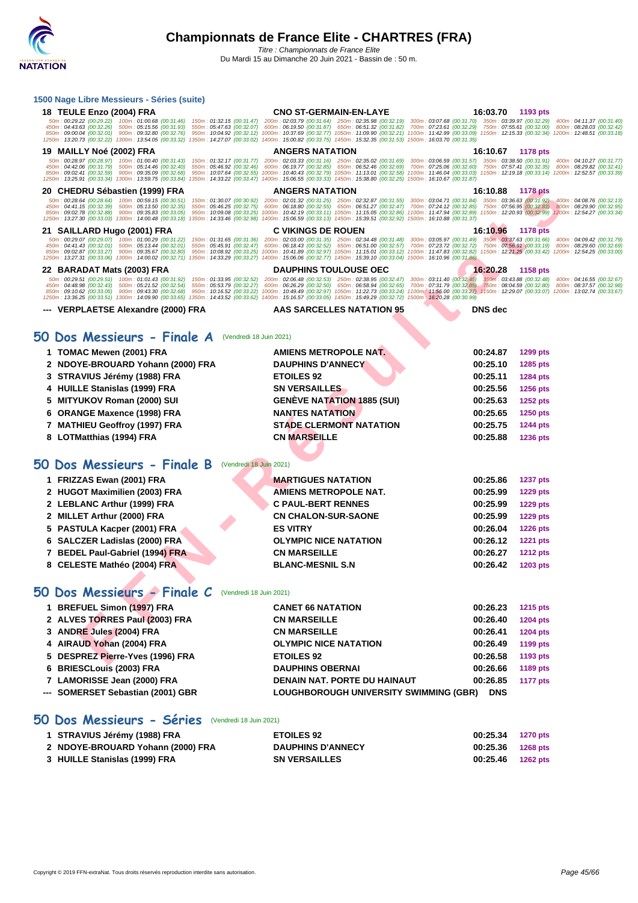# Championnats de France Elite - CHARTRES (FRA)

*Titre : Championnats de France Elite*
Du Mardi 15 au Dimanche 20 Juin 2021 - Bassin de : 50 m.

### 1500 Nage Libre Messieurs - Séries (suite)

**18 TEULE Enzo (2004) FRA** — CNO ST-GERMAIN-EN-LAYE — 16:03.70 — 1193 pts

50m : 00:29.22 (00:29.22) 100m : 01:00.68 (00:31.46) 150m : 01:32.15 (00:31.47) 200m : 02:03.79 (00:31.64) 250m : 02:35.98 (00:32.19) 300m : 03:07.68 (00:31.70) 350m : 03:39.97 (00:32.29) 400m : 04:11.37 (00:31.40)
450m : 04:43.63 (00:32.26) 500m : 05:15.56 (00:31.93) 550m : 05:47.63 (00:32.07) 600m : 06:19.50 (00:31.87) 650m : 06:51.32 (00:31.82) 700m : 07:23.61 (00:32.29) 750m : 07:55.61 (00:32.00) 800m : 08:28.03 (00:32.42)
850m : 09:00.04 (00:32.01) 900m : 09:32.80 (00:32.76) 950m : 10:04.92 (00:32.12) 1000m : 10:37.69 (00:32.77) 1050m : 11:09.90 (00:32.21) 1100m : 11:42.99 (00:33.09) 1150m : 12:15.33 (00:32.34) 1200m : 12:48.51 (00:33.18)
1250m : 13:20.73 (00:32.22) 1300m : 13:54.05 (00:33.32) 1350m : 14:27.07 (00:33.02) 1400m : 15:00.82 (00:33.75) 1450m : 15:32.35 (00:31.53) 1500m : 16:03.70 (00:31.35)

**19 MAILLY Noé (2002) FRA** — ANGERS NATATION — 16:10.67 — 1178 pts

50m : 00:28.97 (00:28.97) 100m : 01:00.40 (00:31.43) 150m : 01:32.17 (00:31.77) 200m : 02:03.33 (00:31.16) 250m : 02:35.02 (00:31.69) 300m : 03:06.59 (00:31.57) 350m : 03:38.50 (00:31.91) 400m : 04:10.27 (00:31.77)
450m : 04:42.06 (00:31.79) 500m : 05:14.46 (00:32.40) 550m : 05:46.92 (00:32.46) 600m : 06:19.77 (00:32.85) 650m : 06:52.46 (00:32.69) 700m : 07:25.06 (00:32.60) 750m : 07:57.41 (00:32.35) 800m : 08:29.82 (00:32.41)
850m : 09:02.41 (00:32.59) 900m : 09:35.09 (00:32.68) 950m : 10:07.64 (00:32.55) 1000m : 10:40.43 (00:32.79) 1050m : 11:13.01 (00:32.58) 1100m : 11:46.04 (00:33.03) 1150m : 12:19.18 (00:33.14) 1200m : 12:52.57 (00:33.39)
1250m : 13:25.91 (00:33.34) 1300m : 13:59.75 (00:33.84) 1350m : 14:33.22 (00:33.47) 1400m : 15:06.55 (00:33.33) 1450m : 15:38.80 (00:32.25) 1500m : 16:10.67 (00:31.87)

**20 CHEDRU Sébastien (1999) FRA** — ANGERS NATATION — 16:10.88 — 1178 pts

50m : 00:28.64 (00:28.64) 100m : 00:59.15 (00:30.51) 150m : 01:30.07 (00:30.92) 200m : 02:01.32 (00:31.25) 250m : 02:32.87 (00:31.55) 300m : 03:04.71 (00:31.84) 350m : 03:36.63 (00:31.92) 400m : 04:08.76 (00:32.13)
450m : 04:41.15 (00:32.39) 500m : 05:13.50 (00:32.35) 550m : 05:46.25 (00:32.75) 600m : 06:18.80 (00:32.55) 650m : 06:51.27 (00:32.47) 700m : 07:24.12 (00:32.85) 750m : 07:56.95 (00:32.83) 800m : 08:29.90 (00:32.95)
850m : 09:02.78 (00:32.88) 900m : 09:35.83 (00:33.05) 950m : 10:09.08 (00:33.25) 1000m : 10:42.19 (00:33.11) 1050m : 11:15.05 (00:32.86) 1100m : 11:47.94 (00:32.89) 1150m : 12:20.93 (00:32.99) 1200m : 12:54.27 (00:33.34)
1250m : 13:27.30 (00:33.03) 1300m : 14:00.48 (00:33.18) 1350m : 14:33.46 (00:32.98) 1400m : 15:06.59 (00:33.13) 1450m : 15:39.51 (00:32.92) 1500m : 16:10.88 (00:31.37)

**21 SAILLARD Hugo (2001) FRA** — C VIKINGS DE ROUEN — 16:10.96 — 1178 pts

50m : 00:29.07 (00:29.07) 100m : 01:00.29 (00:31.22) 150m : 01:31.65 (00:31.36) 200m : 02:03.00 (00:31.35) 250m : 02:34.48 (00:31.48) 300m : 03:05.97 (00:31.49) 350m : 03:37.63 (00:31.66) 400m : 04:09.42 (00:31.79)
450m : 04:41.43 (00:32.01) 500m : 05:13.44 (00:32.01) 550m : 05:45.91 (00:32.47) 600m : 06:18.43 (00:32.52) 650m : 06:51.00 (00:32.57) 700m : 07:23.72 (00:32.72) 750m : 07:56.91 (00:33.19) 800m : 08:29.60 (00:32.69)
850m : 09:02.87 (00:33.27) 900m : 09:35.67 (00:32.80) 950m : 10:08.92 (00:33.25) 1000m : 10:41.89 (00:32.97) 1050m : 11:15.01 (00:33.12) 1100m : 11:47.83 (00:32.82) 1150m : 12:21.25 (00:33.42) 1200m : 12:54.25 (00:33.00)
1250m : 13:27.31 (00:33.06) 1300m : 14:00.02 (00:32.71) 1350m : 14:33.29 (00:33.27) 1400m : 15:06.06 (00:32.77) 1450m : 15:39.10 (00:33.04) 1500m : 16:10.96 (00:31.86)

**22 BARADAT Mats (2003) FRA** — DAUPHINS TOULOUSE OEC — 16:20.28 — 1158 pts

50m : 00:29.51 (00:29.51) 100m : 01:01.43 (00:31.92) 150m : 01:33.95 (00:32.52) 200m : 02:06.48 (00:32.53) 250m : 02:38.95 (00:32.47) 300m : 03:11.40 (00:32.45) 350m : 03:43.88 (00:32.48) 400m : 04:16.55 (00:32.67)
450m : 04:48.98 (00:32.43) 500m : 05:21.52 (00:32.54) 550m : 05:53.79 (00:32.27) 600m : 06:26.29 (00:32.50) 650m : 06:58.94 (00:32.65) 700m : 07:31.79 (00:32.85) 750m : 08:04.59 (00:32.80) 800m : 08:37.57 (00:32.98)
850m : 09:10.62 (00:33.05) 900m : 09:43.30 (00:32.68) 950m : 10:16.52 (00:33.22) 1000m : 10:49.49 (00:32.97) 1050m : 11:22.73 (00:33.24) 1100m : 11:56.00 (00:33.27) 1150m : 12:29.07 (00:33.07) 1200m : 13:02.74 (00:33.67)
1250m : 13:36.25 (00:33.51) 1300m : 14:09.90 (00:33.65) 1350m : 14:43.52 (00:33.62) 1400m : 15:16.57 (00:33.05) 1450m : 15:49.29 (00:32.72) 1500m : 16:20.28 (00:30.99)

**--- VERPLAETSE Alexandre (2000) FRA** — AAS SARCELLES NATATION 95 — DNS dec

## 50 Dos Messieurs - Finale A (Vendredi 18 Juin 2021)

| Rang | Nageur | Club | Temps | Points |
|---|---|---|---|---|
| 1 | TOMAC Mewen (2001) FRA | AMIENS METROPOLE NAT. | 00:24.87 | 1299 pts |
| 2 | NDOYE-BROUARD Yohann (2000) FRA | DAUPHINS D'ANNECY | 00:25.10 | 1285 pts |
| 3 | STRAVIUS Jérémy (1988) FRA | ETOILES 92 | 00:25.11 | 1284 pts |
| 4 | HUILLE Stanislas (1999) FRA | SN VERSAILLES | 00:25.56 | 1256 pts |
| 5 | MITYUKOV Roman (2000) SUI | GENÈVE NATATION 1885 (SUI) | 00:25.63 | 1252 pts |
| 6 | ORANGE Maxence (1998) FRA | NANTES NATATION | 00:25.65 | 1250 pts |
| 7 | MATHIEU Geoffroy (1997) FRA | STADE CLERMONT NATATION | 00:25.75 | 1244 pts |
| 8 | LOTMatthias (1994) FRA | CN MARSEILLE | 00:25.88 | 1236 pts |

## 50 Dos Messieurs - Finale B (Vendredi 18 Juin 2021)

| Rang | Nageur | Club | Temps | Points |
|---|---|---|---|---|
| 1 | FRIZZAS Ewan (2001) FRA | MARTIGUES NATATION | 00:25.86 | 1237 pts |
| 2 | HUGOT Maximilien (2003) FRA | AMIENS METROPOLE NAT. | 00:25.99 | 1229 pts |
| 2 | LEBLANC Arthur (1999) FRA | C PAUL-BERT RENNES | 00:25.99 | 1229 pts |
| 2 | MILLET Arthur (2000) FRA | CN CHALON-SUR-SAONE | 00:25.99 | 1229 pts |
| 5 | PASTULA Kacper (2001) FRA | ES VITRY | 00:26.04 | 1226 pts |
| 6 | SALCZER Ladislas (2000) FRA | OLYMPIC NICE NATATION | 00:26.12 | 1221 pts |
| 7 | BEDEL Paul-Gabriel (1994) FRA | CN MARSEILLE | 00:26.27 | 1212 pts |
| 8 | CELESTE Mathéo (2004) FRA | BLANC-MESNIL S.N | 00:26.42 | 1203 pts |

## 50 Dos Messieurs - Finale C (Vendredi 18 Juin 2021)

| Rang | Nageur | Club | Temps | Points |
|---|---|---|---|---|
| 1 | BREFUEL Simon (1997) FRA | CANET 66 NATATION | 00:26.23 | 1215 pts |
| 2 | ALVES TORRES Paul (2003) FRA | CN MARSEILLE | 00:26.40 | 1204 pts |
| 3 | ANDRE Jules (2004) FRA | CN MARSEILLE | 00:26.41 | 1204 pts |
| 4 | AIRAUD Yohan (2004) FRA | OLYMPIC NICE NATATION | 00:26.49 | 1199 pts |
| 5 | DESPREZ Pierre-Yves (1996) FRA | ETOILES 92 | 00:26.58 | 1193 pts |
| 6 | BRIESCLouis (2003) FRA | DAUPHINS OBERNAI | 00:26.66 | 1189 pts |
| 7 | LAMORISSE Jean (2000) FRA | DENAIN NAT. PORTE DU HAINAUT | 00:26.85 | 1177 pts |
| --- | SOMERSET Sebastian (2001) GBR | LOUGHBOROUGH UNIVERSITY SWIMMING (GBR) | DNS | |

## 50 Dos Messieurs - Séries (Vendredi 18 Juin 2021)

| Rang | Nageur | Club | Temps | Points |
|---|---|---|---|---|
| 1 | STRAVIUS Jérémy (1988) FRA | ETOILES 92 | 00:25.34 | 1270 pts |
| 2 | NDOYE-BROUARD Yohann (2000) FRA | DAUPHINS D'ANNECY | 00:25.36 | 1268 pts |
| 3 | HUILLE Stanislas (1999) FRA | SN VERSAILLES | 00:25.46 | 1262 pts |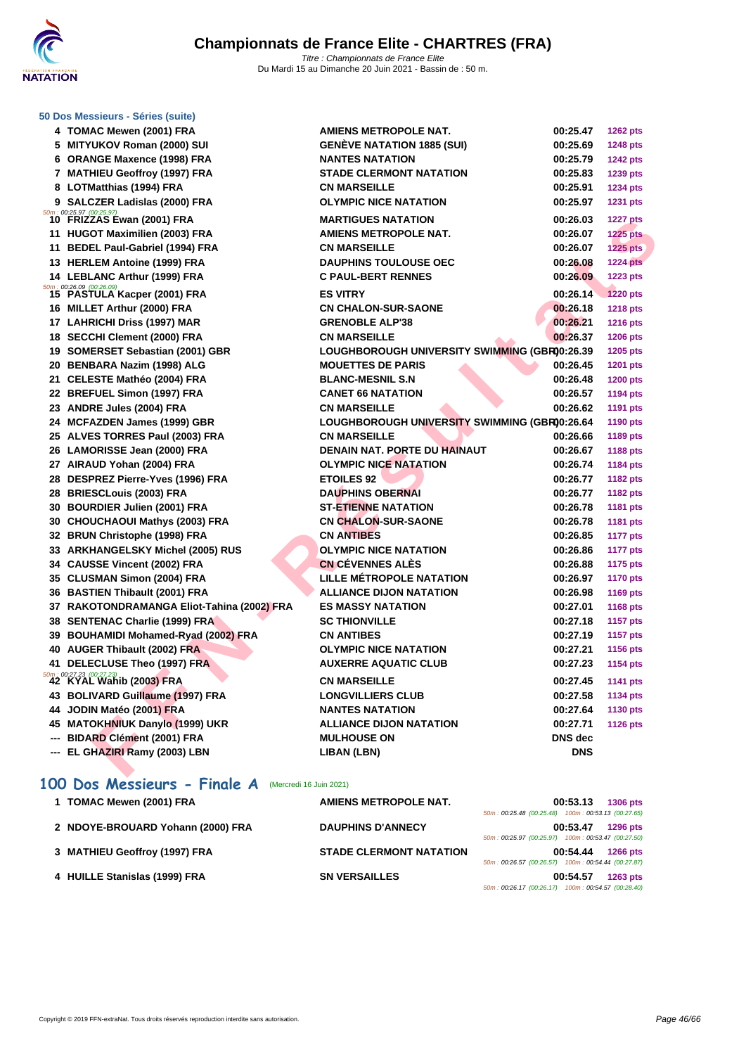# Championnats de France Elite - CHARTRES (FRA)

Titre : Championnats de France Elite
Du Mardi 15 au Dimanche 20 Juin 2021 - Bassin de : 50 m.

## 50 Dos Messieurs - Séries (suite)

| Place | Nom | Club | Temps | Points |
|---|---|---|---|---|
| 4 | TOMAC Mewen (2001) FRA | AMIENS METROPOLE NAT. | 00:25.47 | 1262 pts |
| 5 | MITYUKOV Roman (2000) SUI | GENÈVE NATATION 1885 (SUI) | 00:25.69 | 1248 pts |
| 6 | ORANGE Maxence (1998) FRA | NANTES NATATION | 00:25.79 | 1242 pts |
| 7 | MATHIEU Geoffroy (1997) FRA | STADE CLERMONT NATATION | 00:25.83 | 1239 pts |
| 8 | LOTMatthias (1994) FRA | CN MARSEILLE | 00:25.91 | 1234 pts |
| 9 | SALCZER Ladislas (2000) FRA | OLYMPIC NICE NATATION | 00:25.97 | 1231 pts |
| | 50m : 00:25.97 (00:25.97) | | | |
| 10 | FRIZZAS Ewan (2001) FRA | MARTIGUES NATATION | 00:26.03 | 1227 pts |
| 11 | HUGOT Maximilien (2003) FRA | AMIENS METROPOLE NAT. | 00:26.07 | 1225 pts |
| 11 | BEDEL Paul-Gabriel (1994) FRA | CN MARSEILLE | 00:26.07 | 1225 pts |
| 13 | HERLEM Antoine (1999) FRA | DAUPHINS TOULOUSE OEC | 00:26.08 | 1224 pts |
| 14 | LEBLANC Arthur (1999) FRA | C PAUL-BERT RENNES | 00:26.09 | 1223 pts |
| | 50m : 00:26.09 (00:26.09) | | | |
| 15 | PASTULA Kacper (2001) FRA | ES VITRY | 00:26.14 | 1220 pts |
| 16 | MILLET Arthur (2000) FRA | CN CHALON-SUR-SAONE | 00:26.18 | 1218 pts |
| 17 | LAHRICHI Driss (1997) MAR | GRENOBLE ALP'38 | 00:26.21 | 1216 pts |
| 18 | SECCHI Clement (2000) FRA | CN MARSEILLE | 00:26.37 | 1206 pts |
| 19 | SOMERSET Sebastian (2001) GBR | LOUGHBOROUGH UNIVERSITY SWIMMING (GBR) | 00:26.39 | 1205 pts |
| 20 | BENBARA Nazim (1998) ALG | MOUETTES DE PARIS | 00:26.45 | 1201 pts |
| 21 | CELESTE Mathéo (2004) FRA | BLANC-MESNIL S.N | 00:26.48 | 1200 pts |
| 22 | BREFUEL Simon (1997) FRA | CANET 66 NATATION | 00:26.57 | 1194 pts |
| 23 | ANDRE Jules (2004) FRA | CN MARSEILLE | 00:26.62 | 1191 pts |
| 24 | MCFAZDEN James (1999) GBR | LOUGHBOROUGH UNIVERSITY SWIMMING (GBR) | 00:26.64 | 1190 pts |
| 25 | ALVES TORRES Paul (2003) FRA | CN MARSEILLE | 00:26.66 | 1189 pts |
| 26 | LAMORISSE Jean (2000) FRA | DENAIN NAT. PORTE DU HAINAUT | 00:26.67 | 1188 pts |
| 27 | AIRAUD Yohan (2004) FRA | OLYMPIC NICE NATATION | 00:26.74 | 1184 pts |
| 28 | DESPREZ Pierre-Yves (1996) FRA | ETOILES 92 | 00:26.77 | 1182 pts |
| 28 | BRIESCLouis (2003) FRA | DAUPHINS OBERNAI | 00:26.77 | 1182 pts |
| 30 | BOURDIER Julien (2001) FRA | ST-ETIENNE NATATION | 00:26.78 | 1181 pts |
| 30 | CHOUCHAOUI Mathys (2003) FRA | CN CHALON-SUR-SAONE | 00:26.78 | 1181 pts |
| 32 | BRUN Christophe (1998) FRA | CN ANTIBES | 00:26.85 | 1177 pts |
| 33 | ARKHANGELSKY Michel (2005) RUS | OLYMPIC NICE NATATION | 00:26.86 | 1177 pts |
| 34 | CAUSSE Vincent (2002) FRA | CN CÉVENNES ALÈS | 00:26.88 | 1175 pts |
| 35 | CLUSMAN Simon (2004) FRA | LILLE MÉTROPOLE NATATION | 00:26.97 | 1170 pts |
| 36 | BASTIEN Thibault (2001) FRA | ALLIANCE DIJON NATATION | 00:26.98 | 1169 pts |
| 37 | RAKOTONDRAMANGA Eliot-Tahina (2002) FRA | ES MASSY NATATION | 00:27.01 | 1168 pts |
| 38 | SENTENAC Charlie (1999) FRA | SC THIONVILLE | 00:27.18 | 1157 pts |
| 39 | BOUHAMIDI Mohamed-Ryad (2002) FRA | CN ANTIBES | 00:27.19 | 1157 pts |
| 40 | AUGER Thibault (2002) FRA | OLYMPIC NICE NATATION | 00:27.21 | 1156 pts |
| 41 | DELECLUSE Theo (1997) FRA | AUXERRE AQUATIC CLUB | 00:27.23 | 1154 pts |
| | 50m : 00:27.23 (00:27.23) | | | |
| 42 | KYAL Wahib (2003) FRA | CN MARSEILLE | 00:27.45 | 1141 pts |
| 43 | BOLIVARD Guillaume (1997) FRA | LONGVILLIERS CLUB | 00:27.58 | 1134 pts |
| 44 | JODIN Matéo (2001) FRA | NANTES NATATION | 00:27.64 | 1130 pts |
| 45 | MATOKHNIUK Danylo (1999) UKR | ALLIANCE DIJON NATATION | 00:27.71 | 1126 pts |
| --- | BIDARD Clément (2001) FRA | MULHOUSE ON | DNS dec | |
| --- | EL GHAZIRI Ramy (2003) LBN | LIBAN (LBN) | DNS | |

## 100 Dos Messieurs - Finale A (Mercredi 16 Juin 2021)

| Place | Nom | Club | Temps | Points |
|---|---|---|---|---|
| 1 | TOMAC Mewen (2001) FRA | AMIENS METROPOLE NAT. | 00:53.13 | 1306 pts |
| | | | 50m : 00:25.48 (00:25.48) 100m : 00:53.13 (00:27.65) | |
| 2 | NDOYE-BROUARD Yohann (2000) FRA | DAUPHINS D'ANNECY | 00:53.47 | 1296 pts |
| | | | 50m : 00:25.97 (00:25.97) 100m : 00:53.47 (00:27.50) | |
| 3 | MATHIEU Geoffroy (1997) FRA | STADE CLERMONT NATATION | 00:54.44 | 1266 pts |
| | | | 50m : 00:26.57 (00:26.57) 100m : 00:54.44 (00:27.87) | |
| 4 | HUILLE Stanislas (1999) FRA | SN VERSAILLES | 00:54.57 | 1263 pts |
| | | | 50m : 00:26.17 (00:26.17) 100m : 00:54.57 (00:28.40) | |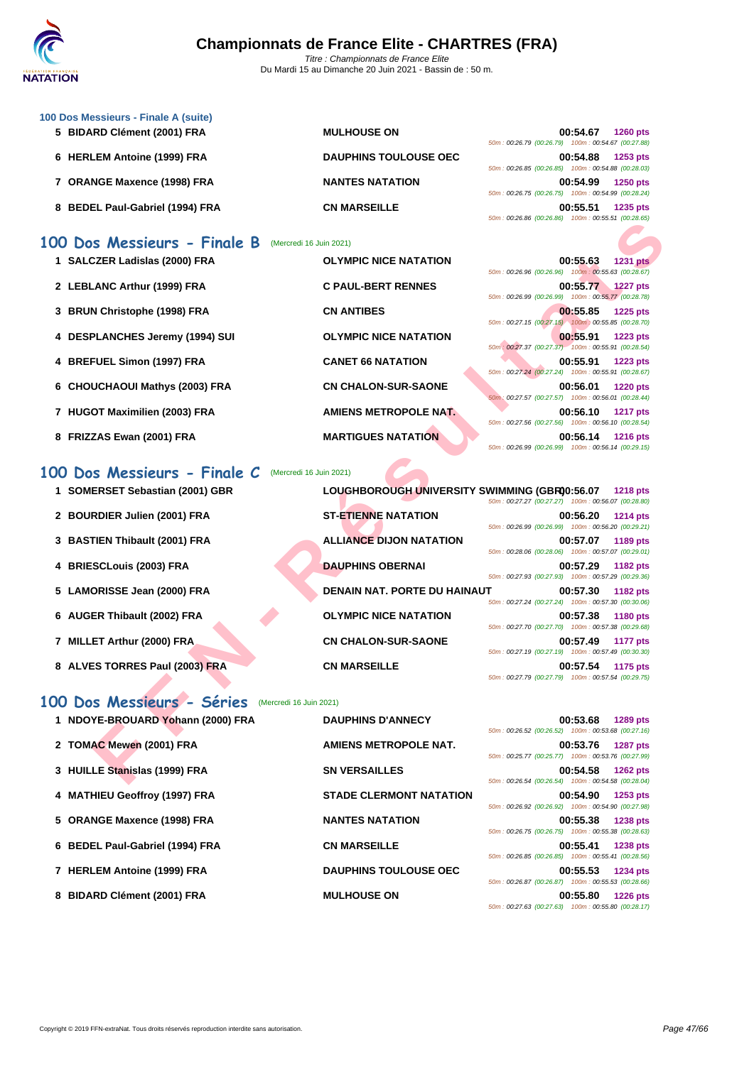### 100 Dos Messieurs - Finale A (suite)

| Rang | Nom | Club | Temps | Points | Splits |
|---|---|---|---|---|---|
| 5 | BIDARD Clément (2001) FRA | MULHOUSE ON | 00:54.67 | 1260 pts | 50m : 00:26.79 (00:26.79) 100m : 00:54.67 (00:27.88) |
| 6 | HERLEM Antoine (1999) FRA | DAUPHINS TOULOUSE OEC | 00:54.88 | 1253 pts | 50m : 00:26.85 (00:26.85) 100m : 00:54.88 (00:28.03) |
| 7 | ORANGE Maxence (1998) FRA | NANTES NATATION | 00:54.99 | 1250 pts | 50m : 00:26.75 (00:26.75) 100m : 00:54.99 (00:28.24) |
| 8 | BEDEL Paul-Gabriel (1994) FRA | CN MARSEILLE | 00:55.51 | 1235 pts | 50m : 00:26.86 (00:26.86) 100m : 00:55.51 (00:28.65) |

## 100 Dos Messieurs - Finale B (Mercredi 16 Juin 2021)

| Rang | Nom | Club | Temps | Points | Splits |
|---|---|---|---|---|---|
| 1 | SALCZER Ladislas (2000) FRA | OLYMPIC NICE NATATION | 00:55.63 | 1231 pts | 50m : 00:26.96 (00:26.96) 100m : 00:55.63 (00:28.67) |
| 2 | LEBLANC Arthur (1999) FRA | C PAUL-BERT RENNES | 00:55.77 | 1227 pts | 50m : 00:26.99 (00:26.99) 100m : 00:55.77 (00:28.78) |
| 3 | BRUN Christophe (1998) FRA | CN ANTIBES | 00:55.85 | 1225 pts | 50m : 00:27.15 (00:27.15) 100m : 00:55.85 (00:28.70) |
| 4 | DESPLANCHES Jeremy (1994) SUI | OLYMPIC NICE NATATION | 00:55.91 | 1223 pts | 50m : 00:27.37 (00:27.37) 100m : 00:55.91 (00:28.54) |
| 4 | BREFUEL Simon (1997) FRA | CANET 66 NATATION | 00:55.91 | 1223 pts | 50m : 00:27.24 (00:27.24) 100m : 00:55.91 (00:28.67) |
| 6 | CHOUCHAOUI Mathys (2003) FRA | CN CHALON-SUR-SAONE | 00:56.01 | 1220 pts | 50m : 00:27.57 (00:27.57) 100m : 00:56.01 (00:28.44) |
| 7 | HUGOT Maximilien (2003) FRA | AMIENS METROPOLE NAT. | 00:56.10 | 1217 pts | 50m : 00:27.56 (00:27.56) 100m : 00:56.10 (00:28.54) |
| 8 | FRIZZAS Ewan (2001) FRA | MARTIGUES NATATION | 00:56.14 | 1216 pts | 50m : 00:26.99 (00:26.99) 100m : 00:56.14 (00:29.15) |

## 100 Dos Messieurs - Finale C (Mercredi 16 Juin 2021)

| Rang | Nom | Club | Temps | Points | Splits |
|---|---|---|---|---|---|
| 1 | SOMERSET Sebastian (2001) GBR | LOUGHBOROUGH UNIVERSITY SWIMMING (GBR) | 00:56.07 | 1218 pts | 50m : 00:27.27 (00:27.27) 100m : 00:56.07 (00:28.80) |
| 2 | BOURDIER Julien (2001) FRA | ST-ETIENNE NATATION | 00:56.20 | 1214 pts | 50m : 00:26.99 (00:26.99) 100m : 00:56.20 (00:29.21) |
| 3 | BASTIEN Thibault (2001) FRA | ALLIANCE DIJON NATATION | 00:57.07 | 1189 pts | 50m : 00:28.06 (00:28.06) 100m : 00:57.07 (00:29.01) |
| 4 | BRIESCLouis (2003) FRA | DAUPHINS OBERNAI | 00:57.29 | 1182 pts | 50m : 00:27.93 (00:27.93) 100m : 00:57.29 (00:29.36) |
| 5 | LAMORISSE Jean (2000) FRA | DENAIN NAT. PORTE DU HAINAUT | 00:57.30 | 1182 pts | 50m : 00:27.24 (00:27.24) 100m : 00:57.30 (00:30.06) |
| 6 | AUGER Thibault (2002) FRA | OLYMPIC NICE NATATION | 00:57.38 | 1180 pts | 50m : 00:27.70 (00:27.70) 100m : 00:57.38 (00:29.68) |
| 7 | MILLET Arthur (2000) FRA | CN CHALON-SUR-SAONE | 00:57.49 | 1177 pts | 50m : 00:27.19 (00:27.19) 100m : 00:57.49 (00:30.30) |
| 8 | ALVES TORRES Paul (2003) FRA | CN MARSEILLE | 00:57.54 | 1175 pts | 50m : 00:27.79 (00:27.79) 100m : 00:57.54 (00:29.75) |

## 100 Dos Messieurs - Séries (Mercredi 16 Juin 2021)

| Rang | Nom | Club | Temps | Points | Splits |
|---|---|---|---|---|---|
| 1 | NDOYE-BROUARD Yohann (2000) FRA | DAUPHINS D'ANNECY | 00:53.68 | 1289 pts | 50m : 00:26.52 (00:26.52) 100m : 00:53.68 (00:27.16) |
| 2 | TOMAC Mewen (2001) FRA | AMIENS METROPOLE NAT. | 00:53.76 | 1287 pts | 50m : 00:25.77 (00:25.77) 100m : 00:53.76 (00:27.99) |
| 3 | HUILLE Stanislas (1999) FRA | SN VERSAILLES | 00:54.58 | 1262 pts | 50m : 00:26.54 (00:26.54) 100m : 00:54.58 (00:28.04) |
| 4 | MATHIEU Geoffroy (1997) FRA | STADE CLERMONT NATATION | 00:54.90 | 1253 pts | 50m : 00:26.92 (00:26.92) 100m : 00:54.90 (00:27.98) |
| 5 | ORANGE Maxence (1998) FRA | NANTES NATATION | 00:55.38 | 1238 pts | 50m : 00:26.75 (00:26.75) 100m : 00:55.38 (00:28.63) |
| 6 | BEDEL Paul-Gabriel (1994) FRA | CN MARSEILLE | 00:55.41 | 1238 pts | 50m : 00:26.85 (00:26.85) 100m : 00:55.41 (00:28.56) |
| 7 | HERLEM Antoine (1999) FRA | DAUPHINS TOULOUSE OEC | 00:55.53 | 1234 pts | 50m : 00:26.87 (00:26.87) 100m : 00:55.53 (00:28.66) |
| 8 | BIDARD Clément (2001) FRA | MULHOUSE ON | 00:55.80 | 1226 pts | 50m : 00:27.63 (00:27.63) 100m : 00:55.80 (00:28.17) |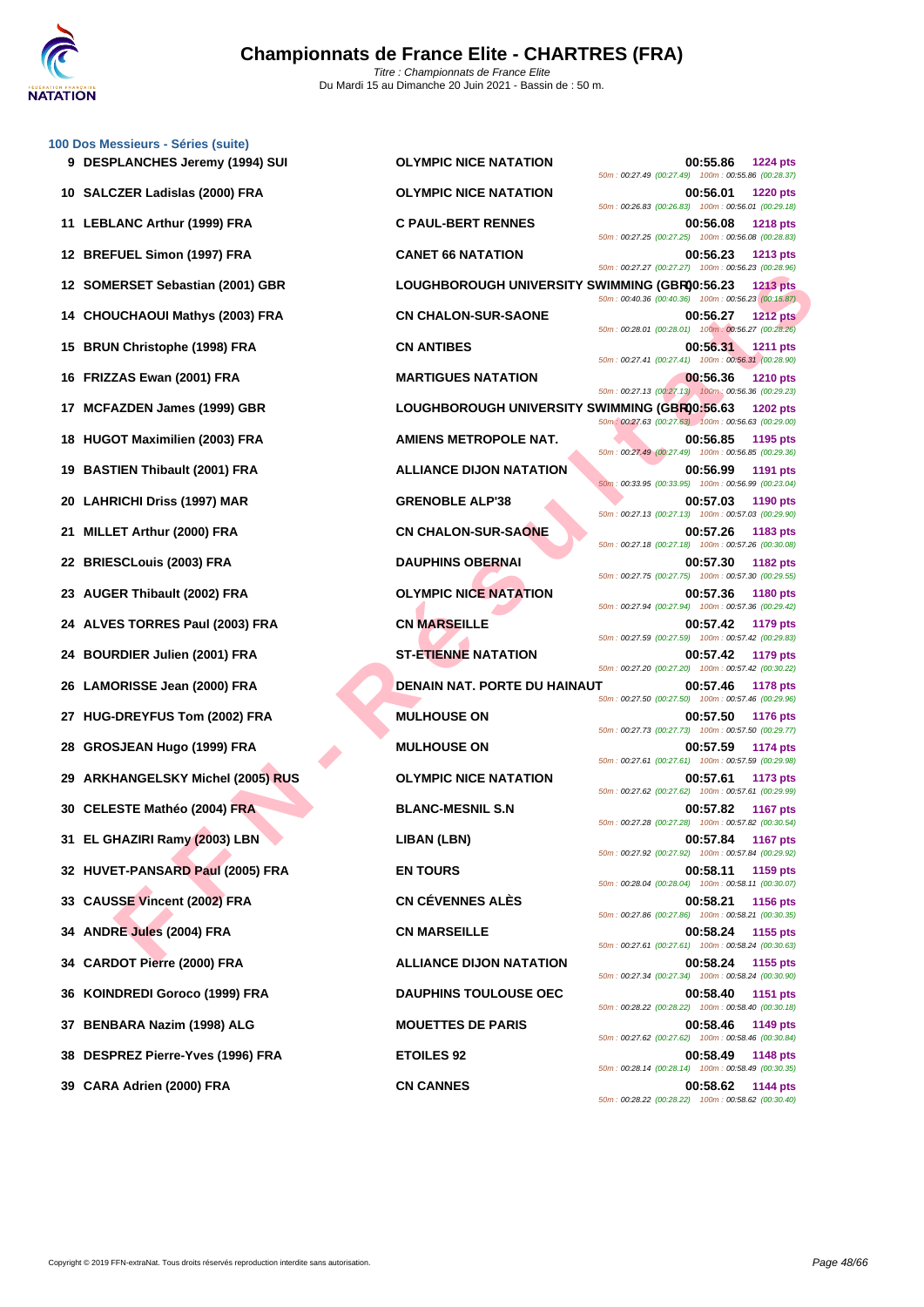# Championnats de France Elite - CHARTRES (FRA)

Titre : Championnats de France Elite
Du Mardi 15 au Dimanche 20 Juin 2021 - Bassin de : 50 m.

## 100 Dos Messieurs - Séries (suite)

| Place | Nom | Club | Temps | Points | Splits |
|---|---|---|---|---|---|
| 9 | DESPLANCHES Jeremy (1994) SUI | OLYMPIC NICE NATATION | 00:55.86 | 1224 pts | 50m : 00:27.49 (00:27.49) 100m : 00:55.86 (00:28.37) |
| 10 | SALCZER Ladislas (2000) FRA | OLYMPIC NICE NATATION | 00:56.01 | 1220 pts | 50m : 00:26.83 (00:26.83) 100m : 00:56.01 (00:29.18) |
| 11 | LEBLANC Arthur (1999) FRA | C PAUL-BERT RENNES | 00:56.08 | 1218 pts | 50m : 00:27.25 (00:27.25) 100m : 00:56.08 (00:28.83) |
| 12 | BREFUEL Simon (1997) FRA | CANET 66 NATATION | 00:56.23 | 1213 pts | 50m : 00:27.27 (00:27.27) 100m : 00:56.23 (00:28.96) |
| 12 | SOMERSET Sebastian (2001) GBR | LOUGHBOROUGH UNIVERSITY SWIMMING (GBR) | 00:56.23 | 1213 pts | 50m : 00:40.36 (00:40.36) 100m : 00:56.23 (00:15.87) |
| 14 | CHOUCHAOUI Mathys (2003) FRA | CN CHALON-SUR-SAONE | 00:56.27 | 1212 pts | 50m : 00:28.01 (00:28.01) 100m : 00:56.27 (00:28.26) |
| 15 | BRUN Christophe (1998) FRA | CN ANTIBES | 00:56.31 | 1211 pts | 50m : 00:27.41 (00:27.41) 100m : 00:56.31 (00:28.90) |
| 16 | FRIZZAS Ewan (2001) FRA | MARTIGUES NATATION | 00:56.36 | 1210 pts | 50m : 00:27.13 (00:27.13) 100m : 00:56.36 (00:29.23) |
| 17 | MCFAZDEN James (1999) GBR | LOUGHBOROUGH UNIVERSITY SWIMMING (GBR) | 00:56.63 | 1202 pts | 50m : 00:27.63 (00:27.63) 100m : 00:56.63 (00:29.00) |
| 18 | HUGOT Maximilien (2003) FRA | AMIENS METROPOLE NAT. | 00:56.85 | 1195 pts | 50m : 00:27.49 (00:27.49) 100m : 00:56.85 (00:29.36) |
| 19 | BASTIEN Thibault (2001) FRA | ALLIANCE DIJON NATATION | 00:56.99 | 1191 pts | 50m : 00:33.95 (00:33.95) 100m : 00:56.99 (00:23.04) |
| 20 | LAHRICHI Driss (1997) MAR | GRENOBLE ALP'38 | 00:57.03 | 1190 pts | 50m : 00:27.13 (00:27.13) 100m : 00:57.03 (00:29.90) |
| 21 | MILLET Arthur (2000) FRA | CN CHALON-SUR-SAONE | 00:57.26 | 1183 pts | 50m : 00:27.18 (00:27.18) 100m : 00:57.26 (00:30.08) |
| 22 | BRIESCLouis (2003) FRA | DAUPHINS OBERNAI | 00:57.30 | 1182 pts | 50m : 00:27.75 (00:27.75) 100m : 00:57.30 (00:29.55) |
| 23 | AUGER Thibault (2002) FRA | OLYMPIC NICE NATATION | 00:57.36 | 1180 pts | 50m : 00:27.94 (00:27.94) 100m : 00:57.36 (00:29.42) |
| 24 | ALVES TORRES Paul (2003) FRA | CN MARSEILLE | 00:57.42 | 1179 pts | 50m : 00:27.59 (00:27.59) 100m : 00:57.42 (00:29.83) |
| 24 | BOURDIER Julien (2001) FRA | ST-ETIENNE NATATION | 00:57.42 | 1179 pts | 50m : 00:27.20 (00:27.20) 100m : 00:57.42 (00:30.22) |
| 26 | LAMORISSE Jean (2000) FRA | DENAIN NAT. PORTE DU HAINAUT | 00:57.46 | 1178 pts | 50m : 00:27.50 (00:27.50) 100m : 00:57.46 (00:29.96) |
| 27 | HUG-DREYFUS Tom (2002) FRA | MULHOUSE ON | 00:57.50 | 1176 pts | 50m : 00:27.73 (00:27.73) 100m : 00:57.50 (00:29.77) |
| 28 | GROSJEAN Hugo (1999) FRA | MULHOUSE ON | 00:57.59 | 1174 pts | 50m : 00:27.61 (00:27.61) 100m : 00:57.59 (00:29.98) |
| 29 | ARKHANGELSKY Michel (2005) RUS | OLYMPIC NICE NATATION | 00:57.61 | 1173 pts | 50m : 00:27.62 (00:27.62) 100m : 00:57.61 (00:29.99) |
| 30 | CELESTE Mathéo (2004) FRA | BLANC-MESNIL S.N | 00:57.82 | 1167 pts | 50m : 00:27.28 (00:27.28) 100m : 00:57.82 (00:30.54) |
| 31 | EL GHAZIRI Ramy (2003) LBN | LIBAN (LBN) | 00:57.84 | 1167 pts | 50m : 00:27.92 (00:27.92) 100m : 00:57.84 (00:29.92) |
| 32 | HUVET-PANSARD Paul (2005) FRA | EN TOURS | 00:58.11 | 1159 pts | 50m : 00:28.04 (00:28.04) 100m : 00:58.11 (00:30.07) |
| 33 | CAUSSE Vincent (2002) FRA | CN CÉVENNES ALÈS | 00:58.21 | 1156 pts | 50m : 00:27.86 (00:27.86) 100m : 00:58.21 (00:30.35) |
| 34 | ANDRE Jules (2004) FRA | CN MARSEILLE | 00:58.24 | 1155 pts | 50m : 00:27.61 (00:27.61) 100m : 00:58.24 (00:30.63) |
| 34 | CARDOT Pierre (2000) FRA | ALLIANCE DIJON NATATION | 00:58.24 | 1155 pts | 50m : 00:27.34 (00:27.34) 100m : 00:58.24 (00:30.90) |
| 36 | KOINDREDI Goroco (1999) FRA | DAUPHINS TOULOUSE OEC | 00:58.40 | 1151 pts | 50m : 00:28.22 (00:28.22) 100m : 00:58.40 (00:30.18) |
| 37 | BENBARA Nazim (1998) ALG | MOUETTES DE PARIS | 00:58.46 | 1149 pts | 50m : 00:27.62 (00:27.62) 100m : 00:58.46 (00:30.84) |
| 38 | DESPREZ Pierre-Yves (1996) FRA | ETOILES 92 | 00:58.49 | 1148 pts | 50m : 00:28.14 (00:28.14) 100m : 00:58.49 (00:30.35) |
| 39 | CARA Adrien (2000) FRA | CN CANNES | 00:58.62 | 1144 pts | 50m : 00:28.22 (00:28.22) 100m : 00:58.62 (00:30.40) |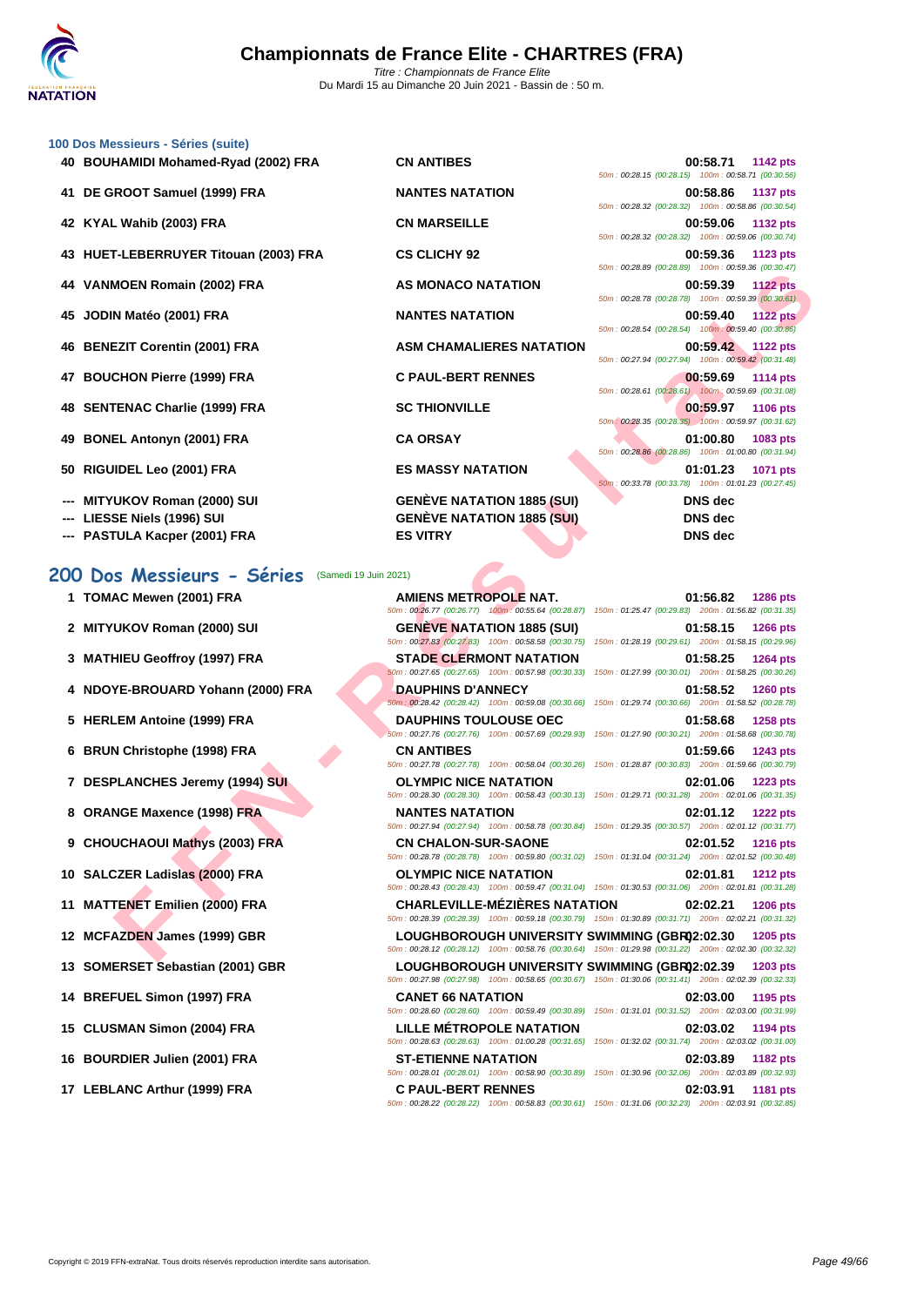# Championnats de France Elite - CHARTRES (FRA)

Titre : Championnats de France Elite
Du Mardi 15 au Dimanche 20 Juin 2021 - Bassin de : 50 m.

### 100 Dos Messieurs - Séries (suite)

| Rg | Nom | Club | Temps | Points |
|---|---|---|---|---|
| 40 | BOUHAMIDI Mohamed-Ryad (2002) FRA | CN ANTIBES | 00:58.71 | 1142 pts |
| | | | 50m : 00:28.15 (00:28.15) 100m : 00:58.71 (00:30.56) | |
| 41 | DE GROOT Samuel (1999) FRA | NANTES NATATION | 00:58.86 | 1137 pts |
| | | | 50m : 00:28.32 (00:28.32) 100m : 00:58.86 (00:30.54) | |
| 42 | KYAL Wahib (2003) FRA | CN MARSEILLE | 00:59.06 | 1132 pts |
| | | | 50m : 00:28.32 (00:28.32) 100m : 00:59.06 (00:30.74) | |
| 43 | HUET-LEBERRUYER Titouan (2003) FRA | CS CLICHY 92 | 00:59.36 | 1123 pts |
| | | | 50m : 00:28.89 (00:28.89) 100m : 00:59.36 (00:30.47) | |
| 44 | VANMOEN Romain (2002) FRA | AS MONACO NATATION | 00:59.39 | 1122 pts |
| | | | 50m : 00:28.78 (00:28.78) 100m : 00:59.39 (00:30.61) | |
| 45 | JODIN Matéo (2001) FRA | NANTES NATATION | 00:59.40 | 1122 pts |
| | | | 50m : 00:28.54 (00:28.54) 100m : 00:59.40 (00:30.86) | |
| 46 | BENEZIT Corentin (2001) FRA | ASM CHAMALIERES NATATION | 00:59.42 | 1122 pts |
| | | | 50m : 00:27.94 (00:27.94) 100m : 00:59.42 (00:31.48) | |
| 47 | BOUCHON Pierre (1999) FRA | C PAUL-BERT RENNES | 00:59.69 | 1114 pts |
| | | | 50m : 00:28.61 (00:28.61) 100m : 00:59.69 (00:31.08) | |
| 48 | SENTENAC Charlie (1999) FRA | SC THIONVILLE | 00:59.97 | 1106 pts |
| | | | 50m : 00:28.35 (00:28.35) 100m : 00:59.97 (00:31.62) | |
| 49 | BONEL Antonyn (2001) FRA | CA ORSAY | 01:00.80 | 1083 pts |
| | | | 50m : 00:28.86 (00:28.86) 100m : 01:00.80 (00:31.94) | |
| 50 | RIGUIDEL Leo (2001) FRA | ES MASSY NATATION | 01:01.23 | 1071 pts |
| | | | 50m : 00:33.78 (00:33.78) 100m : 01:01.23 (00:27.45) | |
| --- | MITYUKOV Roman (2000) SUI | GENÈVE NATATION 1885 (SUI) | DNS dec | |
| --- | LIESSE Niels (1996) SUI | GENÈVE NATATION 1885 (SUI) | DNS dec | |
| --- | PASTULA Kacper (2001) FRA | ES VITRY | DNS dec | |

## 200 Dos Messieurs - Séries (Samedi 19 Juin 2021)

| Rg | Nom | Club | Temps | Points |
|---|---|---|---|---|
| 1 | TOMAC Mewen (2001) FRA | AMIENS METROPOLE NAT. | 01:56.82 | 1286 pts |
| | | | 50m : 00:26.77 (00:26.77) 100m : 00:55.64 (00:28.87) 150m : 01:25.47 (00:29.83) 200m : 01:56.82 (00:31.35) | |
| 2 | MITYUKOV Roman (2000) SUI | GENÈVE NATATION 1885 (SUI) | 01:58.15 | 1266 pts |
| | | | 50m : 00:27.83 (00:27.83) 100m : 00:58.58 (00:30.75) 150m : 01:28.19 (00:29.61) 200m : 01:58.15 (00:29.96) | |
| 3 | MATHIEU Geoffroy (1997) FRA | STADE CLERMONT NATATION | 01:58.25 | 1264 pts |
| | | | 50m : 00:27.65 (00:27.65) 100m : 00:57.98 (00:30.33) 150m : 01:27.99 (00:30.01) 200m : 01:58.25 (00:30.26) | |
| 4 | NDOYE-BROUARD Yohann (2000) FRA | DAUPHINS D'ANNECY | 01:58.52 | 1260 pts |
| | | | 50m : 00:28.42 (00:28.42) 100m : 00:59.08 (00:30.66) 150m : 01:29.74 (00:30.66) 200m : 01:58.52 (00:28.78) | |
| 5 | HERLEM Antoine (1999) FRA | DAUPHINS TOULOUSE OEC | 01:58.68 | 1258 pts |
| | | | 50m : 00:27.76 (00:27.76) 100m : 00:57.69 (00:29.93) 150m : 01:27.90 (00:30.21) 200m : 01:58.68 (00:30.78) | |
| 6 | BRUN Christophe (1998) FRA | CN ANTIBES | 01:59.66 | 1243 pts |
| | | | 50m : 00:27.78 (00:27.78) 100m : 00:58.04 (00:30.26) 150m : 01:28.87 (00:30.83) 200m : 01:59.66 (00:30.79) | |
| 7 | DESPLANCHES Jeremy (1994) SUI | OLYMPIC NICE NATATION | 02:01.06 | 1223 pts |
| | | | 50m : 00:28.30 (00:28.30) 100m : 00:58.43 (00:30.13) 150m : 01:29.71 (00:31.28) 200m : 02:01.06 (00:31.35) | |
| 8 | ORANGE Maxence (1998) FRA | NANTES NATATION | 02:01.12 | 1222 pts |
| | | | 50m : 00:27.94 (00:27.94) 100m : 00:58.78 (00:30.84) 150m : 01:29.35 (00:30.57) 200m : 02:01.12 (00:31.77) | |
| 9 | CHOUCHAOUI Mathys (2003) FRA | CN CHALON-SUR-SAONE | 02:01.52 | 1216 pts |
| | | | 50m : 00:28.78 (00:28.78) 100m : 00:59.80 (00:31.02) 150m : 01:31.04 (00:31.24) 200m : 02:01.52 (00:30.48) | |
| 10 | SALCZER Ladislas (2000) FRA | OLYMPIC NICE NATATION | 02:01.81 | 1212 pts |
| | | | 50m : 00:28.43 (00:28.43) 100m : 00:59.47 (00:31.04) 150m : 01:30.53 (00:31.06) 200m : 02:01.81 (00:31.28) | |
| 11 | MATTENET Emilien (2000) FRA | CHARLEVILLE-MÉZIÈRES NATATION | 02:02.21 | 1206 pts |
| | | | 50m : 00:28.39 (00:28.39) 100m : 00:59.18 (00:30.79) 150m : 01:30.89 (00:31.71) 200m : 02:02.21 (00:31.32) | |
| 12 | MCFAZDEN James (1999) GBR | LOUGHBOROUGH UNIVERSITY SWIMMING (GBR) | 02:02.30 | 1205 pts |
| | | | 50m : 00:28.12 (00:28.12) 100m : 00:58.76 (00:30.64) 150m : 01:29.98 (00:31.22) 200m : 02:02.30 (00:32.32) | |
| 13 | SOMERSET Sebastian (2001) GBR | LOUGHBOROUGH UNIVERSITY SWIMMING (GBR) | 02:02.39 | 1203 pts |
| | | | 50m : 00:27.98 (00:27.98) 100m : 00:58.65 (00:30.67) 150m : 01:30.06 (00:31.41) 200m : 02:02.39 (00:32.33) | |
| 14 | BREFUEL Simon (1997) FRA | CANET 66 NATATION | 02:03.00 | 1195 pts |
| | | | 50m : 00:28.60 (00:28.60) 100m : 00:59.49 (00:30.89) 150m : 01:31.01 (00:31.52) 200m : 02:03.00 (00:31.99) | |
| 15 | CLUSMAN Simon (2004) FRA | LILLE MÉTROPOLE NATATION | 02:03.02 | 1194 pts |
| | | | 50m : 00:28.63 (00:28.63) 100m : 01:00.28 (00:31.65) 150m : 01:32.02 (00:31.74) 200m : 02:03.02 (00:31.00) | |
| 16 | BOURDIER Julien (2001) FRA | ST-ETIENNE NATATION | 02:03.89 | 1182 pts |
| | | | 50m : 00:28.01 (00:28.01) 100m : 00:58.90 (00:30.89) 150m : 01:30.96 (00:32.06) 200m : 02:03.89 (00:32.93) | |
| 17 | LEBLANC Arthur (1999) FRA | C PAUL-BERT RENNES | 02:03.91 | 1181 pts |
| | | | 50m : 00:28.22 (00:28.22) 100m : 00:58.83 (00:30.61) 150m : 01:31.06 (00:32.23) 200m : 02:03.91 (00:32.85) | |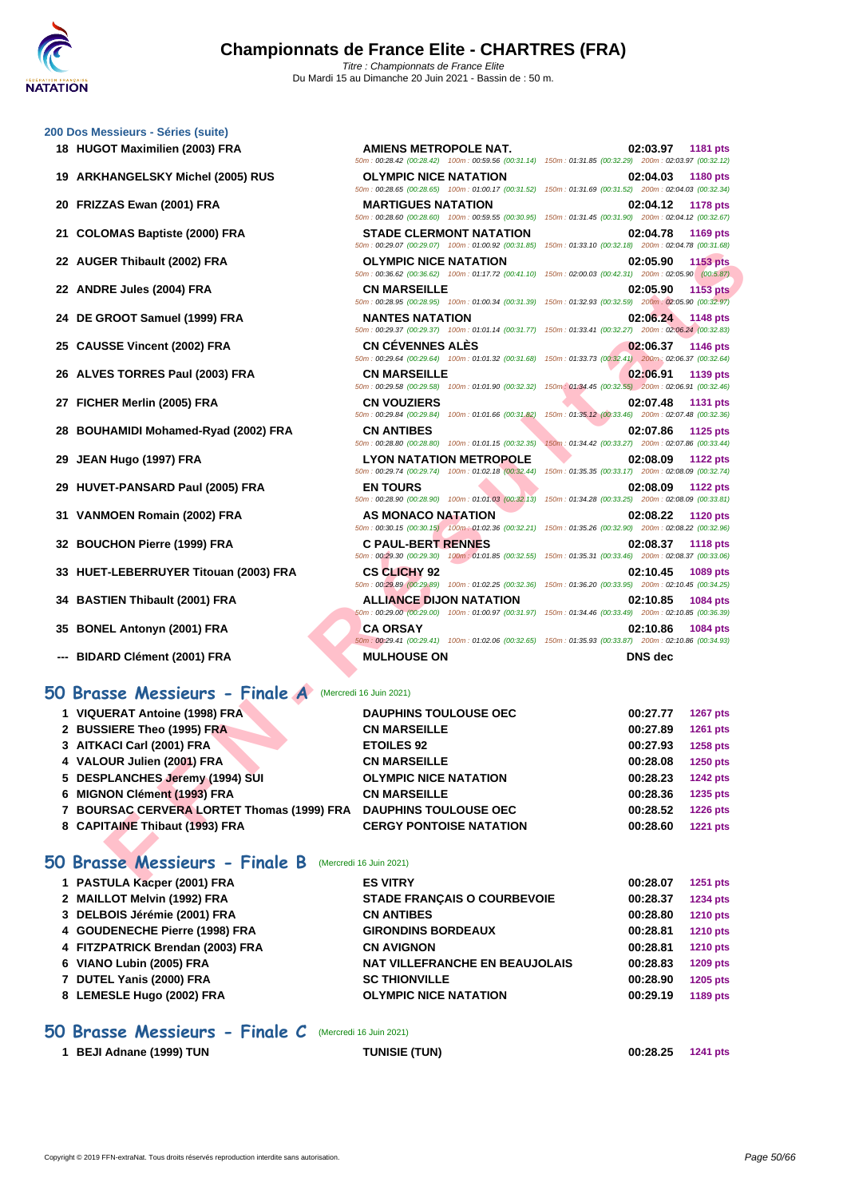## 200 Dos Messieurs - Séries (suite)

| Rang | Nom | Club | Temps | Points |
|---|---|---|---|---|
| 18 | HUGOT Maximilien (2003) FRA | AMIENS METROPOLE NAT. | 02:03.97 | 1181 pts |
| | | 50m : 00:28.42 (00:28.42) 100m : 00:59.56 (00:31.14) 150m : 01:31.85 (00:32.29) 200m : 02:03.97 (00:32.12) | | |
| 19 | ARKHANGELSKY Michel (2005) RUS | OLYMPIC NICE NATATION | 02:04.03 | 1180 pts |
| | | 50m : 00:28.65 (00:28.65) 100m : 01:00.17 (00:31.52) 150m : 01:31.69 (00:31.52) 200m : 02:04.03 (00:32.34) | | |
| 20 | FRIZZAS Ewan (2001) FRA | MARTIGUES NATATION | 02:04.12 | 1178 pts |
| | | 50m : 00:28.60 (00:28.60) 100m : 00:59.55 (00:30.95) 150m : 01:31.45 (00:31.90) 200m : 02:04.12 (00:32.67) | | |
| 21 | COLOMAS Baptiste (2000) FRA | STADE CLERMONT NATATION | 02:04.78 | 1169 pts |
| | | 50m : 00:29.07 (00:29.07) 100m : 01:00.92 (00:31.85) 150m : 01:33.10 (00:32.18) 200m : 02:04.78 (00:31.68) | | |
| 22 | AUGER Thibault (2002) FRA | OLYMPIC NICE NATATION | 02:05.90 | 1153 pts |
| | | 50m : 00:36.62 (00:36.62) 100m : 01:17.72 (00:41.10) 150m : 02:00.03 (00:42.31) 200m : 02:05.90 (00:5.87) | | |
| 22 | ANDRE Jules (2004) FRA | CN MARSEILLE | 02:05.90 | 1153 pts |
| | | 50m : 00:28.95 (00:28.95) 100m : 01:00.34 (00:31.39) 150m : 01:32.93 (00:32.59) 200m : 02:05.90 (00:32.97) | | |
| 24 | DE GROOT Samuel (1999) FRA | NANTES NATATION | 02:06.24 | 1148 pts |
| | | 50m : 00:29.37 (00:29.37) 100m : 01:01.14 (00:31.77) 150m : 01:33.41 (00:32.27) 200m : 02:06.24 (00:32.83) | | |
| 25 | CAUSSE Vincent (2002) FRA | CN CÉVENNES ALÈS | 02:06.37 | 1146 pts |
| | | 50m : 00:29.64 (00:29.64) 100m : 01:01.32 (00:31.68) 150m : 01:33.73 (00:32.41) 200m : 02:06.37 (00:32.64) | | |
| 26 | ALVES TORRES Paul (2003) FRA | CN MARSEILLE | 02:06.91 | 1139 pts |
| | | 50m : 00:29.58 (00:29.58) 100m : 01:01.90 (00:32.32) 150m : 01:34.45 (00:32.55) 200m : 02:06.91 (00:32.46) | | |
| 27 | FICHER Merlin (2005) FRA | CN VOUZIERS | 02:07.48 | 1131 pts |
| | | 50m : 00:29.84 (00:29.84) 100m : 01:01.66 (00:31.82) 150m : 01:35.12 (00:33.46) 200m : 02:07.48 (00:32.36) | | |
| 28 | BOUHAMIDI Mohamed-Ryad (2002) FRA | CN ANTIBES | 02:07.86 | 1125 pts |
| | | 50m : 00:28.80 (00:28.80) 100m : 01:01.15 (00:32.35) 150m : 01:34.42 (00:33.27) 200m : 02:07.86 (00:33.44) | | |
| 29 | JEAN Hugo (1997) FRA | LYON NATATION METROPOLE | 02:08.09 | 1122 pts |
| | | 50m : 00:29.74 (00:29.74) 100m : 01:02.18 (00:32.44) 150m : 01:35.35 (00:33.17) 200m : 02:08.09 (00:32.74) | | |
| 29 | HUVET-PANSARD Paul (2005) FRA | EN TOURS | 02:08.09 | 1122 pts |
| | | 50m : 00:28.90 (00:28.90) 100m : 01:01.03 (00:32.13) 150m : 01:34.28 (00:33.25) 200m : 02:08.09 (00:33.81) | | |
| 31 | VANMOEN Romain (2002) FRA | AS MONACO NATATION | 02:08.22 | 1120 pts |
| | | 50m : 00:30.15 (00:30.15) 100m : 01:02.36 (00:32.21) 150m : 01:35.26 (00:32.90) 200m : 02:08.22 (00:32.96) | | |
| 32 | BOUCHON Pierre (1999) FRA | C PAUL-BERT RENNES | 02:08.37 | 1118 pts |
| | | 50m : 00:29.30 (00:29.30) 100m : 01:01.85 (00:32.55) 150m : 01:35.31 (00:33.46) 200m : 02:08.37 (00:33.06) | | |
| 33 | HUET-LEBERRUYER Titouan (2003) FRA | CS CLICHY 92 | 02:10.45 | 1089 pts |
| | | 50m : 00:29.89 (00:29.89) 100m : 01:02.25 (00:32.36) 150m : 01:36.20 (00:33.95) 200m : 02:10.45 (00:34.25) | | |
| 34 | BASTIEN Thibault (2001) FRA | ALLIANCE DIJON NATATION | 02:10.85 | 1084 pts |
| | | 50m : 00:29.00 (00:29.00) 100m : 01:00.97 (00:31.97) 150m : 01:34.46 (00:33.49) 200m : 02:10.85 (00:36.39) | | |
| 35 | BONEL Antonyn (2001) FRA | CA ORSAY | 02:10.86 | 1084 pts |
| | | 50m : 00:29.41 (00:29.41) 100m : 01:02.06 (00:32.65) 150m : 01:35.93 (00:33.87) 200m : 02:10.86 (00:34.93) | | |
| --- | BIDARD Clément (2001) FRA | MULHOUSE ON | DNS dec | |

## 50 Brasse Messieurs - Finale A (Mercredi 16 Juin 2021)

| Rang | Nom | Club | Temps | Points |
|---|---|---|---|---|
| 1 | VIQUERAT Antoine (1998) FRA | DAUPHINS TOULOUSE OEC | 00:27.77 | 1267 pts |
| 2 | BUSSIERE Theo (1995) FRA | CN MARSEILLE | 00:27.89 | 1261 pts |
| 3 | AITKACI Carl (2001) FRA | ETOILES 92 | 00:27.93 | 1258 pts |
| 4 | VALOUR Julien (2001) FRA | CN MARSEILLE | 00:28.08 | 1250 pts |
| 5 | DESPLANCHES Jeremy (1994) SUI | OLYMPIC NICE NATATION | 00:28.23 | 1242 pts |
| 6 | MIGNON Clément (1993) FRA | CN MARSEILLE | 00:28.36 | 1235 pts |
| 7 | BOURSAC CERVERA LORTET Thomas (1999) FRA | DAUPHINS TOULOUSE OEC | 00:28.52 | 1226 pts |
| 8 | CAPITAINE Thibaut (1993) FRA | CERGY PONTOISE NATATION | 00:28.60 | 1221 pts |

## 50 Brasse Messieurs - Finale B (Mercredi 16 Juin 2021)

| Rang | Nom | Club | Temps | Points |
|---|---|---|---|---|
| 1 | PASTULA Kacper (2001) FRA | ES VITRY | 00:28.07 | 1251 pts |
| 2 | MAILLOT Melvin (1992) FRA | STADE FRANÇAIS O COURBEVOIE | 00:28.37 | 1234 pts |
| 3 | DELBOIS Jérémie (2001) FRA | CN ANTIBES | 00:28.80 | 1210 pts |
| 4 | GOUDENECHE Pierre (1998) FRA | GIRONDINS BORDEAUX | 00:28.81 | 1210 pts |
| 4 | FITZPATRICK Brendan (2003) FRA | CN AVIGNON | 00:28.81 | 1210 pts |
| 6 | VIANO Lubin (2005) FRA | NAT VILLEFRANCHE EN BEAUJOLAIS | 00:28.83 | 1209 pts |
| 7 | DUTEL Yanis (2000) FRA | SC THIONVILLE | 00:28.90 | 1205 pts |
| 8 | LEMESLE Hugo (2002) FRA | OLYMPIC NICE NATATION | 00:29.19 | 1189 pts |

## 50 Brasse Messieurs - Finale C (Mercredi 16 Juin 2021)

| Rang | Nom | Club | Temps | Points |
|---|---|---|---|---|
| 1 | BEJI Adnane (1999) TUN | TUNISIE (TUN) | 00:28.25 | 1241 pts |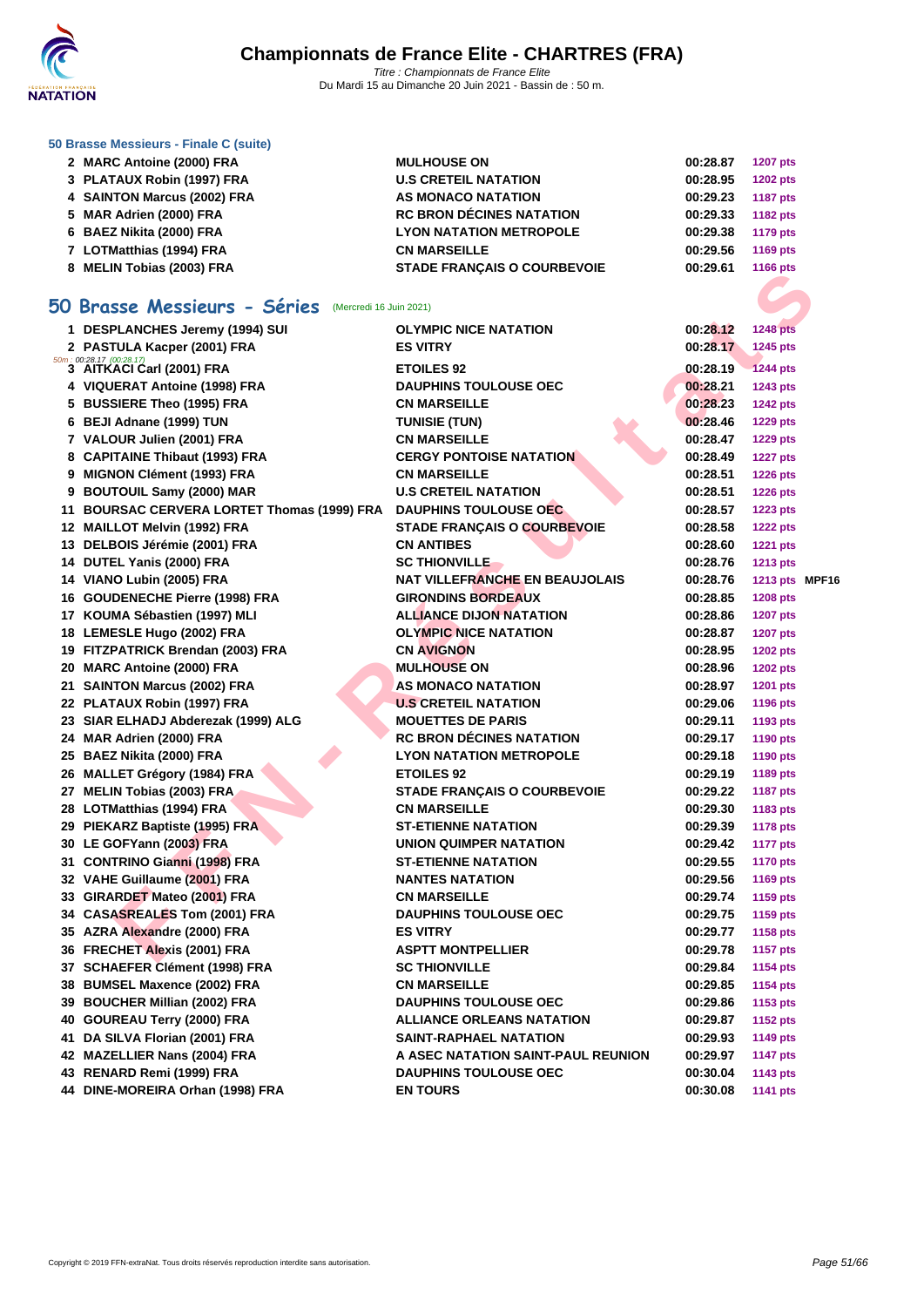### 50 Brasse Messieurs - Finale C (suite)

| | | | | |
|---|---|---|---|---|
| 2 | MARC Antoine (2000) FRA | MULHOUSE ON | 00:28.87 | 1207 pts |
| 3 | PLATAUX Robin (1997) FRA | U.S CRETEIL NATATION | 00:28.95 | 1202 pts |
| 4 | SAINTON Marcus (2002) FRA | AS MONACO NATATION | 00:29.23 | 1187 pts |
| 5 | MAR Adrien (2000) FRA | RC BRON DÉCINES NATATION | 00:29.33 | 1182 pts |
| 6 | BAEZ Nikita (2000) FRA | LYON NATATION METROPOLE | 00:29.38 | 1179 pts |
| 7 | LOTMatthias (1994) FRA | CN MARSEILLE | 00:29.56 | 1169 pts |
| 8 | MELIN Tobias (2003) FRA | STADE FRANÇAIS O COURBEVOIE | 00:29.61 | 1166 pts |

## 50 Brasse Messieurs - Séries (Mercredi 16 Juin 2021)

| | | | | | |
|---|---|---|---|---|---|
| 1 | DESPLANCHES Jeremy (1994) SUI | OLYMPIC NICE NATATION | 00:28.12 | 1248 pts | |
| 2 | PASTULA Kacper (2001) FRA | ES VITRY | 00:28.17 | 1245 pts | |
| 3 | AITKACI Carl (2001) FRA (50m : 00:28.17 (00:28.17)) | ETOILES 92 | 00:28.19 | 1244 pts | |
| 4 | VIQUERAT Antoine (1998) FRA | DAUPHINS TOULOUSE OEC | 00:28.21 | 1243 pts | |
| 5 | BUSSIERE Theo (1995) FRA | CN MARSEILLE | 00:28.23 | 1242 pts | |
| 6 | BEJI Adnane (1999) TUN | TUNISIE (TUN) | 00:28.46 | 1229 pts | |
| 7 | VALOUR Julien (2001) FRA | CN MARSEILLE | 00:28.47 | 1229 pts | |
| 8 | CAPITAINE Thibaut (1993) FRA | CERGY PONTOISE NATATION | 00:28.49 | 1227 pts | |
| 9 | MIGNON Clément (1993) FRA | CN MARSEILLE | 00:28.51 | 1226 pts | |
| 9 | BOUTOUIL Samy (2000) MAR | U.S CRETEIL NATATION | 00:28.51 | 1226 pts | |
| 11 | BOURSAC CERVERA LORTET Thomas (1999) FRA | DAUPHINS TOULOUSE OEC | 00:28.57 | 1223 pts | |
| 12 | MAILLOT Melvin (1992) FRA | STADE FRANÇAIS O COURBEVOIE | 00:28.58 | 1222 pts | |
| 13 | DELBOIS Jérémie (2001) FRA | CN ANTIBES | 00:28.60 | 1221 pts | |
| 14 | DUTEL Yanis (2000) FRA | SC THIONVILLE | 00:28.76 | 1213 pts | |
| 14 | VIANO Lubin (2005) FRA | NAT VILLEFRANCHE EN BEAUJOLAIS | 00:28.76 | 1213 pts | MPF16 |
| 16 | GOUDENECHE Pierre (1998) FRA | GIRONDINS BORDEAUX | 00:28.85 | 1208 pts | |
| 17 | KOUMA Sébastien (1997) MLI | ALLIANCE DIJON NATATION | 00:28.86 | 1207 pts | |
| 18 | LEMESLE Hugo (2002) FRA | OLYMPIC NICE NATATION | 00:28.87 | 1207 pts | |
| 19 | FITZPATRICK Brendan (2003) FRA | CN AVIGNON | 00:28.95 | 1202 pts | |
| 20 | MARC Antoine (2000) FRA | MULHOUSE ON | 00:28.96 | 1202 pts | |
| 21 | SAINTON Marcus (2002) FRA | AS MONACO NATATION | 00:28.97 | 1201 pts | |
| 22 | PLATAUX Robin (1997) FRA | U.S CRETEIL NATATION | 00:29.06 | 1196 pts | |
| 23 | SIAR ELHADJ Abderezak (1999) ALG | MOUETTES DE PARIS | 00:29.11 | 1193 pts | |
| 24 | MAR Adrien (2000) FRA | RC BRON DÉCINES NATATION | 00:29.17 | 1190 pts | |
| 25 | BAEZ Nikita (2000) FRA | LYON NATATION METROPOLE | 00:29.18 | 1190 pts | |
| 26 | MALLET Grégory (1984) FRA | ETOILES 92 | 00:29.19 | 1189 pts | |
| 27 | MELIN Tobias (2003) FRA | STADE FRANÇAIS O COURBEVOIE | 00:29.22 | 1187 pts | |
| 28 | LOTMatthias (1994) FRA | CN MARSEILLE | 00:29.30 | 1183 pts | |
| 29 | PIEKARZ Baptiste (1995) FRA | ST-ETIENNE NATATION | 00:29.39 | 1178 pts | |
| 30 | LE GOFYann (2003) FRA | UNION QUIMPER NATATION | 00:29.42 | 1177 pts | |
| 31 | CONTRINO Gianni (1998) FRA | ST-ETIENNE NATATION | 00:29.55 | 1170 pts | |
| 32 | VAHE Guillaume (2001) FRA | NANTES NATATION | 00:29.56 | 1169 pts | |
| 33 | GIRARDET Mateo (2001) FRA | CN MARSEILLE | 00:29.74 | 1159 pts | |
| 34 | CASASREALES Tom (2001) FRA | DAUPHINS TOULOUSE OEC | 00:29.75 | 1159 pts | |
| 35 | AZRA Alexandre (2000) FRA | ES VITRY | 00:29.77 | 1158 pts | |
| 36 | FRECHET Alexis (2001) FRA | ASPTT MONTPELLIER | 00:29.78 | 1157 pts | |
| 37 | SCHAEFER Clément (1998) FRA | SC THIONVILLE | 00:29.84 | 1154 pts | |
| 38 | BUMSEL Maxence (2002) FRA | CN MARSEILLE | 00:29.85 | 1154 pts | |
| 39 | BOUCHER Millian (2002) FRA | DAUPHINS TOULOUSE OEC | 00:29.86 | 1153 pts | |
| 40 | GOUREAU Terry (2000) FRA | ALLIANCE ORLEANS NATATION | 00:29.87 | 1152 pts | |
| 41 | DA SILVA Florian (2001) FRA | SAINT-RAPHAEL NATATION | 00:29.93 | 1149 pts | |
| 42 | MAZELLIER Nans (2004) FRA | A ASEC NATATION SAINT-PAUL REUNION | 00:29.97 | 1147 pts | |
| 43 | RENARD Remi (1999) FRA | DAUPHINS TOULOUSE OEC | 00:30.04 | 1143 pts | |
| 44 | DINE-MOREIRA Orhan (1998) FRA | EN TOURS | 00:30.08 | 1141 pts | |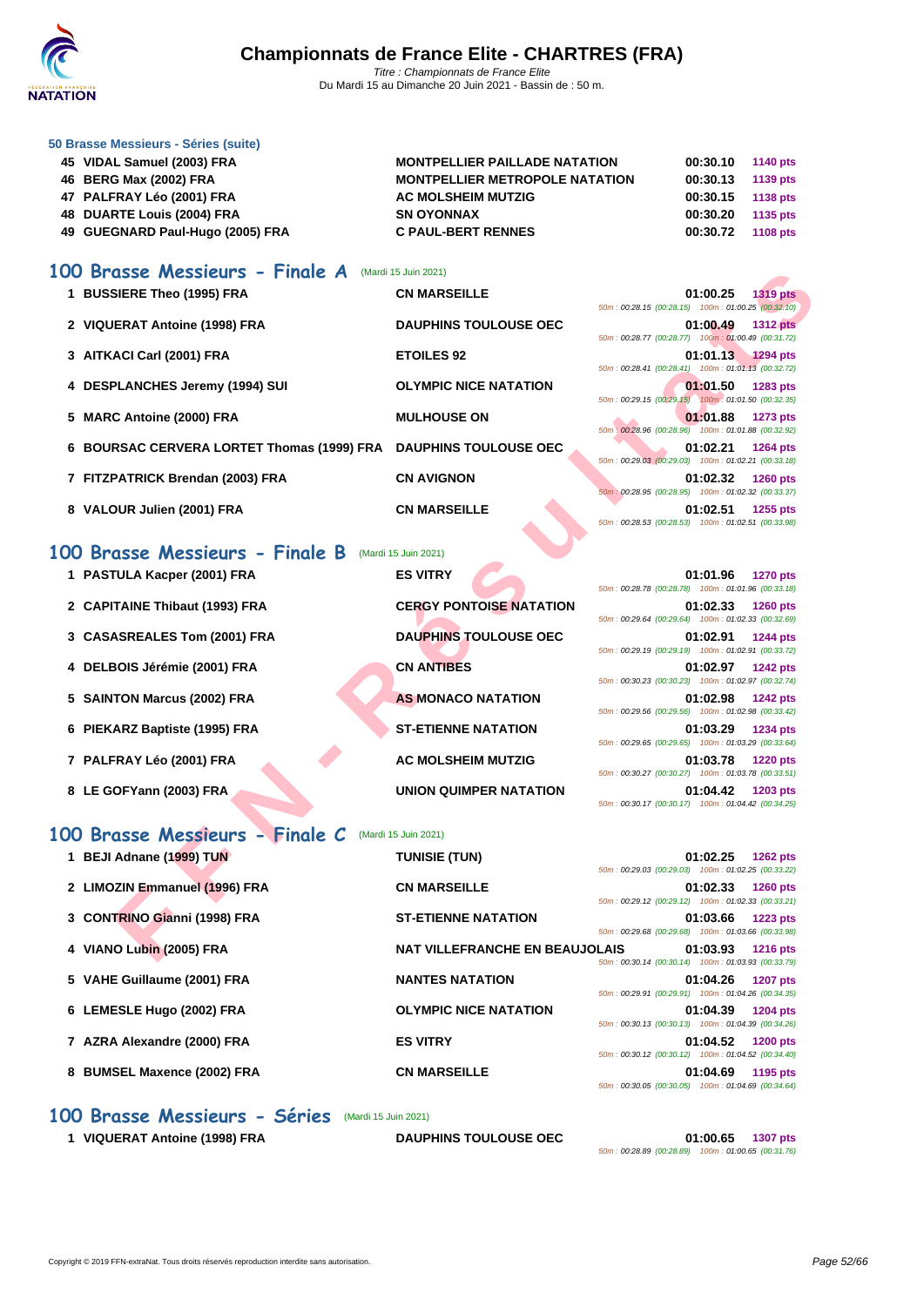### 50 Brasse Messieurs - Séries (suite)

| | | | | |
|---|---|---|---|---|
| 45 | VIDAL Samuel (2003) FRA | MONTPELLIER PAILLADE NATATION | 00:30.10 | 1140 pts |
| 46 | BERG Max (2002) FRA | MONTPELLIER METROPOLE NATATION | 00:30.13 | 1139 pts |
| 47 | PALFRAY Léo (2001) FRA | AC MOLSHEIM MUTZIG | 00:30.15 | 1138 pts |
| 48 | DUARTE Louis (2004) FRA | SN OYONNAX | 00:30.20 | 1135 pts |
| 49 | GUEGNARD Paul-Hugo (2005) FRA | C PAUL-BERT RENNES | 00:30.72 | 1108 pts |

## 100 Brasse Messieurs - Finale A (Mardi 15 Juin 2021)

| | | | | | |
|---|---|---|---|---|---|
| 1 | BUSSIERE Theo (1995) FRA | CN MARSEILLE | 01:00.25 | 1319 pts | 50m : 00:28.15 (00:28.15) 100m : 01:00.25 (00:32.10) |
| 2 | VIQUERAT Antoine (1998) FRA | DAUPHINS TOULOUSE OEC | 01:00.49 | 1312 pts | 50m : 00:28.77 (00:28.77) 100m : 01:00.49 (00:31.72) |
| 3 | AITKACI Carl (2001) FRA | ETOILES 92 | 01:01.13 | 1294 pts | 50m : 00:28.41 (00:28.41) 100m : 01:01.13 (00:32.72) |
| 4 | DESPLANCHES Jeremy (1994) SUI | OLYMPIC NICE NATATION | 01:01.50 | 1283 pts | 50m : 00:29.15 (00:29.15) 100m : 01:01.50 (00:32.35) |
| 5 | MARC Antoine (2000) FRA | MULHOUSE ON | 01:01.88 | 1273 pts | 50m : 00:28.96 (00:28.96) 100m : 01:01.88 (00:32.92) |
| 6 | BOURSAC CERVERA LORTET Thomas (1999) FRA | DAUPHINS TOULOUSE OEC | 01:02.21 | 1264 pts | 50m : 00:29.03 (00:29.03) 100m : 01:02.21 (00:33.18) |
| 7 | FITZPATRICK Brendan (2003) FRA | CN AVIGNON | 01:02.32 | 1260 pts | 50m : 00:28.95 (00:28.95) 100m : 01:02.32 (00:33.37) |
| 8 | VALOUR Julien (2001) FRA | CN MARSEILLE | 01:02.51 | 1255 pts | 50m : 00:28.53 (00:28.53) 100m : 01:02.51 (00:33.98) |

## 100 Brasse Messieurs - Finale B (Mardi 15 Juin 2021)

| | | | | | |
|---|---|---|---|---|---|
| 1 | PASTULA Kacper (2001) FRA | ES VITRY | 01:01.96 | 1270 pts | 50m : 00:28.78 (00:28.78) 100m : 01:01.96 (00:33.18) |
| 2 | CAPITAINE Thibault (1993) FRA | CERGY PONTOISE NATATION | 01:02.33 | 1260 pts | 50m : 00:29.64 (00:29.64) 100m : 01:02.33 (00:32.69) |
| 3 | CASASREALES Tom (2001) FRA | DAUPHINS TOULOUSE OEC | 01:02.91 | 1244 pts | 50m : 00:29.19 (00:29.19) 100m : 01:02.91 (00:33.72) |
| 4 | DELBOIS Jérémie (2001) FRA | CN ANTIBES | 01:02.97 | 1242 pts | 50m : 00:30.23 (00:30.23) 100m : 01:02.97 (00:32.74) |
| 5 | SAINTON Marcus (2002) FRA | AS MONACO NATATION | 01:02.98 | 1242 pts | 50m : 00:29.56 (00:29.56) 100m : 01:02.98 (00:33.42) |
| 6 | PIEKARZ Baptiste (1995) FRA | ST-ETIENNE NATATION | 01:03.29 | 1234 pts | 50m : 00:29.65 (00:29.65) 100m : 01:03.29 (00:33.64) |
| 7 | PALFRAY Léo (2001) FRA | AC MOLSHEIM MUTZIG | 01:03.78 | 1220 pts | 50m : 00:30.27 (00:30.27) 100m : 01:03.78 (00:33.51) |
| 8 | LE GOFYann (2003) FRA | UNION QUIMPER NATATION | 01:04.42 | 1203 pts | 50m : 00:30.17 (00:30.17) 100m : 01:04.42 (00:34.25) |

## 100 Brasse Messieurs - Finale C (Mardi 15 Juin 2021)

| | | | | | |
|---|---|---|---|---|---|
| 1 | BEJI Adnane (1999) TUN | TUNISIE (TUN) | 01:02.25 | 1262 pts | 50m : 00:29.03 (00:29.03) 100m : 01:02.25 (00:33.22) |
| 2 | LIMOZIN Emmanuel (1996) FRA | CN MARSEILLE | 01:02.33 | 1260 pts | 50m : 00:29.12 (00:29.12) 100m : 01:02.33 (00:33.21) |
| 3 | CONTRINO Gianni (1998) FRA | ST-ETIENNE NATATION | 01:03.66 | 1223 pts | 50m : 00:29.68 (00:29.68) 100m : 01:03.66 (00:33.98) |
| 4 | VIANO Lubin (2005) FRA | NAT VILLEFRANCHE EN BEAUJOLAIS | 01:03.93 | 1216 pts | 50m : 00:30.14 (00:30.14) 100m : 01:03.93 (00:33.79) |
| 5 | VAHE Guillaume (2001) FRA | NANTES NATATION | 01:04.26 | 1207 pts | 50m : 00:29.91 (00:29.91) 100m : 01:04.26 (00:34.35) |
| 6 | LEMESLE Hugo (2002) FRA | OLYMPIC NICE NATATION | 01:04.39 | 1204 pts | 50m : 00:30.13 (00:30.13) 100m : 01:04.39 (00:34.26) |
| 7 | AZRA Alexandre (2000) FRA | ES VITRY | 01:04.52 | 1200 pts | 50m : 00:30.12 (00:30.12) 100m : 01:04.52 (00:34.40) |
| 8 | BUMSEL Maxence (2002) FRA | CN MARSEILLE | 01:04.69 | 1195 pts | 50m : 00:30.05 (00:30.05) 100m : 01:04.69 (00:34.64) |

## 100 Brasse Messieurs - Séries (Mardi 15 Juin 2021)

| | | | | | |
|---|---|---|---|---|---|
| 1 | VIQUERAT Antoine (1998) FRA | DAUPHINS TOULOUSE OEC | 01:00.65 | 1307 pts | 50m : 00:28.89 (00:28.89) 100m : 01:00.65 (00:31.76) |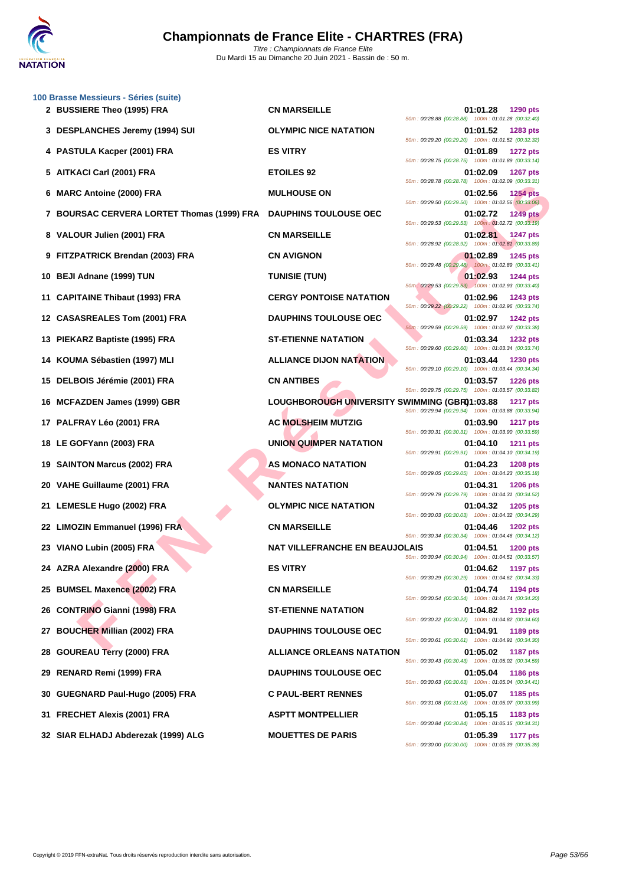# Championnats de France Elite - CHARTRES (FRA)

*Titre : Championnats de France Elite*
Du Mardi 15 au Dimanche 20 Juin 2021 - Bassin de : 50 m.

### 100 Brasse Messieurs - Séries (suite)

| Rang | Nom | Club | Temps | Points | Splits |
|---|---|---|---|---|---|
| 2 | BUSSIERE Theo (1995) FRA | CN MARSEILLE | 01:01.28 | 1290 pts | 50m : 00:28.88 (00:28.88) 100m : 01:01.28 (00:32.40) |
| 3 | DESPLANCHES Jeremy (1994) SUI | OLYMPIC NICE NATATION | 01:01.52 | 1283 pts | 50m : 00:29.20 (00:29.20) 100m : 01:01.52 (00:32.32) |
| 4 | PASTULA Kacper (2001) FRA | ES VITRY | 01:01.89 | 1272 pts | 50m : 00:28.75 (00:28.75) 100m : 01:01.89 (00:33.14) |
| 5 | AITKACI Carl (2001) FRA | ETOILES 92 | 01:02.09 | 1267 pts | 50m : 00:28.78 (00:28.78) 100m : 01:02.09 (00:33.31) |
| 6 | MARC Antoine (2000) FRA | MULHOUSE ON | 01:02.56 | 1254 pts | 50m : 00:29.50 (00:29.50) 100m : 01:02.56 (00:33.06) |
| 7 | BOURSAC CERVERA LORTET Thomas (1999) FRA | DAUPHINS TOULOUSE OEC | 01:02.72 | 1249 pts | 50m : 00:29.53 (00:29.53) 100m : 01:02.72 (00:33.19) |
| 8 | VALOUR Julien (2001) FRA | CN MARSEILLE | 01:02.81 | 1247 pts | 50m : 00:28.92 (00:28.92) 100m : 01:02.81 (00:33.89) |
| 9 | FITZPATRICK Brendan (2003) FRA | CN AVIGNON | 01:02.89 | 1245 pts | 50m : 00:29.48 (00:29.48) 100m : 01:02.89 (00:33.41) |
| 10 | BEJI Adnane (1999) TUN | TUNISIE (TUN) | 01:02.93 | 1244 pts | 50m : 00:29.53 (00:29.53) 100m : 01:02.93 (00:33.40) |
| 11 | CAPITAINE Thibaut (1993) FRA | CERGY PONTOISE NATATION | 01:02.96 | 1243 pts | 50m : 00:29.22 (00:29.22) 100m : 01:02.96 (00:33.74) |
| 12 | CASASREALES Tom (2001) FRA | DAUPHINS TOULOUSE OEC | 01:02.97 | 1242 pts | 50m : 00:29.59 (00:29.59) 100m : 01:02.97 (00:33.38) |
| 13 | PIEKARZ Baptiste (1995) FRA | ST-ETIENNE NATATION | 01:03.34 | 1232 pts | 50m : 00:29.60 (00:29.60) 100m : 01:03.34 (00:33.74) |
| 14 | KOUMA Sébastien (1997) MLI | ALLIANCE DIJON NATATION | 01:03.44 | 1230 pts | 50m : 00:29.10 (00:29.10) 100m : 01:03.44 (00:34.34) |
| 15 | DELBOIS Jérémie (2001) FRA | CN ANTIBES | 01:03.57 | 1226 pts | 50m : 00:29.75 (00:29.75) 100m : 01:03.57 (00:33.82) |
| 16 | MCFAZDEN James (1999) GBR | LOUGHBOROUGH UNIVERSITY SWIMMING (GBR) | 01:03.88 | 1217 pts | 50m : 00:29.94 (00:29.94) 100m : 01:03.88 (00:33.94) |
| 17 | PALFRAY Léo (2001) FRA | AC MOLSHEIM MUTZIG | 01:03.90 | 1217 pts | 50m : 00:30.31 (00:30.31) 100m : 01:03.90 (00:33.59) |
| 18 | LE GOFYann (2003) FRA | UNION QUIMPER NATATION | 01:04.10 | 1211 pts | 50m : 00:29.91 (00:29.91) 100m : 01:04.10 (00:34.19) |
| 19 | SAINTON Marcus (2002) FRA | AS MONACO NATATION | 01:04.23 | 1208 pts | 50m : 00:29.05 (00:29.05) 100m : 01:04.23 (00:35.18) |
| 20 | VAHE Guillaume (2001) FRA | NANTES NATATION | 01:04.31 | 1206 pts | 50m : 00:29.79 (00:29.79) 100m : 01:04.31 (00:34.52) |
| 21 | LEMESLE Hugo (2002) FRA | OLYMPIC NICE NATATION | 01:04.32 | 1205 pts | 50m : 00:30.03 (00:30.03) 100m : 01:04.32 (00:34.29) |
| 22 | LIMOZIN Emmanuel (1996) FRA | CN MARSEILLE | 01:04.46 | 1202 pts | 50m : 00:30.34 (00:30.34) 100m : 01:04.46 (00:34.12) |
| 23 | VIANO Lubin (2005) FRA | NAT VILLEFRANCHE EN BEAUJOLAIS | 01:04.51 | 1200 pts | 50m : 00:30.94 (00:30.94) 100m : 01:04.51 (00:33.57) |
| 24 | AZRA Alexandre (2000) FRA | ES VITRY | 01:04.62 | 1197 pts | 50m : 00:30.29 (00:30.29) 100m : 01:04.62 (00:34.33) |
| 25 | BUMSEL Maxence (2002) FRA | CN MARSEILLE | 01:04.74 | 1194 pts | 50m : 00:30.54 (00:30.54) 100m : 01:04.74 (00:34.20) |
| 26 | CONTRINO Gianni (1998) FRA | ST-ETIENNE NATATION | 01:04.82 | 1192 pts | 50m : 00:30.22 (00:30.22) 100m : 01:04.82 (00:34.60) |
| 27 | BOUCHER Millian (2002) FRA | DAUPHINS TOULOUSE OEC | 01:04.91 | 1189 pts | 50m : 00:30.61 (00:30.61) 100m : 01:04.91 (00:34.30) |
| 28 | GOUREAU Terry (2000) FRA | ALLIANCE ORLEANS NATATION | 01:05.02 | 1187 pts | 50m : 00:30.43 (00:30.43) 100m : 01:05.02 (00:34.59) |
| 29 | RENARD Remi (1999) FRA | DAUPHINS TOULOUSE OEC | 01:05.04 | 1186 pts | 50m : 00:30.63 (00:30.63) 100m : 01:05.04 (00:34.41) |
| 30 | GUEGNARD Paul-Hugo (2005) FRA | C PAUL-BERT RENNES | 01:05.07 | 1185 pts | 50m : 00:31.08 (00:31.08) 100m : 01:05.07 (00:33.99) |
| 31 | FRECHET Alexis (2001) FRA | ASPTT MONTPELLIER | 01:05.15 | 1183 pts | 50m : 00:30.84 (00:30.84) 100m : 01:05.15 (00:34.31) |
| 32 | SIAR ELHADJ Abderezak (1999) ALG | MOUETTES DE PARIS | 01:05.39 | 1177 pts | 50m : 00:30.00 (00:30.00) 100m : 01:05.39 (00:35.39) |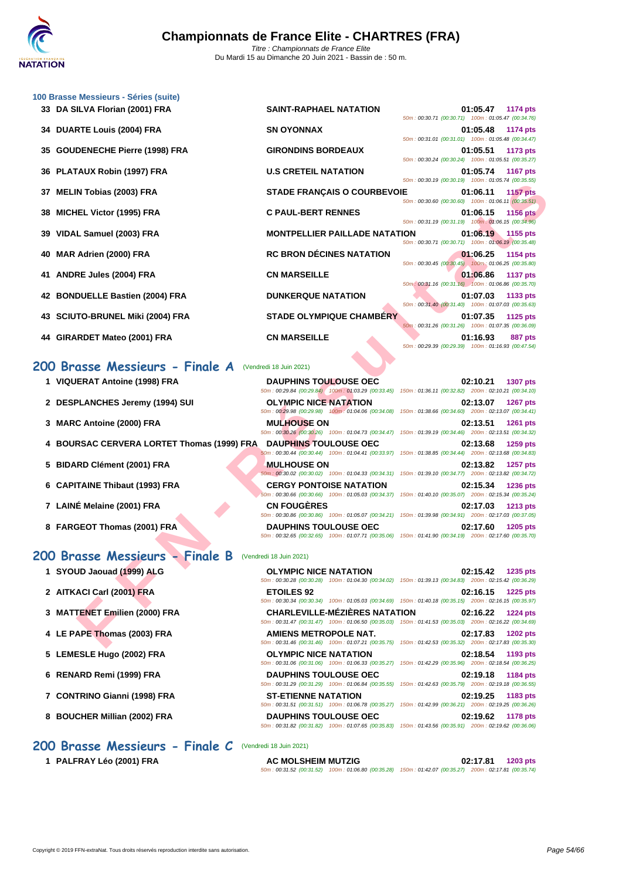### 100 Brasse Messieurs - Séries (suite)

| Rang | Nageur | Club | Temps | Points | Splits |
|---|---|---|---|---|---|
| 33 | DA SILVA Florian (2001) FRA | SAINT-RAPHAEL NATATION | 01:05.47 | 1174 pts | 50m : 00:30.71 (00:30.71) 100m : 01:05.47 (00:34.76) |
| 34 | DUARTE Louis (2004) FRA | SN OYONNAX | 01:05.48 | 1174 pts | 50m : 00:31.01 (00:31.01) 100m : 01:05.48 (00:34.47) |
| 35 | GOUDENECHE Pierre (1998) FRA | GIRONDINS BORDEAUX | 01:05.51 | 1173 pts | 50m : 00:30.24 (00:30.24) 100m : 01:05.51 (00:35.27) |
| 36 | PLATAUX Robin (1997) FRA | U.S CRETEIL NATATION | 01:05.74 | 1167 pts | 50m : 00:30.19 (00:30.19) 100m : 01:05.74 (00:35.55) |
| 37 | MELIN Tobias (2003) FRA | STADE FRANÇAIS O COURBEVOIE | 01:06.11 | 1157 pts | 50m : 00:30.60 (00:30.60) 100m : 01:06.11 (00:35.51) |
| 38 | MICHEL Victor (1995) FRA | C PAUL-BERT RENNES | 01:06.15 | 1156 pts | 50m : 00:31.19 (00:31.19) 100m : 01:06.15 (00:34.96) |
| 39 | VIDAL Samuel (2003) FRA | MONTPELLIER PAILLADE NATATION | 01:06.19 | 1155 pts | 50m : 00:30.71 (00:30.71) 100m : 01:06.19 (00:35.48) |
| 40 | MAR Adrien (2000) FRA | RC BRON DÉCINES NATATION | 01:06.25 | 1154 pts | 50m : 00:30.45 (00:30.45) 100m : 01:06.25 (00:35.80) |
| 41 | ANDRE Jules (2004) FRA | CN MARSEILLE | 01:06.86 | 1137 pts | 50m : 00:31.16 (00:31.16) 100m : 01:06.86 (00:35.70) |
| 42 | BONDUELLE Bastien (2004) FRA | DUNKERQUE NATATION | 01:07.03 | 1133 pts | 50m : 00:31.40 (00:31.40) 100m : 01:07.03 (00:35.63) |
| 43 | SCIUTO-BRUNEL Miki (2004) FRA | STADE OLYMPIQUE CHAMBÉRY | 01:07.35 | 1125 pts | 50m : 00:31.26 (00:31.26) 100m : 01:07.35 (00:36.09) |
| 44 | GIRARDET Mateo (2001) FRA | CN MARSEILLE | 01:16.93 | 887 pts | 50m : 00:29.39 (00:29.39) 100m : 01:16.93 (00:47.54) |

## 200 Brasse Messieurs - Finale A (Vendredi 18 Juin 2021)

| Rang | Nageur | Club | Temps | Points | Splits |
|---|---|---|---|---|---|
| 1 | VIQUERAT Antoine (1998) FRA | DAUPHINS TOULOUSE OEC | 02:10.21 | 1307 pts | 50m : 00:29.84 (00:29.84) 100m : 01:03.29 (00:33.45) 150m : 01:36.11 (00:32.82) 200m : 02:10.21 (00:34.10) |
| 2 | DESPLANCHES Jeremy (1994) SUI | OLYMPIC NICE NATATION | 02:13.07 | 1267 pts | 50m : 00:29.98 (00:29.98) 100m : 01:04.06 (00:34.08) 150m : 01:38.66 (00:34.60) 200m : 02:13.07 (00:34.41) |
| 3 | MARC Antoine (2000) FRA | MULHOUSE ON | 02:13.51 | 1261 pts | 50m : 00:30.26 (00:30.26) 100m : 01:04.73 (00:34.47) 150m : 01:39.19 (00:34.46) 200m : 02:13.51 (00:34.32) |
| 4 | BOURSAC CERVERA LORTET Thomas (1999) FRA | DAUPHINS TOULOUSE OEC | 02:13.68 | 1259 pts | 50m : 00:30.44 (00:30.44) 100m : 01:04.41 (00:33.97) 150m : 01:38.85 (00:34.44) 200m : 02:13.68 (00:34.83) |
| 5 | BIDARD Clément (2001) FRA | MULHOUSE ON | 02:13.82 | 1257 pts | 50m : 00:30.02 (00:30.02) 100m : 01:04.33 (00:34.31) 150m : 01:39.10 (00:34.77) 200m : 02:13.82 (00:34.72) |
| 6 | CAPITAINE Thibaut (1993) FRA | CERGY PONTOISE NATATION | 02:15.34 | 1236 pts | 50m : 00:30.66 (00:30.66) 100m : 01:05.03 (00:34.37) 150m : 01:40.10 (00:35.07) 200m : 02:15.34 (00:35.24) |
| 7 | LAINÉ Melaine (2001) FRA | CN FOUGÈRES | 02:17.03 | 1213 pts | 50m : 00:30.86 (00:30.86) 100m : 01:05.07 (00:34.21) 150m : 01:39.98 (00:34.91) 200m : 02:17.03 (00:37.05) |
| 8 | FARGEOT Thomas (2001) FRA | DAUPHINS TOULOUSE OEC | 02:17.60 | 1205 pts | 50m : 00:32.65 (00:32.65) 100m : 01:07.71 (00:35.06) 150m : 01:41.90 (00:34.19) 200m : 02:17.60 (00:35.70) |

## 200 Brasse Messieurs - Finale B (Vendredi 18 Juin 2021)

| Rang | Nageur | Club | Temps | Points | Splits |
|---|---|---|---|---|---|
| 1 | SYOUD Jaouad (1999) ALG | OLYMPIC NICE NATATION | 02:15.42 | 1235 pts | 50m : 00:30.28 (00:30.28) 100m : 01:04.30 (00:34.02) 150m : 01:39.13 (00:34.83) 200m : 02:15.42 (00:36.29) |
| 2 | AITKACI Carl (2001) FRA | ETOILES 92 | 02:16.15 | 1225 pts | 50m : 00:30.34 (00:30.34) 100m : 01:05.03 (00:34.69) 150m : 01:40.18 (00:35.15) 200m : 02:16.15 (00:35.97) |
| 3 | MATTENET Emilien (2000) FRA | CHARLEVILLE-MÉZIÈRES NATATION | 02:16.22 | 1224 pts | 50m : 00:31.47 (00:31.47) 100m : 01:06.50 (00:35.03) 150m : 01:41.53 (00:35.03) 200m : 02:16.22 (00:34.69) |
| 4 | LE PAPE Thomas (2003) FRA | AMIENS METROPOLE NAT. | 02:17.83 | 1202 pts | 50m : 00:31.46 (00:31.46) 100m : 01:07.21 (00:35.75) 150m : 01:42.53 (00:35.32) 200m : 02:17.83 (00:35.30) |
| 5 | LEMESLE Hugo (2002) FRA | OLYMPIC NICE NATATION | 02:18.54 | 1193 pts | 50m : 00:31.06 (00:31.06) 100m : 01:06.33 (00:35.27) 150m : 01:42.29 (00:35.96) 200m : 02:18.54 (00:36.25) |
| 6 | RENARD Remi (1999) FRA | DAUPHINS TOULOUSE OEC | 02:19.18 | 1184 pts | 50m : 00:31.29 (00:31.29) 100m : 01:06.84 (00:35.55) 150m : 01:42.63 (00:35.79) 200m : 02:19.18 (00:36.55) |
| 7 | CONTRINO Gianni (1998) FRA | ST-ETIENNE NATATION | 02:19.25 | 1183 pts | 50m : 00:31.51 (00:31.51) 100m : 01:06.78 (00:35.27) 150m : 01:42.99 (00:36.21) 200m : 02:19.25 (00:36.26) |
| 8 | BOUCHER Millian (2002) FRA | DAUPHINS TOULOUSE OEC | 02:19.62 | 1178 pts | 50m : 00:31.82 (00:31.82) 100m : 01:07.65 (00:35.83) 150m : 01:43.56 (00:35.91) 200m : 02:19.62 (00:36.06) |

## 200 Brasse Messieurs - Finale C (Vendredi 18 Juin 2021)

| Rang | Nageur | Club | Temps | Points | Splits |
|---|---|---|---|---|---|
| 1 | PALFRAY Léo (2001) FRA | AC MOLSHEIM MUTZIG | 02:17.81 | 1203 pts | 50m : 00:31.52 (00:31.52) 100m : 01:06.80 (00:35.28) 150m : 01:42.07 (00:35.27) 200m : 02:17.81 (00:35.74) |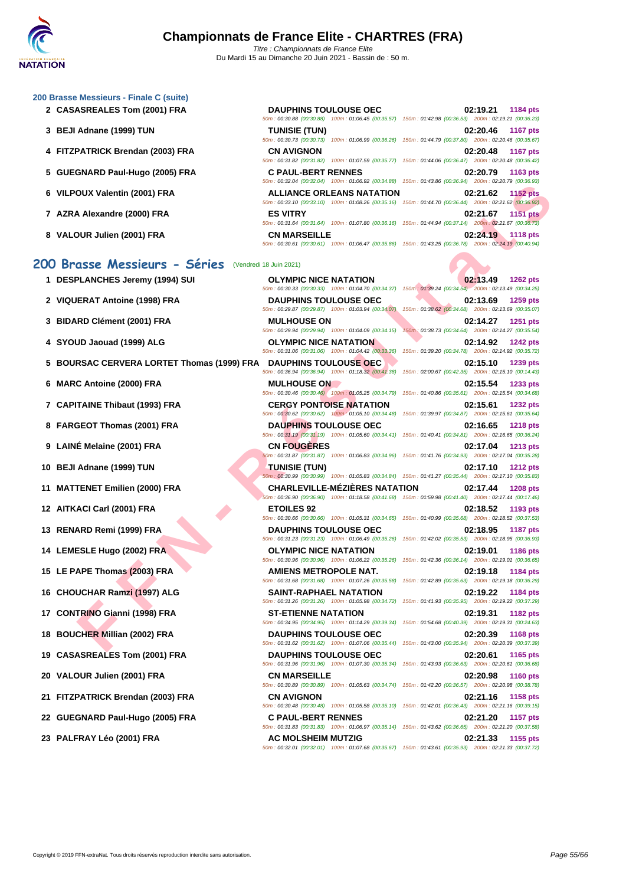# Championnats de France Elite - CHARTRES (FRA)

*Titre : Championnats de France Elite*
Du Mardi 15 au Dimanche 20 Juin 2021 - Bassin de : 50 m.

### 200 Brasse Messieurs - Finale C (suite)

| Rang | Nageur | Club | Temps | Points |
|---|---|---|---|---|
| 2 | CASASREALES Tom (2001) FRA | DAUPHINS TOULOUSE OEC | 02:19.21 | 1184 pts |
| | | 50m : 00:30.88 (00:30.88) 100m : 01:06.45 (00:35.57) 150m : 01:42.98 (00:36.53) 200m : 02:19.21 (00:36.23) | | |
| 3 | BEJI Adnane (1999) TUN | TUNISIE (TUN) | 02:20.46 | 1167 pts |
| | | 50m : 00:30.73 (00:30.73) 100m : 01:06.99 (00:36.26) 150m : 01:44.79 (00:37.80) 200m : 02:20.46 (00:35.67) | | |
| 4 | FITZPATRICK Brendan (2003) FRA | CN AVIGNON | 02:20.48 | 1167 pts |
| | | 50m : 00:31.82 (00:31.82) 100m : 01:07.59 (00:35.77) 150m : 01:44.06 (00:36.47) 200m : 02:20.48 (00:36.42) | | |
| 5 | GUEGNARD Paul-Hugo (2005) FRA | C PAUL-BERT RENNES | 02:20.79 | 1163 pts |
| | | 50m : 00:32.04 (00:32.04) 100m : 01:06.92 (00:34.88) 150m : 01:43.86 (00:36.94) 200m : 02:20.79 (00:36.93) | | |
| 6 | VILPOUX Valentin (2001) FRA | ALLIANCE ORLEANS NATATION | 02:21.62 | 1152 pts |
| | | 50m : 00:33.10 (00:33.10) 100m : 01:08.26 (00:35.16) 150m : 01:44.70 (00:36.44) 200m : 02:21.62 (00:36.92) | | |
| 7 | AZRA Alexandre (2000) FRA | ES VITRY | 02:21.67 | 1151 pts |
| | | 50m : 00:31.64 (00:31.64) 100m : 01:07.80 (00:36.16) 150m : 01:44.94 (00:37.14) 200m : 02:21.67 (00:36.73) | | |
| 8 | VALOUR Julien (2001) FRA | CN MARSEILLE | 02:24.19 | 1118 pts |
| | | 50m : 00:30.61 (00:30.61) 100m : 01:06.47 (00:35.86) 150m : 01:43.25 (00:36.78) 200m : 02:24.19 (00:40.94) | | |

## 200 Brasse Messieurs - Séries (Vendredi 18 Juin 2021)

| Rang | Nageur | Club | Temps | Points |
|---|---|---|---|---|
| 1 | DESPLANCHES Jeremy (1994) SUI | OLYMPIC NICE NATATION | 02:13.49 | 1262 pts |
| | | 50m : 00:30.33 (00:30.33) 100m : 01:04.70 (00:34.37) 150m : 01:39.24 (00:34.54) 200m : 02:13.49 (00:34.25) | | |
| 2 | VIQUERAT Antoine (1998) FRA | DAUPHINS TOULOUSE OEC | 02:13.69 | 1259 pts |
| | | 50m : 00:29.87 (00:29.87) 100m : 01:03.94 (00:34.07) 150m : 01:38.62 (00:34.68) 200m : 02:13.69 (00:35.07) | | |
| 3 | BIDARD Clément (2001) FRA | MULHOUSE ON | 02:14.27 | 1251 pts |
| | | 50m : 00:29.94 (00:29.94) 100m : 01:04.09 (00:34.15) 150m : 01:38.73 (00:34.64) 200m : 02:14.27 (00:35.54) | | |
| 4 | SYOUD Jaouad (1999) ALG | OLYMPIC NICE NATATION | 02:14.92 | 1242 pts |
| | | 50m : 00:31.06 (00:31.06) 100m : 01:04.42 (00:33.36) 150m : 01:39.20 (00:34.78) 200m : 02:14.92 (00:35.72) | | |
| 5 | BOURSAC CERVERA LORTET Thomas (1999) FRA | DAUPHINS TOULOUSE OEC | 02:15.10 | 1239 pts |
| | | 50m : 00:36.94 (00:36.94) 100m : 01:18.32 (00:41.38) 150m : 02:00.67 (00:42.35) 200m : 02:15.10 (00:14.43) | | |
| 6 | MARC Antoine (2000) FRA | MULHOUSE ON | 02:15.54 | 1233 pts |
| | | 50m : 00:30.46 (00:30.46) 100m : 01:05.25 (00:34.79) 150m : 01:40.86 (00:35.61) 200m : 02:15.54 (00:34.68) | | |
| 7 | CAPITAINE Thibaut (1993) FRA | CERGY PONTOISE NATATION | 02:15.61 | 1232 pts |
| | | 50m : 00:30.62 (00:30.62) 100m : 01:05.10 (00:34.48) 150m : 01:39.97 (00:34.87) 200m : 02:15.61 (00:35.64) | | |
| 8 | FARGEOT Thomas (2001) FRA | DAUPHINS TOULOUSE OEC | 02:16.65 | 1218 pts |
| | | 50m : 00:31.19 (00:31.19) 100m : 01:05.60 (00:34.41) 150m : 01:40.41 (00:34.81) 200m : 02:16.65 (00:36.24) | | |
| 9 | LAINÉ Melaine (2001) FRA | CN FOUGÈRES | 02:17.04 | 1213 pts |
| | | 50m : 00:31.87 (00:31.87) 100m : 01:06.83 (00:34.96) 150m : 01:41.76 (00:34.93) 200m : 02:17.04 (00:35.28) | | |
| 10 | BEJI Adnane (1999) TUN | TUNISIE (TUN) | 02:17.10 | 1212 pts |
| | | 50m : 00:30.99 (00:30.99) 100m : 01:05.83 (00:34.84) 150m : 01:41.27 (00:35.44) 200m : 02:17.10 (00:35.83) | | |
| 11 | MATTENET Emilien (2000) FRA | CHARLEVILLE-MÉZIÈRES NATATION | 02:17.44 | 1208 pts |
| | | 50m : 00:36.90 (00:36.90) 100m : 01:18.58 (00:41.68) 150m : 01:59.98 (00:41.40) 200m : 02:17.44 (00:17.46) | | |
| 12 | AITKACI Carl (2001) FRA | ETOILES 92 | 02:18.52 | 1193 pts |
| | | 50m : 00:30.66 (00:30.66) 100m : 01:05.31 (00:34.65) 150m : 01:40.99 (00:35.68) 200m : 02:18.52 (00:37.53) | | |
| 13 | RENARD Remi (1999) FRA | DAUPHINS TOULOUSE OEC | 02:18.95 | 1187 pts |
| | | 50m : 00:31.23 (00:31.23) 100m : 01:06.49 (00:35.26) 150m : 01:42.02 (00:35.53) 200m : 02:18.95 (00:36.93) | | |
| 14 | LEMESLE Hugo (2002) FRA | OLYMPIC NICE NATATION | 02:19.01 | 1186 pts |
| | | 50m : 00:30.96 (00:30.96) 100m : 01:06.22 (00:35.26) 150m : 01:42.36 (00:36.14) 200m : 02:19.01 (00:36.65) | | |
| 15 | LE PAPE Thomas (2003) FRA | AMIENS METROPOLE NAT. | 02:19.18 | 1184 pts |
| | | 50m : 00:31.68 (00:31.68) 100m : 01:07.26 (00:35.58) 150m : 01:42.89 (00:35.63) 200m : 02:19.18 (00:36.29) | | |
| 16 | CHOUCHAR Ramzi (1997) ALG | SAINT-RAPHAEL NATATION | 02:19.22 | 1184 pts |
| | | 50m : 00:31.26 (00:31.26) 100m : 01:05.98 (00:34.72) 150m : 01:41.93 (00:35.95) 200m : 02:19.22 (00:37.29) | | |
| 17 | CONTRINO Gianni (1998) FRA | ST-ETIENNE NATATION | 02:19.31 | 1182 pts |
| | | 50m : 00:34.95 (00:34.95) 100m : 01:14.29 (00:39.34) 150m : 01:54.68 (00:40.39) 200m : 02:19.31 (00:24.63) | | |
| 18 | BOUCHER Millian (2002) FRA | DAUPHINS TOULOUSE OEC | 02:20.39 | 1168 pts |
| | | 50m : 00:31.62 (00:31.62) 100m : 01:07.06 (00:35.44) 150m : 01:43.00 (00:35.94) 200m : 02:20.39 (00:37.39) | | |
| 19 | CASASREALES Tom (2001) FRA | DAUPHINS TOULOUSE OEC | 02:20.61 | 1165 pts |
| | | 50m : 00:31.96 (00:31.96) 100m : 01:07.30 (00:35.34) 150m : 01:43.93 (00:36.63) 200m : 02:20.61 (00:36.68) | | |
| 20 | VALOUR Julien (2001) FRA | CN MARSEILLE | 02:20.98 | 1160 pts |
| | | 50m : 00:30.89 (00:30.89) 100m : 01:05.63 (00:34.74) 150m : 01:42.20 (00:36.57) 200m : 02:20.98 (00:38.78) | | |
| 21 | FITZPATRICK Brendan (2003) FRA | CN AVIGNON | 02:21.16 | 1158 pts |
| | | 50m : 00:30.48 (00:30.48) 100m : 01:05.58 (00:35.10) 150m : 01:42.01 (00:36.43) 200m : 02:21.16 (00:39.15) | | |
| 22 | GUEGNARD Paul-Hugo (2005) FRA | C PAUL-BERT RENNES | 02:21.20 | 1157 pts |
| | | 50m : 00:31.83 (00:31.83) 100m : 01:06.97 (00:35.14) 150m : 01:43.62 (00:36.65) 200m : 02:21.20 (00:37.58) | | |
| 23 | PALFRAY Léo (2001) FRA | AC MOLSHEIM MUTZIG | 02:21.33 | 1155 pts |
| | | 50m : 00:32.01 (00:32.01) 100m : 01:07.68 (00:35.67) 150m : 01:43.61 (00:35.93) 200m : 02:21.33 (00:37.72) | | |

Copyright © 2019 FFN-extraNat. Tous droits réservés reproduction interdite sans autorisation.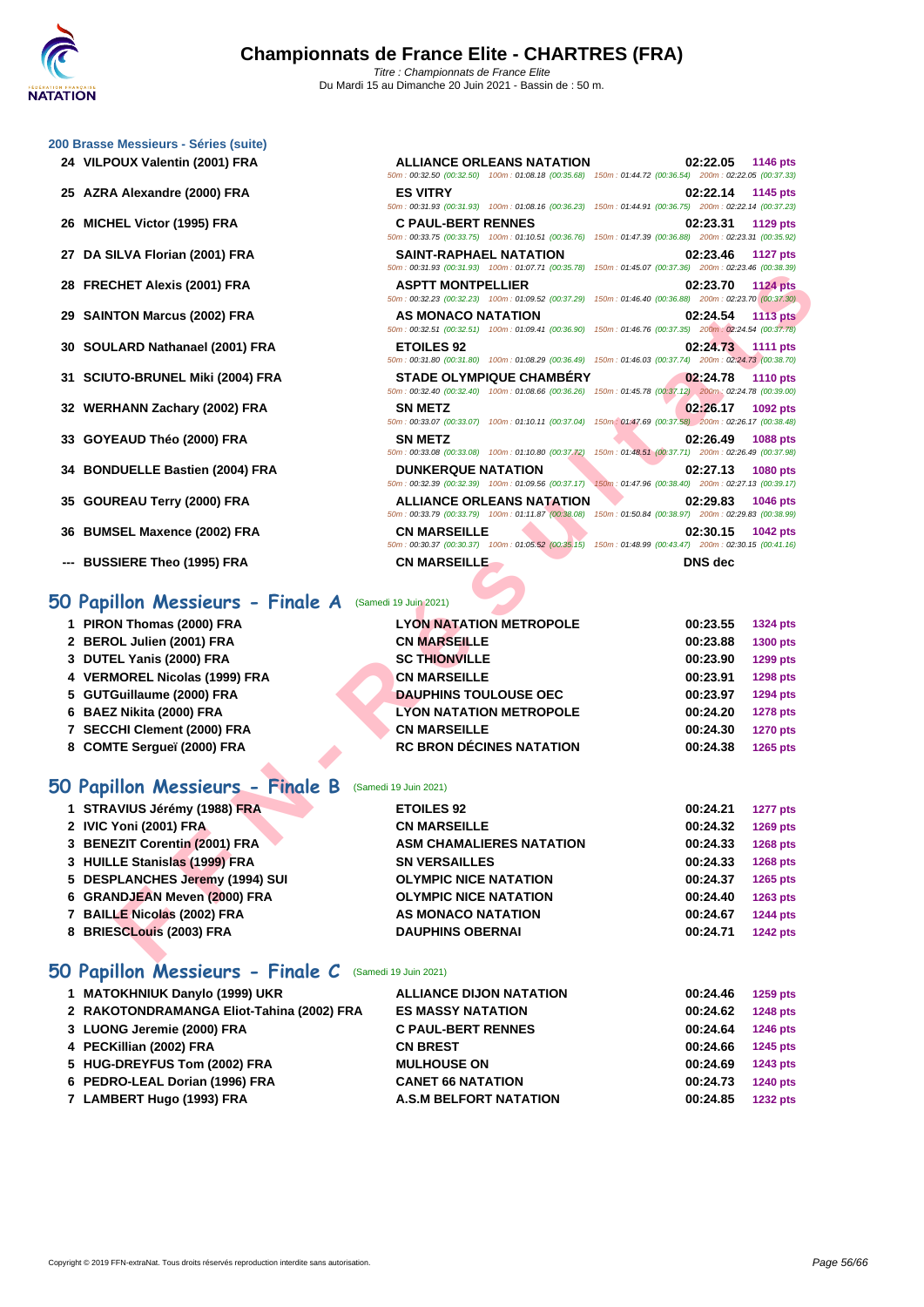# Championnats de France Elite - CHARTRES (FRA)

Titre : Championnats de France Elite
Du Mardi 15 au Dimanche 20 Juin 2021 - Bassin de : 50 m.

### 200 Brasse Messieurs - Séries (suite)

| Rang | Nom | Club | Temps | Points |
|---|---|---|---|---|
| 24 | VILPOUX Valentin (2001) FRA | ALLIANCE ORLEANS NATATION | 02:22.05 | 1146 pts |
| | | 50m : 00:32.50 (00:32.50) 100m : 01:08.18 (00:35.68) 150m : 01:44.72 (00:36.54) 200m : 02:22.05 (00:37.33) | | |
| 25 | AZRA Alexandre (2000) FRA | ES VITRY | 02:22.14 | 1145 pts |
| | | 50m : 00:31.93 (00:31.93) 100m : 01:08.16 (00:36.23) 150m : 01:44.91 (00:36.75) 200m : 02:22.14 (00:37.23) | | |
| 26 | MICHEL Victor (1995) FRA | C PAUL-BERT RENNES | 02:23.31 | 1129 pts |
| | | 50m : 00:33.75 (00:33.75) 100m : 01:10.51 (00:36.76) 150m : 01:47.39 (00:36.88) 200m : 02:23.31 (00:35.92) | | |
| 27 | DA SILVA Florian (2001) FRA | SAINT-RAPHAEL NATATION | 02:23.46 | 1127 pts |
| | | 50m : 00:31.93 (00:31.93) 100m : 01:07.71 (00:35.78) 150m : 01:45.07 (00:37.36) 200m : 02:23.46 (00:38.39) | | |
| 28 | FRECHET Alexis (2001) FRA | ASPTT MONTPELLIER | 02:23.70 | 1124 pts |
| | | 50m : 00:32.23 (00:32.23) 100m : 01:09.52 (00:37.29) 150m : 01:46.40 (00:36.88) 200m : 02:23.70 (00:37.30) | | |
| 29 | SAINTON Marcus (2002) FRA | AS MONACO NATATION | 02:24.54 | 1113 pts |
| | | 50m : 00:32.51 (00:32.51) 100m : 01:09.41 (00:36.90) 150m : 01:46.76 (00:37.35) 200m : 02:24.54 (00:37.78) | | |
| 30 | SOULARD Nathanael (2001) FRA | ETOILES 92 | 02:24.73 | 1111 pts |
| | | 50m : 00:31.80 (00:31.80) 100m : 01:08.29 (00:36.49) 150m : 01:46.03 (00:37.74) 200m : 02:24.73 (00:38.70) | | |
| 31 | SCIUTO-BRUNEL Miki (2004) FRA | STADE OLYMPIQUE CHAMBÉRY | 02:24.78 | 1110 pts |
| | | 50m : 00:32.40 (00:32.40) 100m : 01:08.66 (00:36.26) 150m : 01:45.78 (00:37.12) 200m : 02:24.78 (00:39.00) | | |
| 32 | WERHANN Zachary (2002) FRA | SN METZ | 02:26.17 | 1092 pts |
| | | 50m : 00:33.07 (00:33.07) 100m : 01:10.11 (00:37.04) 150m : 01:47.69 (00:37.58) 200m : 02:26.17 (00:38.48) | | |
| 33 | GOYEAUD Théo (2000) FRA | SN METZ | 02:26.49 | 1088 pts |
| | | 50m : 00:33.08 (00:33.08) 100m : 01:10.80 (00:37.72) 150m : 01:48.51 (00:37.71) 200m : 02:26.49 (00:37.98) | | |
| 34 | BONDUELLE Bastien (2004) FRA | DUNKERQUE NATATION | 02:27.13 | 1080 pts |
| | | 50m : 00:32.39 (00:32.39) 100m : 01:09.56 (00:37.17) 150m : 01:47.96 (00:38.40) 200m : 02:27.13 (00:39.17) | | |
| 35 | GOUREAU Terry (2000) FRA | ALLIANCE ORLEANS NATATION | 02:29.83 | 1046 pts |
| | | 50m : 00:33.79 (00:33.79) 100m : 01:11.87 (00:38.08) 150m : 01:50.84 (00:38.97) 200m : 02:29.83 (00:38.99) | | |
| 36 | BUMSEL Maxence (2002) FRA | CN MARSEILLE | 02:30.15 | 1042 pts |
| | | 50m : 00:30.37 (00:30.37) 100m : 01:05.52 (00:35.15) 150m : 01:48.99 (00:43.47) 200m : 02:30.15 (00:41.16) | | |
| --- | BUSSIERE Theo (1995) FRA | CN MARSEILLE | DNS dec | |

## 50 Papillon Messieurs - Finale A (Samedi 19 Juin 2021)

| Rang | Nom | Club | Temps | Points |
|---|---|---|---|---|
| 1 | PIRON Thomas (2000) FRA | LYON NATATION METROPOLE | 00:23.55 | 1324 pts |
| 2 | BEROL Julien (2001) FRA | CN MARSEILLE | 00:23.88 | 1300 pts |
| 3 | DUTEL Yanis (2000) FRA | SC THIONVILLE | 00:23.90 | 1299 pts |
| 4 | VERMOREL Nicolas (1999) FRA | CN MARSEILLE | 00:23.91 | 1298 pts |
| 5 | GUTGuillaume (2000) FRA | DAUPHINS TOULOUSE OEC | 00:23.97 | 1294 pts |
| 6 | BAEZ Nikita (2000) FRA | LYON NATATION METROPOLE | 00:24.20 | 1278 pts |
| 7 | SECCHI Clement (2000) FRA | CN MARSEILLE | 00:24.30 | 1270 pts |
| 8 | COMTE Sergueï (2000) FRA | RC BRON DÉCINES NATATION | 00:24.38 | 1265 pts |

## 50 Papillon Messieurs - Finale B (Samedi 19 Juin 2021)

| Rang | Nom | Club | Temps | Points |
|---|---|---|---|---|
| 1 | STRAVIUS Jérémy (1988) FRA | ETOILES 92 | 00:24.21 | 1277 pts |
| 2 | IVIC Yoni (2001) FRA | CN MARSEILLE | 00:24.32 | 1269 pts |
| 3 | BENEZIT Corentin (2001) FRA | ASM CHAMALIERES NATATION | 00:24.33 | 1268 pts |
| 3 | HUILLE Stanislas (1999) FRA | SN VERSAILLES | 00:24.33 | 1268 pts |
| 5 | DESPLANCHES Jeremy (1994) SUI | OLYMPIC NICE NATATION | 00:24.37 | 1265 pts |
| 6 | GRANDJEAN Meven (2000) FRA | OLYMPIC NICE NATATION | 00:24.40 | 1263 pts |
| 7 | BAILLE Nicolas (2002) FRA | AS MONACO NATATION | 00:24.67 | 1244 pts |
| 8 | BRIESCLouis (2003) FRA | DAUPHINS OBERNAI | 00:24.71 | 1242 pts |

## 50 Papillon Messieurs - Finale C (Samedi 19 Juin 2021)

| Rang | Nom | Club | Temps | Points |
|---|---|---|---|---|
| 1 | MATOKHNIUK Danylo (1999) UKR | ALLIANCE DIJON NATATION | 00:24.46 | 1259 pts |
| 2 | RAKOTONDRAMANGA Eliot-Tahina (2002) FRA | ES MASSY NATATION | 00:24.62 | 1248 pts |
| 3 | LUONG Jeremie (2000) FRA | C PAUL-BERT RENNES | 00:24.64 | 1246 pts |
| 4 | PECKillian (2002) FRA | CN BREST | 00:24.66 | 1245 pts |
| 5 | HUG-DREYFUS Tom (2002) FRA | MULHOUSE ON | 00:24.69 | 1243 pts |
| 6 | PEDRO-LEAL Dorian (1996) FRA | CANET 66 NATATION | 00:24.73 | 1240 pts |
| 7 | LAMBERT Hugo (1993) FRA | A.S.M BELFORT NATATION | 00:24.85 | 1232 pts |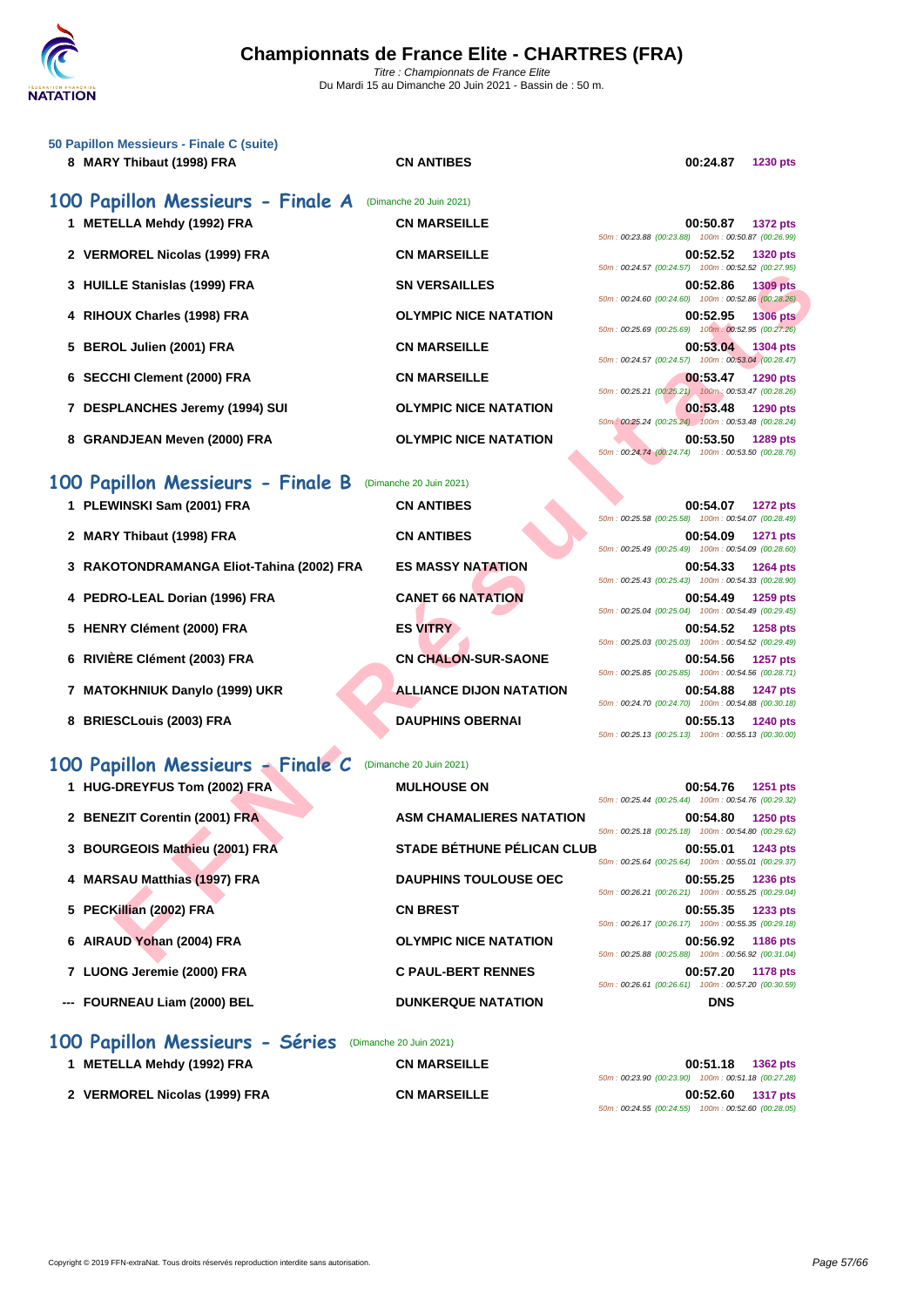### 50 Papillon Messieurs - Finale C (suite)

| Place | Nom | Club | Temps | Points |
|---|---|---|---|---|
| 8 | MARY Thibaut (1998) FRA | CN ANTIBES | 00:24.87 | 1230 pts |

## 100 Papillon Messieurs - Finale A (Dimanche 20 Juin 2021)

| Place | Nom | Club | Temps | Points | Splits |
|---|---|---|---|---|---|
| 1 | METELLA Mehdy (1992) FRA | CN MARSEILLE | 00:50.87 | 1372 pts | 50m : 00:23.88 (00:23.88) 100m : 00:50.87 (00:26.99) |
| 2 | VERMOREL Nicolas (1999) FRA | CN MARSEILLE | 00:52.52 | 1320 pts | 50m : 00:24.57 (00:24.57) 100m : 00:52.52 (00:27.95) |
| 3 | HUILLE Stanislas (1999) FRA | SN VERSAILLES | 00:52.86 | 1309 pts | 50m : 00:24.60 (00:24.60) 100m : 00:52.86 (00:28.26) |
| 4 | RIHOUX Charles (1998) FRA | OLYMPIC NICE NATATION | 00:52.95 | 1306 pts | 50m : 00:25.69 (00:25.69) 100m : 00:52.95 (00:27.26) |
| 5 | BEROL Julien (2001) FRA | CN MARSEILLE | 00:53.04 | 1304 pts | 50m : 00:24.57 (00:24.57) 100m : 00:53.04 (00:28.47) |
| 6 | SECCHI Clement (2000) FRA | CN MARSEILLE | 00:53.47 | 1290 pts | 50m : 00:25.21 (00:25.21) 100m : 00:53.47 (00:28.26) |
| 7 | DESPLANCHES Jeremy (1994) SUI | OLYMPIC NICE NATATION | 00:53.48 | 1290 pts | 50m : 00:25.24 (00:25.24) 100m : 00:53.48 (00:28.24) |
| 8 | GRANDJEAN Meven (2000) FRA | OLYMPIC NICE NATATION | 00:53.50 | 1289 pts | 50m : 00:24.74 (00:24.74) 100m : 00:53.50 (00:28.76) |

## 100 Papillon Messieurs - Finale B (Dimanche 20 Juin 2021)

| Place | Nom | Club | Temps | Points | Splits |
|---|---|---|---|---|---|
| 1 | PLEWINSKI Sam (2001) FRA | CN ANTIBES | 00:54.07 | 1272 pts | 50m : 00:25.58 (00:25.58) 100m : 00:54.07 (00:28.49) |
| 2 | MARY Thibaut (1998) FRA | CN ANTIBES | 00:54.09 | 1271 pts | 50m : 00:25.49 (00:25.49) 100m : 00:54.09 (00:28.60) |
| 3 | RAKOTONDRAMANGA Eliot-Tahina (2002) FRA | ES MASSY NATATION | 00:54.33 | 1264 pts | 50m : 00:25.43 (00:25.43) 100m : 00:54.33 (00:28.90) |
| 4 | PEDRO-LEAL Dorian (1996) FRA | CANET 66 NATATION | 00:54.49 | 1259 pts | 50m : 00:25.04 (00:25.04) 100m : 00:54.49 (00:29.45) |
| 5 | HENRY Clément (2000) FRA | ES VITRY | 00:54.52 | 1258 pts | 50m : 00:25.03 (00:25.03) 100m : 00:54.52 (00:29.49) |
| 6 | RIVIÈRE Clément (2003) FRA | CN CHALON-SUR-SAONE | 00:54.56 | 1257 pts | 50m : 00:25.85 (00:25.85) 100m : 00:54.56 (00:28.71) |
| 7 | MATOKHNIUK Danylo (1999) UKR | ALLIANCE DIJON NATATION | 00:54.88 | 1247 pts | 50m : 00:24.70 (00:24.70) 100m : 00:54.88 (00:30.18) |
| 8 | BRIESCLouis (2003) FRA | DAUPHINS OBERNAI | 00:55.13 | 1240 pts | 50m : 00:25.13 (00:25.13) 100m : 00:55.13 (00:30.00) |

## 100 Papillon Messieurs - Finale C (Dimanche 20 Juin 2021)

| Place | Nom | Club | Temps | Points | Splits |
|---|---|---|---|---|---|
| 1 | HUG-DREYFUS Tom (2002) FRA | MULHOUSE ON | 00:54.76 | 1251 pts | 50m : 00:25.44 (00:25.44) 100m : 00:54.76 (00:29.32) |
| 2 | BENEZIT Corentin (2001) FRA | ASM CHAMALIERES NATATION | 00:54.80 | 1250 pts | 50m : 00:25.18 (00:25.18) 100m : 00:54.80 (00:29.62) |
| 3 | BOURGEOIS Mathieu (2001) FRA | STADE BÉTHUNE PÉLICAN CLUB | 00:55.01 | 1243 pts | 50m : 00:25.64 (00:25.64) 100m : 00:55.01 (00:29.37) |
| 4 | MARSAU Matthias (1997) FRA | DAUPHINS TOULOUSE OEC | 00:55.25 | 1236 pts | 50m : 00:26.21 (00:26.21) 100m : 00:55.25 (00:29.04) |
| 5 | PECKillian (2002) FRA | CN BREST | 00:55.35 | 1233 pts | 50m : 00:26.17 (00:26.17) 100m : 00:55.35 (00:29.18) |
| 6 | AIRAUD Yohan (2004) FRA | OLYMPIC NICE NATATION | 00:56.92 | 1186 pts | 50m : 00:25.88 (00:25.88) 100m : 00:56.92 (00:31.04) |
| 7 | LUONG Jeremie (2000) FRA | C PAUL-BERT RENNES | 00:57.20 | 1178 pts | 50m : 00:26.61 (00:26.61) 100m : 00:57.20 (00:30.59) |
| --- | FOURNEAU Liam (2000) BEL | DUNKERQUE NATATION | DNS | | |

## 100 Papillon Messieurs - Séries (Dimanche 20 Juin 2021)

| Place | Nom | Club | Temps | Points | Splits |
|---|---|---|---|---|---|
| 1 | METELLA Mehdy (1992) FRA | CN MARSEILLE | 00:51.18 | 1362 pts | 50m : 00:23.90 (00:23.90) 100m : 00:51.18 (00:27.28) |
| 2 | VERMOREL Nicolas (1999) FRA | CN MARSEILLE | 00:52.60 | 1317 pts | 50m : 00:24.55 (00:24.55) 100m : 00:52.60 (00:28.05) |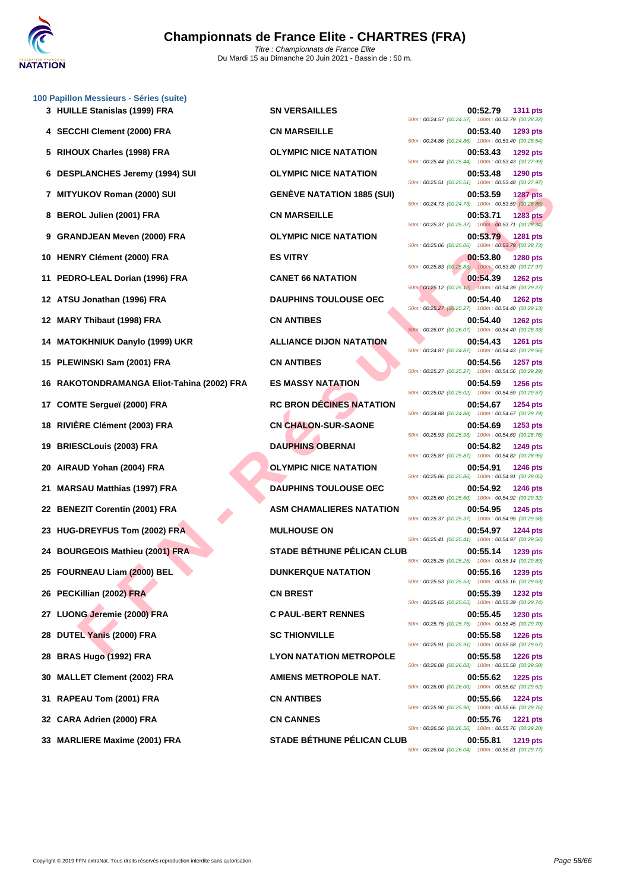# Championnats de France Elite - CHARTRES (FRA)

*Titre : Championnats de France Elite*
Du Mardi 15 au Dimanche 20 Juin 2021 - Bassin de : 50 m.

## 100 Papillon Messieurs - Séries (suite)

| Rang | Nom | Club | Temps | Points | Splits |
|---|---|---|---|---|---|
| 3 | HUILLE Stanislas (1999) FRA | SN VERSAILLES | 00:52.79 | 1311 pts | 50m : 00:24.57 (00:24.57) 100m : 00:52.79 (00:28.22) |
| 4 | SECCHI Clement (2000) FRA | CN MARSEILLE | 00:53.40 | 1293 pts | 50m : 00:24.86 (00:24.86) 100m : 00:53.40 (00:28.54) |
| 5 | RIHOUX Charles (1998) FRA | OLYMPIC NICE NATATION | 00:53.43 | 1292 pts | 50m : 00:25.44 (00:25.44) 100m : 00:53.43 (00:27.99) |
| 6 | DESPLANCHES Jeremy (1994) SUI | OLYMPIC NICE NATATION | 00:53.48 | 1290 pts | 50m : 00:25.51 (00:25.51) 100m : 00:53.48 (00:27.97) |
| 7 | MITYUKOV Roman (2000) SUI | GENÈVE NATATION 1885 (SUI) | 00:53.59 | 1287 pts | 50m : 00:24.73 (00:24.73) 100m : 00:53.59 (00:28.86) |
| 8 | BEROL Julien (2001) FRA | CN MARSEILLE | 00:53.71 | 1283 pts | 50m : 00:25.37 (00:25.37) 100m : 00:53.71 (00:28.34) |
| 9 | GRANDJEAN Meven (2000) FRA | OLYMPIC NICE NATATION | 00:53.79 | 1281 pts | 50m : 00:25.06 (00:25.06) 100m : 00:53.79 (00:28.73) |
| 10 | HENRY Clément (2000) FRA | ES VITRY | 00:53.80 | 1280 pts | 50m : 00:25.83 (00:25.83) 100m : 00:53.80 (00:27.97) |
| 11 | PEDRO-LEAL Dorian (1996) FRA | CANET 66 NATATION | 00:54.39 | 1262 pts | 50m : 00:25.12 (00:25.12) 100m : 00:54.39 (00:29.27) |
| 12 | ATSU Jonathan (1996) FRA | DAUPHINS TOULOUSE OEC | 00:54.40 | 1262 pts | 50m : 00:25.27 (00:25.27) 100m : 00:54.40 (00:29.13) |
| 12 | MARY Thibaut (1998) FRA | CN ANTIBES | 00:54.40 | 1262 pts | 50m : 00:26.07 (00:26.07) 100m : 00:54.40 (00:28.33) |
| 14 | MATOKHNIUK Danylo (1999) UKR | ALLIANCE DIJON NATATION | 00:54.43 | 1261 pts | 50m : 00:24.87 (00:24.87) 100m : 00:54.43 (00:29.56) |
| 15 | PLEWINSKI Sam (2001) FRA | CN ANTIBES | 00:54.56 | 1257 pts | 50m : 00:25.27 (00:25.27) 100m : 00:54.56 (00:29.29) |
| 16 | RAKOTONDRAMANGA Eliot-Tahina (2002) FRA | ES MASSY NATATION | 00:54.59 | 1256 pts | 50m : 00:25.02 (00:25.02) 100m : 00:54.59 (00:29.57) |
| 17 | COMTE Sergueï (2000) FRA | RC BRON DÉCINES NATATION | 00:54.67 | 1254 pts | 50m : 00:24.88 (00:24.88) 100m : 00:54.67 (00:29.79) |
| 18 | RIVIÈRE Clément (2003) FRA | CN CHALON-SUR-SAONE | 00:54.69 | 1253 pts | 50m : 00:25.93 (00:25.93) 100m : 00:54.69 (00:28.76) |
| 19 | BRIESCLouis (2003) FRA | DAUPHINS OBERNAI | 00:54.82 | 1249 pts | 50m : 00:25.87 (00:25.87) 100m : 00:54.82 (00:28.95) |
| 20 | AIRAUD Yohan (2004) FRA | OLYMPIC NICE NATATION | 00:54.91 | 1246 pts | 50m : 00:25.86 (00:25.86) 100m : 00:54.91 (00:29.05) |
| 21 | MARSAU Matthias (1997) FRA | DAUPHINS TOULOUSE OEC | 00:54.92 | 1246 pts | 50m : 00:25.60 (00:25.60) 100m : 00:54.92 (00:29.32) |
| 22 | BENEZIT Corentin (2001) FRA | ASM CHAMALIERES NATATION | 00:54.95 | 1245 pts | 50m : 00:25.37 (00:25.37) 100m : 00:54.95 (00:29.58) |
| 23 | HUG-DREYFUS Tom (2002) FRA | MULHOUSE ON | 00:54.97 | 1244 pts | 50m : 00:25.41 (00:25.41) 100m : 00:54.97 (00:29.56) |
| 24 | BOURGEOIS Mathieu (2001) FRA | STADE BÉTHUNE PÉLICAN CLUB | 00:55.14 | 1239 pts | 50m : 00:25.25 (00:25.25) 100m : 00:55.14 (00:29.89) |
| 25 | FOURNEAU Liam (2000) BEL | DUNKERQUE NATATION | 00:55.16 | 1239 pts | 50m : 00:25.53 (00:25.53) 100m : 00:55.16 (00:29.63) |
| 26 | PECKillian (2002) FRA | CN BREST | 00:55.39 | 1232 pts | 50m : 00:25.65 (00:25.65) 100m : 00:55.39 (00:29.74) |
| 27 | LUONG Jeremie (2000) FRA | C PAUL-BERT RENNES | 00:55.45 | 1230 pts | 50m : 00:25.75 (00:25.75) 100m : 00:55.45 (00:29.70) |
| 28 | DUTEL Yanis (2000) FRA | SC THIONVILLE | 00:55.58 | 1226 pts | 50m : 00:25.91 (00:25.91) 100m : 00:55.58 (00:29.67) |
| 28 | BRAS Hugo (1992) FRA | LYON NATATION METROPOLE | 00:55.58 | 1226 pts | 50m : 00:26.08 (00:26.08) 100m : 00:55.58 (00:29.50) |
| 30 | MALLET Clement (2002) FRA | AMIENS METROPOLE NAT. | 00:55.62 | 1225 pts | 50m : 00:26.00 (00:26.00) 100m : 00:55.62 (00:29.62) |
| 31 | RAPEAU Tom (2001) FRA | CN ANTIBES | 00:55.66 | 1224 pts | 50m : 00:25.90 (00:25.90) 100m : 00:55.66 (00:29.76) |
| 32 | CARA Adrien (2000) FRA | CN CANNES | 00:55.76 | 1221 pts | 50m : 00:26.56 (00:26.56) 100m : 00:55.76 (00:29.20) |
| 33 | MARLIERE Maxime (2001) FRA | STADE BÉTHUNE PÉLICAN CLUB | 00:55.81 | 1219 pts | 50m : 00:26.04 (00:26.04) 100m : 00:55.81 (00:29.77) |

Copyright © 2019 FFN-extraNat. Tous droits réservés reproduction interdite sans autorisation.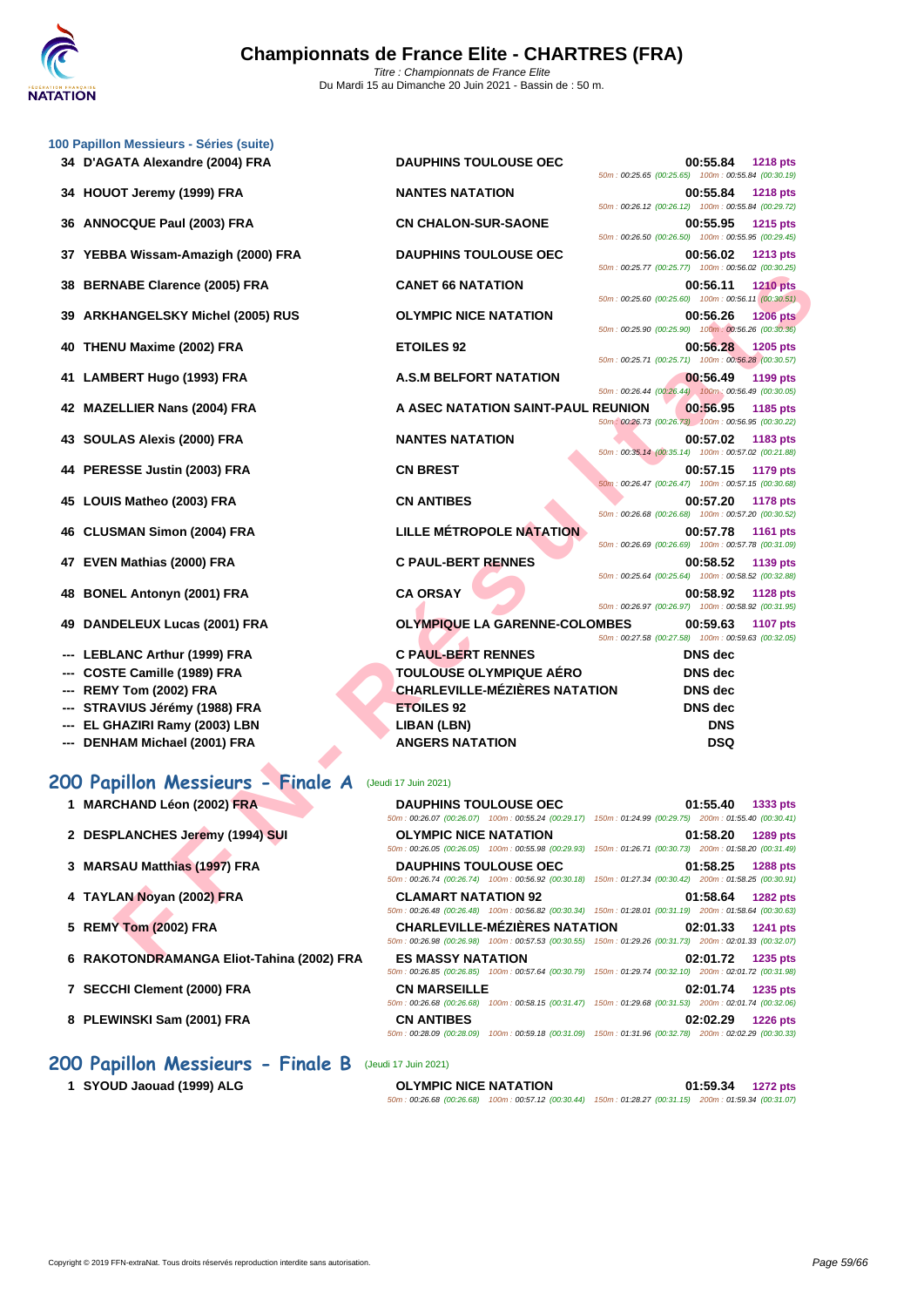### 100 Papillon Messieurs - Séries (suite)

| Rang | Nom | Club | Temps | Points |
|---|---|---|---|---|
| 34 | D'AGATA Alexandre (2004) FRA | DAUPHINS TOULOUSE OEC | 00:55.84 | 1218 pts |
| | | | 50m : 00:25.65 (00:25.65) 100m : 00:55.84 (00:30.19) | |
| 34 | HOUOT Jeremy (1999) FRA | NANTES NATATION | 00:55.84 | 1218 pts |
| | | | 50m : 00:26.12 (00:26.12) 100m : 00:55.84 (00:29.72) | |
| 36 | ANNOCQUE Paul (2003) FRA | CN CHALON-SUR-SAONE | 00:55.95 | 1215 pts |
| | | | 50m : 00:26.50 (00:26.50) 100m : 00:55.95 (00:29.45) | |
| 37 | YEBBA Wissam-Amazigh (2000) FRA | DAUPHINS TOULOUSE OEC | 00:56.02 | 1213 pts |
| | | | 50m : 00:25.77 (00:25.77) 100m : 00:56.02 (00:30.25) | |
| 38 | BERNABE Clarence (2005) FRA | CANET 66 NATATION | 00:56.11 | 1210 pts |
| | | | 50m : 00:25.60 (00:25.60) 100m : 00:56.11 (00:30.51) | |
| 39 | ARKHANGELSKY Michel (2005) RUS | OLYMPIC NICE NATATION | 00:56.26 | 1206 pts |
| | | | 50m : 00:25.90 (00:25.90) 100m : 00:56.26 (00:30.36) | |
| 40 | THENU Maxime (2002) FRA | ETOILES 92 | 00:56.28 | 1205 pts |
| | | | 50m : 00:25.71 (00:25.71) 100m : 00:56.28 (00:30.57) | |
| 41 | LAMBERT Hugo (1993) FRA | A.S.M BELFORT NATATION | 00:56.49 | 1199 pts |
| | | | 50m : 00:26.44 (00:26.44) 100m : 00:56.49 (00:30.05) | |
| 42 | MAZELLIER Nans (2004) FRA | A ASEC NATATION SAINT-PAUL REUNION | 00:56.95 | 1185 pts |
| | | | 50m : 00:26.73 (00:26.73) 100m : 00:56.95 (00:30.22) | |
| 43 | SOULAS Alexis (2000) FRA | NANTES NATATION | 00:57.02 | 1183 pts |
| | | | 50m : 00:35.14 (00:35.14) 100m : 00:57.02 (00:21.88) | |
| 44 | PERESSE Justin (2003) FRA | CN BREST | 00:57.15 | 1179 pts |
| | | | 50m : 00:26.47 (00:26.47) 100m : 00:57.15 (00:30.68) | |
| 45 | LOUIS Matheo (2003) FRA | CN ANTIBES | 00:57.20 | 1178 pts |
| | | | 50m : 00:26.68 (00:26.68) 100m : 00:57.20 (00:30.52) | |
| 46 | CLUSMAN Simon (2004) FRA | LILLE MÉTROPOLE NATATION | 00:57.78 | 1161 pts |
| | | | 50m : 00:26.69 (00:26.69) 100m : 00:57.78 (00:31.09) | |
| 47 | EVEN Mathias (2000) FRA | C PAUL-BERT RENNES | 00:58.52 | 1139 pts |
| | | | 50m : 00:25.64 (00:25.64) 100m : 00:58.52 (00:32.88) | |
| 48 | BONEL Antonyn (2001) FRA | CA ORSAY | 00:58.92 | 1128 pts |
| | | | 50m : 00:26.97 (00:26.97) 100m : 00:58.92 (00:31.95) | |
| 49 | DANDELEUX Lucas (2001) FRA | OLYMPIQUE LA GARENNE-COLOMBES | 00:59.63 | 1107 pts |
| | | | 50m : 00:27.58 (00:27.58) 100m : 00:59.63 (00:32.05) | |
| --- | LEBLANC Arthur (1999) FRA | C PAUL-BERT RENNES | DNS dec | |
| --- | COSTE Camille (1989) FRA | TOULOUSE OLYMPIQUE AÉRO | DNS dec | |
| --- | REMY Tom (2002) FRA | CHARLEVILLE-MÉZIÈRES NATATION | DNS dec | |
| --- | STRAVIUS Jérémy (1988) FRA | ETOILES 92 | DNS dec | |
| --- | EL GHAZIRI Ramy (2003) LBN | LIBAN (LBN) | DNS | |
| --- | DENHAM Michael (2001) FRA | ANGERS NATATION | DSQ | |

## 200 Papillon Messieurs - Finale A (Jeudi 17 Juin 2021)

| Rang | Nom | Club | Temps | Points |
|---|---|---|---|---|
| 1 | MARCHAND Léon (2002) FRA | DAUPHINS TOULOUSE OEC | 01:55.40 | 1333 pts |
| | | 50m : 00:26.07 (00:26.07) 100m : 00:55.24 (00:29.17) 150m : 01:24.99 (00:29.75) 200m : 01:55.40 (00:30.41) | | |
| 2 | DESPLANCHES Jeremy (1994) SUI | OLYMPIC NICE NATATION | 01:58.20 | 1289 pts |
| | | 50m : 00:26.05 (00:26.05) 100m : 00:55.98 (00:29.93) 150m : 01:26.71 (00:30.73) 200m : 01:58.20 (00:31.49) | | |
| 3 | MARSAU Matthias (1997) FRA | DAUPHINS TOULOUSE OEC | 01:58.25 | 1288 pts |
| | | 50m : 00:26.74 (00:26.74) 100m : 00:56.92 (00:30.18) 150m : 01:27.34 (00:30.42) 200m : 01:58.25 (00:30.91) | | |
| 4 | TAYLAN Noyan (2002) FRA | CLAMART NATATION 92 | 01:58.64 | 1282 pts |
| | | 50m : 00:26.48 (00:26.48) 100m : 00:56.82 (00:30.34) 150m : 01:28.01 (00:31.19) 200m : 01:58.64 (00:30.63) | | |
| 5 | REMY Tom (2002) FRA | CHARLEVILLE-MÉZIÈRES NATATION | 02:01.33 | 1241 pts |
| | | 50m : 00:26.98 (00:26.98) 100m : 00:57.53 (00:30.55) 150m : 01:29.26 (00:31.73) 200m : 02:01.33 (00:32.07) | | |
| 6 | RAKOTONDRAMANGA Eliot-Tahina (2002) FRA | ES MASSY NATATION | 02:01.72 | 1235 pts |
| | | 50m : 00:26.85 (00:26.85) 100m : 00:57.64 (00:30.79) 150m : 01:29.74 (00:32.10) 200m : 02:01.72 (00:31.98) | | |
| 7 | SECCHI Clement (2000) FRA | CN MARSEILLE | 02:01.74 | 1235 pts |
| | | 50m : 00:26.68 (00:26.68) 100m : 00:58.15 (00:31.47) 150m : 01:29.68 (00:31.53) 200m : 02:01.74 (00:32.06) | | |
| 8 | PLEWINSKI Sam (2001) FRA | CN ANTIBES | 02:02.29 | 1226 pts |
| | | 50m : 00:28.09 (00:28.09) 100m : 00:59.18 (00:31.09) 150m : 01:31.96 (00:32.78) 200m : 02:02.29 (00:30.33) | | |

## 200 Papillon Messieurs - Finale B (Jeudi 17 Juin 2021)

| Rang | Nom | Club | Temps | Points |
|---|---|---|---|---|
| 1 | SYOUD Jaouad (1999) ALG | OLYMPIC NICE NATATION | 01:59.34 | 1272 pts |
| | | 50m : 00:26.68 (00:26.68) 100m : 00:57.12 (00:30.44) 150m : 01:28.27 (00:31.15) 200m : 01:59.34 (00:31.07) | | |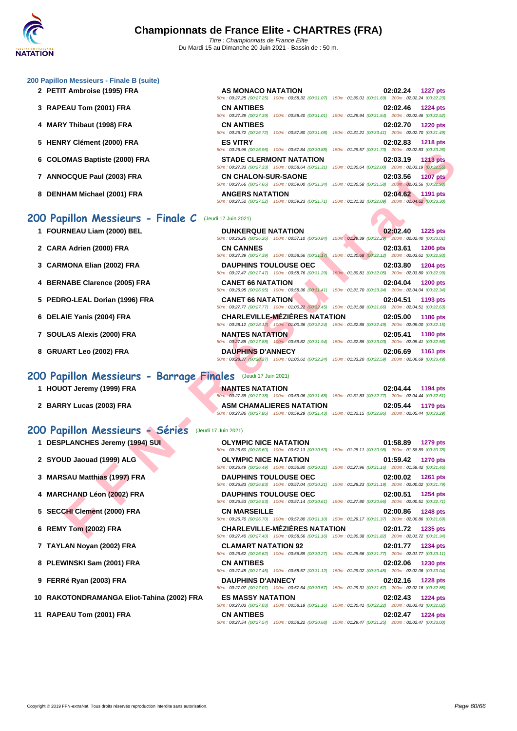### 200 Papillon Messieurs - Finale B (suite)

| Rang | Nageur | Club | Temps | Points |
|---|---|---|---|---|
| 2 | PETIT Ambroise (1995) FRA | AS MONACO NATATION | 02:02.24 | 1227 pts |
| | | 50m : 00:27.25 (00:27.25) 100m : 00:58.32 (00:31.07) 150m : 01:30.01 (00:31.69) 200m : 02:02.24 (00:32.23) | | |
| 3 | RAPEAU Tom (2001) FRA | CN ANTIBES | 02:02.46 | 1224 pts |
| | | 50m : 00:27.39 (00:27.39) 100m : 00:58.40 (00:31.01) 150m : 01:29.94 (00:31.54) 200m : 02:02.46 (00:32.52) | | |
| 4 | MARY Thibaut (1998) FRA | CN ANTIBES | 02:02.70 | 1220 pts |
| | | 50m : 00:26.72 (00:26.72) 100m : 00:57.80 (00:31.08) 150m : 01:31.21 (00:33.41) 200m : 02:02.70 (00:31.49) | | |
| 5 | HENRY Clément (2000) FRA | ES VITRY | 02:02.83 | 1218 pts |
| | | 50m : 00:26.96 (00:26.96) 100m : 00:57.84 (00:30.88) 150m : 01:29.57 (00:31.73) 200m : 02:02.83 (00:33.26) | | |
| 6 | COLOMAS Baptiste (2000) FRA | STADE CLERMONT NATATION | 02:03.19 | 1213 pts |
| | | 50m : 00:27.33 (00:27.33) 100m : 00:58.64 (00:31.31) 150m : 01:30.64 (00:32.00) 200m : 02:03.19 (00:32.55) | | |
| 7 | ANNOCQUE Paul (2003) FRA | CN CHALON-SUR-SAONE | 02:03.56 | 1207 pts |
| | | 50m : 00:27.66 (00:27.66) 100m : 00:59.00 (00:31.34) 150m : 01:30.58 (00:31.58) 200m : 02:03.56 (00:32.98) | | |
| 8 | DENHAM Michael (2001) FRA | ANGERS NATATION | 02:04.62 | 1191 pts |
| | | 50m : 00:27.52 (00:27.52) 100m : 00:59.23 (00:31.71) 150m : 01:31.32 (00:32.09) 200m : 02:04.62 (00:33.30) | | |

## 200 Papillon Messieurs - Finale C (Jeudi 17 Juin 2021)

| Rang | Nageur | Club | Temps | Points |
|---|---|---|---|---|
| 1 | FOURNEAU Liam (2000) BEL | DUNKERQUE NATATION | 02:02.40 | 1225 pts |
| | | 50m : 00:26.26 (00:26.26) 100m : 00:57.10 (00:30.84) 150m : 01:29.39 (00:32.29) 200m : 02:02.40 (00:33.01) | | |
| 2 | CARA Adrien (2000) FRA | CN CANNES | 02:03.61 | 1206 pts |
| | | 50m : 00:27.39 (00:27.39) 100m : 00:58.56 (00:31.17) 150m : 01:30.68 (00:32.12) 200m : 02:03.61 (00:32.93) | | |
| 3 | CARMONA Elian (2002) FRA | DAUPHINS TOULOUSE OEC | 02:03.80 | 1204 pts |
| | | 50m : 00:27.47 (00:27.47) 100m : 00:58.76 (00:31.29) 150m : 01:30.81 (00:32.05) 200m : 02:03.80 (00:32.99) | | |
| 4 | BERNABE Clarence (2005) FRA | CANET 66 NATATION | 02:04.04 | 1200 pts |
| | | 50m : 00:26.95 (00:26.95) 100m : 00:58.36 (00:31.41) 150m : 01:31.70 (00:33.34) 200m : 02:04.04 (00:32.34) | | |
| 5 | PEDRO-LEAL Dorian (1996) FRA | CANET 66 NATATION | 02:04.51 | 1193 pts |
| | | 50m : 00:27.77 (00:27.77) 100m : 01:00.22 (00:32.45) 150m : 01:31.88 (00:31.66) 200m : 02:04.51 (00:32.63) | | |
| 6 | DELAIE Yanis (2004) FRA | CHARLEVILLE-MÉZIÈRES NATATION | 02:05.00 | 1186 pts |
| | | 50m : 00:28.12 (00:28.12) 100m : 01:00.36 (00:32.24) 150m : 01:32.85 (00:32.49) 200m : 02:05.00 (00:32.15) | | |
| 7 | SOULAS Alexis (2000) FRA | NANTES NATATION | 02:05.41 | 1180 pts |
| | | 50m : 00:27.88 (00:27.88) 100m : 00:59.82 (00:31.94) 150m : 01:32.85 (00:33.03) 200m : 02:05.41 (00:32.56) | | |
| 8 | GRUART Leo (2002) FRA | DAUPHINS D'ANNECY | 02:06.69 | 1161 pts |
| | | 50m : 00:28.37 (00:28.37) 100m : 01:00.61 (00:32.24) 150m : 01:33.20 (00:32.59) 200m : 02:06.69 (00:33.49) | | |

## 200 Papillon Messieurs - Barrage Finales (Jeudi 17 Juin 2021)

| Rang | Nageur | Club | Temps | Points |
|---|---|---|---|---|
| 1 | HOUOT Jeremy (1999) FRA | NANTES NATATION | 02:04.44 | 1194 pts |
| | | 50m : 00:27.38 (00:27.38) 100m : 00:59.06 (00:31.68) 150m : 01:31.83 (00:32.77) 200m : 02:04.44 (00:32.61) | | |
| 2 | BARRY Lucas (2003) FRA | ASM CHAMALIERES NATATION | 02:05.44 | 1179 pts |
| | | 50m : 00:27.86 (00:27.86) 100m : 00:59.29 (00:31.43) 150m : 01:32.15 (00:32.86) 200m : 02:05.44 (00:33.29) | | |

## 200 Papillon Messieurs - Séries (Jeudi 17 Juin 2021)

| Rang | Nageur | Club | Temps | Points |
|---|---|---|---|---|
| 1 | DESPLANCHES Jeremy (1994) SUI | OLYMPIC NICE NATATION | 01:58.89 | 1279 pts |
| | | 50m : 00:26.60 (00:26.60) 100m : 00:57.13 (00:30.53) 150m : 01:28.11 (00:30.98) 200m : 01:58.89 (00:30.78) | | |
| 2 | SYOUD Jaouad (1999) ALG | OLYMPIC NICE NATATION | 01:59.42 | 1270 pts |
| | | 50m : 00:26.49 (00:26.49) 100m : 00:56.80 (00:30.31) 150m : 01:27.96 (00:31.16) 200m : 01:59.42 (00:31.46) | | |
| 3 | MARSAU Matthias (1997) FRA | DAUPHINS TOULOUSE OEC | 02:00.02 | 1261 pts |
| | | 50m : 00:26.83 (00:26.83) 100m : 00:57.04 (00:30.21) 150m : 01:28.23 (00:31.19) 200m : 02:00.02 (00:31.79) | | |
| 4 | MARCHAND Léon (2002) FRA | DAUPHINS TOULOUSE OEC | 02:00.51 | 1254 pts |
| | | 50m : 00:26.53 (00:26.53) 100m : 00:57.14 (00:30.61) 150m : 01:27.80 (00:30.66) 200m : 02:00.51 (00:32.71) | | |
| 5 | SECCHI Clement (2000) FRA | CN MARSEILLE | 02:00.86 | 1248 pts |
| | | 50m : 00:26.70 (00:26.70) 100m : 00:57.80 (00:31.10) 150m : 01:29.17 (00:31.37) 200m : 02:00.86 (00:31.69) | | |
| 6 | REMY Tom (2002) FRA | CHARLEVILLE-MÉZIÈRES NATATION | 02:01.72 | 1235 pts |
| | | 50m : 00:27.40 (00:27.40) 100m : 00:58.56 (00:31.16) 150m : 01:30.38 (00:31.82) 200m : 02:01.72 (00:31.34) | | |
| 7 | TAYLAN Noyan (2002) FRA | CLAMART NATATION 92 | 02:01.77 | 1234 pts |
| | | 50m : 00:26.62 (00:26.62) 100m : 00:56.89 (00:30.27) 150m : 01:28.66 (00:31.77) 200m : 02:01.77 (00:33.11) | | |
| 8 | PLEWINSKI Sam (2001) FRA | CN ANTIBES | 02:02.06 | 1230 pts |
| | | 50m : 00:27.45 (00:27.45) 100m : 00:58.57 (00:31.12) 150m : 01:29.02 (00:30.45) 200m : 02:02.06 (00:33.04) | | |
| 9 | FERRé Ryan (2003) FRA | DAUPHINS D'ANNECY | 02:02.16 | 1228 pts |
| | | 50m : 00:27.07 (00:27.07) 100m : 00:57.64 (00:30.57) 150m : 01:29.31 (00:31.67) 200m : 02:02.16 (00:32.85) | | |
| 10 | RAKOTONDRAMANGA Eliot-Tahina (2002) FRA | ES MASSY NATATION | 02:02.43 | 1224 pts |
| | | 50m : 00:27.03 (00:27.03) 100m : 00:58.19 (00:31.16) 150m : 01:30.41 (00:32.22) 200m : 02:02.43 (00:32.02) | | |
| 11 | RAPEAU Tom (2001) FRA | CN ANTIBES | 02:02.47 | 1224 pts |
| | | 50m : 00:27.54 (00:27.54) 100m : 00:58.22 (00:30.68) 150m : 01:29.47 (00:31.25) 200m : 02:02.47 (00:33.00) | | |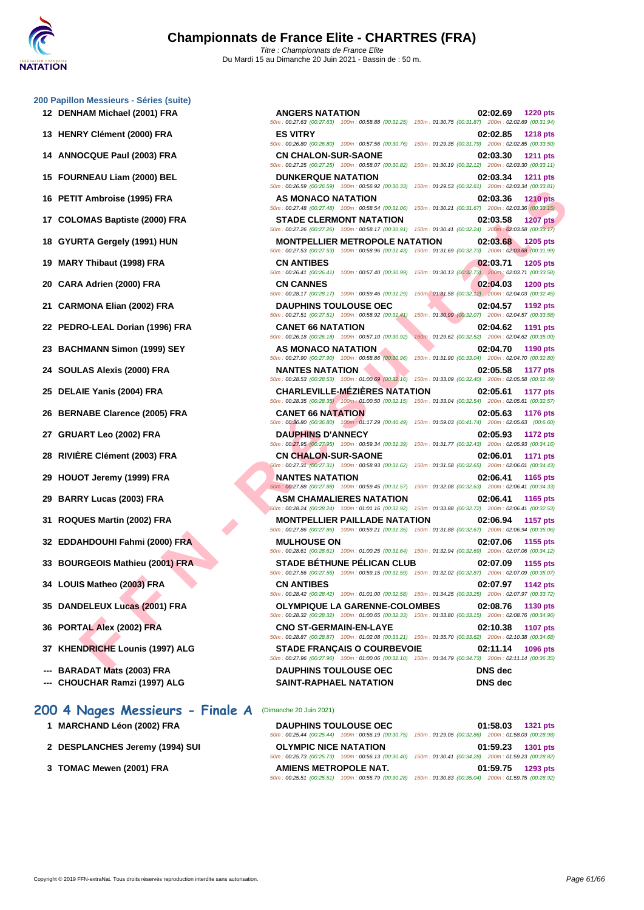# Championnats de France Elite - CHARTRES (FRA)

*Titre : Championnats de France Elite*
Du Mardi 15 au Dimanche 20 Juin 2021 - Bassin de : 50 m.

## 200 Papillon Messieurs - Séries (suite)

| Rang | Nageur | Club | Temps | Points |
|---|---|---|---|---|
| 12 | DENHAM Michael (2001) FRA | ANGERS NATATION | 02:02.69 | 1220 pts |
| | | 50m : 00:27.63 (00:27.63) 100m : 00:58.88 (00:31.25) 150m : 01:30.75 (00:31.87) 200m : 02:02.69 (00:31.94) | | |
| 13 | HENRY Clément (2000) FRA | ES VITRY | 02:02.85 | 1218 pts |
| | | 50m : 00:26.80 (00:26.80) 100m : 00:57.56 (00:30.76) 150m : 01:29.35 (00:31.79) 200m : 02:02.85 (00:33.50) | | |
| 14 | ANNOCQUE Paul (2003) FRA | CN CHALON-SUR-SAONE | 02:03.30 | 1211 pts |
| | | 50m : 00:27.25 (00:27.25) 100m : 00:58.07 (00:30.82) 150m : 01:30.19 (00:32.12) 200m : 02:03.30 (00:33.11) | | |
| 15 | FOURNEAU Liam (2000) BEL | DUNKERQUE NATATION | 02:03.34 | 1211 pts |
| | | 50m : 00:26.59 (00:26.59) 100m : 00:56.92 (00:30.33) 150m : 01:29.53 (00:32.61) 200m : 02:03.34 (00:33.81) | | |
| 16 | PETIT Ambroise (1995) FRA | AS MONACO NATATION | 02:03.36 | 1210 pts |
| | | 50m : 00:27.48 (00:27.48) 100m : 00:58.54 (00:31.06) 150m : 01:30.21 (00:31.67) 200m : 02:03.36 (00:33.15) | | |
| 17 | COLOMAS Baptiste (2000) FRA | STADE CLERMONT NATATION | 02:03.58 | 1207 pts |
| | | 50m : 00:27.26 (00:27.26) 100m : 00:58.17 (00:30.91) 150m : 01:30.41 (00:32.24) 200m : 02:03.58 (00:33.17) | | |
| 18 | GYURTA Gergely (1991) HUN | MONTPELLIER METROPOLE NATATION | 02:03.68 | 1205 pts |
| | | 50m : 00:27.53 (00:27.53) 100m : 00:58.96 (00:31.43) 150m : 01:31.69 (00:32.73) 200m : 02:03.68 (00:31.99) | | |
| 19 | MARY Thibaut (1998) FRA | CN ANTIBES | 02:03.71 | 1205 pts |
| | | 50m : 00:26.41 (00:26.41) 100m : 00:57.40 (00:30.99) 150m : 01:30.13 (00:32.73) 200m : 02:03.71 (00:33.58) | | |
| 20 | CARA Adrien (2000) FRA | CN CANNES | 02:04.03 | 1200 pts |
| | | 50m : 00:28.17 (00:28.17) 100m : 00:59.46 (00:31.29) 150m : 01:31.58 (00:32.12) 200m : 02:04.03 (00:32.45) | | |
| 21 | CARMONA Elian (2002) FRA | DAUPHINS TOULOUSE OEC | 02:04.57 | 1192 pts |
| | | 50m : 00:27.51 (00:27.51) 100m : 00:58.92 (00:31.41) 150m : 01:30.99 (00:32.07) 200m : 02:04.57 (00:33.58) | | |
| 22 | PEDRO-LEAL Dorian (1996) FRA | CANET 66 NATATION | 02:04.62 | 1191 pts |
| | | 50m : 00:26.18 (00:26.18) 100m : 00:57.10 (00:30.92) 150m : 01:29.62 (00:32.52) 200m : 02:04.62 (00:35.00) | | |
| 23 | BACHMANN Simon (1999) SEY | AS MONACO NATATION | 02:04.70 | 1190 pts |
| | | 50m : 00:27.90 (00:27.90) 100m : 00:58.86 (00:30.96) 150m : 01:31.90 (00:33.04) 200m : 02:04.70 (00:32.80) | | |
| 24 | SOULAS Alexis (2000) FRA | NANTES NATATION | 02:05.58 | 1177 pts |
| | | 50m : 00:28.53 (00:28.53) 100m : 01:00.69 (00:32.16) 150m : 01:33.09 (00:32.40) 200m : 02:05.58 (00:32.49) | | |
| 25 | DELAIE Yanis (2004) FRA | CHARLEVILLE-MÉZIÈRES NATATION | 02:05.61 | 1177 pts |
| | | 50m : 00:28.35 (00:28.35) 100m : 01:00.50 (00:32.15) 150m : 01:33.04 (00:32.54) 200m : 02:05.61 (00:32.57) | | |
| 26 | BERNABE Clarence (2005) FRA | CANET 66 NATATION | 02:05.63 | 1176 pts |
| | | 50m : 00:36.80 (00:36.80) 100m : 01:17.29 (00:40.49) 150m : 01:59.03 (00:41.74) 200m : 02:05.63 (00:6.60) | | |
| 27 | GRUART Leo (2002) FRA | DAUPHINS D'ANNECY | 02:05.93 | 1172 pts |
| | | 50m : 00:27.95 (00:27.95) 100m : 00:59.34 (00:31.39) 150m : 01:31.77 (00:32.43) 200m : 02:05.93 (00:34.16) | | |
| 28 | RIVIÈRE Clément (2003) FRA | CN CHALON-SUR-SAONE | 02:06.01 | 1171 pts |
| | | 50m : 00:27.31 (00:27.31) 100m : 00:58.93 (00:31.62) 150m : 01:31.58 (00:32.65) 200m : 02:06.01 (00:34.43) | | |
| 29 | HOUOT Jeremy (1999) FRA | NANTES NATATION | 02:06.41 | 1165 pts |
| | | 50m : 00:27.88 (00:27.88) 100m : 00:59.45 (00:31.57) 150m : 01:32.08 (00:32.63) 200m : 02:06.41 (00:34.33) | | |
| 29 | BARRY Lucas (2003) FRA | ASM CHAMALIERES NATATION | 02:06.41 | 1165 pts |
| | | 50m : 00:28.24 (00:28.24) 100m : 01:01.16 (00:32.92) 150m : 01:33.88 (00:32.72) 200m : 02:06.41 (00:32.53) | | |
| 31 | ROQUES Martin (2002) FRA | MONTPELLIER PAILLADE NATATION | 02:06.94 | 1157 pts |
| | | 50m : 00:27.86 (00:27.86) 100m : 00:59.21 (00:31.35) 150m : 01:31.88 (00:32.67) 200m : 02:06.94 (00:35.06) | | |
| 32 | EDDAHDOUHI Fahmi (2000) FRA | MULHOUSE ON | 02:07.06 | 1155 pts |
| | | 50m : 00:28.61 (00:28.61) 100m : 01:00.25 (00:31.64) 150m : 01:32.94 (00:32.69) 200m : 02:07.06 (00:34.12) | | |
| 33 | BOURGEOIS Mathieu (2001) FRA | STADE BÉTHUNE PÉLICAN CLUB | 02:07.09 | 1155 pts |
| | | 50m : 00:27.56 (00:27.56) 100m : 00:59.15 (00:31.59) 150m : 01:32.02 (00:32.87) 200m : 02:07.09 (00:35.07) | | |
| 34 | LOUIS Matheo (2003) FRA | CN ANTIBES | 02:07.97 | 1142 pts |
| | | 50m : 00:28.42 (00:28.42) 100m : 01:01.00 (00:32.58) 150m : 01:34.25 (00:33.25) 200m : 02:07.97 (00:33.72) | | |
| 35 | DANDELEUX Lucas (2001) FRA | OLYMPIQUE LA GARENNE-COLOMBES | 02:08.76 | 1130 pts |
| | | 50m : 00:28.32 (00:28.32) 100m : 01:00.65 (00:32.33) 150m : 01:33.80 (00:33.15) 200m : 02:08.76 (00:34.96) | | |
| 36 | PORTAL Alex (2002) FRA | CNO ST-GERMAIN-EN-LAYE | 02:10.38 | 1107 pts |
| | | 50m : 00:28.87 (00:28.87) 100m : 01:02.08 (00:33.21) 150m : 01:35.70 (00:33.62) 200m : 02:10.38 (00:34.68) | | |
| 37 | KHENDRICHE Lounis (1997) ALG | STADE FRANÇAIS O COURBEVOIE | 02:11.14 | 1096 pts |
| | | 50m : 00:27.96 (00:27.96) 100m : 01:00.06 (00:32.10) 150m : 01:34.79 (00:34.73) 200m : 02:11.14 (00:36.35) | | |
| --- | BARADAT Mats (2003) FRA | DAUPHINS TOULOUSE OEC | DNS dec | |
| --- | CHOUCHAR Ramzi (1997) ALG | SAINT-RAPHAEL NATATION | DNS dec | |

## 200 4 Nages Messieurs - Finale A (Dimanche 20 Juin 2021)

| Rang | Nageur | Club | Temps | Points |
|---|---|---|---|---|
| 1 | MARCHAND Léon (2002) FRA | DAUPHINS TOULOUSE OEC | 01:58.03 | 1321 pts |
| | | 50m : 00:25.44 (00:25.44) 100m : 00:56.19 (00:30.75) 150m : 01:29.05 (00:32.86) 200m : 01:58.03 (00:28.98) | | |
| 2 | DESPLANCHES Jeremy (1994) SUI | OLYMPIC NICE NATATION | 01:59.23 | 1301 pts |
| | | 50m : 00:25.73 (00:25.73) 100m : 00:56.13 (00:30.40) 150m : 01:30.41 (00:34.28) 200m : 01:59.23 (00:28.82) | | |
| 3 | TOMAC Mewen (2001) FRA | AMIENS METROPOLE NAT. | 01:59.75 | 1293 pts |
| | | 50m : 00:25.51 (00:25.51) 100m : 00:55.79 (00:30.28) 150m : 01:30.83 (00:35.04) 200m : 01:59.75 (00:28.92) | | |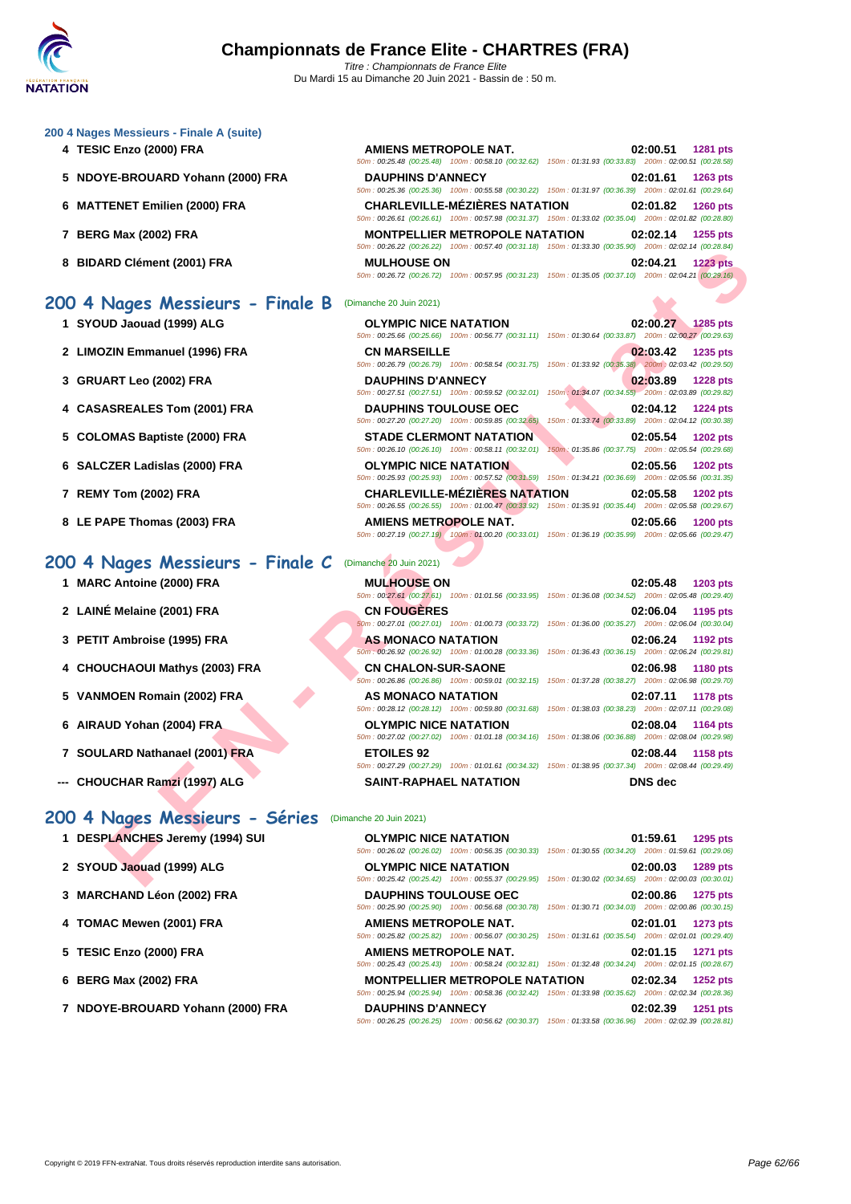## 200 4 Nages Messieurs - Finale A (suite)

| Pl. | Nom | Club | Temps | Points |
|---|---|---|---|---|
| 4 | TESIC Enzo (2000) FRA | AMIENS METROPOLE NAT. | 02:00.51 | 1281 pts |
| | | 50m : 00:25.48 (00:25.48) 100m : 00:58.10 (00:32.62) 150m : 01:31.93 (00:33.83) 200m : 02:00.51 (00:28.58) | | |
| 5 | NDOYE-BROUARD Yohann (2000) FRA | DAUPHINS D'ANNECY | 02:01.61 | 1263 pts |
| | | 50m : 00:25.36 (00:25.36) 100m : 00:55.58 (00:30.22) 150m : 01:31.97 (00:36.39) 200m : 02:01.61 (00:29.64) | | |
| 6 | MATTENET Emilien (2000) FRA | CHARLEVILLE-MÉZIÈRES NATATION | 02:01.82 | 1260 pts |
| | | 50m : 00:26.61 (00:26.61) 100m : 00:57.98 (00:31.37) 150m : 01:33.02 (00:35.04) 200m : 02:01.82 (00:28.80) | | |
| 7 | BERG Max (2002) FRA | MONTPELLIER METROPOLE NATATION | 02:02.14 | 1255 pts |
| | | 50m : 00:26.22 (00:26.22) 100m : 00:57.40 (00:31.18) 150m : 01:33.30 (00:35.90) 200m : 02:02.14 (00:28.84) | | |
| 8 | BIDARD Clément (2001) FRA | MULHOUSE ON | 02:04.21 | 1223 pts |
| | | 50m : 00:26.72 (00:26.72) 100m : 00:57.95 (00:31.23) 150m : 01:35.05 (00:37.10) 200m : 02:04.21 (00:29.16) | | |

## 200 4 Nages Messieurs - Finale B (Dimanche 20 Juin 2021)

| Pl. | Nom | Club | Temps | Points |
|---|---|---|---|---|
| 1 | SYOUD Jaouad (1999) ALG | OLYMPIC NICE NATATION | 02:00.27 | 1285 pts |
| | | 50m : 00:25.66 (00:25.66) 100m : 00:56.77 (00:31.11) 150m : 01:30.64 (00:33.87) 200m : 02:00.27 (00:29.63) | | |
| 2 | LIMOZIN Emmanuel (1996) FRA | CN MARSEILLE | 02:03.42 | 1235 pts |
| | | 50m : 00:26.79 (00:26.79) 100m : 00:58.54 (00:31.75) 150m : 01:33.92 (00:35.38) 200m : 02:03.42 (00:29.50) | | |
| 3 | GRUART Leo (2002) FRA | DAUPHINS D'ANNECY | 02:03.89 | 1228 pts |
| | | 50m : 00:27.51 (00:27.51) 100m : 00:59.52 (00:32.01) 150m : 01:34.07 (00:34.55) 200m : 02:03.89 (00:29.82) | | |
| 4 | CASASREALES Tom (2001) FRA | DAUPHINS TOULOUSE OEC | 02:04.12 | 1224 pts |
| | | 50m : 00:27.20 (00:27.20) 100m : 00:59.85 (00:32.65) 150m : 01:33.74 (00:33.89) 200m : 02:04.12 (00:30.38) | | |
| 5 | COLOMAS Baptiste (2000) FRA | STADE CLERMONT NATATION | 02:05.54 | 1202 pts |
| | | 50m : 00:26.10 (00:26.10) 100m : 00:58.11 (00:32.01) 150m : 01:35.86 (00:37.75) 200m : 02:05.54 (00:29.68) | | |
| 6 | SALCZER Ladislas (2000) FRA | OLYMPIC NICE NATATION | 02:05.56 | 1202 pts |
| | | 50m : 00:25.93 (00:25.93) 100m : 00:57.52 (00:31.59) 150m : 01:34.21 (00:36.69) 200m : 02:05.56 (00:31.35) | | |
| 7 | REMY Tom (2002) FRA | CHARLEVILLE-MÉZIÈRES NATATION | 02:05.58 | 1202 pts |
| | | 50m : 00:26.55 (00:26.55) 100m : 01:00.47 (00:33.92) 150m : 01:35.91 (00:35.44) 200m : 02:05.58 (00:29.67) | | |
| 8 | LE PAPE Thomas (2003) FRA | AMIENS METROPOLE NAT. | 02:05.66 | 1200 pts |
| | | 50m : 00:27.19 (00:27.19) 100m : 01:00.20 (00:33.01) 150m : 01:36.19 (00:35.99) 200m : 02:05.66 (00:29.47) | | |

## 200 4 Nages Messieurs - Finale C (Dimanche 20 Juin 2021)

| Pl. | Nom | Club | Temps | Points |
|---|---|---|---|---|
| 1 | MARC Antoine (2000) FRA | MULHOUSE ON | 02:05.48 | 1203 pts |
| | | 50m : 00:27.61 (00:27.61) 100m : 01:01.56 (00:33.95) 150m : 01:36.08 (00:34.52) 200m : 02:05.48 (00:29.40) | | |
| 2 | LAINÉ Melaine (2001) FRA | CN FOUGÈRES | 02:06.04 | 1195 pts |
| | | 50m : 00:27.01 (00:27.01) 100m : 01:00.73 (00:33.72) 150m : 01:36.00 (00:35.27) 200m : 02:06.04 (00:30.04) | | |
| 3 | PETIT Ambroise (1995) FRA | AS MONACO NATATION | 02:06.24 | 1192 pts |
| | | 50m : 00:26.92 (00:26.92) 100m : 01:00.28 (00:33.36) 150m : 01:36.43 (00:36.15) 200m : 02:06.24 (00:29.81) | | |
| 4 | CHOUCHAOUI Mathys (2003) FRA | CN CHALON-SUR-SAONE | 02:06.98 | 1180 pts |
| | | 50m : 00:26.86 (00:26.86) 100m : 00:59.01 (00:32.15) 150m : 01:37.28 (00:38.27) 200m : 02:06.98 (00:29.70) | | |
| 5 | VANMOEN Romain (2002) FRA | AS MONACO NATATION | 02:07.11 | 1178 pts |
| | | 50m : 00:28.12 (00:28.12) 100m : 00:59.80 (00:31.68) 150m : 01:38.03 (00:38.23) 200m : 02:07.11 (00:29.08) | | |
| 6 | AIRAUD Yohan (2004) FRA | OLYMPIC NICE NATATION | 02:08.04 | 1164 pts |
| | | 50m : 00:27.02 (00:27.02) 100m : 01:01.18 (00:34.16) 150m : 01:38.06 (00:36.88) 200m : 02:08.04 (00:29.98) | | |
| 7 | SOULARD Nathanael (2001) FRA | ETOILES 92 | 02:08.44 | 1158 pts |
| | | 50m : 00:27.29 (00:27.29) 100m : 01:01.61 (00:34.32) 150m : 01:38.95 (00:37.34) 200m : 02:08.44 (00:29.49) | | |
| --- | CHOUCHAR Ramzi (1997) ALG | SAINT-RAPHAEL NATATION | DNS dec | |

## 200 4 Nages Messieurs - Séries (Dimanche 20 Juin 2021)

| Pl. | Nom | Club | Temps | Points |
|---|---|---|---|---|
| 1 | DESPLANCHES Jeremy (1994) SUI | OLYMPIC NICE NATATION | 01:59.61 | 1295 pts |
| | | 50m : 00:26.02 (00:26.02) 100m : 00:56.35 (00:30.33) 150m : 01:30.55 (00:34.20) 200m : 01:59.61 (00:29.06) | | |
| 2 | SYOUD Jaouad (1999) ALG | OLYMPIC NICE NATATION | 02:00.03 | 1289 pts |
| | | 50m : 00:25.42 (00:25.42) 100m : 00:55.37 (00:29.95) 150m : 01:30.02 (00:34.65) 200m : 02:00.03 (00:30.01) | | |
| 3 | MARCHAND Léon (2002) FRA | DAUPHINS TOULOUSE OEC | 02:00.86 | 1275 pts |
| | | 50m : 00:25.90 (00:25.90) 100m : 00:56.68 (00:30.78) 150m : 01:30.71 (00:34.03) 200m : 02:00.86 (00:30.15) | | |
| 4 | TOMAC Mewen (2001) FRA | AMIENS METROPOLE NAT. | 02:01.01 | 1273 pts |
| | | 50m : 00:25.82 (00:25.82) 100m : 00:56.07 (00:30.25) 150m : 01:31.61 (00:35.54) 200m : 02:01.01 (00:29.40) | | |
| 5 | TESIC Enzo (2000) FRA | AMIENS METROPOLE NAT. | 02:01.15 | 1271 pts |
| | | 50m : 00:25.43 (00:25.43) 100m : 00:58.24 (00:32.81) 150m : 01:32.48 (00:34.24) 200m : 02:01.15 (00:28.67) | | |
| 6 | BERG Max (2002) FRA | MONTPELLIER METROPOLE NATATION | 02:02.34 | 1252 pts |
| | | 50m : 00:25.94 (00:25.94) 100m : 00:58.36 (00:32.42) 150m : 01:33.98 (00:35.62) 200m : 02:02.34 (00:28.36) | | |
| 7 | NDOYE-BROUARD Yohann (2000) FRA | DAUPHINS D'ANNECY | 02:02.39 | 1251 pts |
| | | 50m : 00:26.25 (00:26.25) 100m : 00:56.62 (00:30.37) 150m : 01:33.58 (00:36.96) 200m : 02:02.39 (00:28.81) | | |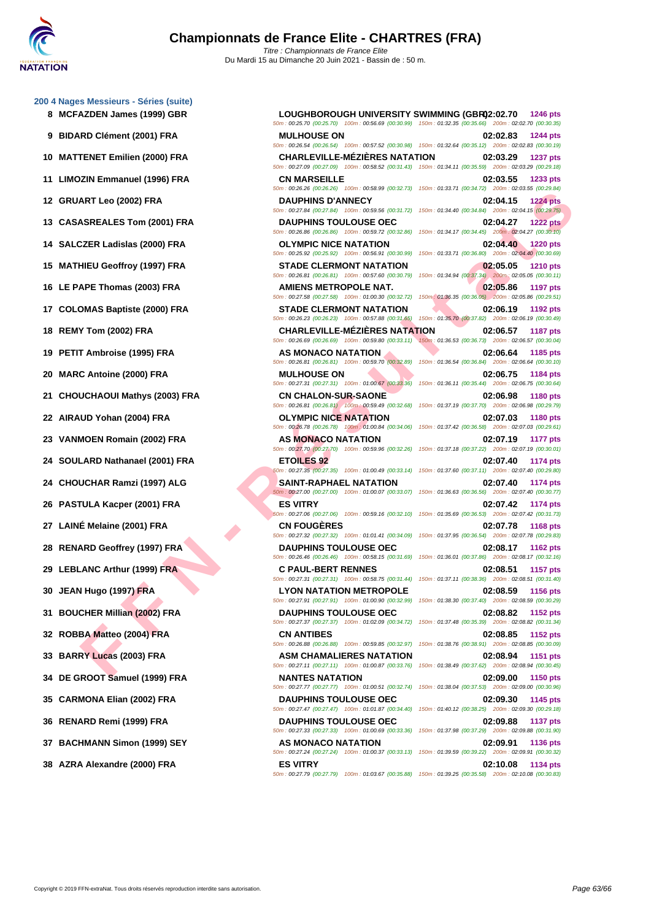# Championnats de France Elite - CHARTRES (FRA)

Titre : Championnats de France Elite
Du Mardi 15 au Dimanche 20 Juin 2021 - Bassin de : 50 m.

## 200 4 Nages Messieurs - Séries (suite)

| Rang | Nom | Club | Temps | Points |
|---|---|---|---|---|
| 8 | MCFAZDEN James (1999) GBR | LOUGHBOROUGH UNIVERSITY SWIMMING (GBR) | 02:02.70 | 1246 pts |
| | | 50m : 00:25.70 (00:25.70) 100m : 00:56.69 (00:30.99) 150m : 01:32.35 (00:35.66) 200m : 02:02.70 (00:30.35) | | |
| 9 | BIDARD Clément (2001) FRA | MULHOUSE ON | 02:02.83 | 1244 pts |
| | | 50m : 00:26.54 (00:26.54) 100m : 00:57.52 (00:30.98) 150m : 01:32.64 (00:35.12) 200m : 02:02.83 (00:30.19) | | |
| 10 | MATTENET Emilien (2000) FRA | CHARLEVILLE-MÉZIÈRES NATATION | 02:03.29 | 1237 pts |
| | | 50m : 00:27.09 (00:27.09) 100m : 00:58.52 (00:31.43) 150m : 01:34.11 (00:35.59) 200m : 02:03.29 (00:29.18) | | |
| 11 | LIMOZIN Emmanuel (1996) FRA | CN MARSEILLE | 02:03.55 | 1233 pts |
| | | 50m : 00:26.26 (00:26.26) 100m : 00:58.99 (00:32.73) 150m : 01:33.71 (00:34.72) 200m : 02:03.55 (00:29.84) | | |
| 12 | GRUART Leo (2002) FRA | DAUPHINS D'ANNECY | 02:04.15 | 1224 pts |
| | | 50m : 00:27.84 (00:27.84) 100m : 00:59.56 (00:31.72) 150m : 01:34.40 (00:34.84) 200m : 02:04.15 (00:29.75) | | |
| 13 | CASASREALES Tom (2001) FRA | DAUPHINS TOULOUSE OEC | 02:04.27 | 1222 pts |
| | | 50m : 00:26.86 (00:26.86) 100m : 00:59.72 (00:32.86) 150m : 01:34.17 (00:34.45) 200m : 02:04.27 (00:30.10) | | |
| 14 | SALCZER Ladislas (2000) FRA | OLYMPIC NICE NATATION | 02:04.40 | 1220 pts |
| | | 50m : 00:25.92 (00:25.92) 100m : 00:56.91 (00:30.99) 150m : 01:33.71 (00:36.80) 200m : 02:04.40 (00:30.69) | | |
| 15 | MATHIEU Geoffroy (1997) FRA | STADE CLERMONT NATATION | 02:05.05 | 1210 pts |
| | | 50m : 00:26.81 (00:26.81) 100m : 00:57.60 (00:30.79) 150m : 01:34.94 (00:37.34) 200m : 02:05.05 (00:30.11) | | |
| 16 | LE PAPE Thomas (2003) FRA | AMIENS METROPOLE NAT. | 02:05.86 | 1197 pts |
| | | 50m : 00:27.58 (00:27.58) 100m : 01:00.30 (00:32.72) 150m : 01:36.35 (00:36.05) 200m : 02:05.86 (00:29.51) | | |
| 17 | COLOMAS Baptiste (2000) FRA | STADE CLERMONT NATATION | 02:06.19 | 1192 pts |
| | | 50m : 00:26.23 (00:26.23) 100m : 00:57.88 (00:31.65) 150m : 01:35.70 (00:37.82) 200m : 02:06.19 (00:30.49) | | |
| 18 | REMY Tom (2002) FRA | CHARLEVILLE-MÉZIÈRES NATATION | 02:06.57 | 1187 pts |
| | | 50m : 00:26.69 (00:26.69) 100m : 00:59.80 (00:33.11) 150m : 01:36.53 (00:36.73) 200m : 02:06.57 (00:30.04) | | |
| 19 | PETIT Ambroise (1995) FRA | AS MONACO NATATION | 02:06.64 | 1185 pts |
| | | 50m : 00:26.81 (00:26.81) 100m : 00:59.70 (00:32.89) 150m : 01:36.54 (00:36.84) 200m : 02:06.64 (00:30.10) | | |
| 20 | MARC Antoine (2000) FRA | MULHOUSE ON | 02:06.75 | 1184 pts |
| | | 50m : 00:27.31 (00:27.31) 100m : 01:00.67 (00:33.36) 150m : 01:36.11 (00:35.44) 200m : 02:06.75 (00:30.64) | | |
| 21 | CHOUCHAOUI Mathys (2003) FRA | CN CHALON-SUR-SAONE | 02:06.98 | 1180 pts |
| | | 50m : 00:26.81 (00:26.81) 100m : 00:59.49 (00:32.68) 150m : 01:37.19 (00:37.70) 200m : 02:06.98 (00:29.79) | | |
| 22 | AIRAUD Yohan (2004) FRA | OLYMPIC NICE NATATION | 02:07.03 | 1180 pts |
| | | 50m : 00:26.78 (00:26.78) 100m : 01:00.84 (00:34.06) 150m : 01:37.42 (00:36.58) 200m : 02:07.03 (00:29.61) | | |
| 23 | VANMOEN Romain (2002) FRA | AS MONACO NATATION | 02:07.19 | 1177 pts |
| | | 50m : 00:27.70 (00:27.70) 100m : 00:59.96 (00:32.26) 150m : 01:37.18 (00:37.22) 200m : 02:07.19 (00:30.01) | | |
| 24 | SOULARD Nathanael (2001) FRA | ETOILES 92 | 02:07.40 | 1174 pts |
| | | 50m : 00:27.35 (00:27.35) 100m : 01:00.49 (00:33.14) 150m : 01:37.60 (00:37.11) 200m : 02:07.40 (00:29.80) | | |
| 24 | CHOUCHAR Ramzi (1997) ALG | SAINT-RAPHAEL NATATION | 02:07.40 | 1174 pts |
| | | 50m : 00:27.00 (00:27.00) 100m : 01:00.07 (00:33.07) 150m : 01:36.63 (00:36.56) 200m : 02:07.40 (00:30.77) | | |
| 26 | PASTULA Kacper (2001) FRA | ES VITRY | 02:07.42 | 1174 pts |
| | | 50m : 00:27.06 (00:27.06) 100m : 00:59.16 (00:32.10) 150m : 01:35.69 (00:36.53) 200m : 02:07.42 (00:31.73) | | |
| 27 | LAINÉ Melaine (2001) FRA | CN FOUGÈRES | 02:07.78 | 1168 pts |
| | | 50m : 00:27.32 (00:27.32) 100m : 01:01.41 (00:34.09) 150m : 01:37.95 (00:36.54) 200m : 02:07.78 (00:29.83) | | |
| 28 | RENARD Geoffrey (1997) FRA | DAUPHINS TOULOUSE OEC | 02:08.17 | 1162 pts |
| | | 50m : 00:26.46 (00:26.46) 100m : 00:58.15 (00:31.69) 150m : 01:36.01 (00:37.86) 200m : 02:08.17 (00:32.16) | | |
| 29 | LEBLANC Arthur (1999) FRA | C PAUL-BERT RENNES | 02:08.51 | 1157 pts |
| | | 50m : 00:27.31 (00:27.31) 100m : 00:58.75 (00:31.44) 150m : 01:37.11 (00:38.36) 200m : 02:08.51 (00:31.40) | | |
| 30 | JEAN Hugo (1997) FRA | LYON NATATION METROPOLE | 02:08.59 | 1156 pts |
| | | 50m : 00:27.91 (00:27.91) 100m : 01:00.90 (00:32.99) 150m : 01:38.30 (00:37.40) 200m : 02:08.59 (00:30.29) | | |
| 31 | BOUCHER Millian (2002) FRA | DAUPHINS TOULOUSE OEC | 02:08.82 | 1152 pts |
| | | 50m : 00:27.37 (00:27.37) 100m : 01:02.09 (00:34.72) 150m : 01:37.48 (00:35.39) 200m : 02:08.82 (00:31.34) | | |
| 32 | ROBBA Matteo (2004) FRA | CN ANTIBES | 02:08.85 | 1152 pts |
| | | 50m : 00:26.88 (00:26.88) 100m : 00:59.85 (00:32.97) 150m : 01:38.76 (00:38.91) 200m : 02:08.85 (00:30.09) | | |
| 33 | BARRY Lucas (2003) FRA | ASM CHAMALIERES NATATION | 02:08.94 | 1151 pts |
| | | 50m : 00:27.11 (00:27.11) 100m : 01:00.87 (00:33.76) 150m : 01:38.49 (00:37.62) 200m : 02:08.94 (00:30.45) | | |
| 34 | DE GROOT Samuel (1999) FRA | NANTES NATATION | 02:09.00 | 1150 pts |
| | | 50m : 00:27.77 (00:27.77) 100m : 01:00.51 (00:32.74) 150m : 01:38.04 (00:37.53) 200m : 02:09.00 (00:30.96) | | |
| 35 | CARMONA Elian (2002) FRA | DAUPHINS TOULOUSE OEC | 02:09.30 | 1145 pts |
| | | 50m : 00:27.47 (00:27.47) 100m : 01:01.87 (00:34.40) 150m : 01:40.12 (00:38.25) 200m : 02:09.30 (00:29.18) | | |
| 36 | RENARD Remi (1999) FRA | DAUPHINS TOULOUSE OEC | 02:09.88 | 1137 pts |
| | | 50m : 00:27.33 (00:27.33) 100m : 01:00.69 (00:33.36) 150m : 01:37.98 (00:37.29) 200m : 02:09.88 (00:31.90) | | |
| 37 | BACHMANN Simon (1999) SEY | AS MONACO NATATION | 02:09.91 | 1136 pts |
| | | 50m : 00:27.24 (00:27.24) 100m : 01:00.37 (00:33.13) 150m : 01:39.59 (00:39.22) 200m : 02:09.91 (00:30.32) | | |
| 38 | AZRA Alexandre (2000) FRA | ES VITRY | 02:10.08 | 1134 pts |
| | | 50m : 00:27.79 (00:27.79) 100m : 01:03.67 (00:35.88) 150m : 01:39.25 (00:35.58) 200m : 02:10.08 (00:30.83) | | |

Copyright © 2019 FFN-extraNat. Tous droits réservés reproduction interdite sans autorisation.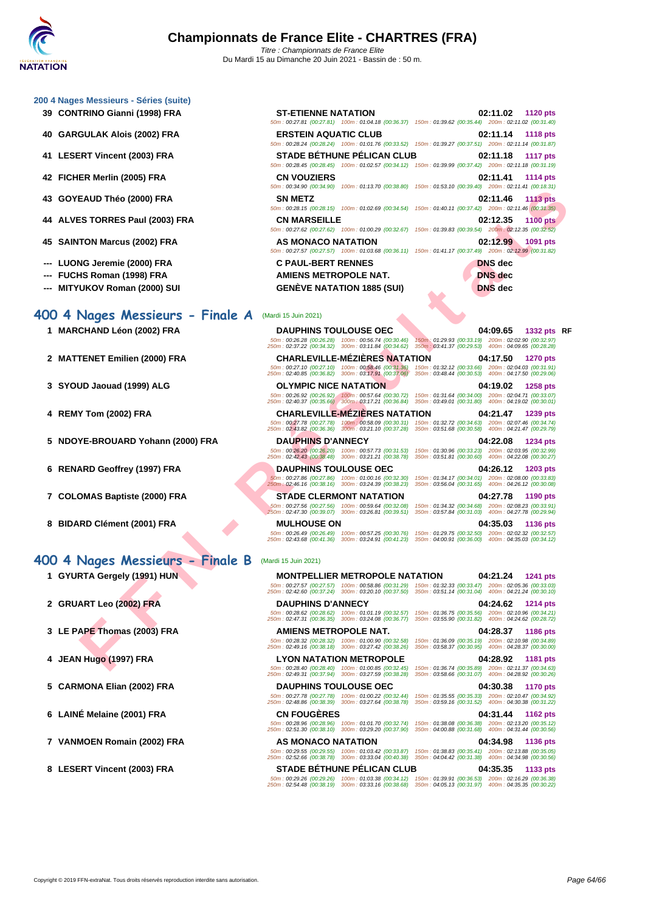# Championnats de France Elite - CHARTRES (FRA)

*Titre : Championnats de France Elite*

Du Mardi 15 au Dimanche 20 Juin 2021 - Bassin de : 50 m.

### 200 4 Nages Messieurs - Séries (suite)

| Pl. | Nom | Club | Temps | Points |
|---|---|---|---|---|
| 39 | CONTRINO Gianni (1998) FRA | ST-ETIENNE NATATION | 02:11.02 | 1120 pts |
| | | 50m : 00:27.81 (00:27.81) 100m : 01:04.18 (00:36.37) 150m : 01:39.62 (00:35.44) 200m : 02:11.02 (00:31.40) | | |
| 40 | GARGULAK Alois (2002) FRA | ERSTEIN AQUATIC CLUB | 02:11.14 | 1118 pts |
| | | 50m : 00:28.24 (00:28.24) 100m : 01:01.76 (00:33.52) 150m : 01:39.27 (00:37.51) 200m : 02:11.14 (00:31.87) | | |
| 41 | LESERT Vincent (2003) FRA | STADE BÉTHUNE PÉLICAN CLUB | 02:11.18 | 1117 pts |
| | | 50m : 00:28.45 (00:28.45) 100m : 01:02.57 (00:34.12) 150m : 01:39.99 (00:37.42) 200m : 02:11.18 (00:31.19) | | |
| 42 | FICHER Merlin (2005) FRA | CN VOUZIERS | 02:11.41 | 1114 pts |
| | | 50m : 00:34.90 (00:34.90) 100m : 01:13.70 (00:38.80) 150m : 01:53.10 (00:39.40) 200m : 02:11.41 (00:18.31) | | |
| 43 | GOYEAUD Théo (2000) FRA | SN METZ | 02:11.46 | 1113 pts |
| | | 50m : 00:28.15 (00:28.15) 100m : 01:02.69 (00:34.54) 150m : 01:40.11 (00:37.42) 200m : 02:11.46 (00:31.35) | | |
| 44 | ALVES TORRES Paul (2003) FRA | CN MARSEILLE | 02:12.35 | 1100 pts |
| | | 50m : 00:27.62 (00:27.62) 100m : 01:00.29 (00:32.67) 150m : 01:39.83 (00:39.54) 200m : 02:12.35 (00:32.52) | | |
| 45 | SAINTON Marcus (2002) FRA | AS MONACO NATATION | 02:12.99 | 1091 pts |
| | | 50m : 00:27.57 (00:27.57) 100m : 01:03.68 (00:36.11) 150m : 01:41.17 (00:37.49) 200m : 02:12.99 (00:31.82) | | |
| --- | LUONG Jeremie (2000) FRA | C PAUL-BERT RENNES | DNS dec | |
| --- | FUCHS Roman (1998) FRA | AMIENS METROPOLE NAT. | DNS dec | |
| --- | MITYUKOV Roman (2000) SUI | GENÈVE NATATION 1885 (SUI) | DNS dec | |

## 400 4 Nages Messieurs - Finale A (Mardi 15 Juin 2021)

| Pl. | Nom | Club | Temps | Points |
|---|---|---|---|---|
| 1 | MARCHAND Léon (2002) FRA | DAUPHINS TOULOUSE OEC | 04:09.65 | 1332 pts RF |
| | | 50m : 00:26.28 (00:26.28) 100m : 00:56.74 (00:30.46) 150m : 01:29.93 (00:33.19) 200m : 02:02.90 (00:32.97) 250m : 02:37.22 (00:34.32) 300m : 03:11.84 (00:34.62) 350m : 03:41.37 (00:29.53) 400m : 04:09.65 (00:28.28) | | |
| 2 | MATTENET Emilien (2000) FRA | CHARLEVILLE-MÉZIÈRES NATATION | 04:17.50 | 1270 pts |
| | | 50m : 00:27.10 (00:27.10) 100m : 00:58.46 (00:31.36) 150m : 01:32.12 (00:33.66) 200m : 02:04.03 (00:31.91) 250m : 02:40.85 (00:36.82) 300m : 03:17.91 (00:37.06) 350m : 03:48.44 (00:30.53) 400m : 04:17.50 (00:29.06) | | |
| 3 | SYOUD Jaouad (1999) ALG | OLYMPIC NICE NATATION | 04:19.02 | 1258 pts |
| | | 50m : 00:26.92 (00:26.92) 100m : 00:57.64 (00:30.72) 150m : 01:31.64 (00:34.00) 200m : 02:04.71 (00:33.07) 250m : 02:40.37 (00:35.66) 300m : 03:17.21 (00:36.84) 350m : 03:49.01 (00:31.80) 400m : 04:19.02 (00:30.01) | | |
| 4 | REMY Tom (2002) FRA | CHARLEVILLE-MÉZIÈRES NATATION | 04:21.47 | 1239 pts |
| | | 50m : 00:27.78 (00:27.78) 100m : 00:58.09 (00:30.31) 150m : 01:32.72 (00:34.63) 200m : 02:07.46 (00:34.74) 250m : 02:43.82 (00:36.36) 300m : 03:21.10 (00:37.28) 350m : 03:51.68 (00:30.58) 400m : 04:21.47 (00:29.79) | | |
| 5 | NDOYE-BROUARD Yohann (2000) FRA | DAUPHINS D'ANNECY | 04:22.08 | 1234 pts |
| | | 50m : 00:26.20 (00:26.20) 100m : 00:57.73 (00:31.53) 150m : 01:30.96 (00:33.23) 200m : 02:03.95 (00:32.99) 250m : 02:42.43 (00:38.48) 300m : 03:21.21 (00:38.78) 350m : 03:51.81 (00:30.60) 400m : 04:22.08 (00:30.27) | | |
| 6 | RENARD Geoffrey (1997) FRA | DAUPHINS TOULOUSE OEC | 04:26.12 | 1203 pts |
| | | 50m : 00:27.86 (00:27.86) 100m : 01:00.16 (00:32.30) 150m : 01:34.17 (00:34.01) 200m : 02:08.00 (00:33.83) 250m : 02:46.16 (00:38.16) 300m : 03:24.39 (00:38.23) 350m : 03:56.04 (00:31.65) 400m : 04:26.12 (00:30.08) | | |
| 7 | COLOMAS Baptiste (2000) FRA | STADE CLERMONT NATATION | 04:27.78 | 1190 pts |
| | | 50m : 00:27.56 (00:27.56) 100m : 00:59.64 (00:32.08) 150m : 01:34.32 (00:34.68) 200m : 02:08.23 (00:33.91) 250m : 02:47.30 (00:39.07) 300m : 03:26.81 (00:39.51) 350m : 03:57.84 (00:31.03) 400m : 04:27.78 (00:29.94) | | |
| 8 | BIDARD Clément (2001) FRA | MULHOUSE ON | 04:35.03 | 1136 pts |
| | | 50m : 00:26.49 (00:26.49) 100m : 00:57.25 (00:30.76) 150m : 01:29.75 (00:32.50) 200m : 02:02.32 (00:32.57) 250m : 02:43.68 (00:41.36) 300m : 03:24.91 (00:41.23) 350m : 04:00.91 (00:36.00) 400m : 04:35.03 (00:34.12) | | |

## 400 4 Nages Messieurs - Finale B (Mardi 15 Juin 2021)

| Pl. | Nom | Club | Temps | Points |
|---|---|---|---|---|
| 1 | GYURTA Gergely (1991) HUN | MONTPELLIER METROPOLE NATATION | 04:21.24 | 1241 pts |
| | | 50m : 00:27.57 (00:27.57) 100m : 00:58.86 (00:31.29) 150m : 01:32.33 (00:33.47) 200m : 02:05.36 (00:33.03) 250m : 02:42.60 (00:37.24) 300m : 03:20.10 (00:37.50) 350m : 03:51.14 (00:31.04) 400m : 04:21.24 (00:30.10) | | |
| 2 | GRUART Leo (2002) FRA | DAUPHINS D'ANNECY | 04:24.62 | 1214 pts |
| | | 50m : 00:28.62 (00:28.62) 100m : 01:01.19 (00:32.57) 150m : 01:36.75 (00:35.56) 200m : 02:10.96 (00:34.21) 250m : 02:47.31 (00:36.35) 300m : 03:24.08 (00:36.77) 350m : 03:55.90 (00:31.82) 400m : 04:24.62 (00:28.72) | | |
| 3 | LE PAPE Thomas (2003) FRA | AMIENS METROPOLE NAT. | 04:28.37 | 1186 pts |
| | | 50m : 00:28.32 (00:28.32) 100m : 01:00.90 (00:32.58) 150m : 01:36.09 (00:35.19) 200m : 02:10.98 (00:34.89) 250m : 02:49.16 (00:38.18) 300m : 03:27.42 (00:38.26) 350m : 03:58.37 (00:30.95) 400m : 04:28.37 (00:30.00) | | |
| 4 | JEAN Hugo (1997) FRA | LYON NATATION METROPOLE | 04:28.92 | 1181 pts |
| | | 50m : 00:28.40 (00:28.40) 100m : 01:00.85 (00:32.45) 150m : 01:36.74 (00:35.89) 200m : 02:11.37 (00:34.63) 250m : 02:49.31 (00:37.94) 300m : 03:27.59 (00:38.28) 350m : 03:58.66 (00:31.07) 400m : 04:28.92 (00:30.26) | | |
| 5 | CARMONA Elian (2002) FRA | DAUPHINS TOULOUSE OEC | 04:30.38 | 1170 pts |
| | | 50m : 00:27.78 (00:27.78) 100m : 01:00.22 (00:32.44) 150m : 01:35.55 (00:35.33) 200m : 02:10.47 (00:34.92) 250m : 02:48.86 (00:38.39) 300m : 03:27.64 (00:38.78) 350m : 03:59.16 (00:31.52) 400m : 04:30.38 (00:31.22) | | |
| 6 | LAINÉ Melaine (2001) FRA | CN FOUGÈRES | 04:31.44 | 1162 pts |
| | | 50m : 00:28.96 (00:28.96) 100m : 01:01.70 (00:32.74) 150m : 01:38.08 (00:36.38) 200m : 02:13.20 (00:35.12) 250m : 02:51.30 (00:38.10) 300m : 03:29.20 (00:37.90) 350m : 04:00.88 (00:31.68) 400m : 04:31.44 (00:30.56) | | |
| 7 | VANMOEN Romain (2002) FRA | AS MONACO NATATION | 04:34.98 | 1136 pts |
| | | 50m : 00:29.55 (00:29.55) 100m : 01:03.42 (00:33.87) 150m : 01:38.83 (00:35.41) 200m : 02:13.88 (00:35.05) 250m : 02:52.66 (00:38.78) 300m : 03:33.04 (00:40.38) 350m : 04:04.42 (00:31.38) 400m : 04:34.98 (00:30.56) | | |
| 8 | LESERT Vincent (2003) FRA | STADE BÉTHUNE PÉLICAN CLUB | 04:35.35 | 1133 pts |
| | | 50m : 00:29.26 (00:29.26) 100m : 01:03.38 (00:34.12) 150m : 01:39.91 (00:36.53) 200m : 02:16.29 (00:36.38) 250m : 02:54.48 (00:38.19) 300m : 03:33.16 (00:38.68) 350m : 04:05.13 (00:31.97) 400m : 04:35.35 (00:30.22) | | |

Copyright © 2019 FFN-extraNat. Tous droits réservés reproduction interdite sans autorisation.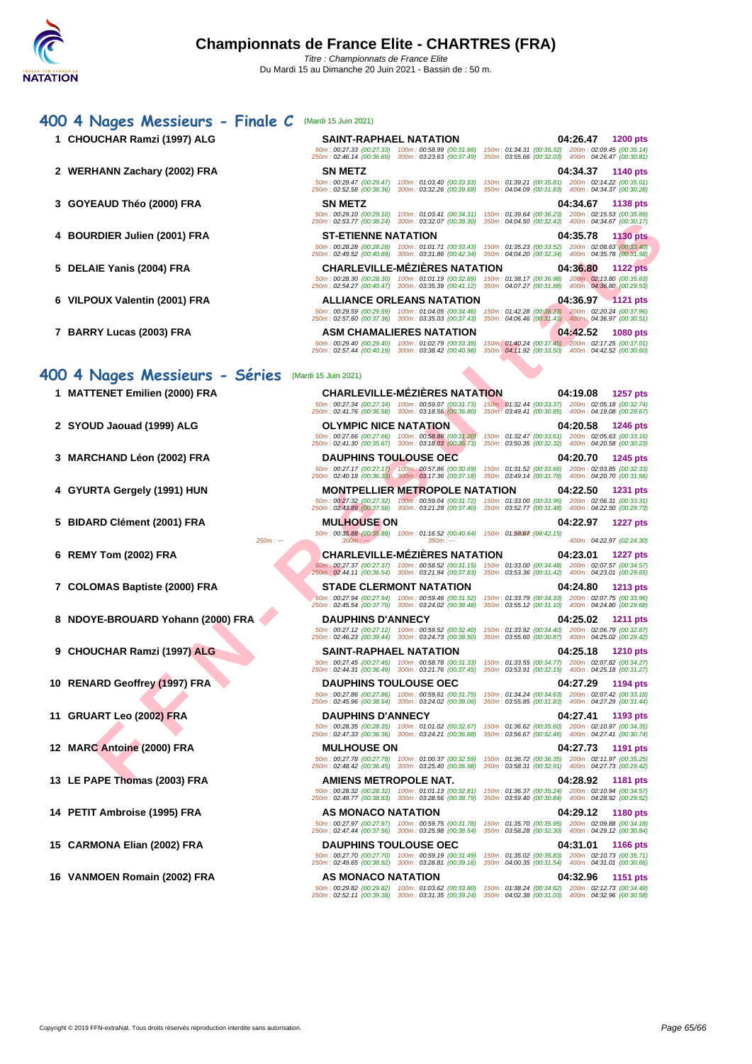# Championnats de France Elite - CHARTRES (FRA)

*Titre : Championnats de France Elite*
Du Mardi 15 au Dimanche 20 Juin 2021 - Bassin de : 50 m.

## 400 4 Nages Messieurs - Finale C (Mardi 15 Juin 2021)

| Rang | Nom | Club | Temps | Points |
|---|---|---|---|---|
| 1 | CHOUCHAR Ramzi (1997) ALG | SAINT-RAPHAEL NATATION | 04:26.47 | 1200 pts |
| | 50m : 00:27.33 (00:27.33) 100m : 00:58.99 (00:31.66) 150m : 01:34.31 (00:35.32) 200m : 02:09.45 (00:35.14) 250m : 02:46.14 (00:36.69) 300m : 03:23.63 (00:37.49) 350m : 03:55.66 (00:32.03) 400m : 04:26.47 (00:30.81) | | | |
| 2 | WERHANN Zachary (2002) FRA | SN METZ | 04:34.37 | 1140 pts |
| | 50m : 00:29.47 (00:29.47) 100m : 01:03.40 (00:33.93) 150m : 01:39.21 (00:35.81) 200m : 02:14.22 (00:35.01) 250m : 02:52.58 (00:38.36) 300m : 03:32.26 (00:39.68) 350m : 04:04.09 (00:31.83) 400m : 04:34.37 (00:30.28) | | | |
| 3 | GOYEAUD Théo (2000) FRA | SN METZ | 04:34.67 | 1138 pts |
| | 50m : 00:29.10 (00:29.10) 100m : 01:03.41 (00:34.31) 150m : 01:39.64 (00:36.23) 200m : 02:15.53 (00:35.89) 250m : 02:53.77 (00:38.24) 300m : 03:32.07 (00:38.30) 350m : 04:04.50 (00:32.43) 400m : 04:34.67 (00:30.17) | | | |
| 4 | BOURDIER Julien (2001) FRA | ST-ETIENNE NATATION | 04:35.78 | 1130 pts |
| | 50m : 00:28.28 (00:28.28) 100m : 01:01.71 (00:33.43) 150m : 01:35.23 (00:33.52) 200m : 02:08.63 (00:33.40) 250m : 02:49.52 (00:40.89) 300m : 03:31.86 (00:42.34) 350m : 04:04.20 (00:32.34) 400m : 04:35.78 (00:31.58) | | | |
| 5 | DELAIE Yanis (2004) FRA | CHARLEVILLE-MÉZIÈRES NATATION | 04:36.80 | 1122 pts |
| | 50m : 00:28.30 (00:28.30) 100m : 01:01.19 (00:32.89) 150m : 01:38.17 (00:36.98) 200m : 02:13.80 (00:35.63) 250m : 02:54.27 (00:40.47) 300m : 03:35.39 (00:41.12) 350m : 04:07.27 (00:31.88) 400m : 04:36.80 (00:29.53) | | | |
| 6 | VILPOUX Valentin (2001) FRA | ALLIANCE ORLEANS NATATION | 04:36.97 | 1121 pts |
| | 50m : 00:29.59 (00:29.59) 100m : 01:04.05 (00:34.46) 150m : 01:42.28 (00:38.23) 200m : 02:20.24 (00:37.96) 250m : 02:57.60 (00:37.36) 300m : 03:35.03 (00:37.43) 350m : 04:06.46 (00:31.43) 400m : 04:36.97 (00:30.51) | | | |
| 7 | BARRY Lucas (2003) FRA | ASM CHAMALIERES NATATION | 04:42.52 | 1080 pts |
| | 50m : 00:29.40 (00:29.40) 100m : 01:02.79 (00:33.39) 150m : 01:40.24 (00:37.45) 200m : 02:17.25 (00:37.01) 250m : 02:57.44 (00:40.19) 300m : 03:38.42 (00:40.98) 350m : 04:11.92 (00:33.50) 400m : 04:42.52 (00:30.60) | | | |

## 400 4 Nages Messieurs - Séries (Mardi 15 Juin 2021)

| Rang | Nom | Club | Temps | Points |
|---|---|---|---|---|
| 1 | MATTENET Emilien (2000) FRA | CHARLEVILLE-MÉZIÈRES NATATION | 04:19.08 | 1257 pts |
| | 50m : 00:27.34 (00:27.34) 100m : 00:59.07 (00:31.73) 150m : 01:32.44 (00:33.37) 200m : 02:05.18 (00:32.74) 250m : 02:41.76 (00:36.58) 300m : 03:18.56 (00:36.80) 350m : 03:49.41 (00:30.85) 400m : 04:19.08 (00:29.67) | | | |
| 2 | SYOUD Jaouad (1999) ALG | OLYMPIC NICE NATATION | 04:20.58 | 1246 pts |
| | 50m : 00:27.66 (00:27.66) 100m : 00:58.86 (00:31.20) 150m : 01:32.47 (00:33.61) 200m : 02:05.63 (00:33.16) 250m : 02:41.30 (00:35.67) 300m : 03:18.03 (00:36.73) 350m : 03:50.35 (00:32.32) 400m : 04:20.58 (00:30.23) | | | |
| 3 | MARCHAND Léon (2002) FRA | DAUPHINS TOULOUSE OEC | 04:20.70 | 1245 pts |
| | 50m : 00:27.17 (00:27.17) 100m : 00:57.86 (00:30.69) 150m : 01:31.52 (00:33.66) 200m : 02:03.85 (00:32.33) 250m : 02:40.18 (00:36.33) 300m : 03:17.36 (00:37.18) 350m : 03:49.14 (00:31.78) 400m : 04:20.70 (00:31.56) | | | |
| 4 | GYURTA Gergely (1991) HUN | MONTPELLIER METROPOLE NATATION | 04:22.50 | 1231 pts |
| | 50m : 00:27.32 (00:27.32) 100m : 00:59.04 (00:31.72) 150m : 01:33.00 (00:33.96) 200m : 02:06.31 (00:33.31) 250m : 02:43.89 (00:37.58) 300m : 03:21.29 (00:37.40) 350m : 03:52.77 (00:31.48) 400m : 04:22.50 (00:29.73) | | | |
| 5 | BIDARD Clément (2001) FRA | MULHOUSE ON | 04:22.97 | 1227 pts |
| | 50m : 00:35.88 (00:35.88) 100m : 01:16.52 (00:40.64) 150m : 01:58.67 (00:42.15) 200m : --- 250m : --- 300m : --- 350m : --- 400m : 04:22.97 (00:24.30) | | | |
| 6 | REMY Tom (2002) FRA | CHARLEVILLE-MÉZIÈRES NATATION | 04:23.01 | 1227 pts |
| | 50m : 00:27.37 (00:27.37) 100m : 00:58.52 (00:31.15) 150m : 01:33.00 (00:34.48) 200m : 02:07.57 (00:34.57) 250m : 02:44.11 (00:36.54) 300m : 03:21.94 (00:37.83) 350m : 03:53.36 (00:31.42) 400m : 04:23.01 (00:29.65) | | | |
| 7 | COLOMAS Baptiste (2000) FRA | STADE CLERMONT NATATION | 04:24.80 | 1213 pts |
| | 50m : 00:27.94 (00:27.94) 100m : 00:59.46 (00:31.52) 150m : 01:33.79 (00:34.33) 200m : 02:07.75 (00:33.96) 250m : 02:45.54 (00:37.79) 300m : 03:24.02 (00:38.48) 350m : 03:55.12 (00:31.10) 400m : 04:24.80 (00:29.68) | | | |
| 8 | NDOYE-BROUARD Yohann (2000) FRA | DAUPHINS D'ANNECY | 04:25.02 | 1211 pts |
| | 50m : 00:27.12 (00:27.12) 100m : 00:59.52 (00:32.40) 150m : 01:33.92 (00:34.40) 200m : 02:06.79 (00:32.87) 250m : 02:46.23 (00:39.44) 300m : 03:24.73 (00:38.50) 350m : 03:55.60 (00:30.87) 400m : 04:25.02 (00:29.42) | | | |
| 9 | CHOUCHAR Ramzi (1997) ALG | SAINT-RAPHAEL NATATION | 04:25.18 | 1210 pts |
| | 50m : 00:27.45 (00:27.45) 100m : 00:58.78 (00:31.33) 150m : 01:33.55 (00:34.77) 200m : 02:07.82 (00:34.27) 250m : 02:44.31 (00:36.49) 300m : 03:21.76 (00:37.45) 350m : 03:53.91 (00:32.15) 400m : 04:25.18 (00:31.27) | | | |
| 10 | RENARD Geoffrey (1997) FRA | DAUPHINS TOULOUSE OEC | 04:27.29 | 1194 pts |
| | 50m : 00:27.86 (00:27.86) 100m : 00:59.61 (00:31.75) 150m : 01:34.24 (00:34.63) 200m : 02:07.42 (00:33.18) 250m : 02:45.96 (00:38.54) 300m : 03:24.02 (00:38.06) 350m : 03:55.85 (00:31.83) 400m : 04:27.29 (00:31.44) | | | |
| 11 | GRUART Leo (2002) FRA | DAUPHINS D'ANNECY | 04:27.41 | 1193 pts |
| | 50m : 00:28.35 (00:28.35) 100m : 01:01.02 (00:32.67) 150m : 01:36.62 (00:35.60) 200m : 02:10.97 (00:34.35) 250m : 02:47.33 (00:36.36) 300m : 03:24.21 (00:36.88) 350m : 03:56.67 (00:32.46) 400m : 04:27.41 (00:30.74) | | | |
| 12 | MARC Antoine (2000) FRA | MULHOUSE ON | 04:27.73 | 1191 pts |
| | 50m : 00:27.78 (00:27.78) 100m : 01:00.37 (00:32.59) 150m : 01:36.72 (00:36.35) 200m : 02:11.97 (00:35.25) 250m : 02:48.42 (00:36.45) 300m : 03:25.40 (00:36.98) 350m : 03:58.31 (00:32.91) 400m : 04:27.73 (00:29.42) | | | |
| 13 | LE PAPE Thomas (2003) FRA | AMIENS METROPOLE NAT. | 04:28.92 | 1181 pts |
| | 50m : 00:28.32 (00:28.32) 100m : 01:01.13 (00:32.81) 150m : 01:36.37 (00:35.24) 200m : 02:10.94 (00:34.57) 250m : 02:49.77 (00:38.83) 300m : 03:28.56 (00:38.79) 350m : 03:59.40 (00:30.84) 400m : 04:28.92 (00:29.52) | | | |
| 14 | PETIT Ambroise (1995) FRA | AS MONACO NATATION | 04:29.12 | 1180 pts |
| | 50m : 00:27.97 (00:27.97) 100m : 00:59.75 (00:31.78) 150m : 01:35.70 (00:35.95) 200m : 02:09.88 (00:34.18) 250m : 02:47.44 (00:37.56) 300m : 03:25.98 (00:38.54) 350m : 03:58.28 (00:32.30) 400m : 04:29.12 (00:30.84) | | | |
| 15 | CARMONA Elian (2002) FRA | DAUPHINS TOULOUSE OEC | 04:31.01 | 1166 pts |
| | 50m : 00:27.70 (00:27.70) 100m : 00:59.19 (00:31.49) 150m : 01:35.02 (00:35.83) 200m : 02:10.73 (00:35.71) 250m : 02:49.65 (00:38.92) 300m : 03:28.81 (00:39.16) 350m : 04:00.35 (00:31.54) 400m : 04:31.01 (00:30.66) | | | |
| 16 | VANMOEN Romain (2002) FRA | AS MONACO NATATION | 04:32.96 | 1151 pts |
| | 50m : 00:29.82 (00:29.82) 100m : 01:03.62 (00:33.80) 150m : 01:38.24 (00:34.62) 200m : 02:12.73 (00:34.49) 250m : 02:52.11 (00:39.38) 300m : 03:31.35 (00:39.24) 350m : 04:02.38 (00:31.03) 400m : 04:32.96 (00:30.58) | | | |

Copyright © 2019 FFN-extraNat. Tous droits réservés reproduction interdite sans autorisation.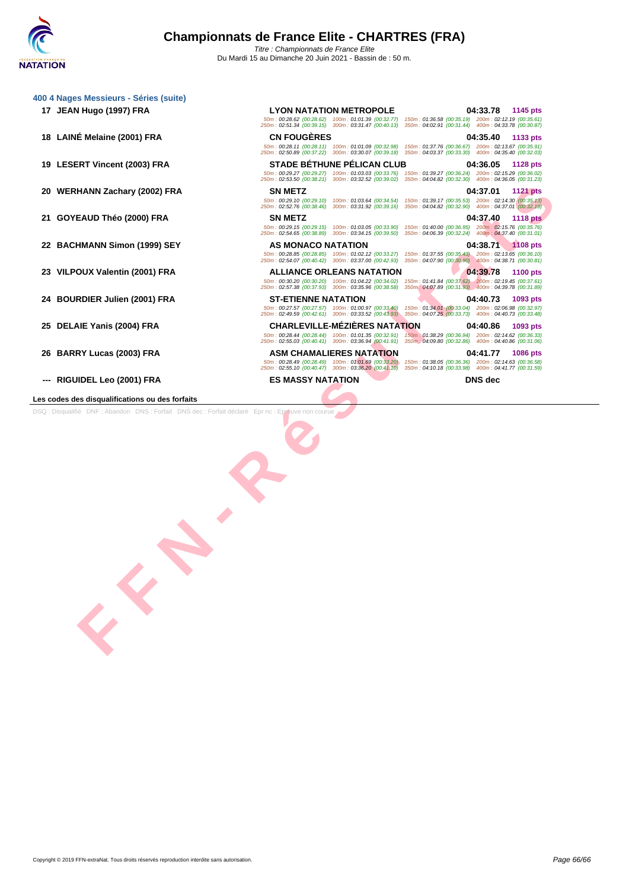# Championnats de France Elite - CHARTRES (FRA)

*Titre : Championnats de France Elite*
Du Mardi 15 au Dimanche 20 Juin 2021 - Bassin de : 50 m.

## 400 4 Nages Messieurs - Séries (suite)

| | | | | |
|---|---|---|---|---|
| 17 | JEAN Hugo (1997) FRA | LYON NATATION METROPOLE | 04:33.78 | 1145 pts |
| | | 50m : 00:28.62 (00:28.62) 100m : 01:01.39 (00:32.77) 150m : 01:36.58 (00:35.19) 200m : 02:12.19 (00:35.61) 250m : 02:51.34 (00:39.15) 300m : 03:31.47 (00:40.13) 350m : 04:02.91 (00:31.44) 400m : 04:33.78 (00:30.87) | | |
| 18 | LAINÉ Melaine (2001) FRA | CN FOUGÈRES | 04:35.40 | 1133 pts |
| | | 50m : 00:28.11 (00:28.11) 100m : 01:01.09 (00:32.98) 150m : 01:37.76 (00:36.67) 200m : 02:13.67 (00:35.91) 250m : 02:50.89 (00:37.22) 300m : 03:30.07 (00:39.18) 350m : 04:03.37 (00:33.30) 400m : 04:35.40 (00:32.03) | | |
| 19 | LESERT Vincent (2003) FRA | STADE BÉTHUNE PÉLICAN CLUB | 04:36.05 | 1128 pts |
| | | 50m : 00:29.27 (00:29.27) 100m : 01:03.03 (00:33.76) 150m : 01:39.27 (00:36.24) 200m : 02:15.29 (00:36.02) 250m : 02:53.50 (00:38.21) 300m : 03:32.52 (00:39.02) 350m : 04:04.82 (00:32.30) 400m : 04:36.05 (00:31.23) | | |
| 20 | WERHANN Zachary (2002) FRA | SN METZ | 04:37.01 | 1121 pts |
| | | 50m : 00:29.10 (00:29.10) 100m : 01:03.64 (00:34.54) 150m : 01:39.17 (00:35.53) 200m : 02:14.30 (00:35.13) 250m : 02:52.76 (00:38.46) 300m : 03:31.92 (00:39.16) 350m : 04:04.82 (00:32.90) 400m : 04:37.01 (00:32.19) | | |
| 21 | GOYEAUD Théo (2000) FRA | SN METZ | 04:37.40 | 1118 pts |
| | | 50m : 00:29.15 (00:29.15) 100m : 01:03.05 (00:33.90) 150m : 01:40.00 (00:36.95) 200m : 02:15.76 (00:35.76) 250m : 02:54.65 (00:38.89) 300m : 03:34.15 (00:39.50) 350m : 04:06.39 (00:32.24) 400m : 04:37.40 (00:31.01) | | |
| 22 | BACHMANN Simon (1999) SEY | AS MONACO NATATION | 04:38.71 | 1108 pts |
| | | 50m : 00:28.85 (00:28.85) 100m : 01:02.12 (00:33.27) 150m : 01:37.55 (00:35.43) 200m : 02:13.65 (00:36.10) 250m : 02:54.07 (00:40.42) 300m : 03:37.00 (00:42.93) 350m : 04:07.90 (00:30.90) 400m : 04:38.71 (00:30.81) | | |
| 23 | VILPOUX Valentin (2001) FRA | ALLIANCE ORLEANS NATATION | 04:39.78 | 1100 pts |
| | | 50m : 00:30.20 (00:30.20) 100m : 01:04.22 (00:34.02) 150m : 01:41.84 (00:37.62) 200m : 02:19.45 (00:37.61) 250m : 02:57.38 (00:37.93) 300m : 03:35.96 (00:38.58) 350m : 04:07.89 (00:31.93) 400m : 04:39.78 (00:31.89) | | |
| 24 | BOURDIER Julien (2001) FRA | ST-ETIENNE NATATION | 04:40.73 | 1093 pts |
| | | 50m : 00:27.57 (00:27.57) 100m : 01:00.97 (00:33.40) 150m : 01:34.01 (00:33.04) 200m : 02:06.98 (00:32.97) 250m : 02:49.59 (00:42.61) 300m : 03:33.52 (00:43.93) 350m : 04:07.25 (00:33.73) 400m : 04:40.73 (00:33.48) | | |
| 25 | DELAIE Yanis (2004) FRA | CHARLEVILLE-MÉZIÈRES NATATION | 04:40.86 | 1093 pts |
| | | 50m : 00:28.44 (00:28.44) 100m : 01:01.35 (00:32.91) 150m : 01:38.29 (00:36.94) 200m : 02:14.62 (00:36.33) 250m : 02:55.03 (00:40.41) 300m : 03:36.94 (00:41.91) 350m : 04:09.80 (00:32.86) 400m : 04:40.86 (00:31.06) | | |
| 26 | BARRY Lucas (2003) FRA | ASM CHAMALIERES NATATION | 04:41.77 | 1086 pts |
| | | 50m : 00:28.49 (00:28.49) 100m : 01:01.69 (00:33.20) 150m : 01:38.05 (00:36.36) 200m : 02:14.63 (00:36.58) 250m : 02:55.10 (00:40.47) 300m : 03:36.20 (00:41.10) 350m : 04:10.18 (00:33.98) 400m : 04:41.77 (00:31.59) | | |
| --- | RIGUIDEL Leo (2001) FRA | ES MASSY NATATION | DNS dec | |

**Les codes des disqualifications ou des forfaits**

DSQ : Disqualifié DNF : Abandon DNS : Forfait DNS dec : Forfait déclaré Epr nc : Epreuve non courue

Copyright © 2019 FFN-extraNat. Tous droits réservés reproduction interdite sans autorisation.